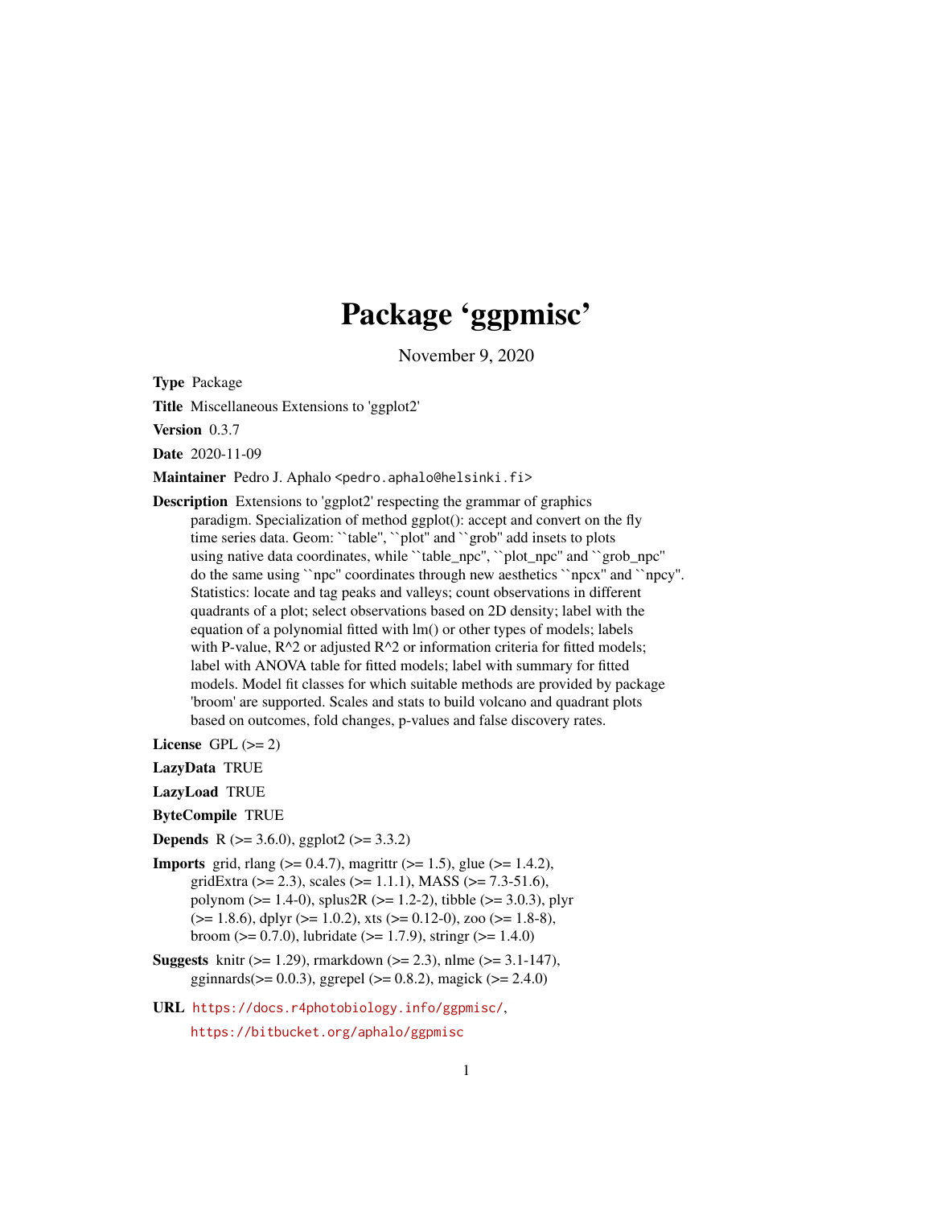# Package 'ggpmisc'

November 9, 2020

**Type** Package

**Title** Miscellaneous Extensions to 'ggplot2'

**Version** 0.3.7

**Date** 2020-11-09

**Maintainer** Pedro J. Aphalo <pedro.aphalo@helsinki.fi>

**Description** Extensions to 'ggplot2' respecting the grammar of graphics paradigm. Specialization of method ggplot(): accept and convert on the fly time series data. Geom: ``table'', ``plot'' and ``grob'' add insets to plots using native data coordinates, while ``table_npc'', ``plot_npc'' and ``grob_npc'' do the same using ``npc'' coordinates through new aesthetics ``npcx'' and ``npcy''. Statistics: locate and tag peaks and valleys; count observations in different quadrants of a plot; select observations based on 2D density; label with the equation of a polynomial fitted with lm() or other types of models; labels with P-value, R^2 or adjusted R^2 or information criteria for fitted models; label with ANOVA table for fitted models; label with summary for fitted models. Model fit classes for which suitable methods are provided by package 'broom' are supported. Scales and stats to build volcano and quadrant plots based on outcomes, fold changes, p-values and false discovery rates.

**License** GPL (>= 2)

**LazyData** TRUE

**LazyLoad** TRUE

**ByteCompile** TRUE

**Depends** R (>= 3.6.0), ggplot2 (>= 3.3.2)

**Imports** grid, rlang (>= 0.4.7), magrittr (>= 1.5), glue (>= 1.4.2), gridExtra (>= 2.3), scales (>= 1.1.1), MASS (>= 7.3-51.6), polynom (>= 1.4-0), splus2R (>= 1.2-2), tibble (>= 3.0.3), plyr (>= 1.8.6), dplyr (>= 1.0.2), xts (>= 0.12-0), zoo (>= 1.8-8), broom (>= 0.7.0), lubridate (>= 1.7.9), stringr (>= 1.4.0)

**Suggests** knitr (>= 1.29), rmarkdown (>= 2.3), nlme (>= 3.1-147), gginnards(>= 0.0.3), ggrepel (>= 0.8.2), magick (>= 2.4.0)

**URL** https://docs.r4photobiology.info/ggpmisc/, https://bitbucket.org/aphalo/ggpmisc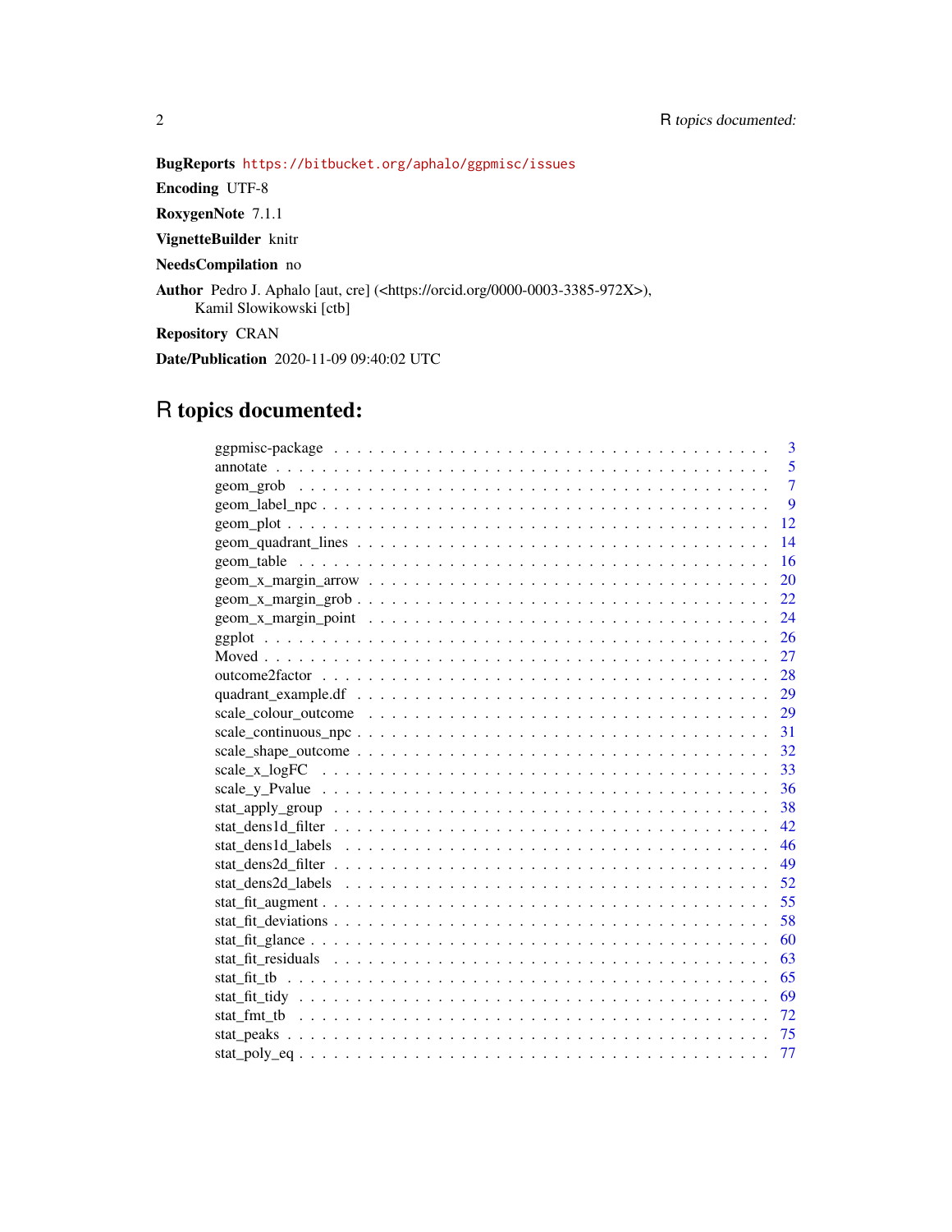**BugReports** https://bitbucket.org/aphalo/ggpmisc/issues

**Encoding** UTF-8

**RoxygenNote** 7.1.1

**VignetteBuilder** knitr

**NeedsCompilation** no

**Author** Pedro J. Aphalo [aut, cre] (<https://orcid.org/0000-0003-3385-972X>),
Kamil Slowikowski [ctb]

**Repository** CRAN

**Date/Publication** 2020-11-09 09:40:02 UTC

# R topics documented:

| | |
|---|---|
| ggpmisc-package | 3 |
| annotate | 5 |
| geom_grob | 7 |
| geom_label_npc | 9 |
| geom_plot | 12 |
| geom_quadrant_lines | 14 |
| geom_table | 16 |
| geom_x_margin_arrow | 20 |
| geom_x_margin_grob | 22 |
| geom_x_margin_point | 24 |
| ggplot | 26 |
| Moved | 27 |
| outcome2factor | 28 |
| quadrant_example.df | 29 |
| scale_colour_outcome | 29 |
| scale_continuous_npc | 31 |
| scale_shape_outcome | 32 |
| scale_x_logFC | 33 |
| scale_y_Pvalue | 36 |
| stat_apply_group | 38 |
| stat_dens1d_filter | 42 |
| stat_dens1d_labels | 46 |
| stat_dens2d_filter | 49 |
| stat_dens2d_labels | 52 |
| stat_fit_augment | 55 |
| stat_fit_deviations | 58 |
| stat_fit_glance | 60 |
| stat_fit_residuals | 63 |
| stat_fit_tb | 65 |
| stat_fit_tidy | 69 |
| stat_fmt_tb | 72 |
| stat_peaks | 75 |
| stat_poly_eq | 77 |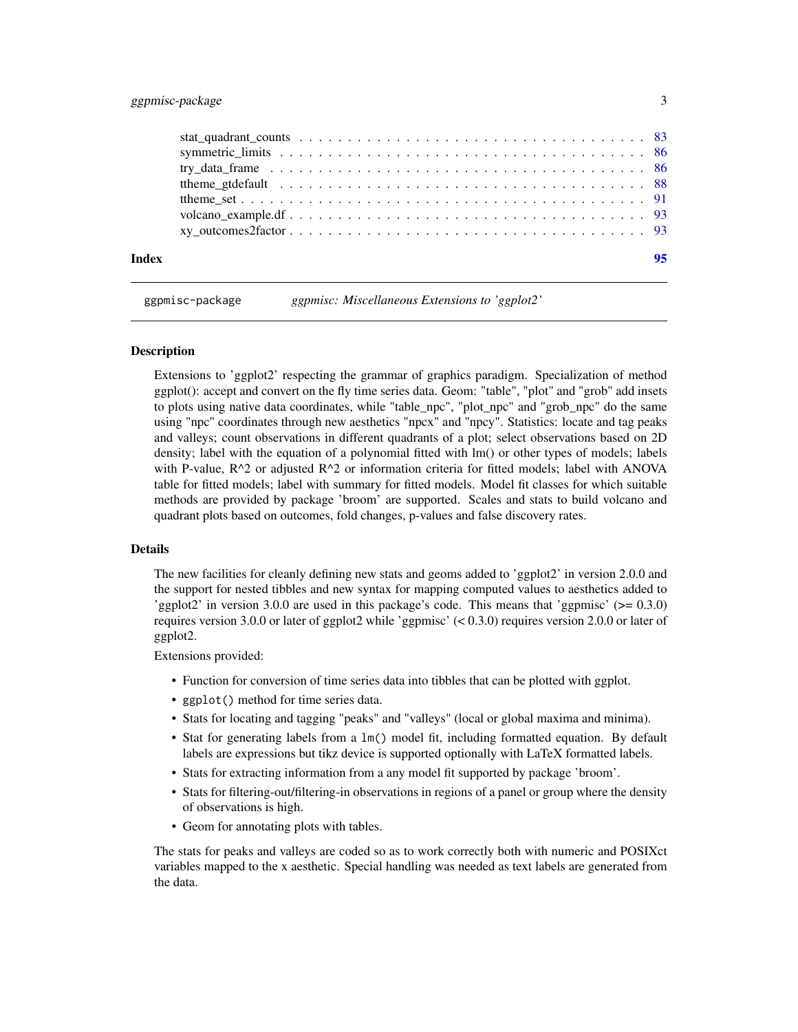stat_quadrant_counts . . . . . . . . . . . . . . . . . . . . . . . . . . . . . . . . . 83
symmetric_limits . . . . . . . . . . . . . . . . . . . . . . . . . . . . . . . . . . . 86
try_data_frame . . . . . . . . . . . . . . . . . . . . . . . . . . . . . . . . . . . . 86
ttheme_gtdefault . . . . . . . . . . . . . . . . . . . . . . . . . . . . . . . . . . . 88
ttheme_set . . . . . . . . . . . . . . . . . . . . . . . . . . . . . . . . . . . . . . 91
volcano_example.df . . . . . . . . . . . . . . . . . . . . . . . . . . . . . . . . . . 93
xy_outcomes2factor . . . . . . . . . . . . . . . . . . . . . . . . . . . . . . . . . . 93

**Index** **95**

---

`ggpmisc-package` *ggpmisc: Miscellaneous Extensions to 'ggplot2'*

---

## Description

Extensions to 'ggplot2' respecting the grammar of graphics paradigm. Specialization of method ggplot(): accept and convert on the fly time series data. Geom: "table", "plot" and "grob" add insets to plots using native data coordinates, while "table_npc", "plot_npc" and "grob_npc" do the same using "npc" coordinates through new aesthetics "npcx" and "npcy". Statistics: locate and tag peaks and valleys; count observations in different quadrants of a plot; select observations based on 2D density; label with the equation of a polynomial fitted with lm() or other types of models; labels with P-value, R^2 or adjusted R^2 or information criteria for fitted models; label with ANOVA table for fitted models; label with summary for fitted models. Model fit classes for which suitable methods are provided by package 'broom' are supported. Scales and stats to build volcano and quadrant plots based on outcomes, fold changes, p-values and false discovery rates.

## Details

The new facilities for cleanly defining new stats and geoms added to 'ggplot2' in version 2.0.0 and the support for nested tibbles and new syntax for mapping computed values to aesthetics added to 'ggplot2' in version 3.0.0 are used in this package's code. This means that 'ggpmisc' (>= 0.3.0) requires version 3.0.0 or later of ggplot2 while 'ggpmisc' (< 0.3.0) requires version 2.0.0 or later of ggplot2.

Extensions provided:

- Function for conversion of time series data into tibbles that can be plotted with ggplot.
- `ggplot()` method for time series data.
- Stats for locating and tagging "peaks" and "valleys" (local or global maxima and minima).
- Stat for generating labels from a `lm()` model fit, including formatted equation. By default labels are expressions but tikz device is supported optionally with LaTeX formatted labels.
- Stats for extracting information from a any model fit supported by package 'broom'.
- Stats for filtering-out/filtering-in observations in regions of a panel or group where the density of observations is high.
- Geom for annotating plots with tables.

The stats for peaks and valleys are coded so as to work correctly both with numeric and POSIXct variables mapped to the x aesthetic. Special handling was needed as text labels are generated from the data.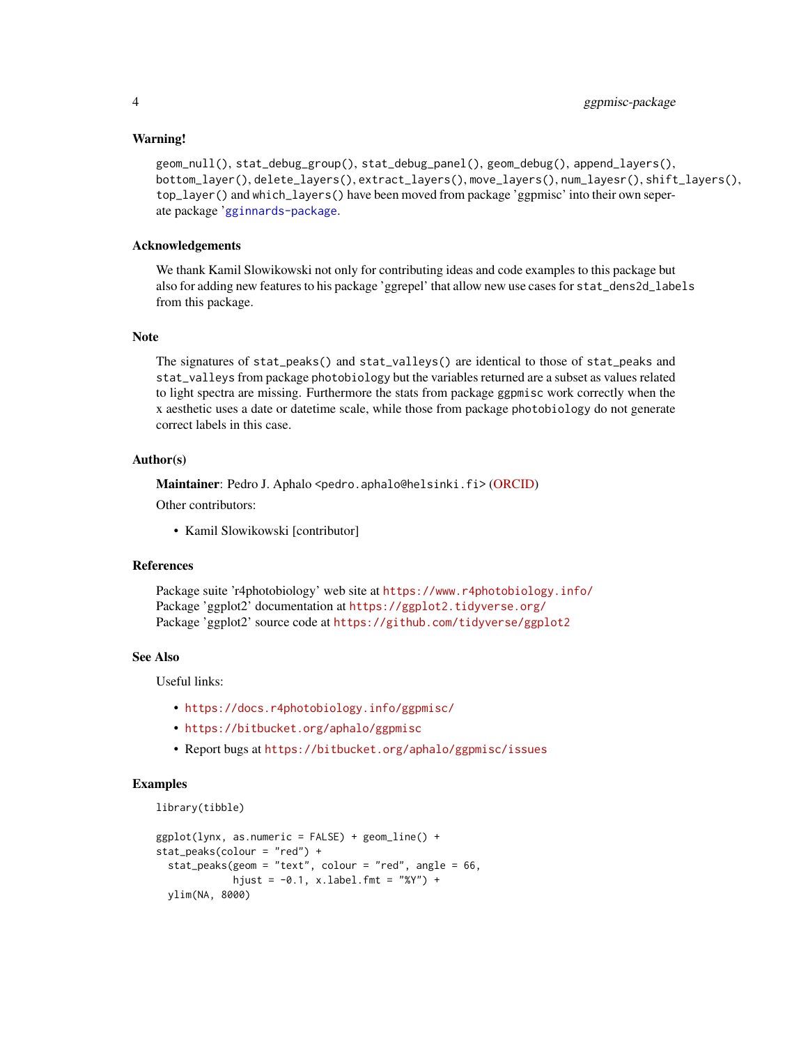### Warning!

geom_null(), stat_debug_group(), stat_debug_panel(), geom_debug(), append_layers(), bottom_layer(), delete_layers(), extract_layers(), move_layers(), num_layesr(), shift_layers(), top_layer() and which_layers() have been moved from package 'ggpmisc' into their own seperate package 'gginnards-package'.

### Acknowledgements

We thank Kamil Slowikowski not only for contributing ideas and code examples to this package but also for adding new features to his package 'ggrepel' that allow new use cases for stat_dens2d_labels from this package.

### Note

The signatures of stat_peaks() and stat_valleys() are identical to those of stat_peaks and stat_valleys from package photobiology but the variables returned are a subset as values related to light spectra are missing. Furthermore the stats from package ggpmisc work correctly when the x aesthetic uses a date or datetime scale, while those from package photobiology do not generate correct labels in this case.

### Author(s)

**Maintainer**: Pedro J. Aphalo <pedro.aphalo@helsinki.fi> (ORCID)

Other contributors:

- Kamil Slowikowski [contributor]

### References

Package suite 'r4photobiology' web site at https://www.r4photobiology.info/
Package 'ggplot2' documentation at https://ggplot2.tidyverse.org/
Package 'ggplot2' source code at https://github.com/tidyverse/ggplot2

### See Also

Useful links:

- https://docs.r4photobiology.info/ggpmisc/
- https://bitbucket.org/aphalo/ggpmisc
- Report bugs at https://bitbucket.org/aphalo/ggpmisc/issues

### Examples

```
library(tibble)

ggplot(lynx, as.numeric = FALSE) + geom_line() +
stat_peaks(colour = "red") +
  stat_peaks(geom = "text", colour = "red", angle = 66,
             hjust = -0.1, x.label.fmt = "%Y") +
  ylim(NA, 8000)
```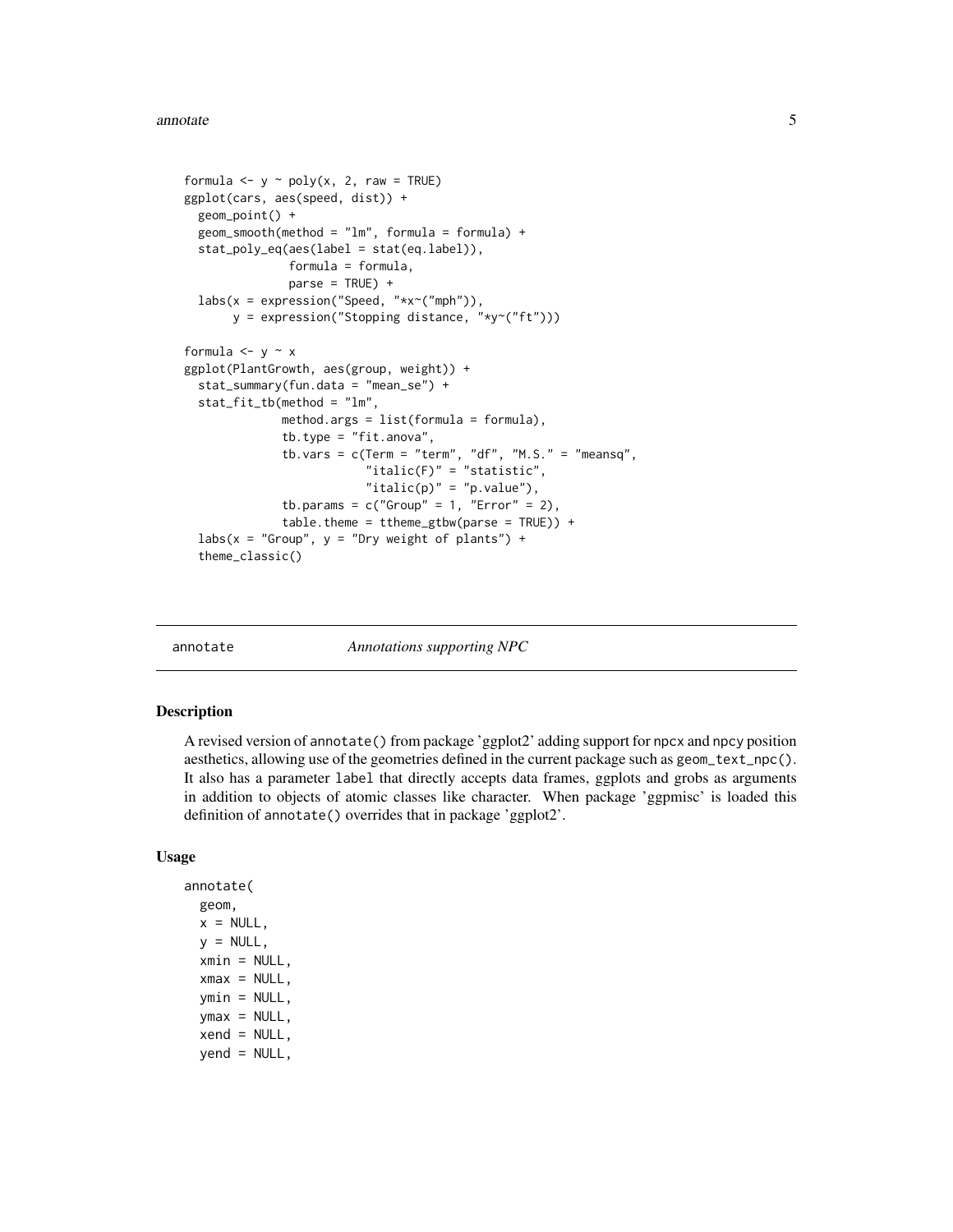```
formula <- y ~ poly(x, 2, raw = TRUE)
ggplot(cars, aes(speed, dist)) +
  geom_point() +
  geom_smooth(method = "lm", formula = formula) +
  stat_poly_eq(aes(label = stat(eq.label)),
               formula = formula,
               parse = TRUE) +
  labs(x = expression("Speed, "*x~("mph")),
       y = expression("Stopping distance, "*y~("ft")))

formula <- y ~ x
ggplot(PlantGrowth, aes(group, weight)) +
  stat_summary(fun.data = "mean_se") +
  stat_fit_tb(method = "lm",
              method.args = list(formula = formula),
              tb.type = "fit.anova",
              tb.vars = c(Term = "term", "df", "M.S." = "meansq",
                          "italic(F)" = "statistic",
                          "italic(p)" = "p.value"),
              tb.params = c("Group" = 1, "Error" = 2),
              table.theme = ttheme_gtbw(parse = TRUE)) +
  labs(x = "Group", y = "Dry weight of plants") +
  theme_classic()
```

## annotate *Annotations supporting NPC*

### Description

A revised version of `annotate()` from package 'ggplot2' adding support for `npcx` and `npcy` position aesthetics, allowing use of the geometries defined in the current package such as `geom_text_npc()`. It also has a parameter `label` that directly accepts data frames, ggplots and grobs as arguments in addition to objects of atomic classes like character. When package 'ggpmisc' is loaded this definition of `annotate()` overrides that in package 'ggplot2'.

### Usage

```
annotate(
  geom,
  x = NULL,
  y = NULL,
  xmin = NULL,
  xmax = NULL,
  ymin = NULL,
  ymax = NULL,
  xend = NULL,
  yend = NULL,
```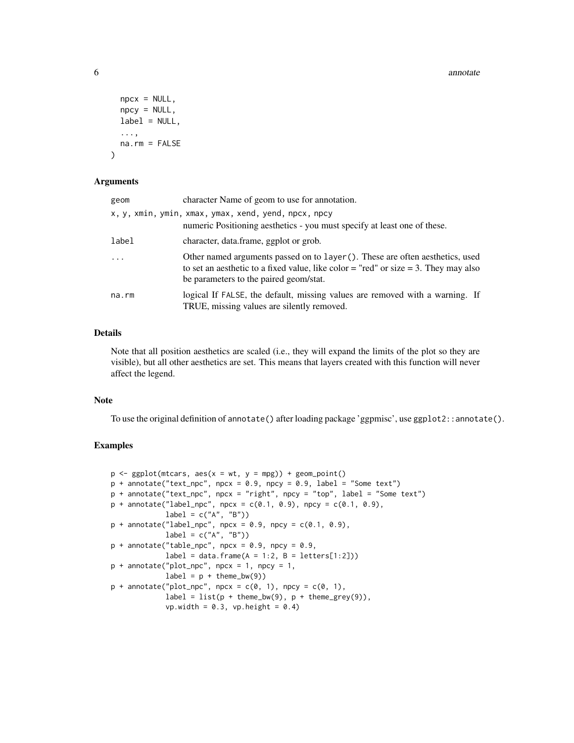```
  npcx = NULL,
  npcy = NULL,
  label = NULL,
  ...,
  na.rm = FALSE
)
```

### Arguments

| | |
|---|---|
| geom | character Name of geom to use for annotation. |
| x, y, xmin, ymin, xmax, ymax, xend, yend, npcx, npcy | numeric Positioning aesthetics - you must specify at least one of these. |
| label | character, data.frame, ggplot or grob. |
| ... | Other named arguments passed on to layer(). These are often aesthetics, used to set an aesthetic to a fixed value, like color = "red" or size = 3. They may also be parameters to the paired geom/stat. |
| na.rm | logical If FALSE, the default, missing values are removed with a warning. If TRUE, missing values are silently removed. |

### Details

Note that all position aesthetics are scaled (i.e., they will expand the limits of the plot so they are visible), but all other aesthetics are set. This means that layers created with this function will never affect the legend.

### Note

To use the original definition of annotate() after loading package 'ggpmisc', use ggplot2::annotate().

### Examples

```
p <- ggplot(mtcars, aes(x = wt, y = mpg)) + geom_point()
p + annotate("text_npc", npcx = 0.9, npcy = 0.9, label = "Some text")
p + annotate("text_npc", npcx = "right", npcy = "top", label = "Some text")
p + annotate("label_npc", npcx = c(0.1, 0.9), npcy = c(0.1, 0.9),
             label = c("A", "B"))
p + annotate("label_npc", npcx = 0.9, npcy = c(0.1, 0.9),
             label = c("A", "B"))
p + annotate("table_npc", npcx = 0.9, npcy = 0.9,
             label = data.frame(A = 1:2, B = letters[1:2]))
p + annotate("plot_npc", npcx = 1, npcy = 1,
             label = p + theme_bw(9))
p + annotate("plot_npc", npcx = c(0, 1), npcy = c(0, 1),
             label = list(p + theme_bw(9), p + theme_grey(9)),
             vp.width = 0.3, vp.height = 0.4)
```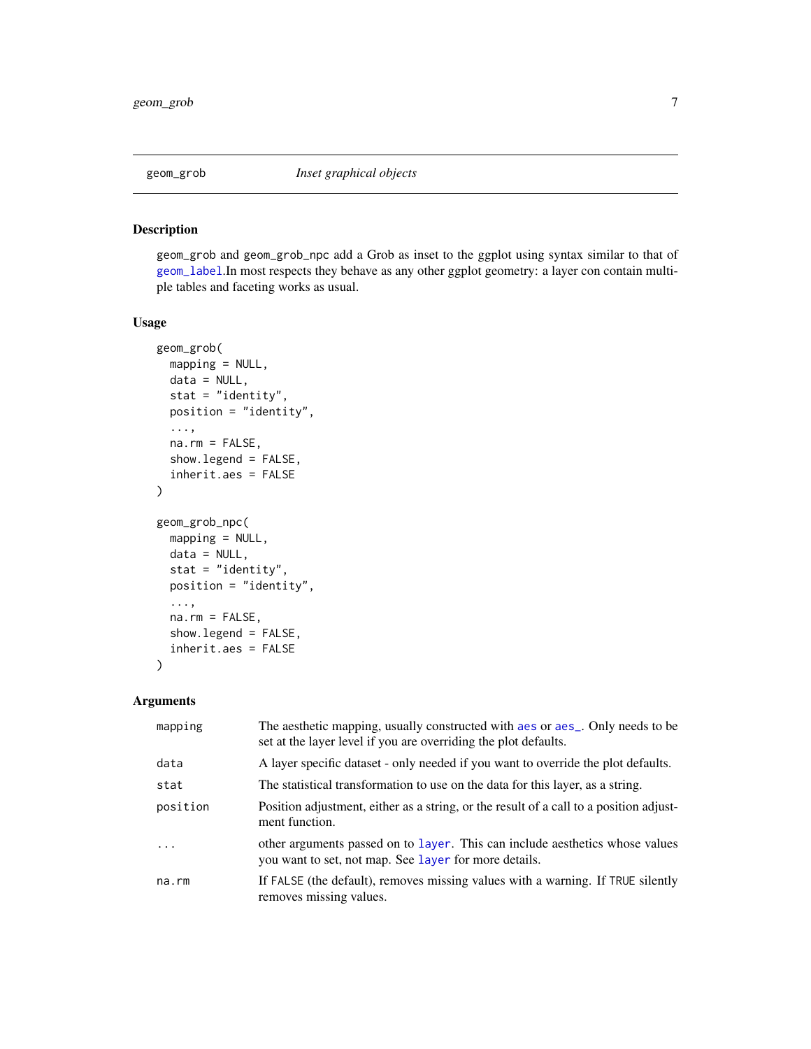geom_grob *Inset graphical objects*

## Description

geom_grob and geom_grob_npc add a Grob as inset to the ggplot using syntax similar to that of geom_label.In most respects they behave as any other ggplot geometry: a layer con contain multiple tables and faceting works as usual.

## Usage

```
geom_grob(
  mapping = NULL,
  data = NULL,
  stat = "identity",
  position = "identity",
  ...,
  na.rm = FALSE,
  show.legend = FALSE,
  inherit.aes = FALSE
)

geom_grob_npc(
  mapping = NULL,
  data = NULL,
  stat = "identity",
  position = "identity",
  ...,
  na.rm = FALSE,
  show.legend = FALSE,
  inherit.aes = FALSE
)
```

## Arguments

| | |
|---|---|
| mapping | The aesthetic mapping, usually constructed with aes or aes_. Only needs to be set at the layer level if you are overriding the plot defaults. |
| data | A layer specific dataset - only needed if you want to override the plot defaults. |
| stat | The statistical transformation to use on the data for this layer, as a string. |
| position | Position adjustment, either as a string, or the result of a call to a position adjustment function. |
| ... | other arguments passed on to layer. This can include aesthetics whose values you want to set, not map. See layer for more details. |
| na.rm | If FALSE (the default), removes missing values with a warning. If TRUE silently removes missing values. |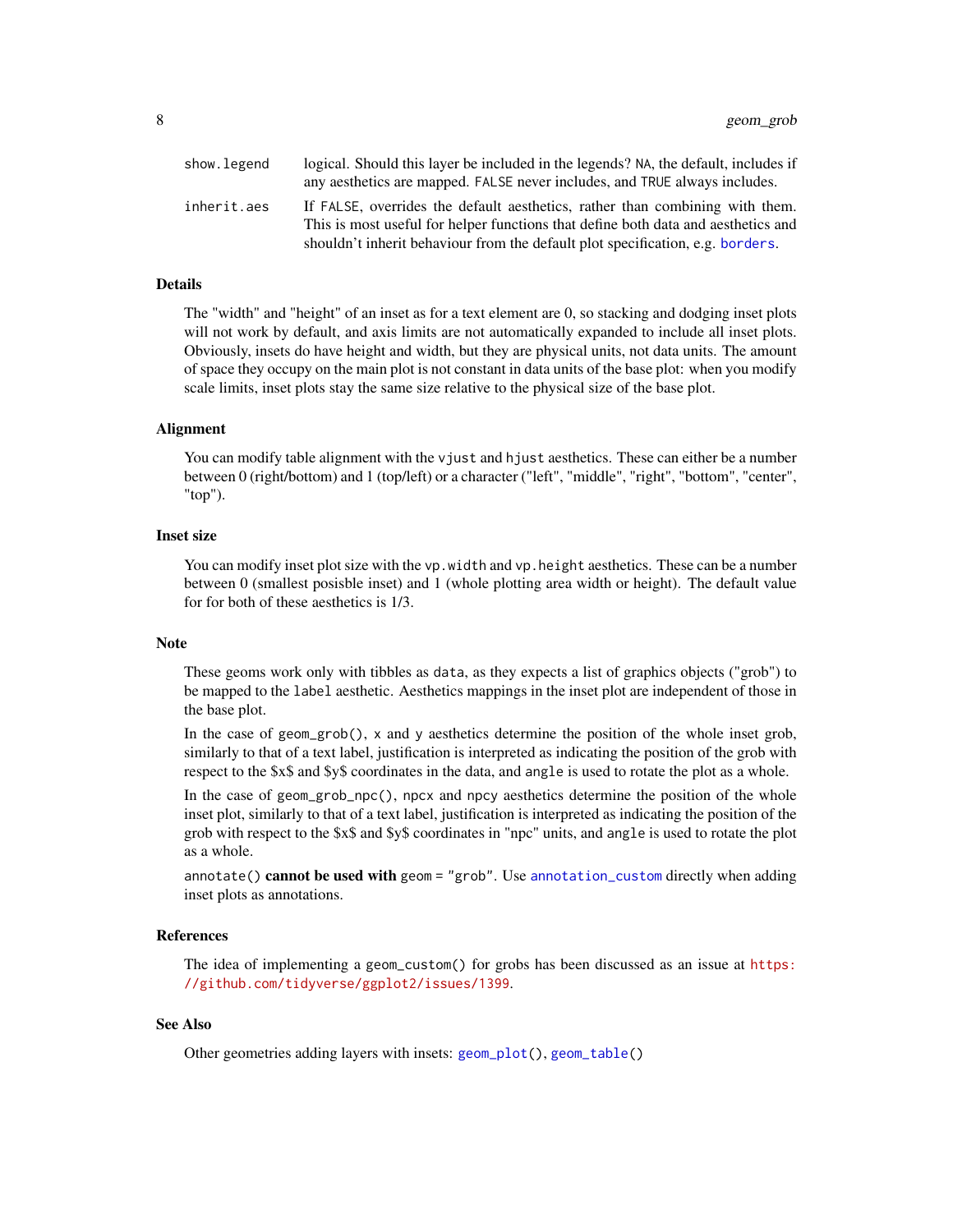| | |
|---|---|
| show.legend | logical. Should this layer be included in the legends? NA, the default, includes if any aesthetics are mapped. FALSE never includes, and TRUE always includes. |
| inherit.aes | If FALSE, overrides the default aesthetics, rather than combining with them. This is most useful for helper functions that define both data and aesthetics and shouldn't inherit behaviour from the default plot specification, e.g. borders. |

## Details

The "width" and "height" of an inset as for a text element are 0, so stacking and dodging inset plots will not work by default, and axis limits are not automatically expanded to include all inset plots. Obviously, insets do have height and width, but they are physical units, not data units. The amount of space they occupy on the main plot is not constant in data units of the base plot: when you modify scale limits, inset plots stay the same size relative to the physical size of the base plot.

## Alignment

You can modify table alignment with the `vjust` and `hjust` aesthetics. These can either be a number between 0 (right/bottom) and 1 (top/left) or a character ("left", "middle", "right", "bottom", "center", "top").

## Inset size

You can modify inset plot size with the `vp.width` and `vp.height` aesthetics. These can be a number between 0 (smallest posisble inset) and 1 (whole plotting area width or height). The default value for for both of these aesthetics is 1/3.

## Note

These geoms work only with tibbles as `data`, as they expects a list of graphics objects ("grob") to be mapped to the `label` aesthetic. Aesthetics mappings in the inset plot are independent of those in the base plot.

In the case of `geom_grob()`, `x` and `y` aesthetics determine the position of the whole inset grob, similarly to that of a text label, justification is interpreted as indicating the position of the grob with respect to the $x$ and $y$ coordinates in the data, and `angle` is used to rotate the plot as a whole.

In the case of `geom_grob_npc()`, `npcx` and `npcy` aesthetics determine the position of the whole inset plot, similarly to that of a text label, justification is interpreted as indicating the position of the grob with respect to the $x$ and $y$ coordinates in "npc" units, and `angle` is used to rotate the plot as a whole.

`annotate()` **cannot be used with** `geom = "grob"`. Use `annotation_custom` directly when adding inset plots as annotations.

## References

The idea of implementing a `geom_custom()` for grobs has been discussed as an issue at https://github.com/tidyverse/ggplot2/issues/1399.

## See Also

Other geometries adding layers with insets: `geom_plot()`, `geom_table()`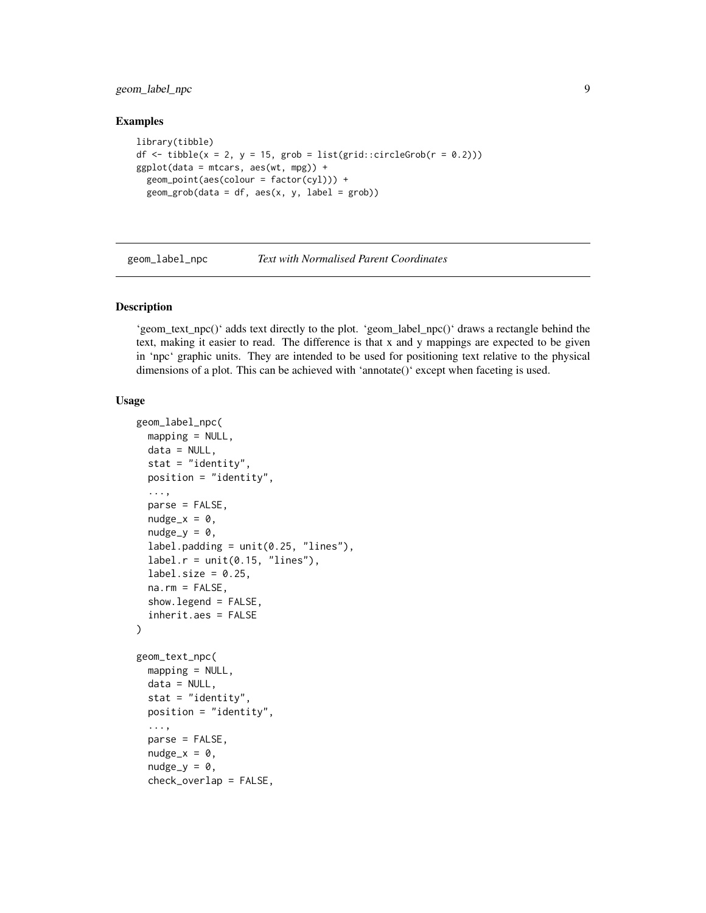## Examples

```
library(tibble)
df <- tibble(x = 2, y = 15, grob = list(grid::circleGrob(r = 0.2)))
ggplot(data = mtcars, aes(wt, mpg)) +
  geom_point(aes(colour = factor(cyl))) +
  geom_grob(data = df, aes(x, y, label = grob))
```

---

# geom_label_npc *Text with Normalised Parent Coordinates*

---

## Description

'geom_text_npc()' adds text directly to the plot. 'geom_label_npc()' draws a rectangle behind the text, making it easier to read. The difference is that x and y mappings are expected to be given in 'npc' graphic units. They are intended to be used for positioning text relative to the physical dimensions of a plot. This can be achieved with 'annotate()' except when faceting is used.

## Usage

```
geom_label_npc(
  mapping = NULL,
  data = NULL,
  stat = "identity",
  position = "identity",
  ...,
  parse = FALSE,
  nudge_x = 0,
  nudge_y = 0,
  label.padding = unit(0.25, "lines"),
  label.r = unit(0.15, "lines"),
  label.size = 0.25,
  na.rm = FALSE,
  show.legend = FALSE,
  inherit.aes = FALSE
)

geom_text_npc(
  mapping = NULL,
  data = NULL,
  stat = "identity",
  position = "identity",
  ...,
  parse = FALSE,
  nudge_x = 0,
  nudge_y = 0,
  check_overlap = FALSE,
```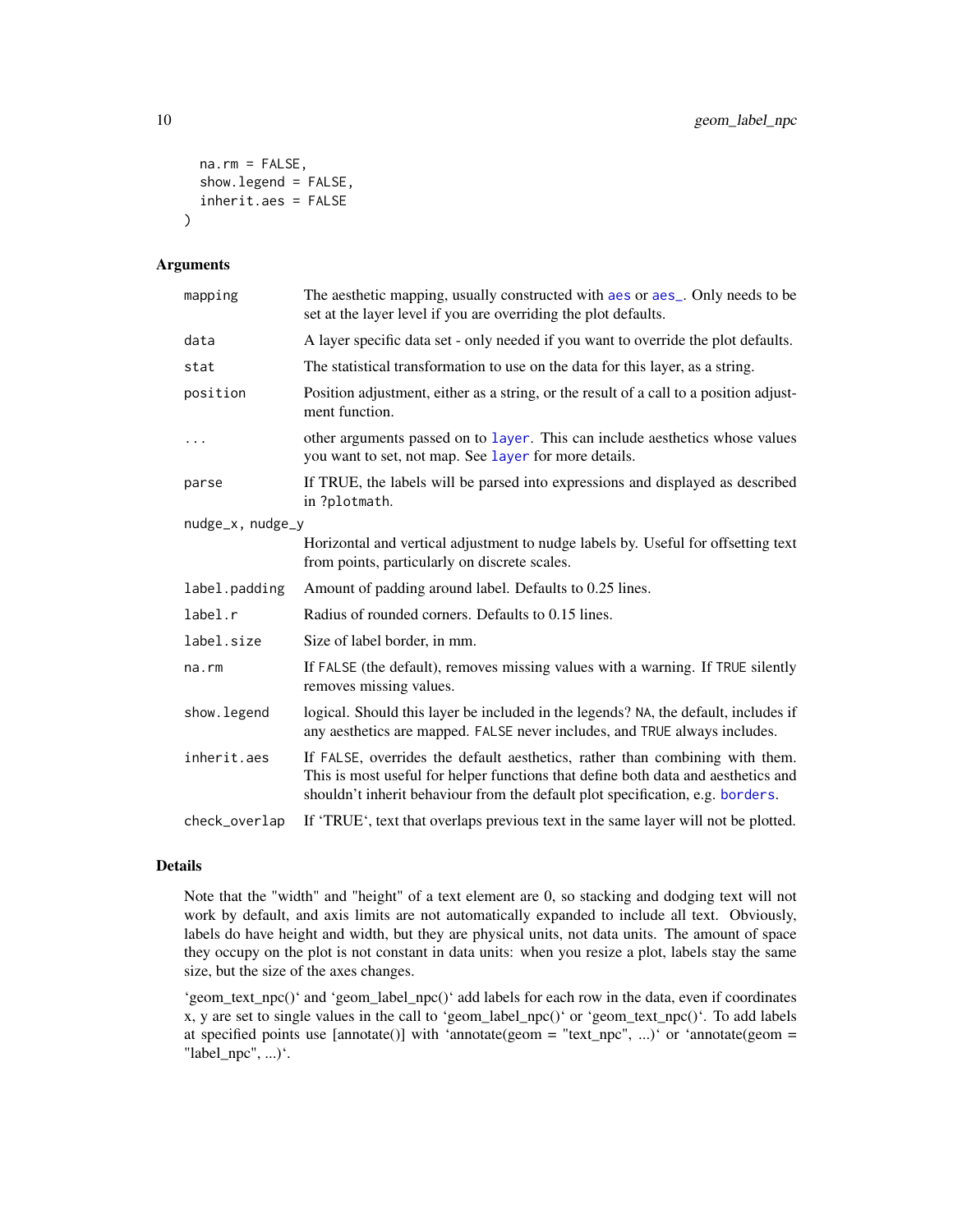```
  na.rm = FALSE,
  show.legend = FALSE,
  inherit.aes = FALSE
)
```

## Arguments

| | |
|---|---|
| mapping | The aesthetic mapping, usually constructed with aes or aes_. Only needs to be set at the layer level if you are overriding the plot defaults. |
| data | A layer specific data set - only needed if you want to override the plot defaults. |
| stat | The statistical transformation to use on the data for this layer, as a string. |
| position | Position adjustment, either as a string, or the result of a call to a position adjustment function. |
| ... | other arguments passed on to layer. This can include aesthetics whose values you want to set, not map. See layer for more details. |
| parse | If TRUE, the labels will be parsed into expressions and displayed as described in ?plotmath. |
| nudge_x, nudge_y | Horizontal and vertical adjustment to nudge labels by. Useful for offsetting text from points, particularly on discrete scales. |
| label.padding | Amount of padding around label. Defaults to 0.25 lines. |
| label.r | Radius of rounded corners. Defaults to 0.15 lines. |
| label.size | Size of label border, in mm. |
| na.rm | If FALSE (the default), removes missing values with a warning. If TRUE silently removes missing values. |
| show.legend | logical. Should this layer be included in the legends? NA, the default, includes if any aesthetics are mapped. FALSE never includes, and TRUE always includes. |
| inherit.aes | If FALSE, overrides the default aesthetics, rather than combining with them. This is most useful for helper functions that define both data and aesthetics and shouldn't inherit behaviour from the default plot specification, e.g. borders. |
| check_overlap | If 'TRUE', text that overlaps previous text in the same layer will not be plotted. |

## Details

Note that the "width" and "height" of a text element are 0, so stacking and dodging text will not work by default, and axis limits are not automatically expanded to include all text. Obviously, labels do have height and width, but they are physical units, not data units. The amount of space they occupy on the plot is not constant in data units: when you resize a plot, labels stay the same size, but the size of the axes changes.

'geom_text_npc()' and 'geom_label_npc()' add labels for each row in the data, even if coordinates x, y are set to single values in the call to 'geom_label_npc()' or 'geom_text_npc()'. To add labels at specified points use [annotate()] with 'annotate(geom = "text_npc", ...)' or 'annotate(geom = "label_npc", ...)'.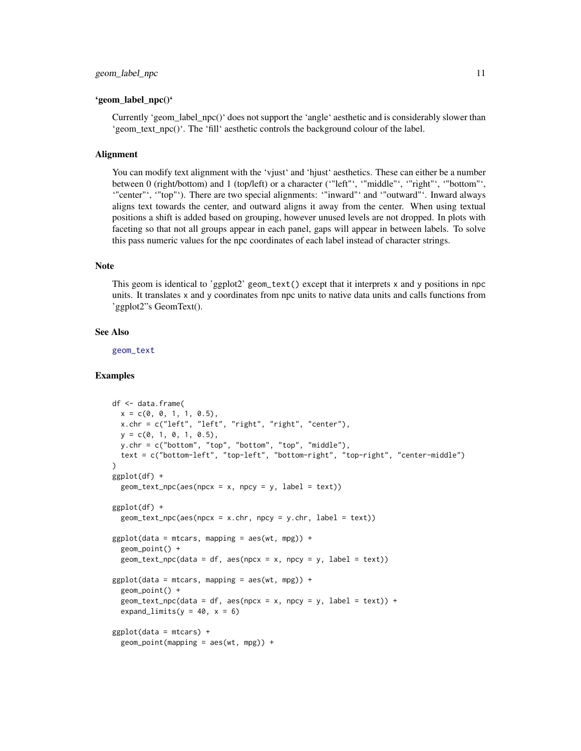### ‘geom_label_npc()‘

Currently ‘geom_label_npc()‘ does not support the ‘angle‘ aesthetic and is considerably slower than ‘geom_text_npc()‘. The ‘fill‘ aesthetic controls the background colour of the label.

### Alignment

You can modify text alignment with the ‘vjust‘ and ‘hjust‘ aesthetics. These can either be a number between 0 (right/bottom) and 1 (top/left) or a character (‘"left"‘, ‘"middle"‘, ‘"right"‘, ‘"bottom"‘, ‘"center"‘, ‘"top"‘). There are two special alignments: ‘"inward"‘ and ‘"outward"‘. Inward always aligns text towards the center, and outward aligns it away from the center. When using textual positions a shift is added based on grouping, however unused levels are not dropped. In plots with faceting so that not all groups appear in each panel, gaps will appear in between labels. To solve this pass numeric values for the npc coordinates of each label instead of character strings.

### Note

This geom is identical to 'ggplot2' `geom_text()` except that it interprets `x` and `y` positions in `npc` units. It translates `x` and `y` coordinates from npc units to native data units and calls functions from 'ggplot2''s GeomText().

### See Also

`geom_text`

### Examples

```
df <- data.frame(
  x = c(0, 0, 1, 1, 0.5),
  x.chr = c("left", "left", "right", "right", "center"),
  y = c(0, 1, 0, 1, 0.5),
  y.chr = c("bottom", "top", "bottom", "top", "middle"),
  text = c("bottom-left", "top-left", "bottom-right", "top-right", "center-middle")
)
ggplot(df) +
  geom_text_npc(aes(npcx = x, npcy = y, label = text))

ggplot(df) +
  geom_text_npc(aes(npcx = x.chr, npcy = y.chr, label = text))

ggplot(data = mtcars, mapping = aes(wt, mpg)) +
  geom_point() +
  geom_text_npc(data = df, aes(npcx = x, npcy = y, label = text))

ggplot(data = mtcars, mapping = aes(wt, mpg)) +
  geom_point() +
  geom_text_npc(data = df, aes(npcx = x, npcy = y, label = text)) +
  expand_limits(y = 40, x = 6)

ggplot(data = mtcars) +
  geom_point(mapping = aes(wt, mpg)) +
```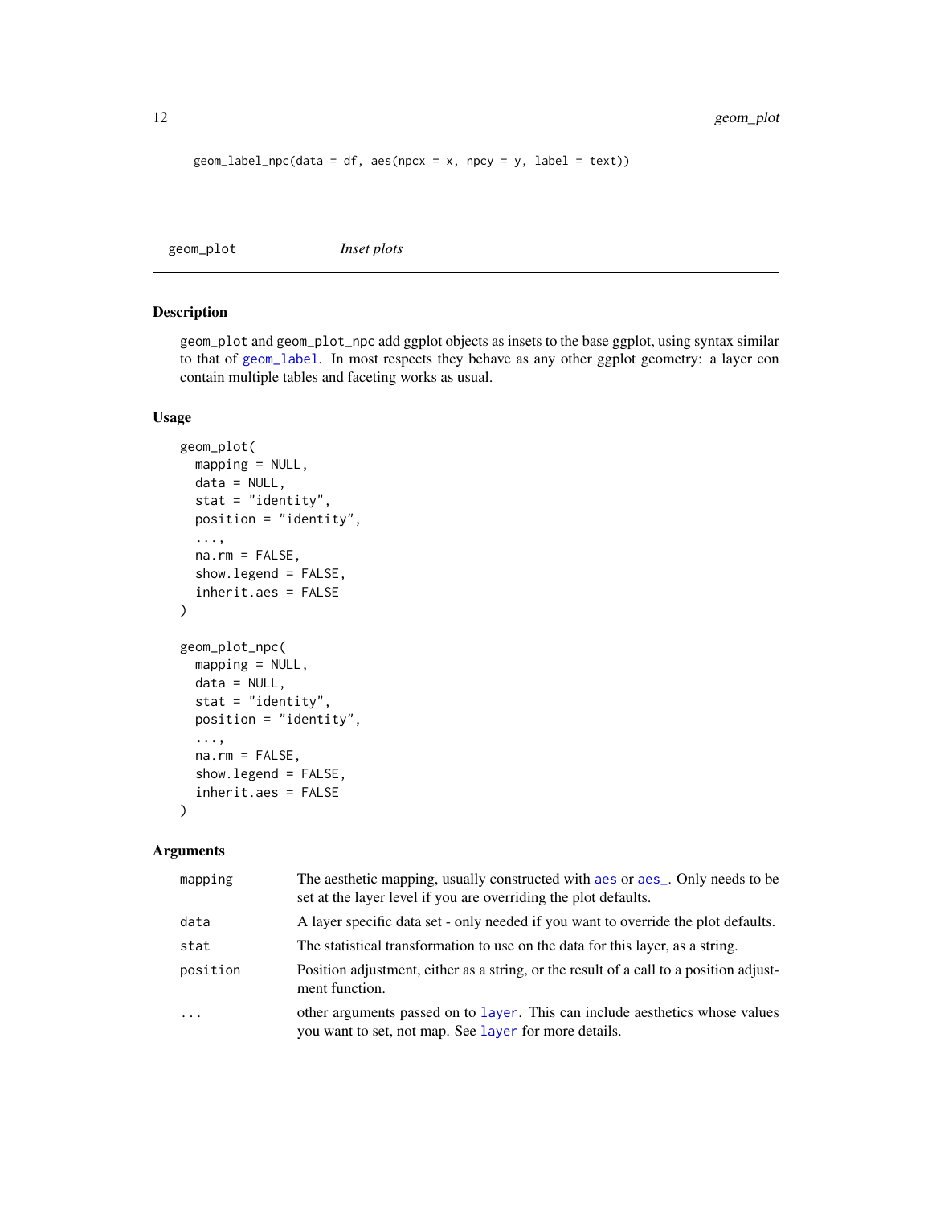```
geom_label_npc(data = df, aes(npcx = x, npcy = y, label = text))
```

## geom_plot *Inset plots*

### Description

geom_plot and geom_plot_npc add ggplot objects as insets to the base ggplot, using syntax similar to that of geom_label. In most respects they behave as any other ggplot geometry: a layer con contain multiple tables and faceting works as usual.

### Usage

```
geom_plot(
  mapping = NULL,
  data = NULL,
  stat = "identity",
  position = "identity",
  ...,
  na.rm = FALSE,
  show.legend = FALSE,
  inherit.aes = FALSE
)

geom_plot_npc(
  mapping = NULL,
  data = NULL,
  stat = "identity",
  position = "identity",
  ...,
  na.rm = FALSE,
  show.legend = FALSE,
  inherit.aes = FALSE
)
```

### Arguments

| | |
|---|---|
| mapping | The aesthetic mapping, usually constructed with aes or aes_. Only needs to be set at the layer level if you are overriding the plot defaults. |
| data | A layer specific data set - only needed if you want to override the plot defaults. |
| stat | The statistical transformation to use on the data for this layer, as a string. |
| position | Position adjustment, either as a string, or the result of a call to a position adjustment function. |
| ... | other arguments passed on to layer. This can include aesthetics whose values you want to set, not map. See layer for more details. |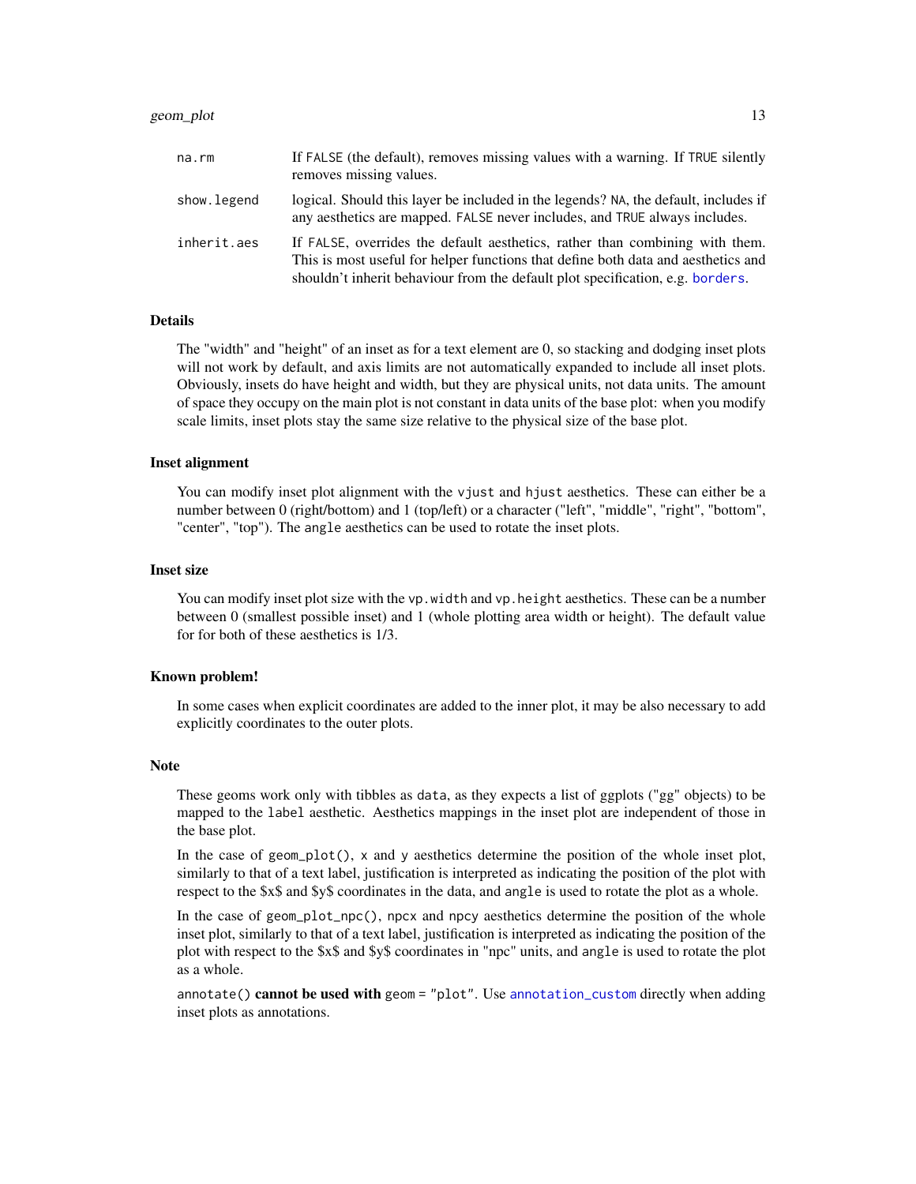| | |
|---|---|
| na.rm | If FALSE (the default), removes missing values with a warning. If TRUE silently removes missing values. |
| show.legend | logical. Should this layer be included in the legends? NA, the default, includes if any aesthetics are mapped. FALSE never includes, and TRUE always includes. |
| inherit.aes | If FALSE, overrides the default aesthetics, rather than combining with them. This is most useful for helper functions that define both data and aesthetics and shouldn't inherit behaviour from the default plot specification, e.g. borders. |

## Details

The "width" and "height" of an inset as for a text element are 0, so stacking and dodging inset plots will not work by default, and axis limits are not automatically expanded to include all inset plots. Obviously, insets do have height and width, but they are physical units, not data units. The amount of space they occupy on the main plot is not constant in data units of the base plot: when you modify scale limits, inset plots stay the same size relative to the physical size of the base plot.

## Inset alignment

You can modify inset plot alignment with the vjust and hjust aesthetics. These can either be a number between 0 (right/bottom) and 1 (top/left) or a character ("left", "middle", "right", "bottom", "center", "top"). The angle aesthetics can be used to rotate the inset plots.

## Inset size

You can modify inset plot size with the vp.width and vp.height aesthetics. These can be a number between 0 (smallest possible inset) and 1 (whole plotting area width or height). The default value for for both of these aesthetics is 1/3.

## Known problem!

In some cases when explicit coordinates are added to the inner plot, it may be also necessary to add explicitly coordinates to the outer plots.

## Note

These geoms work only with tibbles as data, as they expects a list of ggplots ("gg" objects) to be mapped to the label aesthetic. Aesthetics mappings in the inset plot are independent of those in the base plot.

In the case of geom_plot(), x and y aesthetics determine the position of the whole inset plot, similarly to that of a text label, justification is interpreted as indicating the position of the plot with respect to the $x$ and $y$ coordinates in the data, and angle is used to rotate the plot as a whole.

In the case of geom_plot_npc(), npcx and npcy aesthetics determine the position of the whole inset plot, similarly to that of a text label, justification is interpreted as indicating the position of the plot with respect to the $x$ and $y$ coordinates in "npc" units, and angle is used to rotate the plot as a whole.

annotate() **cannot be used with** geom = "plot". Use annotation_custom directly when adding inset plots as annotations.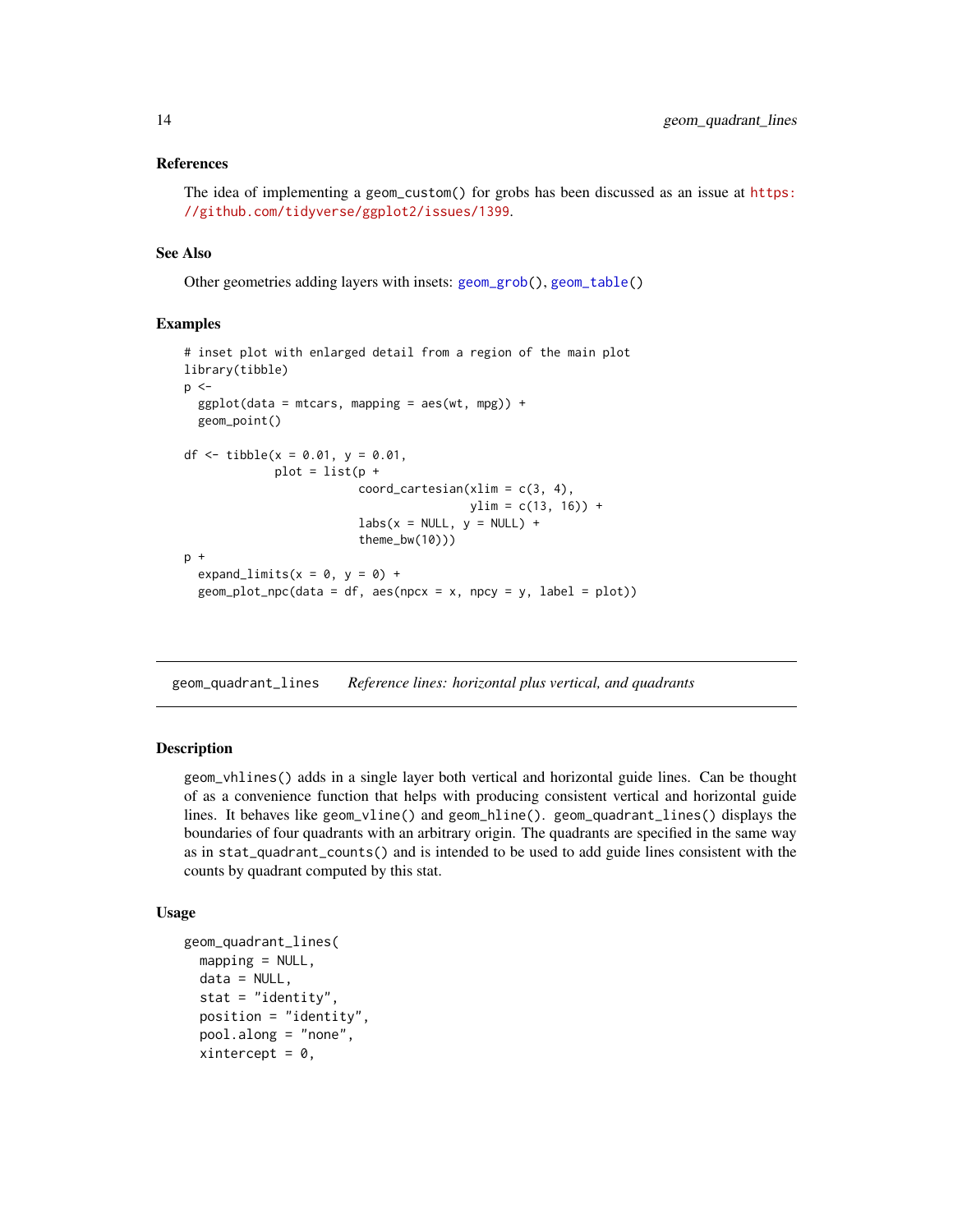### References

The idea of implementing a `geom_custom()` for grobs has been discussed as an issue at https://github.com/tidyverse/ggplot2/issues/1399.

### See Also

Other geometries adding layers with insets: `geom_grob()`, `geom_table()`

### Examples

```
# inset plot with enlarged detail from a region of the main plot
library(tibble)
p <-
  ggplot(data = mtcars, mapping = aes(wt, mpg)) +
  geom_point()

df <- tibble(x = 0.01, y = 0.01,
             plot = list(p +
                         coord_cartesian(xlim = c(3, 4),
                                         ylim = c(13, 16)) +
                         labs(x = NULL, y = NULL) +
                         theme_bw(10)))
p +
  expand_limits(x = 0, y = 0) +
  geom_plot_npc(data = df, aes(npcx = x, npcy = y, label = plot))
```

---

## geom_quadrant_lines — *Reference lines: horizontal plus vertical, and quadrants*

---

### Description

`geom_vhlines()` adds in a single layer both vertical and horizontal guide lines. Can be thought of as a convenience function that helps with producing consistent vertical and horizontal guide lines. It behaves like `geom_vline()` and `geom_hline()`. `geom_quadrant_lines()` displays the boundaries of four quadrants with an arbitrary origin. The quadrants are specified in the same way as in `stat_quadrant_counts()` and is intended to be used to add guide lines consistent with the counts by quadrant computed by this stat.

### Usage

```
geom_quadrant_lines(
  mapping = NULL,
  data = NULL,
  stat = "identity",
  position = "identity",
  pool.along = "none",
  xintercept = 0,
```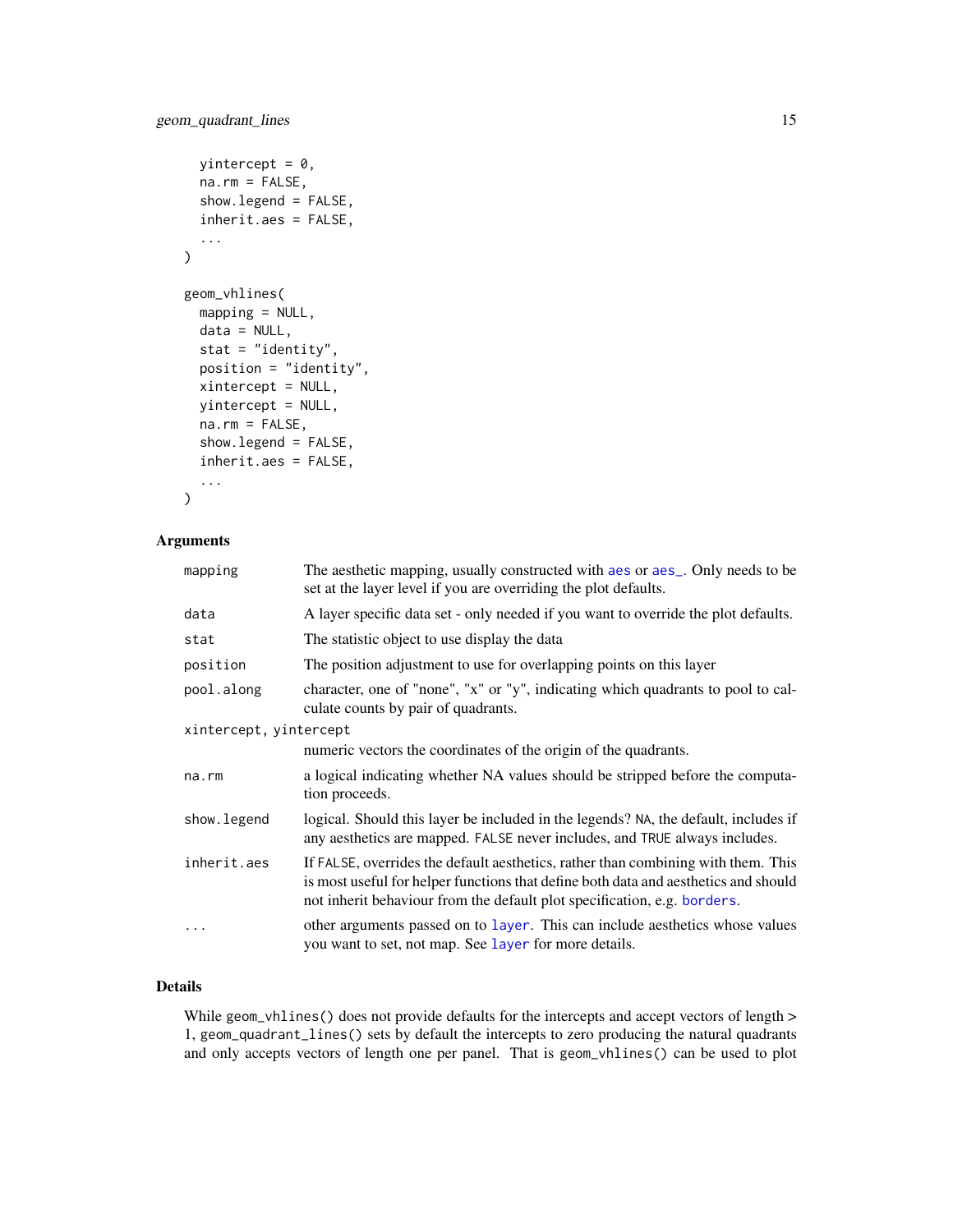```
  yintercept = 0,
  na.rm = FALSE,
  show.legend = FALSE,
  inherit.aes = FALSE,
  ...
)

geom_vhlines(
  mapping = NULL,
  data = NULL,
  stat = "identity",
  position = "identity",
  xintercept = NULL,
  yintercept = NULL,
  na.rm = FALSE,
  show.legend = FALSE,
  inherit.aes = FALSE,
  ...
)
```

## Arguments

| | |
|---|---|
| mapping | The aesthetic mapping, usually constructed with aes or aes_. Only needs to be set at the layer level if you are overriding the plot defaults. |
| data | A layer specific data set - only needed if you want to override the plot defaults. |
| stat | The statistic object to use display the data |
| position | The position adjustment to use for overlapping points on this layer |
| pool.along | character, one of "none", "x" or "y", indicating which quadrants to pool to calculate counts by pair of quadrants. |
| xintercept, yintercept | numeric vectors the coordinates of the origin of the quadrants. |
| na.rm | a logical indicating whether NA values should be stripped before the computation proceeds. |
| show.legend | logical. Should this layer be included in the legends? NA, the default, includes if any aesthetics are mapped. FALSE never includes, and TRUE always includes. |
| inherit.aes | If FALSE, overrides the default aesthetics, rather than combining with them. This is most useful for helper functions that define both data and aesthetics and should not inherit behaviour from the default plot specification, e.g. borders. |
| ... | other arguments passed on to layer. This can include aesthetics whose values you want to set, not map. See layer for more details. |

## Details

While geom_vhlines() does not provide defaults for the intercepts and accept vectors of length > 1, geom_quadrant_lines() sets by default the intercepts to zero producing the natural quadrants and only accepts vectors of length one per panel. That is geom_vhlines() can be used to plot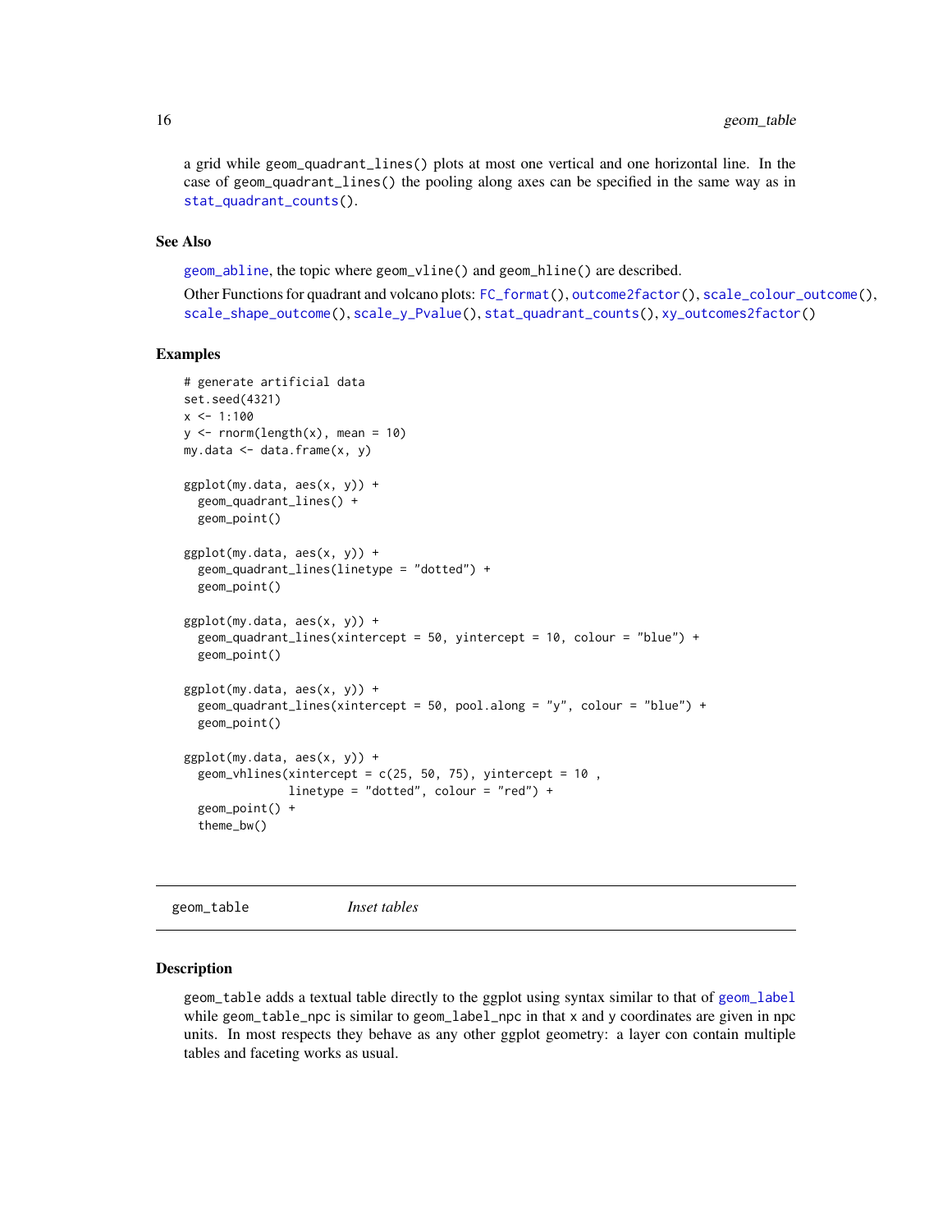a grid while geom_quadrant_lines() plots at most one vertical and one horizontal line. In the case of geom_quadrant_lines() the pooling along axes can be specified in the same way as in stat_quadrant_counts().

### See Also

geom_abline, the topic where geom_vline() and geom_hline() are described.

Other Functions for quadrant and volcano plots: FC_format(), outcome2factor(), scale_colour_outcome(), scale_shape_outcome(), scale_y_Pvalue(), stat_quadrant_counts(), xy_outcomes2factor()

### Examples

```
# generate artificial data
set.seed(4321)
x <- 1:100
y <- rnorm(length(x), mean = 10)
my.data <- data.frame(x, y)

ggplot(my.data, aes(x, y)) +
  geom_quadrant_lines() +
  geom_point()

ggplot(my.data, aes(x, y)) +
  geom_quadrant_lines(linetype = "dotted") +
  geom_point()

ggplot(my.data, aes(x, y)) +
  geom_quadrant_lines(xintercept = 50, yintercept = 10, colour = "blue") +
  geom_point()

ggplot(my.data, aes(x, y)) +
  geom_quadrant_lines(xintercept = 50, pool.along = "y", colour = "blue") +
  geom_point()

ggplot(my.data, aes(x, y)) +
  geom_vhlines(xintercept = c(25, 50, 75), yintercept = 10 ,
               linetype = "dotted", colour = "red") +
  geom_point() +
  theme_bw()
```

---

## geom_table *Inset tables*

### Description

geom_table adds a textual table directly to the ggplot using syntax similar to that of geom_label while geom_table_npc is similar to geom_label_npc in that x and y coordinates are given in npc units. In most respects they behave as any other ggplot geometry: a layer con contain multiple tables and faceting works as usual.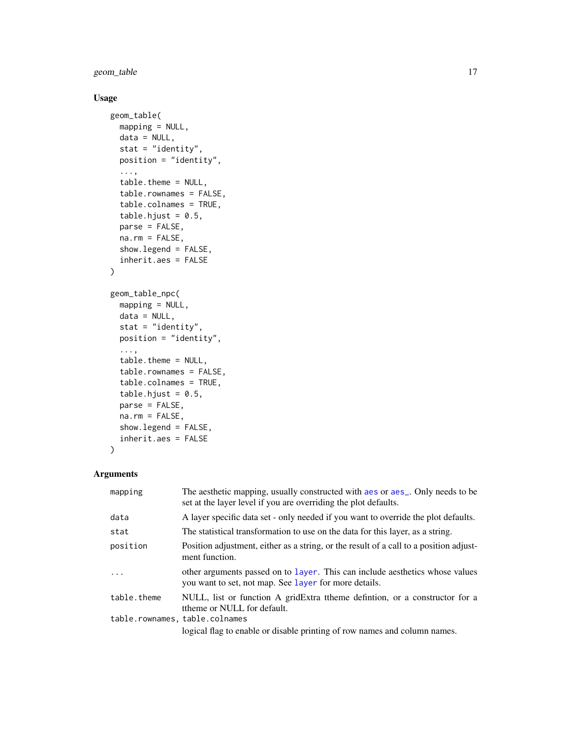## Usage

```
geom_table(
  mapping = NULL,
  data = NULL,
  stat = "identity",
  position = "identity",
  ...,
  table.theme = NULL,
  table.rownames = FALSE,
  table.colnames = TRUE,
  table.hjust = 0.5,
  parse = FALSE,
  na.rm = FALSE,
  show.legend = FALSE,
  inherit.aes = FALSE
)

geom_table_npc(
  mapping = NULL,
  data = NULL,
  stat = "identity",
  position = "identity",
  ...,
  table.theme = NULL,
  table.rownames = FALSE,
  table.colnames = TRUE,
  table.hjust = 0.5,
  parse = FALSE,
  na.rm = FALSE,
  show.legend = FALSE,
  inherit.aes = FALSE
)
```

## Arguments

| | |
|---|---|
| mapping | The aesthetic mapping, usually constructed with aes or aes_. Only needs to be set at the layer level if you are overriding the plot defaults. |
| data | A layer specific data set - only needed if you want to override the plot defaults. |
| stat | The statistical transformation to use on the data for this layer, as a string. |
| position | Position adjustment, either as a string, or the result of a call to a position adjustment function. |
| ... | other arguments passed on to layer. This can include aesthetics whose values you want to set, not map. See layer for more details. |
| table.theme | NULL, list or function A gridExtra ttheme defintion, or a constructor for a ttheme or NULL for default. |
| table.rownames, table.colnames | logical flag to enable or disable printing of row names and column names. |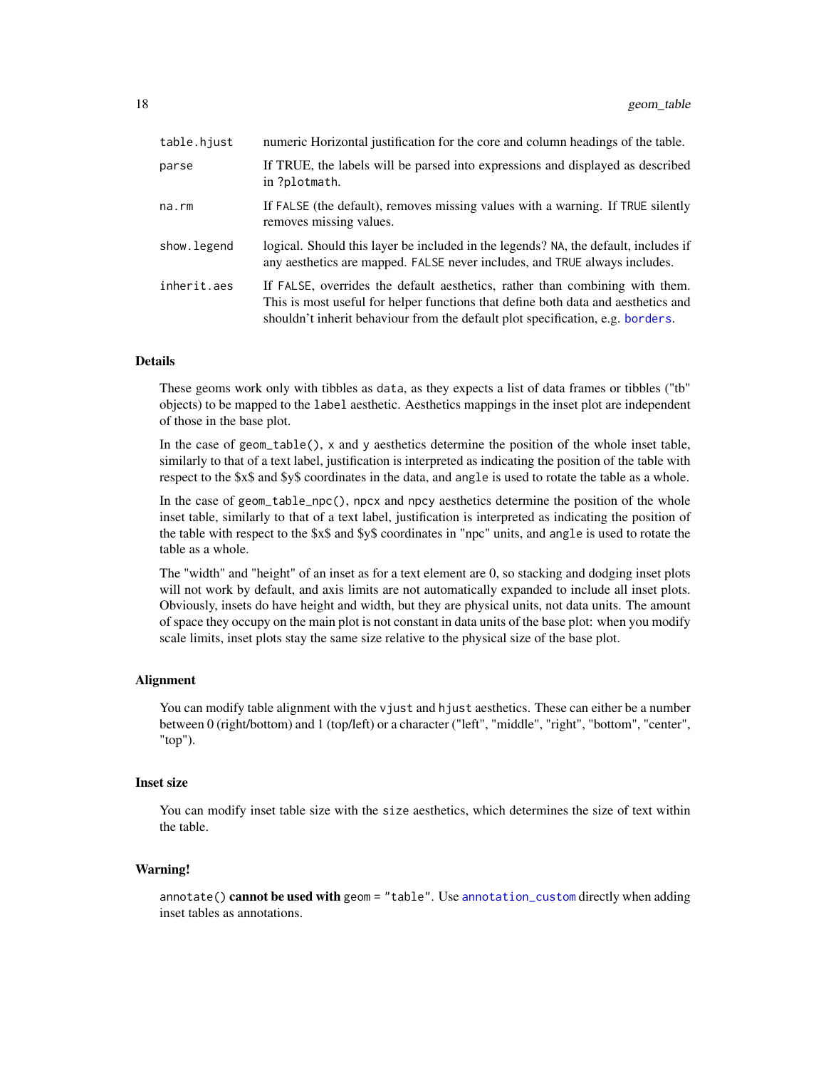| | |
|---|---|
| table.hjust | numeric Horizontal justification for the core and column headings of the table. |
| parse | If TRUE, the labels will be parsed into expressions and displayed as described in ?plotmath. |
| na.rm | If FALSE (the default), removes missing values with a warning. If TRUE silently removes missing values. |
| show.legend | logical. Should this layer be included in the legends? NA, the default, includes if any aesthetics are mapped. FALSE never includes, and TRUE always includes. |
| inherit.aes | If FALSE, overrides the default aesthetics, rather than combining with them. This is most useful for helper functions that define both data and aesthetics and shouldn't inherit behaviour from the default plot specification, e.g. borders. |

## Details

These geoms work only with tibbles as data, as they expects a list of data frames or tibbles ("tb" objects) to be mapped to the label aesthetic. Aesthetics mappings in the inset plot are independent of those in the base plot.

In the case of geom_table(), x and y aesthetics determine the position of the whole inset table, similarly to that of a text label, justification is interpreted as indicating the position of the table with respect to the $x$ and $y$ coordinates in the data, and angle is used to rotate the table as a whole.

In the case of geom_table_npc(), npcx and npcy aesthetics determine the position of the whole inset table, similarly to that of a text label, justification is interpreted as indicating the position of the table with respect to the $x$ and $y$ coordinates in "npc" units, and angle is used to rotate the table as a whole.

The "width" and "height" of an inset as for a text element are 0, so stacking and dodging inset plots will not work by default, and axis limits are not automatically expanded to include all inset plots. Obviously, insets do have height and width, but they are physical units, not data units. The amount of space they occupy on the main plot is not constant in data units of the base plot: when you modify scale limits, inset plots stay the same size relative to the physical size of the base plot.

## Alignment

You can modify table alignment with the vjust and hjust aesthetics. These can either be a number between 0 (right/bottom) and 1 (top/left) or a character ("left", "middle", "right", "bottom", "center", "top").

## Inset size

You can modify inset table size with the size aesthetics, which determines the size of text within the table.

## Warning!

annotate() **cannot be used with** geom = "table". Use annotation_custom directly when adding inset tables as annotations.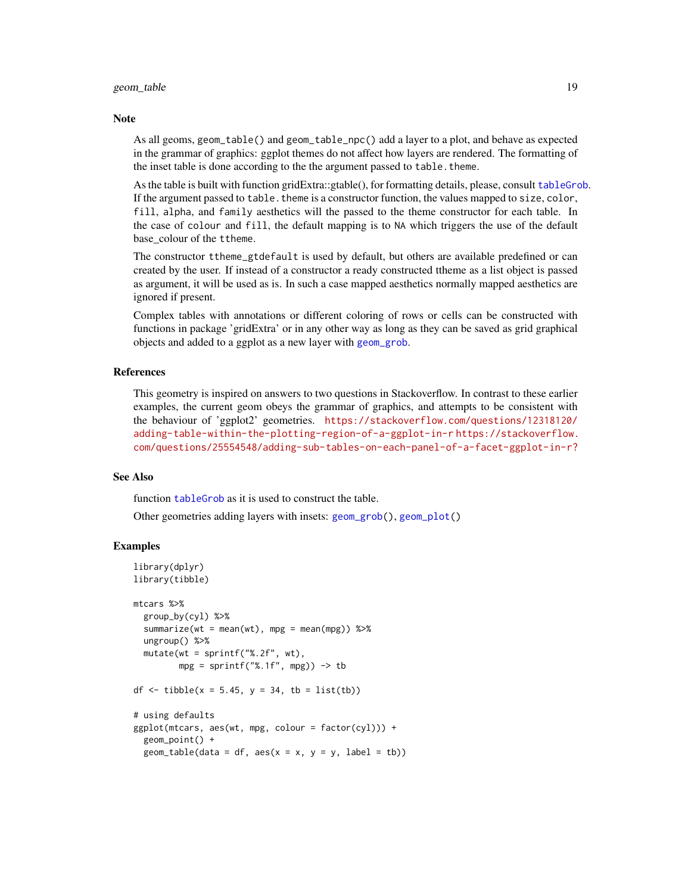## Note

As all geoms, `geom_table()` and `geom_table_npc()` add a layer to a plot, and behave as expected in the grammar of graphics: ggplot themes do not affect how layers are rendered. The formatting of the inset table is done according to the the argument passed to `table.theme`.

As the table is built with function gridExtra::gtable(), for formatting details, please, consult `tableGrob`. If the argument passed to `table.theme` is a constructor function, the values mapped to `size`, `color`, `fill`, `alpha`, and `family` aesthetics will the passed to the theme constructor for each table. In the case of `colour` and `fill`, the default mapping is to `NA` which triggers the use of the default base_colour of the `ttheme`.

The constructor `ttheme_gtdefault` is used by default, but others are available predefined or can created by the user. If instead of a constructor a ready constructed ttheme as a list object is passed as argument, it will be used as is. In such a case mapped aesthetics normally mapped aesthetics are ignored if present.

Complex tables with annotations or different coloring of rows or cells can be constructed with functions in package 'gridExtra' or in any other way as long as they can be saved as grid graphical objects and added to a ggplot as a new layer with `geom_grob`.

## References

This geometry is inspired on answers to two questions in Stackoverflow. In contrast to these earlier examples, the current geom obeys the grammar of graphics, and attempts to be consistent with the behaviour of 'ggplot2' geometries. https://stackoverflow.com/questions/12318120/adding-table-within-the-plotting-region-of-a-ggplot-in-r https://stackoverflow.com/questions/25554548/adding-sub-tables-on-each-panel-of-a-facet-ggplot-in-r?

## See Also

function `tableGrob` as it is used to construct the table.

Other geometries adding layers with insets: `geom_grob()`, `geom_plot()`

## Examples

```
library(dplyr)
library(tibble)

mtcars %>%
  group_by(cyl) %>%
  summarize(wt = mean(wt), mpg = mean(mpg)) %>%
  ungroup() %>%
  mutate(wt = sprintf("%.2f", wt),
         mpg = sprintf("%.1f", mpg)) -> tb

df <- tibble(x = 5.45, y = 34, tb = list(tb))

# using defaults
ggplot(mtcars, aes(wt, mpg, colour = factor(cyl))) +
  geom_point() +
  geom_table(data = df, aes(x = x, y = y, label = tb))
```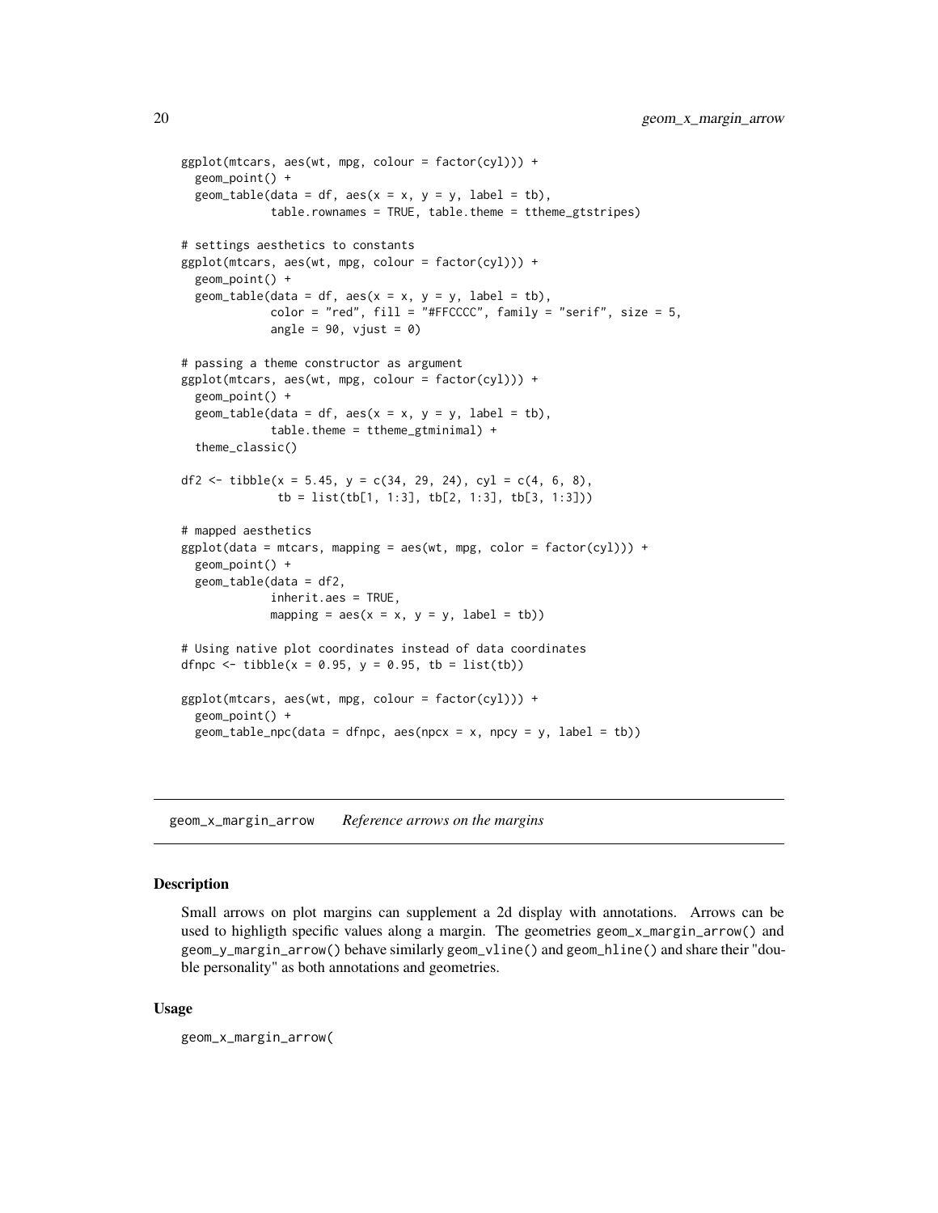```
ggplot(mtcars, aes(wt, mpg, colour = factor(cyl))) +
  geom_point() +
  geom_table(data = df, aes(x = x, y = y, label = tb),
             table.rownames = TRUE, table.theme = ttheme_gtstripes)

# settings aesthetics to constants
ggplot(mtcars, aes(wt, mpg, colour = factor(cyl))) +
  geom_point() +
  geom_table(data = df, aes(x = x, y = y, label = tb),
             color = "red", fill = "#FFCCCC", family = "serif", size = 5,
             angle = 90, vjust = 0)

# passing a theme constructor as argument
ggplot(mtcars, aes(wt, mpg, colour = factor(cyl))) +
  geom_point() +
  geom_table(data = df, aes(x = x, y = y, label = tb),
             table.theme = ttheme_gtminimal) +
  theme_classic()

df2 <- tibble(x = 5.45, y = c(34, 29, 24), cyl = c(4, 6, 8),
              tb = list(tb[1, 1:3], tb[2, 1:3], tb[3, 1:3]))

# mapped aesthetics
ggplot(data = mtcars, mapping = aes(wt, mpg, color = factor(cyl))) +
  geom_point() +
  geom_table(data = df2,
             inherit.aes = TRUE,
             mapping = aes(x = x, y = y, label = tb))

# Using native plot coordinates instead of data coordinates
dfnpc <- tibble(x = 0.95, y = 0.95, tb = list(tb))

ggplot(mtcars, aes(wt, mpg, colour = factor(cyl))) +
  geom_point() +
  geom_table_npc(data = dfnpc, aes(npcx = x, npcy = y, label = tb))
```

## geom_x_margin_arrow    *Reference arrows on the margins*

### Description

Small arrows on plot margins can supplement a 2d display with annotations. Arrows can be used to highligth specific values along a margin. The geometries `geom_x_margin_arrow()` and `geom_y_margin_arrow()` behave similarly `geom_vline()` and `geom_hline()` and share their "double personality" as both annotations and geometries.

### Usage

```
geom_x_margin_arrow(
```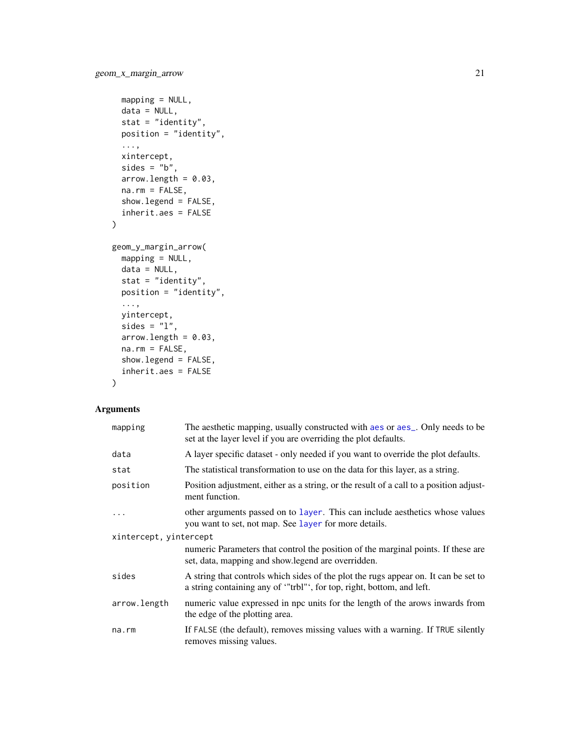```
  mapping = NULL,
  data = NULL,
  stat = "identity",
  position = "identity",
  ...,
  xintercept,
  sides = "b",
  arrow.length = 0.03,
  na.rm = FALSE,
  show.legend = FALSE,
  inherit.aes = FALSE
)

geom_y_margin_arrow(
  mapping = NULL,
  data = NULL,
  stat = "identity",
  position = "identity",
  ...,
  yintercept,
  sides = "l",
  arrow.length = 0.03,
  na.rm = FALSE,
  show.legend = FALSE,
  inherit.aes = FALSE
)
```

## Arguments

| | |
|---|---|
| `mapping` | The aesthetic mapping, usually constructed with `aes` or `aes_`. Only needs to be set at the layer level if you are overriding the plot defaults. |
| `data` | A layer specific dataset - only needed if you want to override the plot defaults. |
| `stat` | The statistical transformation to use on the data for this layer, as a string. |
| `position` | Position adjustment, either as a string, or the result of a call to a position adjustment function. |
| `...` | other arguments passed on to `layer`. This can include aesthetics whose values you want to set, not map. See `layer` for more details. |
| `xintercept, yintercept` | numeric Parameters that control the position of the marginal points. If these are set, data, mapping and show.legend are overridden. |
| `sides` | A string that controls which sides of the plot the rugs appear on. It can be set to a string containing any of `"trbl"`, for top, right, bottom, and left. |
| `arrow.length` | numeric value expressed in npc units for the length of the arows inwards from the edge of the plotting area. |
| `na.rm` | If `FALSE` (the default), removes missing values with a warning. If `TRUE` silently removes missing values. |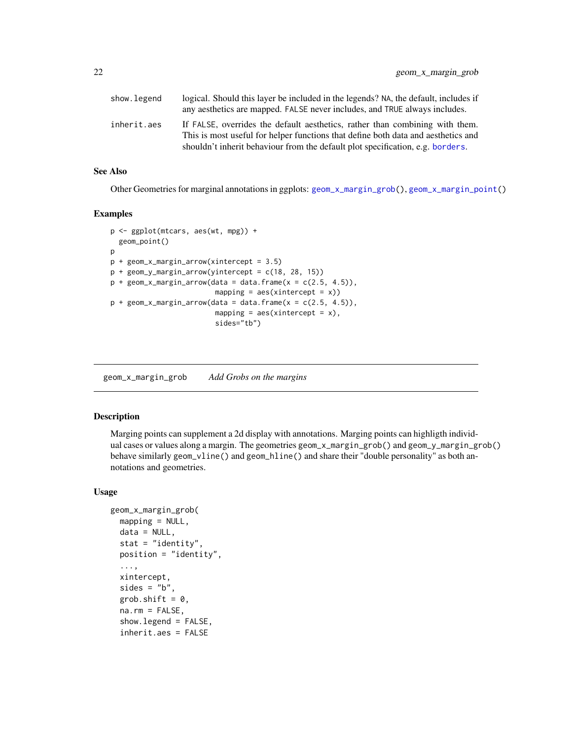| | |
|---|---|
| show.legend | logical. Should this layer be included in the legends? NA, the default, includes if any aesthetics are mapped. FALSE never includes, and TRUE always includes. |
| inherit.aes | If FALSE, overrides the default aesthetics, rather than combining with them. This is most useful for helper functions that define both data and aesthetics and shouldn't inherit behaviour from the default plot specification, e.g. borders. |

## See Also

Other Geometries for marginal annotations in ggplots: geom_x_margin_grob(), geom_x_margin_point()

## Examples

```
p <- ggplot(mtcars, aes(wt, mpg)) +
  geom_point()
p
p + geom_x_margin_arrow(xintercept = 3.5)
p + geom_y_margin_arrow(yintercept = c(18, 28, 15))
p + geom_x_margin_arrow(data = data.frame(x = c(2.5, 4.5)),
                        mapping = aes(xintercept = x))
p + geom_x_margin_arrow(data = data.frame(x = c(2.5, 4.5)),
                        mapping = aes(xintercept = x),
                        sides="tb")
```

---

# geom_x_margin_grob    *Add Grobs on the margins*

## Description

Marging points can supplement a 2d display with annotations. Marging points can highligth individual cases or values along a margin. The geometries geom_x_margin_grob() and geom_y_margin_grob() behave similarly geom_vline() and geom_hline() and share their "double personality" as both annotations and geometries.

## Usage

```
geom_x_margin_grob(
  mapping = NULL,
  data = NULL,
  stat = "identity",
  position = "identity",
  ...,
  xintercept,
  sides = "b",
  grob.shift = 0,
  na.rm = FALSE,
  show.legend = FALSE,
  inherit.aes = FALSE
```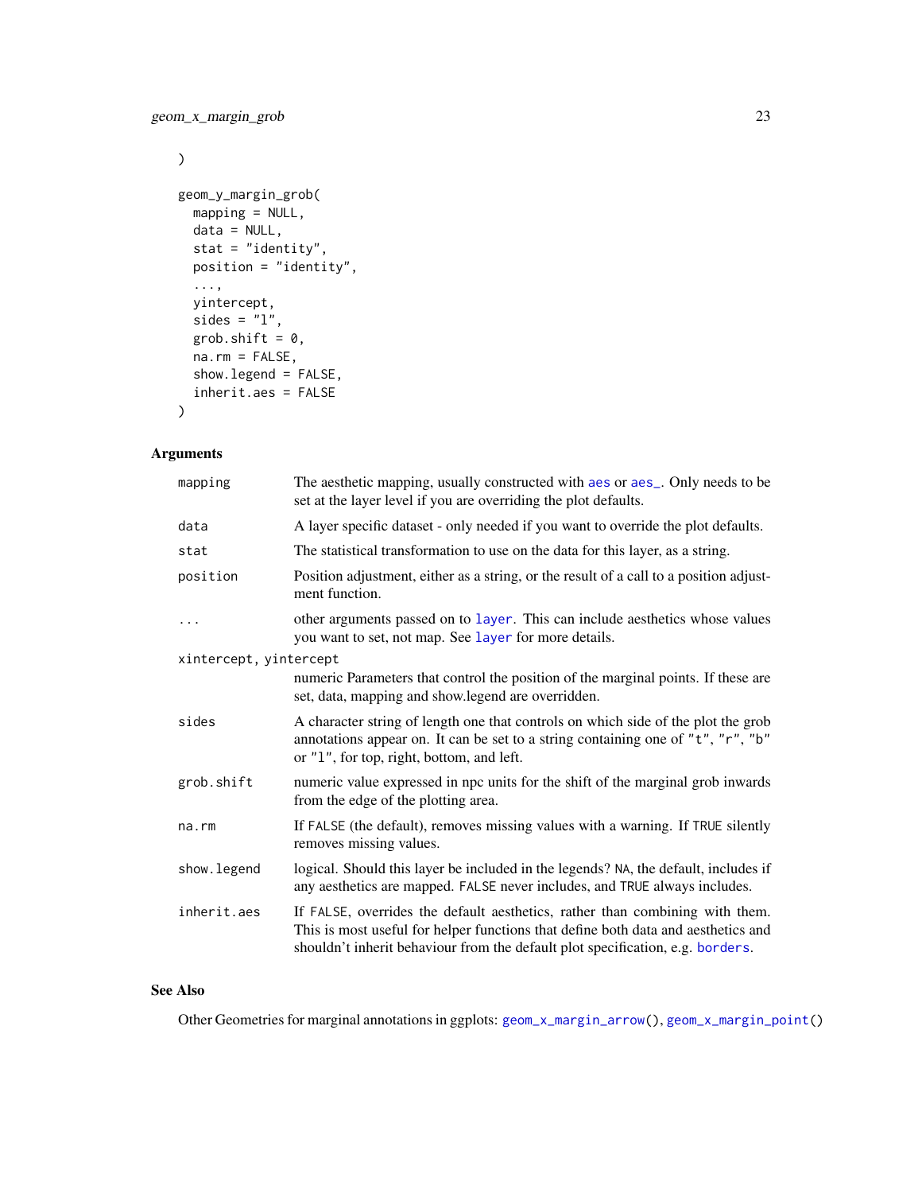```
)

geom_y_margin_grob(
  mapping = NULL,
  data = NULL,
  stat = "identity",
  position = "identity",
  ...,
  yintercept,
  sides = "l",
  grob.shift = 0,
  na.rm = FALSE,
  show.legend = FALSE,
  inherit.aes = FALSE
)
```

## Arguments

| | |
|---|---|
| mapping | The aesthetic mapping, usually constructed with aes or aes_. Only needs to be set at the layer level if you are overriding the plot defaults. |
| data | A layer specific dataset - only needed if you want to override the plot defaults. |
| stat | The statistical transformation to use on the data for this layer, as a string. |
| position | Position adjustment, either as a string, or the result of a call to a position adjustment function. |
| ... | other arguments passed on to layer. This can include aesthetics whose values you want to set, not map. See layer for more details. |
| xintercept, yintercept | numeric Parameters that control the position of the marginal points. If these are set, data, mapping and show.legend are overridden. |
| sides | A character string of length one that controls on which side of the plot the grob annotations appear on. It can be set to a string containing one of "t", "r", "b" or "l", for top, right, bottom, and left. |
| grob.shift | numeric value expressed in npc units for the shift of the marginal grob inwards from the edge of the plotting area. |
| na.rm | If FALSE (the default), removes missing values with a warning. If TRUE silently removes missing values. |
| show.legend | logical. Should this layer be included in the legends? NA, the default, includes if any aesthetics are mapped. FALSE never includes, and TRUE always includes. |
| inherit.aes | If FALSE, overrides the default aesthetics, rather than combining with them. This is most useful for helper functions that define both data and aesthetics and shouldn't inherit behaviour from the default plot specification, e.g. borders. |

## See Also

Other Geometries for marginal annotations in ggplots: geom_x_margin_arrow(), geom_x_margin_point()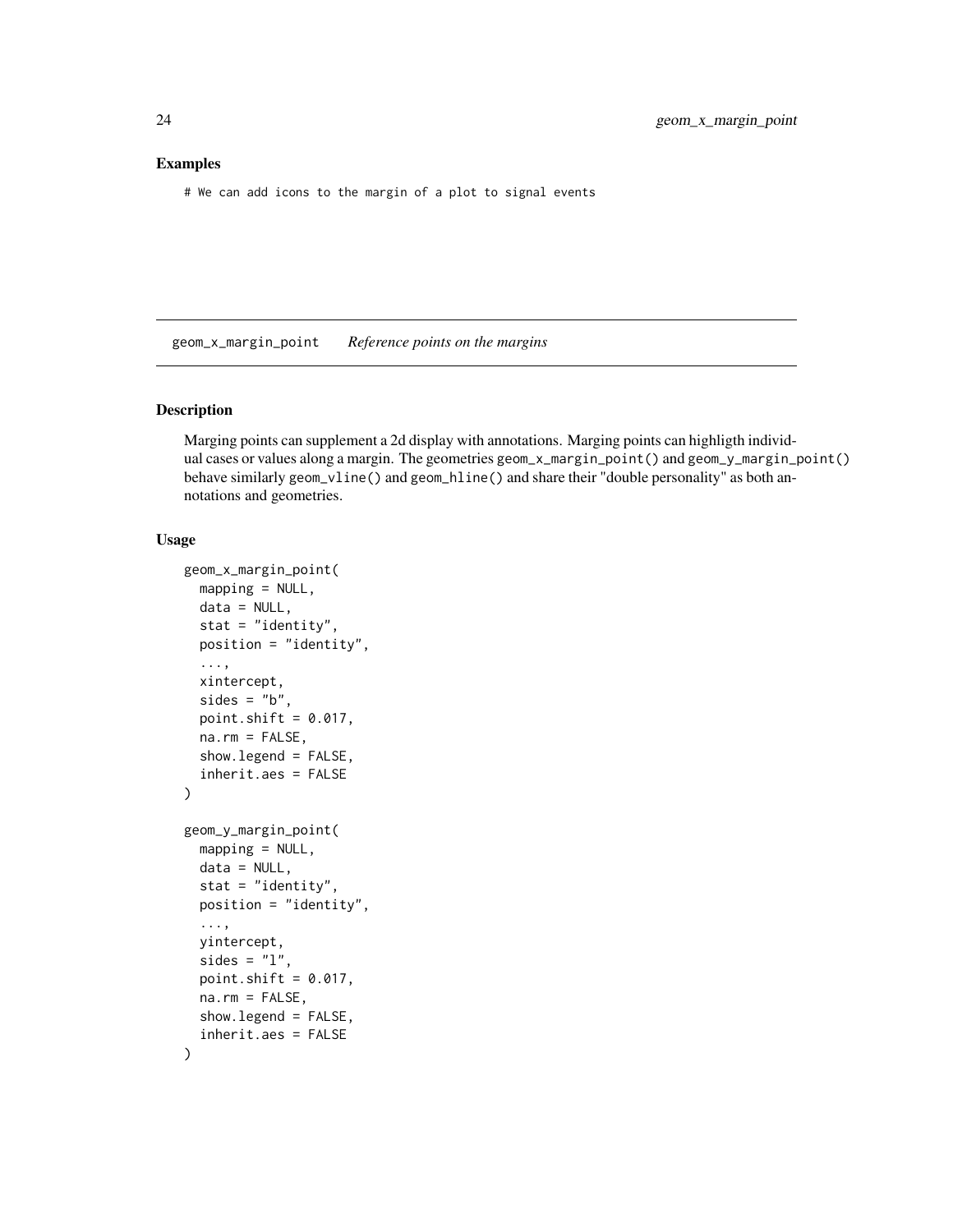## Examples

```
# We can add icons to the margin of a plot to signal events
```

---

## geom_x_margin_point    *Reference points on the margins*

### Description

Marging points can supplement a 2d display with annotations. Marging points can highligth individual cases or values along a margin. The geometries `geom_x_margin_point()` and `geom_y_margin_point()` behave similarly `geom_vline()` and `geom_hline()` and share their "double personality" as both annotations and geometries.

### Usage

```
geom_x_margin_point(
  mapping = NULL,
  data = NULL,
  stat = "identity",
  position = "identity",
  ...,
  xintercept,
  sides = "b",
  point.shift = 0.017,
  na.rm = FALSE,
  show.legend = FALSE,
  inherit.aes = FALSE
)

geom_y_margin_point(
  mapping = NULL,
  data = NULL,
  stat = "identity",
  position = "identity",
  ...,
  yintercept,
  sides = "l",
  point.shift = 0.017,
  na.rm = FALSE,
  show.legend = FALSE,
  inherit.aes = FALSE
)
```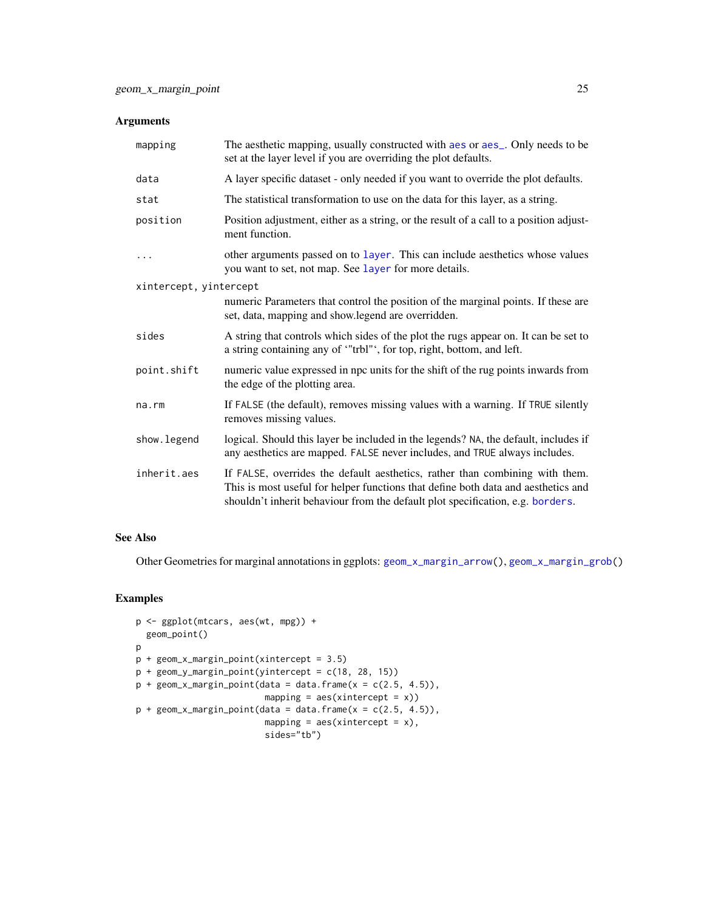## Arguments

| | |
|---|---|
| `mapping` | The aesthetic mapping, usually constructed with aes or aes_. Only needs to be set at the layer level if you are overriding the plot defaults. |
| `data` | A layer specific dataset - only needed if you want to override the plot defaults. |
| `stat` | The statistical transformation to use on the data for this layer, as a string. |
| `position` | Position adjustment, either as a string, or the result of a call to a position adjustment function. |
| `...` | other arguments passed on to layer. This can include aesthetics whose values you want to set, not map. See layer for more details. |
| `xintercept, yintercept` | numeric Parameters that control the position of the marginal points. If these are set, data, mapping and show.legend are overridden. |
| `sides` | A string that controls which sides of the plot the rugs appear on. It can be set to a string containing any of '"trbl"', for top, right, bottom, and left. |
| `point.shift` | numeric value expressed in npc units for the shift of the rug points inwards from the edge of the plotting area. |
| `na.rm` | If FALSE (the default), removes missing values with a warning. If TRUE silently removes missing values. |
| `show.legend` | logical. Should this layer be included in the legends? NA, the default, includes if any aesthetics are mapped. FALSE never includes, and TRUE always includes. |
| `inherit.aes` | If FALSE, overrides the default aesthetics, rather than combining with them. This is most useful for helper functions that define both data and aesthetics and shouldn't inherit behaviour from the default plot specification, e.g. borders. |

## See Also

Other Geometries for marginal annotations in ggplots: geom_x_margin_arrow(), geom_x_margin_grob()

## Examples

```
p <- ggplot(mtcars, aes(wt, mpg)) +
  geom_point()
p
p + geom_x_margin_point(xintercept = 3.5)
p + geom_y_margin_point(yintercept = c(18, 28, 15))
p + geom_x_margin_point(data = data.frame(x = c(2.5, 4.5)),
                        mapping = aes(xintercept = x))
p + geom_x_margin_point(data = data.frame(x = c(2.5, 4.5)),
                        mapping = aes(xintercept = x),
                        sides="tb")
```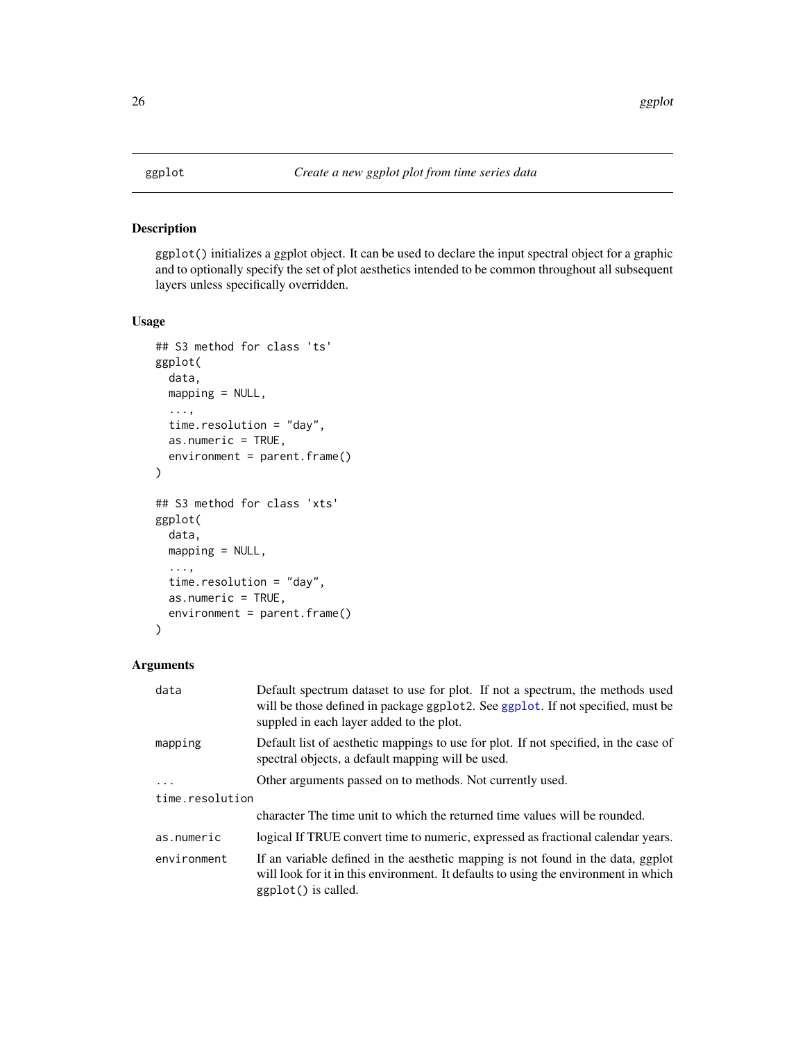ggplot *Create a new ggplot plot from time series data*

## Description

ggplot() initializes a ggplot object. It can be used to declare the input spectral object for a graphic and to optionally specify the set of plot aesthetics intended to be common throughout all subsequent layers unless specifically overridden.

## Usage

```
## S3 method for class 'ts'
ggplot(
  data,
  mapping = NULL,
  ...,
  time.resolution = "day",
  as.numeric = TRUE,
  environment = parent.frame()
)

## S3 method for class 'xts'
ggplot(
  data,
  mapping = NULL,
  ...,
  time.resolution = "day",
  as.numeric = TRUE,
  environment = parent.frame()
)
```

## Arguments

| | |
|---|---|
| `data` | Default spectrum dataset to use for plot. If not a spectrum, the methods used will be those defined in package ggplot2. See ggplot. If not specified, must be suppled in each layer added to the plot. |
| `mapping` | Default list of aesthetic mappings to use for plot. If not specified, in the case of spectral objects, a default mapping will be used. |
| `...` | Other arguments passed on to methods. Not currently used. |
| `time.resolution` | character The time unit to which the returned time values will be rounded. |
| `as.numeric` | logical If TRUE convert time to numeric, expressed as fractional calendar years. |
| `environment` | If an variable defined in the aesthetic mapping is not found in the data, ggplot will look for it in this environment. It defaults to using the environment in which ggplot() is called. |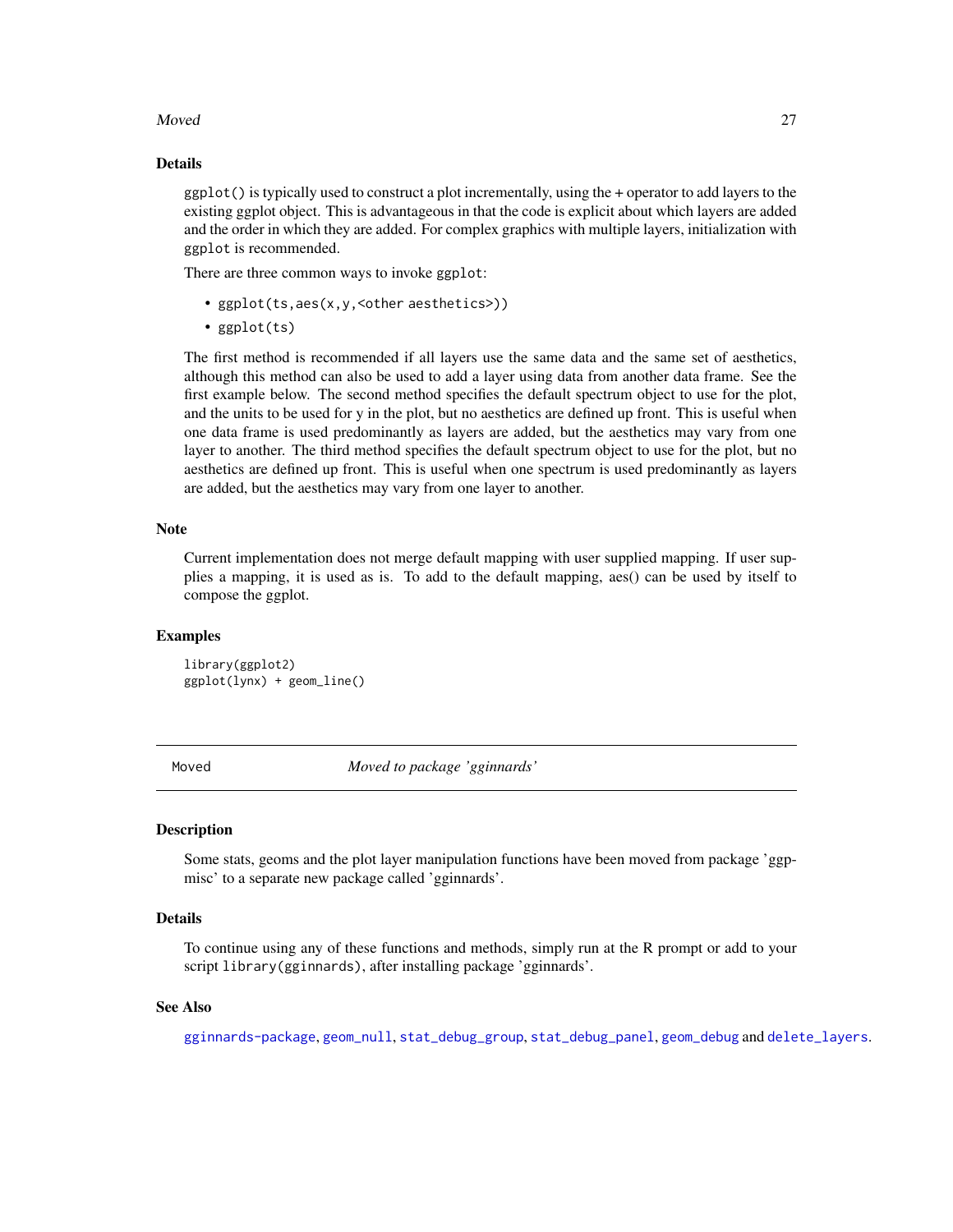### Details

ggplot() is typically used to construct a plot incrementally, using the + operator to add layers to the existing ggplot object. This is advantageous in that the code is explicit about which layers are added and the order in which they are added. For complex graphics with multiple layers, initialization with ggplot is recommended.

There are three common ways to invoke ggplot:

- ggplot(ts,aes(x,y,<other aesthetics>))
- ggplot(ts)

The first method is recommended if all layers use the same data and the same set of aesthetics, although this method can also be used to add a layer using data from another data frame. See the first example below. The second method specifies the default spectrum object to use for the plot, and the units to be used for y in the plot, but no aesthetics are defined up front. This is useful when one data frame is used predominantly as layers are added, but the aesthetics may vary from one layer to another. The third method specifies the default spectrum object to use for the plot, but no aesthetics are defined up front. This is useful when one spectrum is used predominantly as layers are added, but the aesthetics may vary from one layer to another.

### Note

Current implementation does not merge default mapping with user supplied mapping. If user supplies a mapping, it is used as is. To add to the default mapping, aes() can be used by itself to compose the ggplot.

### Examples

```
library(ggplot2)
ggplot(lynx) + geom_line()
```

---

## Moved — *Moved to package 'gginnards'*

### Description

Some stats, geoms and the plot layer manipulation functions have been moved from package 'ggpmisc' to a separate new package called 'gginnards'.

### Details

To continue using any of these functions and methods, simply run at the R prompt or add to your script library(gginnards), after installing package 'gginnards'.

### See Also

gginnards-package, geom_null, stat_debug_group, stat_debug_panel, geom_debug and delete_layers.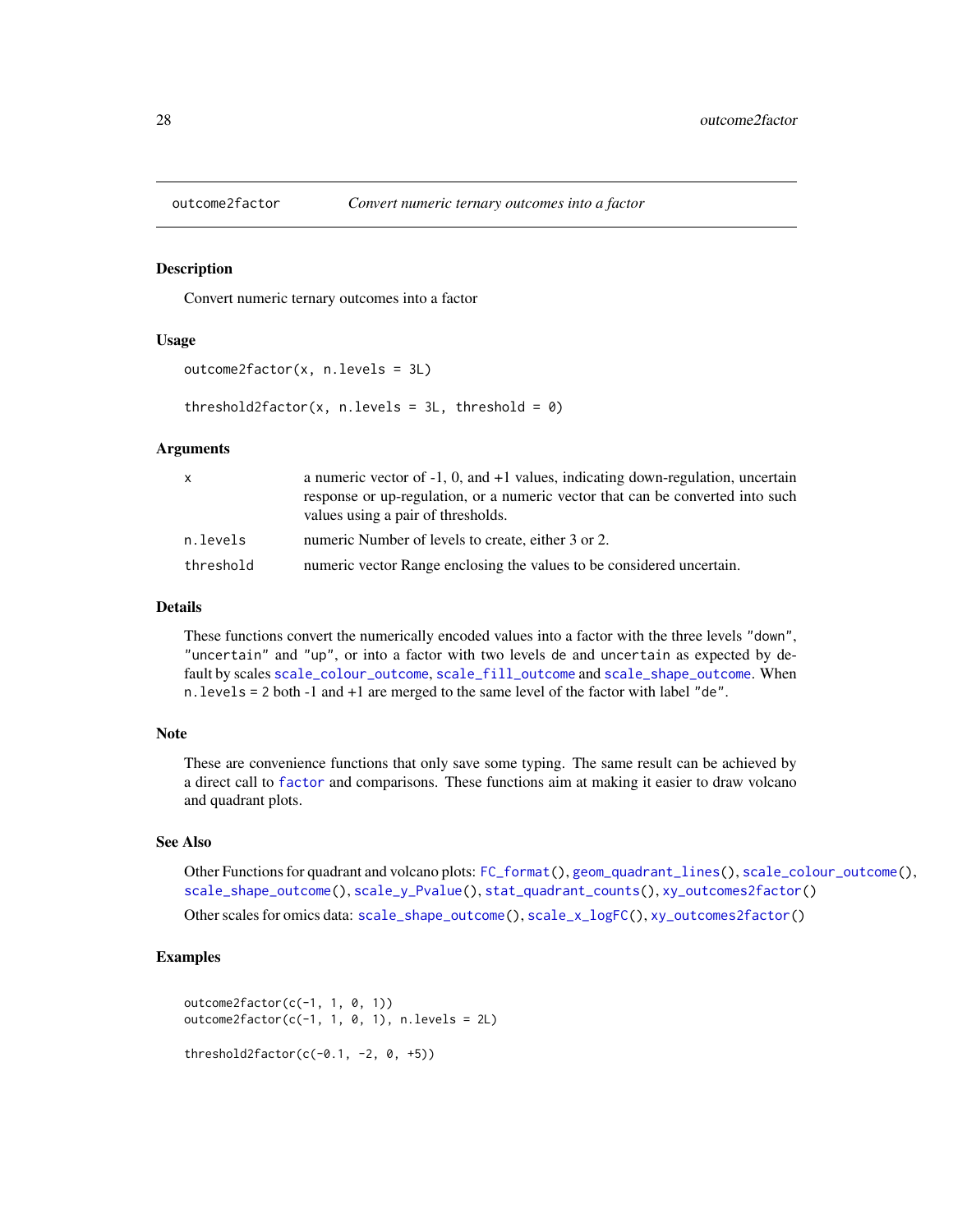## outcome2factor — *Convert numeric ternary outcomes into a factor*

### Description

Convert numeric ternary outcomes into a factor

### Usage

```
outcome2factor(x, n.levels = 3L)

threshold2factor(x, n.levels = 3L, threshold = 0)
```

### Arguments

| | |
|---|---|
| `x` | a numeric vector of -1, 0, and +1 values, indicating down-regulation, uncertain response or up-regulation, or a numeric vector that can be converted into such values using a pair of thresholds. |
| `n.levels` | numeric Number of levels to create, either 3 or 2. |
| `threshold` | numeric vector Range enclosing the values to be considered uncertain. |

### Details

These functions convert the numerically encoded values into a factor with the three levels `"down"`, `"uncertain"` and `"up"`, or into a factor with two levels `de` and `uncertain` as expected by default by scales `scale_colour_outcome`, `scale_fill_outcome` and `scale_shape_outcome`. When `n.levels = 2` both -1 and +1 are merged to the same level of the factor with label `"de"`.

### Note

These are convenience functions that only save some typing. The same result can be achieved by a direct call to `factor` and comparisons. These functions aim at making it easier to draw volcano and quadrant plots.

### See Also

Other Functions for quadrant and volcano plots: `FC_format()`, `geom_quadrant_lines()`, `scale_colour_outcome()`, `scale_shape_outcome()`, `scale_y_Pvalue()`, `stat_quadrant_counts()`, `xy_outcomes2factor()`

Other scales for omics data: `scale_shape_outcome()`, `scale_x_logFC()`, `xy_outcomes2factor()`

### Examples

```
outcome2factor(c(-1, 1, 0, 1))
outcome2factor(c(-1, 1, 0, 1), n.levels = 2L)

threshold2factor(c(-0.1, -2, 0, +5))
```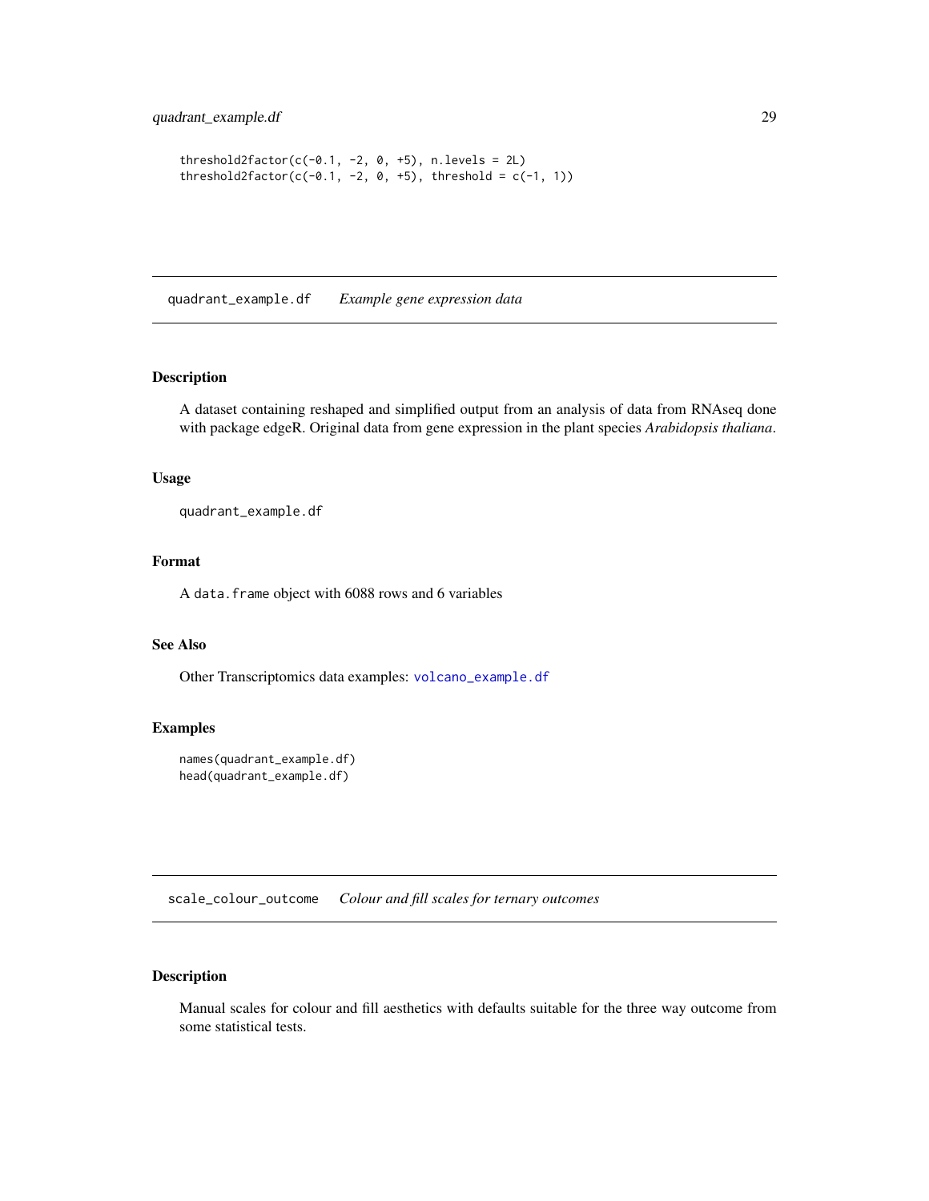```
threshold2factor(c(-0.1, -2, 0, +5), n.levels = 2L)
threshold2factor(c(-0.1, -2, 0, +5), threshold = c(-1, 1))
```

## quadrant_example.df    *Example gene expression data*

### Description

A dataset containing reshaped and simplified output from an analysis of data from RNAseq done with package edgeR. Original data from gene expression in the plant species *Arabidopsis thaliana*.

### Usage

```
quadrant_example.df
```

### Format

A `data.frame` object with 6088 rows and 6 variables

### See Also

Other Transcriptomics data examples: `volcano_example.df`

### Examples

```
names(quadrant_example.df)
head(quadrant_example.df)
```

## scale_colour_outcome    *Colour and fill scales for ternary outcomes*

### Description

Manual scales for colour and fill aesthetics with defaults suitable for the three way outcome from some statistical tests.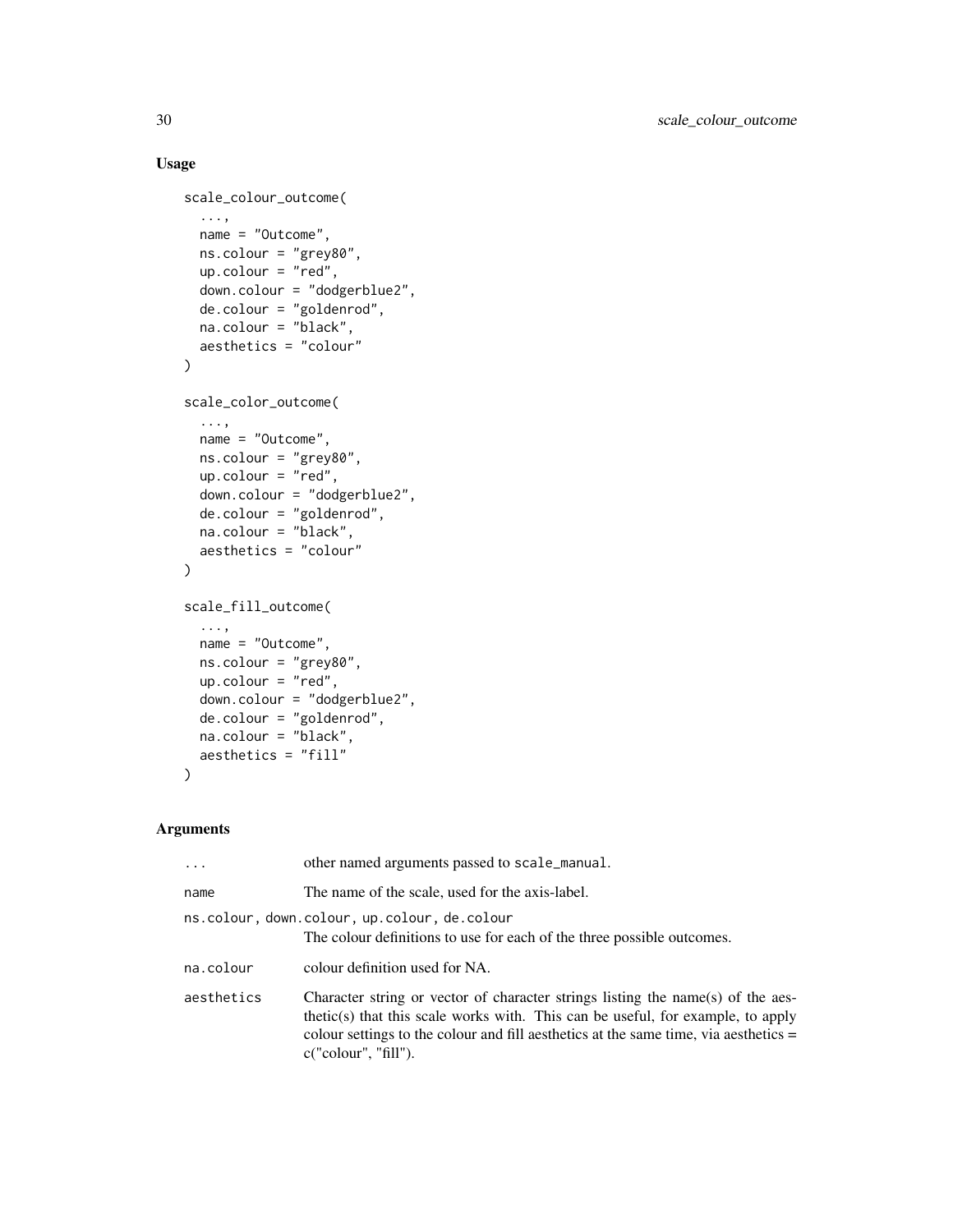## Usage

```
scale_colour_outcome(
  ...,
  name = "Outcome",
  ns.colour = "grey80",
  up.colour = "red",
  down.colour = "dodgerblue2",
  de.colour = "goldenrod",
  na.colour = "black",
  aesthetics = "colour"
)

scale_color_outcome(
  ...,
  name = "Outcome",
  ns.colour = "grey80",
  up.colour = "red",
  down.colour = "dodgerblue2",
  de.colour = "goldenrod",
  na.colour = "black",
  aesthetics = "colour"
)

scale_fill_outcome(
  ...,
  name = "Outcome",
  ns.colour = "grey80",
  up.colour = "red",
  down.colour = "dodgerblue2",
  de.colour = "goldenrod",
  na.colour = "black",
  aesthetics = "fill"
)
```

## Arguments

| | |
|---|---|
| `...` | other named arguments passed to `scale_manual`. |
| `name` | The name of the scale, used for the axis-label. |
| `ns.colour, down.colour, up.colour, de.colour` | The colour definitions to use for each of the three possible outcomes. |
| `na.colour` | colour definition used for NA. |
| `aesthetics` | Character string or vector of character strings listing the name(s) of the aesthetic(s) that this scale works with. This can be useful, for example, to apply colour settings to the colour and fill aesthetics at the same time, via aesthetics = c("colour", "fill"). |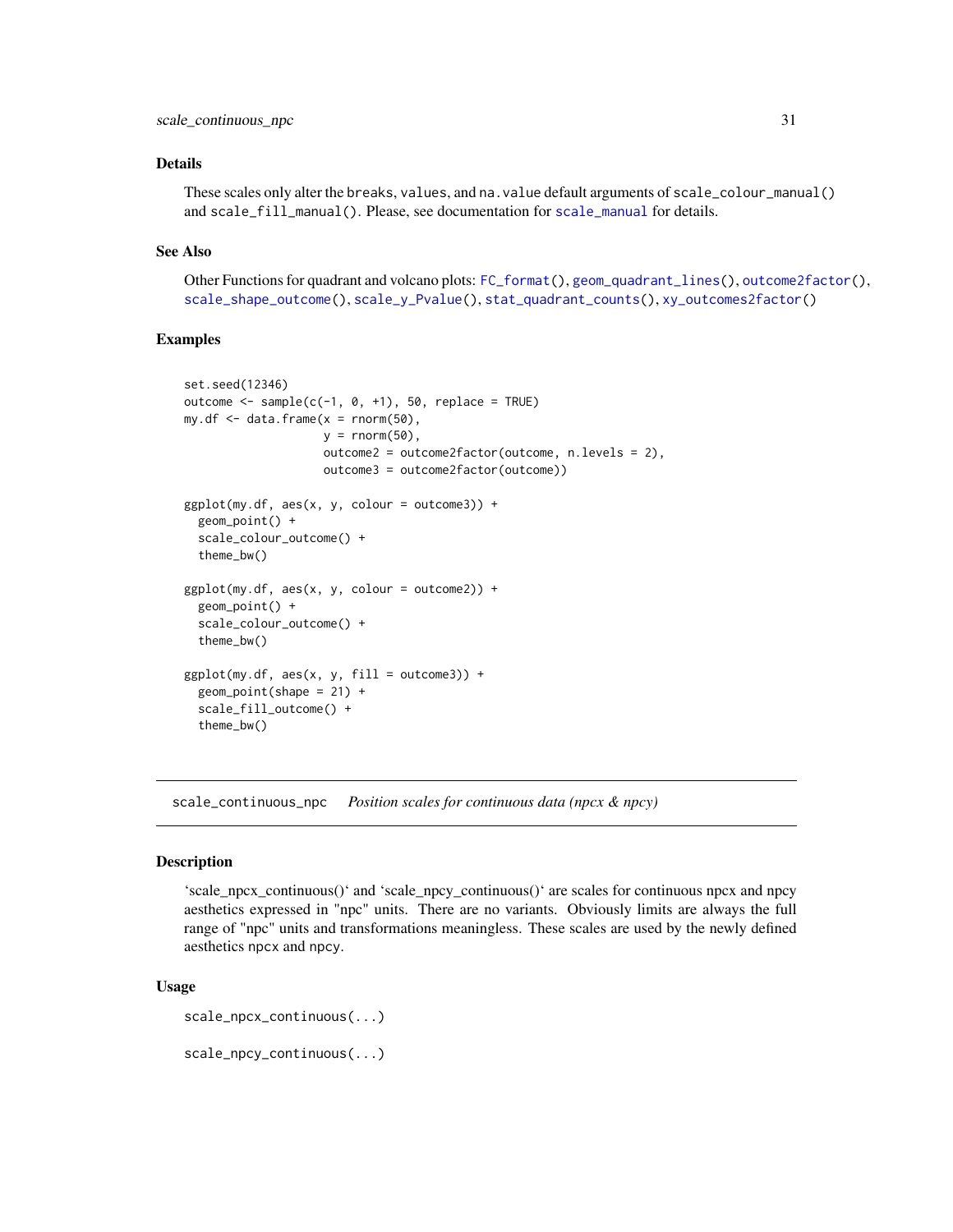## Details

These scales only alter the `breaks`, `values`, and `na.value` default arguments of `scale_colour_manual()` and `scale_fill_manual()`. Please, see documentation for `scale_manual` for details.

## See Also

Other Functions for quadrant and volcano plots: `FC_format()`, `geom_quadrant_lines()`, `outcome2factor()`, `scale_shape_outcome()`, `scale_y_Pvalue()`, `stat_quadrant_counts()`, `xy_outcomes2factor()`

## Examples

```
set.seed(12346)
outcome <- sample(c(-1, 0, +1), 50, replace = TRUE)
my.df <- data.frame(x = rnorm(50),
                    y = rnorm(50),
                    outcome2 = outcome2factor(outcome, n.levels = 2),
                    outcome3 = outcome2factor(outcome))

ggplot(my.df, aes(x, y, colour = outcome3)) +
  geom_point() +
  scale_colour_outcome() +
  theme_bw()

ggplot(my.df, aes(x, y, colour = outcome2)) +
  geom_point() +
  scale_colour_outcome() +
  theme_bw()

ggplot(my.df, aes(x, y, fill = outcome3)) +
  geom_point(shape = 21) +
  scale_fill_outcome() +
  theme_bw()
```

---

# scale_continuous_npc *Position scales for continuous data (npcx & npcy)*

## Description

'scale_npcx_continuous()' and 'scale_npcy_continuous()' are scales for continuous npcx and npcy aesthetics expressed in "npc" units. There are no variants. Obviously limits are always the full range of "npc" units and transformations meaningless. These scales are used by the newly defined aesthetics `npcx` and `npcy`.

## Usage

```
scale_npcx_continuous(...)

scale_npcy_continuous(...)
```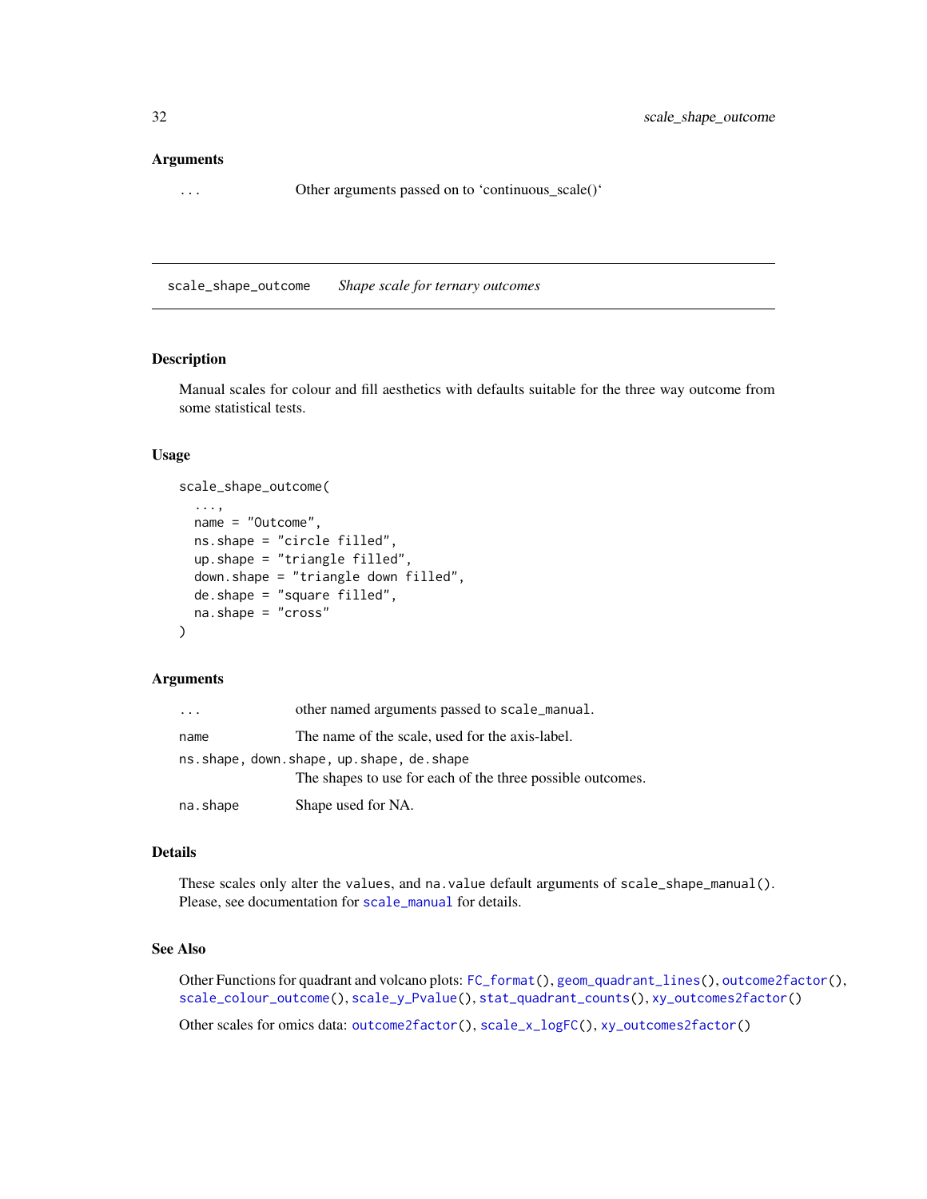### Arguments

| | |
|---|---|
| ... | Other arguments passed on to 'continuous_scale()' |

---

## scale_shape_outcome *Shape scale for ternary outcomes*

### Description

Manual scales for colour and fill aesthetics with defaults suitable for the three way outcome from some statistical tests.

### Usage

```
scale_shape_outcome(
  ...,
  name = "Outcome",
  ns.shape = "circle filled",
  up.shape = "triangle filled",
  down.shape = "triangle down filled",
  de.shape = "square filled",
  na.shape = "cross"
)
```

### Arguments

| | |
|---|---|
| ... | other named arguments passed to `scale_manual`. |
| name | The name of the scale, used for the axis-label. |
| ns.shape, down.shape, up.shape, de.shape | The shapes to use for each of the three possible outcomes. |
| na.shape | Shape used for NA. |

### Details

These scales only alter the `values`, and `na.value` default arguments of `scale_shape_manual()`. Please, see documentation for `scale_manual` for details.

### See Also

Other Functions for quadrant and volcano plots: `FC_format()`, `geom_quadrant_lines()`, `outcome2factor()`, `scale_colour_outcome()`, `scale_y_Pvalue()`, `stat_quadrant_counts()`, `xy_outcomes2factor()`

Other scales for omics data: `outcome2factor()`, `scale_x_logFC()`, `xy_outcomes2factor()`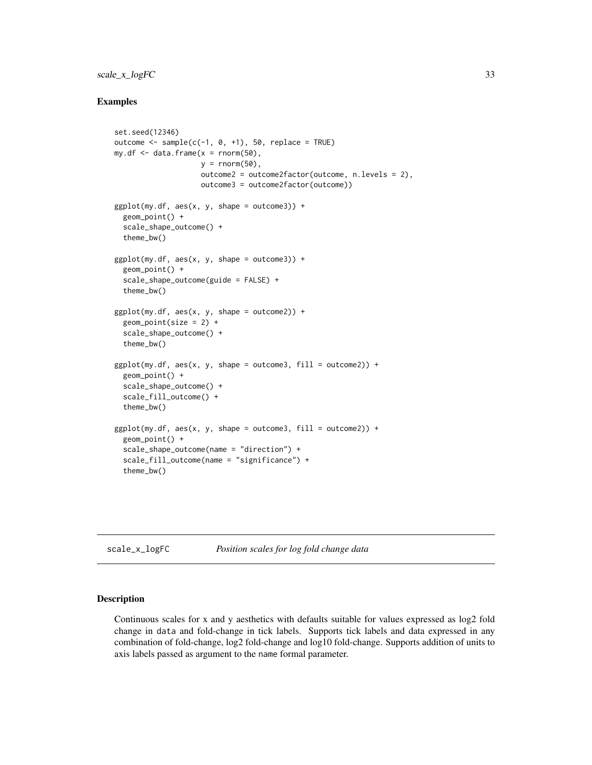## Examples

```
set.seed(12346)
outcome <- sample(c(-1, 0, +1), 50, replace = TRUE)
my.df <- data.frame(x = rnorm(50),
                    y = rnorm(50),
                    outcome2 = outcome2factor(outcome, n.levels = 2),
                    outcome3 = outcome2factor(outcome))

ggplot(my.df, aes(x, y, shape = outcome3)) +
  geom_point() +
  scale_shape_outcome() +
  theme_bw()

ggplot(my.df, aes(x, y, shape = outcome3)) +
  geom_point() +
  scale_shape_outcome(guide = FALSE) +
  theme_bw()

ggplot(my.df, aes(x, y, shape = outcome2)) +
  geom_point(size = 2) +
  scale_shape_outcome() +
  theme_bw()

ggplot(my.df, aes(x, y, shape = outcome3, fill = outcome2)) +
  geom_point() +
  scale_shape_outcome() +
  scale_fill_outcome() +
  theme_bw()

ggplot(my.df, aes(x, y, shape = outcome3, fill = outcome2)) +
  geom_point() +
  scale_shape_outcome(name = "direction") +
  scale_fill_outcome(name = "significance") +
  theme_bw()
```

---

# scale_x_logFC — *Position scales for log fold change data*

---

## Description

Continuous scales for x and y aesthetics with defaults suitable for values expressed as log2 fold change in `data` and fold-change in tick labels. Supports tick labels and data expressed in any combination of fold-change, log2 fold-change and log10 fold-change. Supports addition of units to axis labels passed as argument to the `name` formal parameter.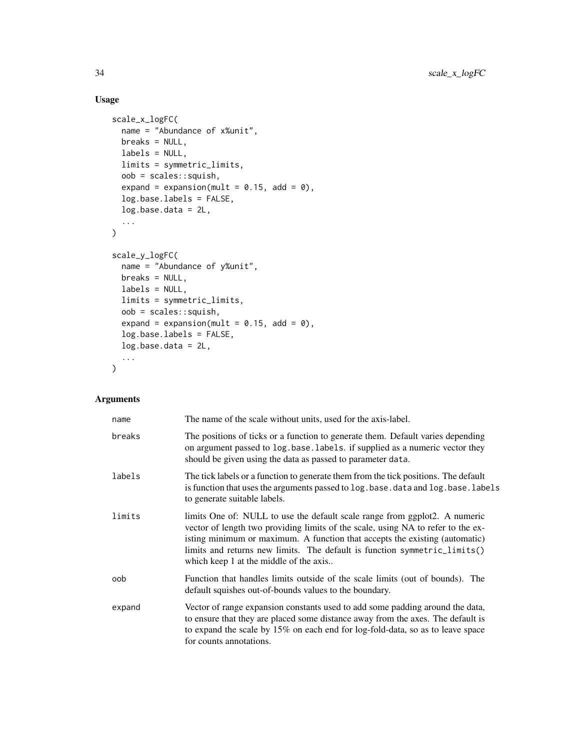## Usage

```
scale_x_logFC(
  name = "Abundance of x%unit",
  breaks = NULL,
  labels = NULL,
  limits = symmetric_limits,
  oob = scales::squish,
  expand = expansion(mult = 0.15, add = 0),
  log.base.labels = FALSE,
  log.base.data = 2L,
  ...
)

scale_y_logFC(
  name = "Abundance of y%unit",
  breaks = NULL,
  labels = NULL,
  limits = symmetric_limits,
  oob = scales::squish,
  expand = expansion(mult = 0.15, add = 0),
  log.base.labels = FALSE,
  log.base.data = 2L,
  ...
)
```

## Arguments

| | |
|---|---|
| name | The name of the scale without units, used for the axis-label. |
| breaks | The positions of ticks or a function to generate them. Default varies depending on argument passed to `log.base.labels`. if supplied as a numeric vector they should be given using the data as passed to parameter `data`. |
| labels | The tick labels or a function to generate them from the tick positions. The default is function that uses the arguments passed to `log.base.data` and `log.base.labels` to generate suitable labels. |
| limits | limits One of: NULL to use the default scale range from ggplot2. A numeric vector of length two providing limits of the scale, using NA to refer to the existing minimum or maximum. A function that accepts the existing (automatic) limits and returns new limits. The default is function `symmetric_limits()` which keep 1 at the middle of the axis.. |
| oob | Function that handles limits outside of the scale limits (out of bounds). The default squishes out-of-bounds values to the boundary. |
| expand | Vector of range expansion constants used to add some padding around the data, to ensure that they are placed some distance away from the axes. The default is to expand the scale by 15% on each end for log-fold-data, so as to leave space for counts annotations. |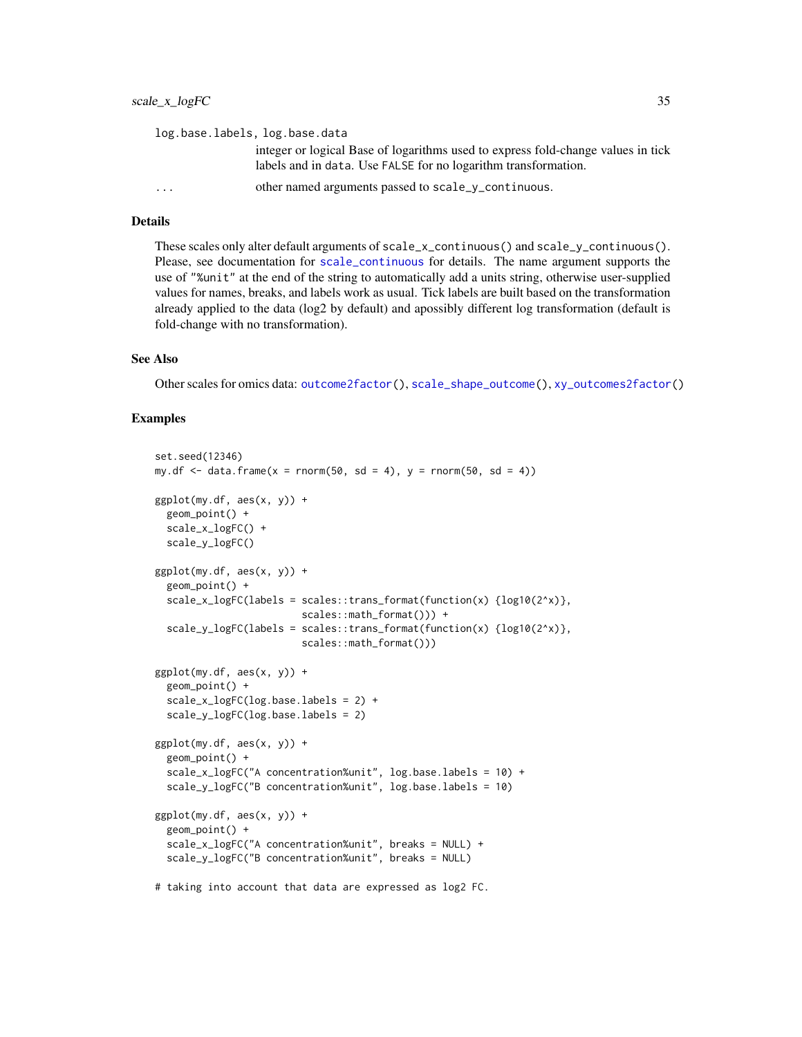log.base.labels, log.base.data

integer or logical Base of logarithms used to express fold-change values in tick labels and in data. Use FALSE for no logarithm transformation.

... other named arguments passed to scale_y_continuous.

## Details

These scales only alter default arguments of scale_x_continuous() and scale_y_continuous(). Please, see documentation for scale_continuous for details. The name argument supports the use of "%unit" at the end of the string to automatically add a units string, otherwise user-supplied values for names, breaks, and labels work as usual. Tick labels are built based on the transformation already applied to the data (log2 by default) and apossibly different log transformation (default is fold-change with no transformation).

## See Also

Other scales for omics data: outcome2factor(), scale_shape_outcome(), xy_outcomes2factor()

## Examples

```
set.seed(12346)
my.df <- data.frame(x = rnorm(50, sd = 4), y = rnorm(50, sd = 4))

ggplot(my.df, aes(x, y)) +
  geom_point() +
  scale_x_logFC() +
  scale_y_logFC()

ggplot(my.df, aes(x, y)) +
  geom_point() +
  scale_x_logFC(labels = scales::trans_format(function(x) {log10(2^x)},
                         scales::math_format())) +
  scale_y_logFC(labels = scales::trans_format(function(x) {log10(2^x)},
                         scales::math_format()))

ggplot(my.df, aes(x, y)) +
  geom_point() +
  scale_x_logFC(log.base.labels = 2) +
  scale_y_logFC(log.base.labels = 2)

ggplot(my.df, aes(x, y)) +
  geom_point() +
  scale_x_logFC("A concentration%unit", log.base.labels = 10) +
  scale_y_logFC("B concentration%unit", log.base.labels = 10)

ggplot(my.df, aes(x, y)) +
  geom_point() +
  scale_x_logFC("A concentration%unit", breaks = NULL) +
  scale_y_logFC("B concentration%unit", breaks = NULL)

# taking into account that data are expressed as log2 FC.
```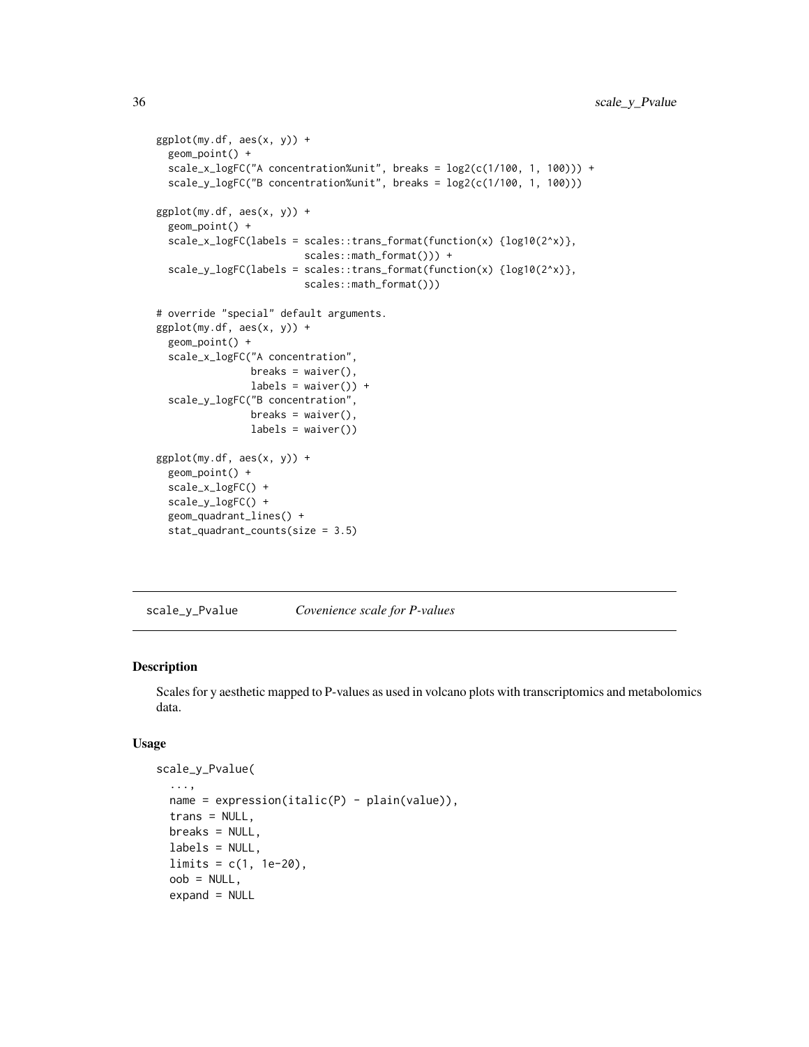```
ggplot(my.df, aes(x, y)) +
  geom_point() +
  scale_x_logFC("A concentration%unit", breaks = log2(c(1/100, 1, 100))) +
  scale_y_logFC("B concentration%unit", breaks = log2(c(1/100, 1, 100)))

ggplot(my.df, aes(x, y)) +
  geom_point() +
  scale_x_logFC(labels = scales::trans_format(function(x) {log10(2^x)},
                         scales::math_format())) +
  scale_y_logFC(labels = scales::trans_format(function(x) {log10(2^x)},
                         scales::math_format()))

# override "special" default arguments.
ggplot(my.df, aes(x, y)) +
  geom_point() +
  scale_x_logFC("A concentration",
                breaks = waiver(),
                labels = waiver()) +
  scale_y_logFC("B concentration",
                breaks = waiver(),
                labels = waiver())

ggplot(my.df, aes(x, y)) +
  geom_point() +
  scale_x_logFC() +
  scale_y_logFC() +
  geom_quadrant_lines() +
  stat_quadrant_counts(size = 3.5)
```

---

## scale_y_Pvalue *Covenience scale for P-values*

### Description

Scales for y aesthetic mapped to P-values as used in volcano plots with transcriptomics and metabolomics data.

### Usage

```
scale_y_Pvalue(
  ...,
  name = expression(italic(P) - plain(value)),
  trans = NULL,
  breaks = NULL,
  labels = NULL,
  limits = c(1, 1e-20),
  oob = NULL,
  expand = NULL
```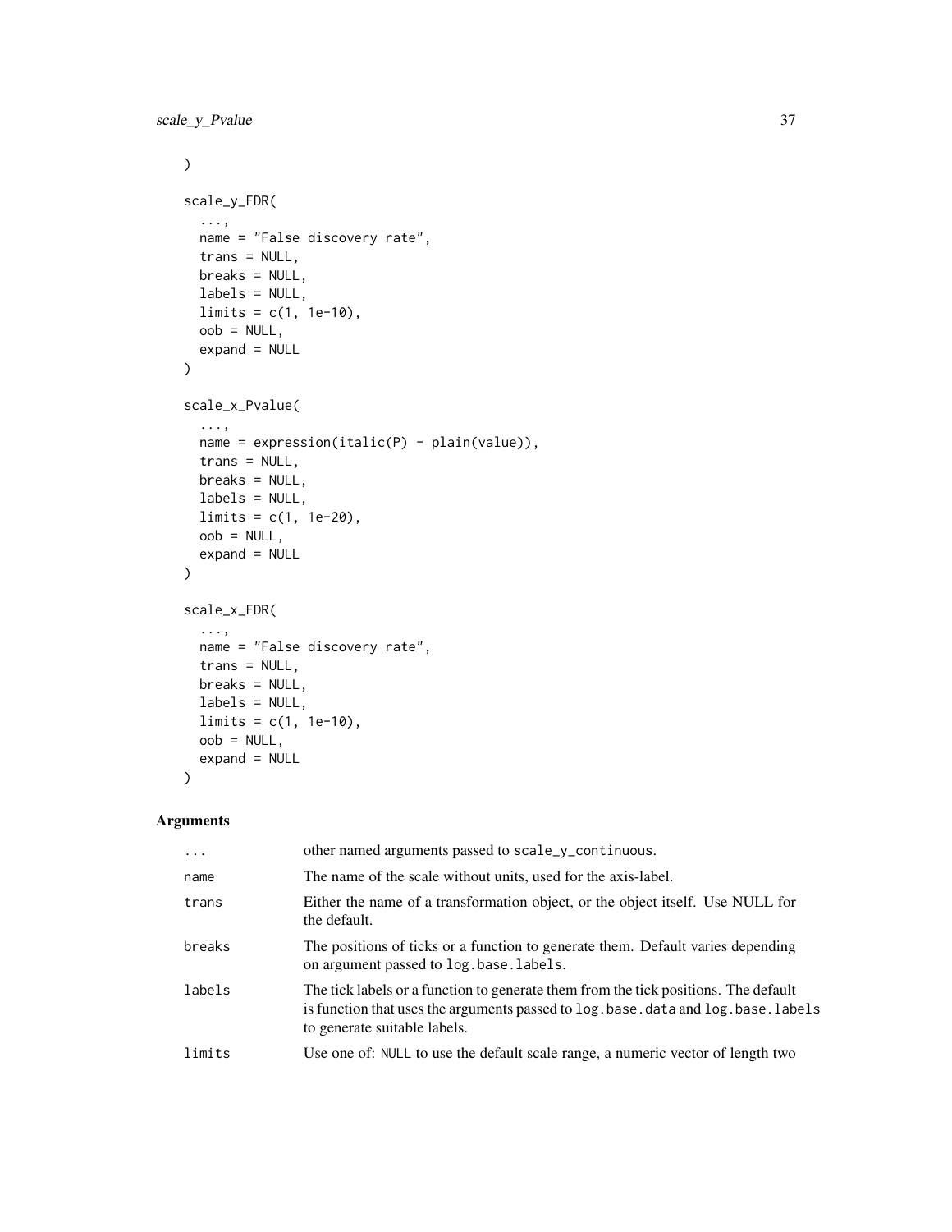```
)

scale_y_FDR(
  ...,
  name = "False discovery rate",
  trans = NULL,
  breaks = NULL,
  labels = NULL,
  limits = c(1, 1e-10),
  oob = NULL,
  expand = NULL
)

scale_x_Pvalue(
  ...,
  name = expression(italic(P) - plain(value)),
  trans = NULL,
  breaks = NULL,
  labels = NULL,
  limits = c(1, 1e-20),
  oob = NULL,
  expand = NULL
)

scale_x_FDR(
  ...,
  name = "False discovery rate",
  trans = NULL,
  breaks = NULL,
  labels = NULL,
  limits = c(1, 1e-10),
  oob = NULL,
  expand = NULL
)
```

## Arguments

| | |
|---|---|
| `...` | other named arguments passed to `scale_y_continuous`. |
| `name` | The name of the scale without units, used for the axis-label. |
| `trans` | Either the name of a transformation object, or the object itself. Use NULL for the default. |
| `breaks` | The positions of ticks or a function to generate them. Default varies depending on argument passed to `log.base.labels`. |
| `labels` | The tick labels or a function to generate them from the tick positions. The default is function that uses the arguments passed to `log.base.data` and `log.base.labels` to generate suitable labels. |
| `limits` | Use one of: `NULL` to use the default scale range, a numeric vector of length two |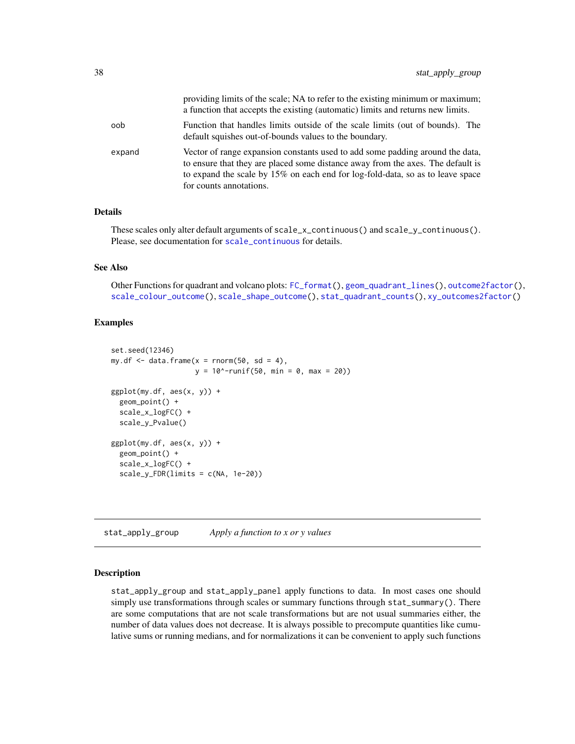| | |
|---|---|
| | providing limits of the scale; NA to refer to the existing minimum or maximum; a function that accepts the existing (automatic) limits and returns new limits. |
| oob | Function that handles limits outside of the scale limits (out of bounds). The default squishes out-of-bounds values to the boundary. |
| expand | Vector of range expansion constants used to add some padding around the data, to ensure that they are placed some distance away from the axes. The default is to expand the scale by 15% on each end for log-fold-data, so as to leave space for counts annotations. |

### Details

These scales only alter default arguments of `scale_x_continuous()` and `scale_y_continuous()`. Please, see documentation for `scale_continuous` for details.

### See Also

Other Functions for quadrant and volcano plots: `FC_format()`, `geom_quadrant_lines()`, `outcome2factor()`, `scale_colour_outcome()`, `scale_shape_outcome()`, `stat_quadrant_counts()`, `xy_outcomes2factor()`

### Examples

```
set.seed(12346)
my.df <- data.frame(x = rnorm(50, sd = 4),
                    y = 10^-runif(50, min = 0, max = 20))

ggplot(my.df, aes(x, y)) +
  geom_point() +
  scale_x_logFC() +
  scale_y_Pvalue()

ggplot(my.df, aes(x, y)) +
  geom_point() +
  scale_x_logFC() +
  scale_y_FDR(limits = c(NA, 1e-20))
```

---

## stat_apply_group &nbsp;&nbsp;&nbsp; *Apply a function to x or y values*

---

### Description

`stat_apply_group` and `stat_apply_panel` apply functions to data. In most cases one should simply use transformations through scales or summary functions through `stat_summary()`. There are some computations that are not scale transformations but are not usual summaries either, the number of data values does not decrease. It is always possible to precompute quantities like cumulative sums or running medians, and for normalizations it can be convenient to apply such functions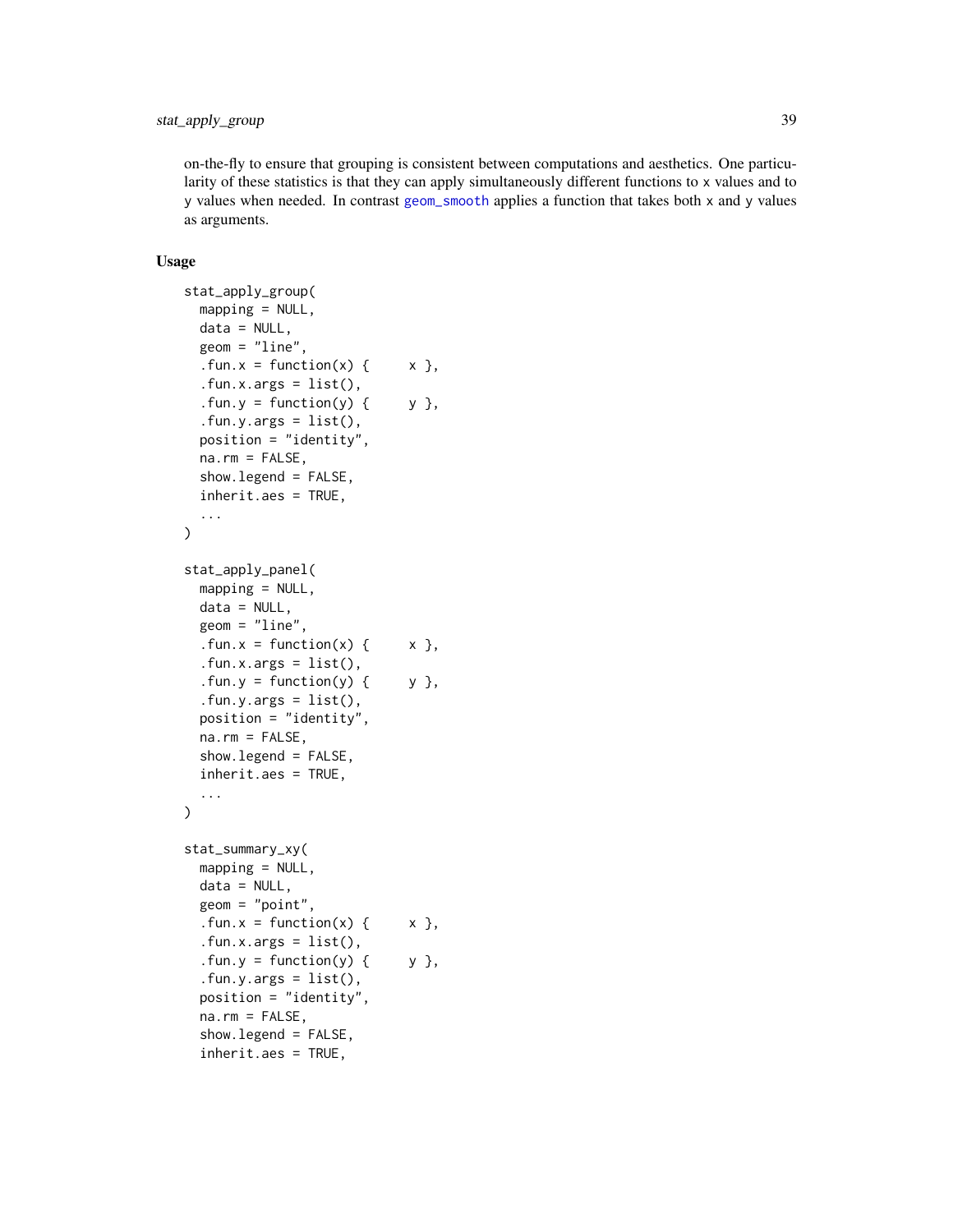on-the-fly to ensure that grouping is consistent between computations and aesthetics. One particularity of these statistics is that they can apply simultaneously different functions to x values and to y values when needed. In contrast geom_smooth applies a function that takes both x and y values as arguments.

## Usage

```
stat_apply_group(
  mapping = NULL,
  data = NULL,
  geom = "line",
  .fun.x = function(x) {     x },
  .fun.x.args = list(),
  .fun.y = function(y) {     y },
  .fun.y.args = list(),
  position = "identity",
  na.rm = FALSE,
  show.legend = FALSE,
  inherit.aes = TRUE,
  ...
)

stat_apply_panel(
  mapping = NULL,
  data = NULL,
  geom = "line",
  .fun.x = function(x) {     x },
  .fun.x.args = list(),
  .fun.y = function(y) {     y },
  .fun.y.args = list(),
  position = "identity",
  na.rm = FALSE,
  show.legend = FALSE,
  inherit.aes = TRUE,
  ...
)

stat_summary_xy(
  mapping = NULL,
  data = NULL,
  geom = "point",
  .fun.x = function(x) {     x },
  .fun.x.args = list(),
  .fun.y = function(y) {     y },
  .fun.y.args = list(),
  position = "identity",
  na.rm = FALSE,
  show.legend = FALSE,
  inherit.aes = TRUE,
```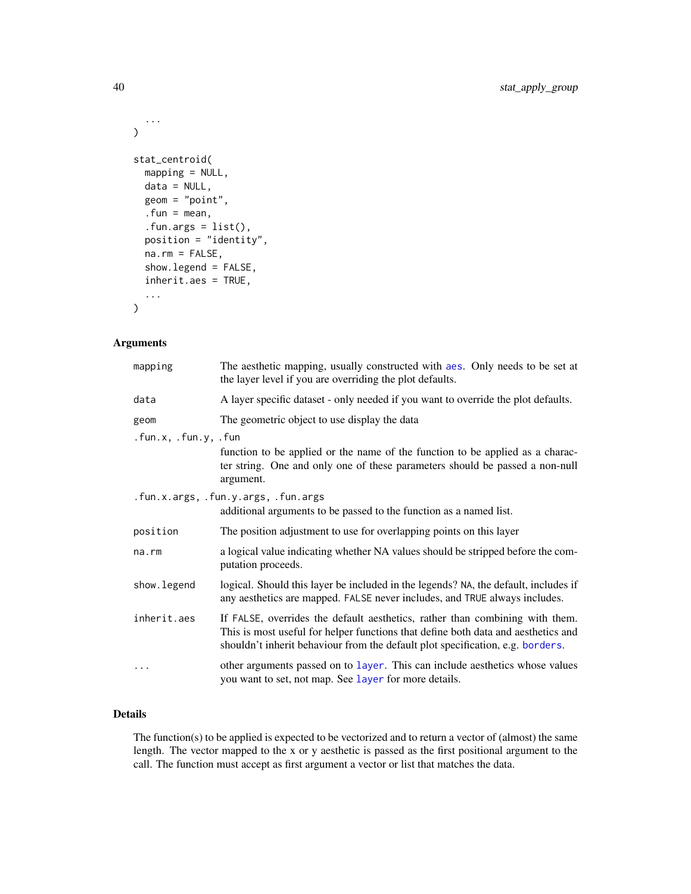```
  ...
)

stat_centroid(
  mapping = NULL,
  data = NULL,
  geom = "point",
  .fun = mean,
  .fun.args = list(),
  position = "identity",
  na.rm = FALSE,
  show.legend = FALSE,
  inherit.aes = TRUE,
  ...
)
```

## Arguments

| | |
|---|---|
| mapping | The aesthetic mapping, usually constructed with aes. Only needs to be set at the layer level if you are overriding the plot defaults. |
| data | A layer specific dataset - only needed if you want to override the plot defaults. |
| geom | The geometric object to use display the data |
| .fun.x, .fun.y, .fun | function to be applied or the name of the function to be applied as a character string. One and only one of these parameters should be passed a non-null argument. |
| .fun.x.args, .fun.y.args, .fun.args | additional arguments to be passed to the function as a named list. |
| position | The position adjustment to use for overlapping points on this layer |
| na.rm | a logical value indicating whether NA values should be stripped before the computation proceeds. |
| show.legend | logical. Should this layer be included in the legends? NA, the default, includes if any aesthetics are mapped. FALSE never includes, and TRUE always includes. |
| inherit.aes | If FALSE, overrides the default aesthetics, rather than combining with them. This is most useful for helper functions that define both data and aesthetics and shouldn't inherit behaviour from the default plot specification, e.g. borders. |
| ... | other arguments passed on to layer. This can include aesthetics whose values you want to set, not map. See layer for more details. |

## Details

The function(s) to be applied is expected to be vectorized and to return a vector of (almost) the same length. The vector mapped to the x or y aesthetic is passed as the first positional argument to the call. The function must accept as first argument a vector or list that matches the data.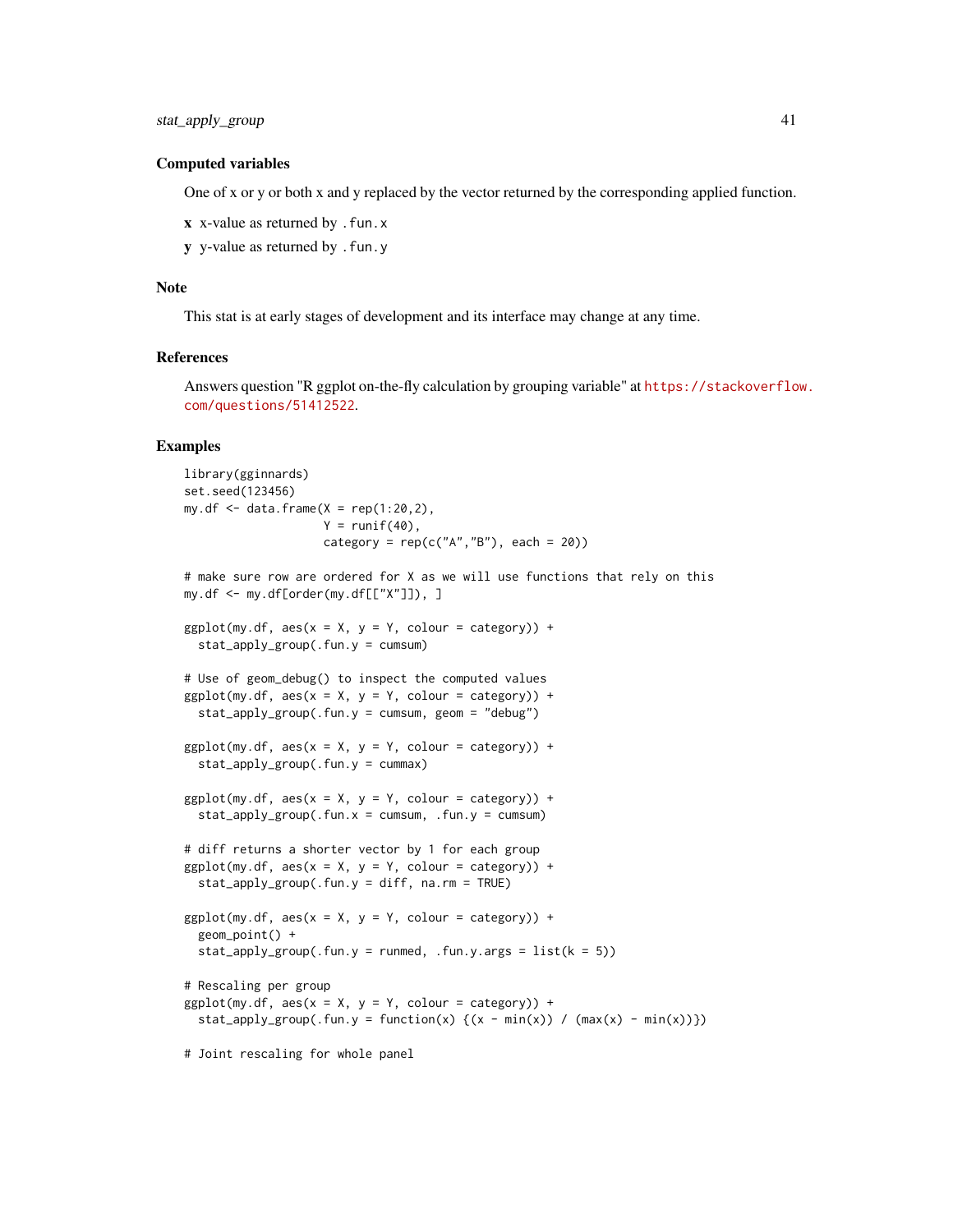### Computed variables

One of x or y or both x and y replaced by the vector returned by the corresponding applied function.

**x** x-value as returned by `.fun.x`

**y** y-value as returned by `.fun.y`

### Note

This stat is at early stages of development and its interface may change at any time.

### References

Answers question "R ggplot on-the-fly calculation by grouping variable" at https://stackoverflow.com/questions/51412522.

### Examples

```
library(gginnards)
set.seed(123456)
my.df <- data.frame(X = rep(1:20,2),
                    Y = runif(40),
                    category = rep(c("A","B"), each = 20))

# make sure row are ordered for X as we will use functions that rely on this
my.df <- my.df[order(my.df[["X"]]), ]

ggplot(my.df, aes(x = X, y = Y, colour = category)) +
  stat_apply_group(.fun.y = cumsum)

# Use of geom_debug() to inspect the computed values
ggplot(my.df, aes(x = X, y = Y, colour = category)) +
  stat_apply_group(.fun.y = cumsum, geom = "debug")

ggplot(my.df, aes(x = X, y = Y, colour = category)) +
  stat_apply_group(.fun.y = cummax)

ggplot(my.df, aes(x = X, y = Y, colour = category)) +
  stat_apply_group(.fun.x = cumsum, .fun.y = cumsum)

# diff returns a shorter vector by 1 for each group
ggplot(my.df, aes(x = X, y = Y, colour = category)) +
  stat_apply_group(.fun.y = diff, na.rm = TRUE)

ggplot(my.df, aes(x = X, y = Y, colour = category)) +
  geom_point() +
  stat_apply_group(.fun.y = runmed, .fun.y.args = list(k = 5))

# Rescaling per group
ggplot(my.df, aes(x = X, y = Y, colour = category)) +
  stat_apply_group(.fun.y = function(x) {(x - min(x)) / (max(x) - min(x))})

# Joint rescaling for whole panel
```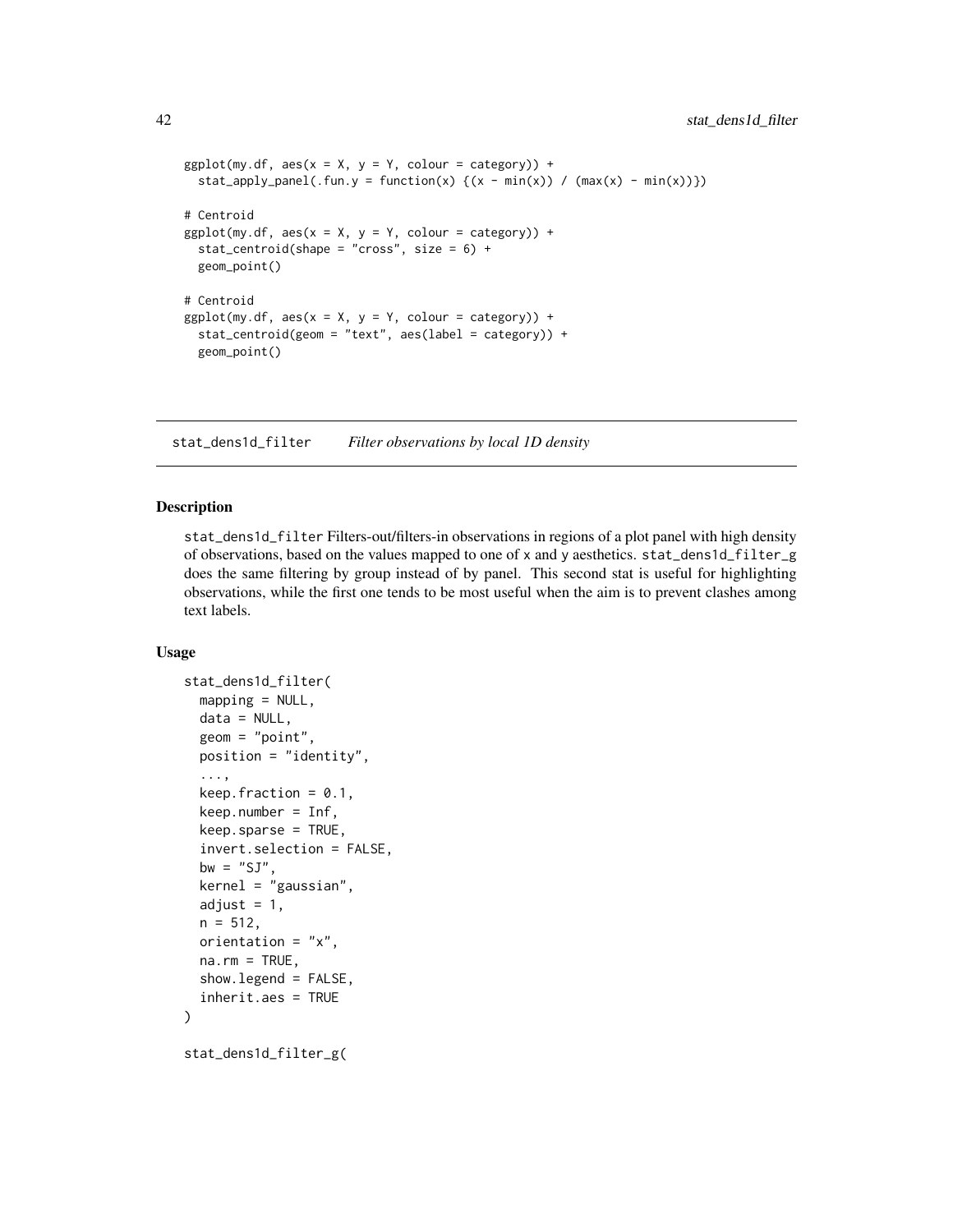```
ggplot(my.df, aes(x = X, y = Y, colour = category)) +
  stat_apply_panel(.fun.y = function(x) {(x - min(x)) / (max(x) - min(x))})

# Centroid
ggplot(my.df, aes(x = X, y = Y, colour = category)) +
  stat_centroid(shape = "cross", size = 6) +
  geom_point()

# Centroid
ggplot(my.df, aes(x = X, y = Y, colour = category)) +
  stat_centroid(geom = "text", aes(label = category)) +
  geom_point()
```

## stat_dens1d_filter *Filter observations by local 1D density*

### Description

stat_dens1d_filter Filters-out/filters-in observations in regions of a plot panel with high density of observations, based on the values mapped to one of x and y aesthetics. stat_dens1d_filter_g does the same filtering by group instead of by panel. This second stat is useful for highlighting observations, while the first one tends to be most useful when the aim is to prevent clashes among text labels.

### Usage

```
stat_dens1d_filter(
  mapping = NULL,
  data = NULL,
  geom = "point",
  position = "identity",
  ...,
  keep.fraction = 0.1,
  keep.number = Inf,
  keep.sparse = TRUE,
  invert.selection = FALSE,
  bw = "SJ",
  kernel = "gaussian",
  adjust = 1,
  n = 512,
  orientation = "x",
  na.rm = TRUE,
  show.legend = FALSE,
  inherit.aes = TRUE
)

stat_dens1d_filter_g(
```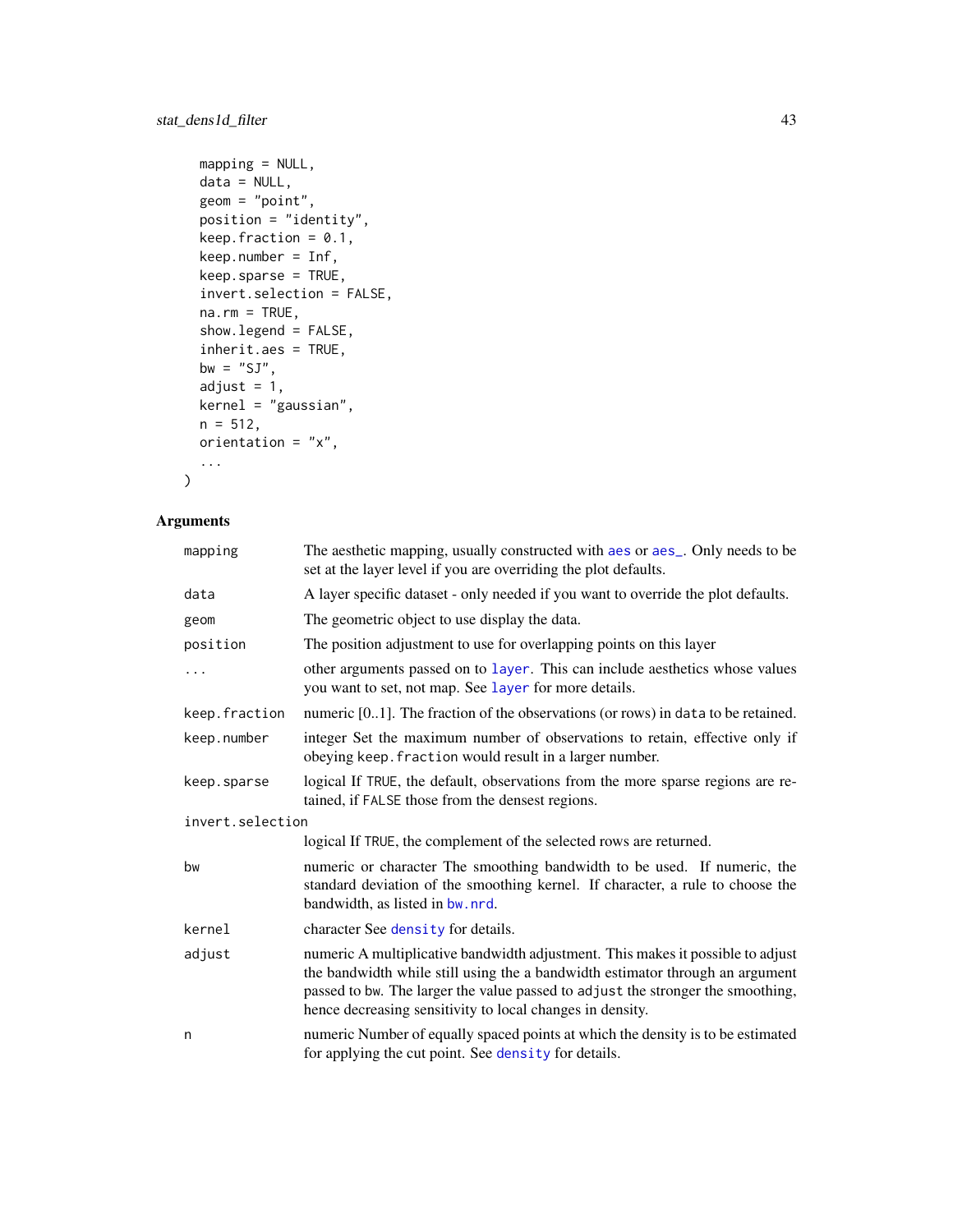```
  mapping = NULL,
  data = NULL,
  geom = "point",
  position = "identity",
  keep.fraction = 0.1,
  keep.number = Inf,
  keep.sparse = TRUE,
  invert.selection = FALSE,
  na.rm = TRUE,
  show.legend = FALSE,
  inherit.aes = TRUE,
  bw = "SJ",
  adjust = 1,
  kernel = "gaussian",
  n = 512,
  orientation = "x",
  ...
)
```

## Arguments

| | |
|---|---|
| `mapping` | The aesthetic mapping, usually constructed with `aes` or `aes_`. Only needs to be set at the layer level if you are overriding the plot defaults. |
| `data` | A layer specific dataset - only needed if you want to override the plot defaults. |
| `geom` | The geometric object to use display the data. |
| `position` | The position adjustment to use for overlapping points on this layer |
| `...` | other arguments passed on to `layer`. This can include aesthetics whose values you want to set, not map. See `layer` for more details. |
| `keep.fraction` | numeric [0..1]. The fraction of the observations (or rows) in `data` to be retained. |
| `keep.number` | integer Set the maximum number of observations to retain, effective only if obeying `keep.fraction` would result in a larger number. |
| `keep.sparse` | logical If `TRUE`, the default, observations from the more sparse regions are retained, if `FALSE` those from the densest regions. |
| `invert.selection` | logical If `TRUE`, the complement of the selected rows are returned. |
| `bw` | numeric or character The smoothing bandwidth to be used. If numeric, the standard deviation of the smoothing kernel. If character, a rule to choose the bandwidth, as listed in `bw.nrd`. |
| `kernel` | character See `density` for details. |
| `adjust` | numeric A multiplicative bandwidth adjustment. This makes it possible to adjust the bandwidth while still using the a bandwidth estimator through an argument passed to bw. The larger the value passed to `adjust` the stronger the smoothing, hence decreasing sensitivity to local changes in density. |
| `n` | numeric Number of equally spaced points at which the density is to be estimated for applying the cut point. See `density` for details. |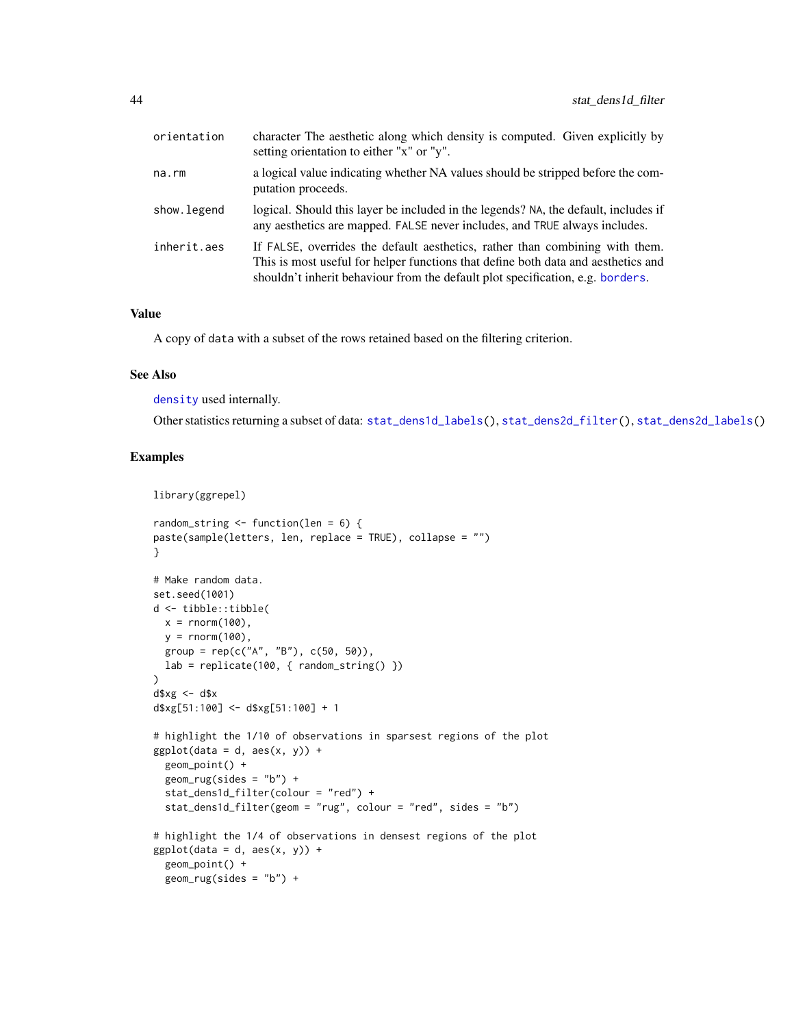| | |
|---|---|
| orientation | character The aesthetic along which density is computed. Given explicitly by setting orientation to either "x" or "y". |
| na.rm | a logical value indicating whether NA values should be stripped before the computation proceeds. |
| show.legend | logical. Should this layer be included in the legends? NA, the default, includes if any aesthetics are mapped. FALSE never includes, and TRUE always includes. |
| inherit.aes | If FALSE, overrides the default aesthetics, rather than combining with them. This is most useful for helper functions that define both data and aesthetics and shouldn't inherit behaviour from the default plot specification, e.g. borders. |

## Value

A copy of data with a subset of the rows retained based on the filtering criterion.

## See Also

density used internally.

Other statistics returning a subset of data: stat_dens1d_labels(), stat_dens2d_filter(), stat_dens2d_labels()

## Examples

```
library(ggrepel)

random_string <- function(len = 6) {
paste(sample(letters, len, replace = TRUE), collapse = "")
}

# Make random data.
set.seed(1001)
d <- tibble::tibble(
  x = rnorm(100),
  y = rnorm(100),
  group = rep(c("A", "B"), c(50, 50)),
  lab = replicate(100, { random_string() })
)
d$xg <- d$x
d$xg[51:100] <- d$xg[51:100] + 1

# highlight the 1/10 of observations in sparsest regions of the plot
ggplot(data = d, aes(x, y)) +
  geom_point() +
  geom_rug(sides = "b") +
  stat_dens1d_filter(colour = "red") +
  stat_dens1d_filter(geom = "rug", colour = "red", sides = "b")

# highlight the 1/4 of observations in densest regions of the plot
ggplot(data = d, aes(x, y)) +
  geom_point() +
  geom_rug(sides = "b") +
```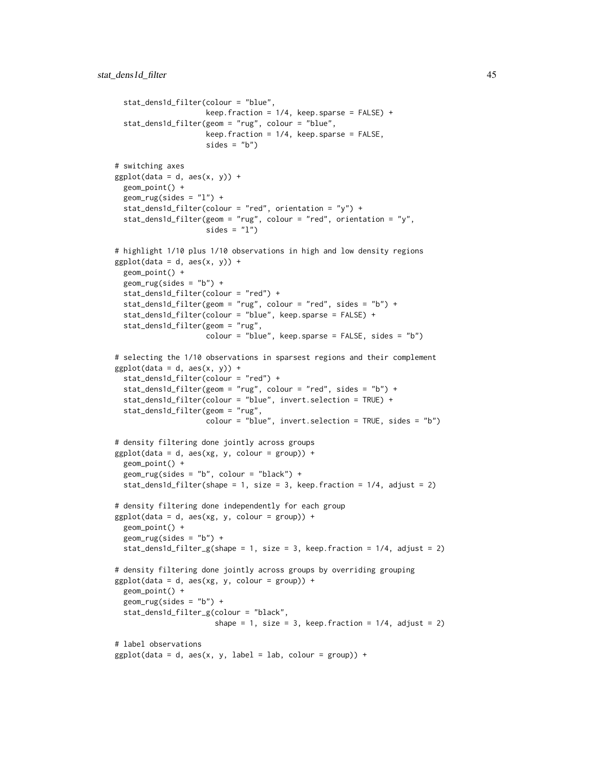```
  stat_dens1d_filter(colour = "blue",
                     keep.fraction = 1/4, keep.sparse = FALSE) +
  stat_dens1d_filter(geom = "rug", colour = "blue",
                     keep.fraction = 1/4, keep.sparse = FALSE,
                     sides = "b")

# switching axes
ggplot(data = d, aes(x, y)) +
  geom_point() +
  geom_rug(sides = "l") +
  stat_dens1d_filter(colour = "red", orientation = "y") +
  stat_dens1d_filter(geom = "rug", colour = "red", orientation = "y",
                     sides = "l")

# highlight 1/10 plus 1/10 observations in high and low density regions
ggplot(data = d, aes(x, y)) +
  geom_point() +
  geom_rug(sides = "b") +
  stat_dens1d_filter(colour = "red") +
  stat_dens1d_filter(geom = "rug", colour = "red", sides = "b") +
  stat_dens1d_filter(colour = "blue", keep.sparse = FALSE) +
  stat_dens1d_filter(geom = "rug",
                     colour = "blue", keep.sparse = FALSE, sides = "b")

# selecting the 1/10 observations in sparsest regions and their complement
ggplot(data = d, aes(x, y)) +
  stat_dens1d_filter(colour = "red") +
  stat_dens1d_filter(geom = "rug", colour = "red", sides = "b") +
  stat_dens1d_filter(colour = "blue", invert.selection = TRUE) +
  stat_dens1d_filter(geom = "rug",
                     colour = "blue", invert.selection = TRUE, sides = "b")

# density filtering done jointly across groups
ggplot(data = d, aes(xg, y, colour = group)) +
  geom_point() +
  geom_rug(sides = "b", colour = "black") +
  stat_dens1d_filter(shape = 1, size = 3, keep.fraction = 1/4, adjust = 2)

# density filtering done independently for each group
ggplot(data = d, aes(xg, y, colour = group)) +
  geom_point() +
  geom_rug(sides = "b") +
  stat_dens1d_filter_g(shape = 1, size = 3, keep.fraction = 1/4, adjust = 2)

# density filtering done jointly across groups by overriding grouping
ggplot(data = d, aes(xg, y, colour = group)) +
  geom_point() +
  geom_rug(sides = "b") +
  stat_dens1d_filter_g(colour = "black",
                       shape = 1, size = 3, keep.fraction = 1/4, adjust = 2)

# label observations
ggplot(data = d, aes(x, y, label = lab, colour = group)) +
```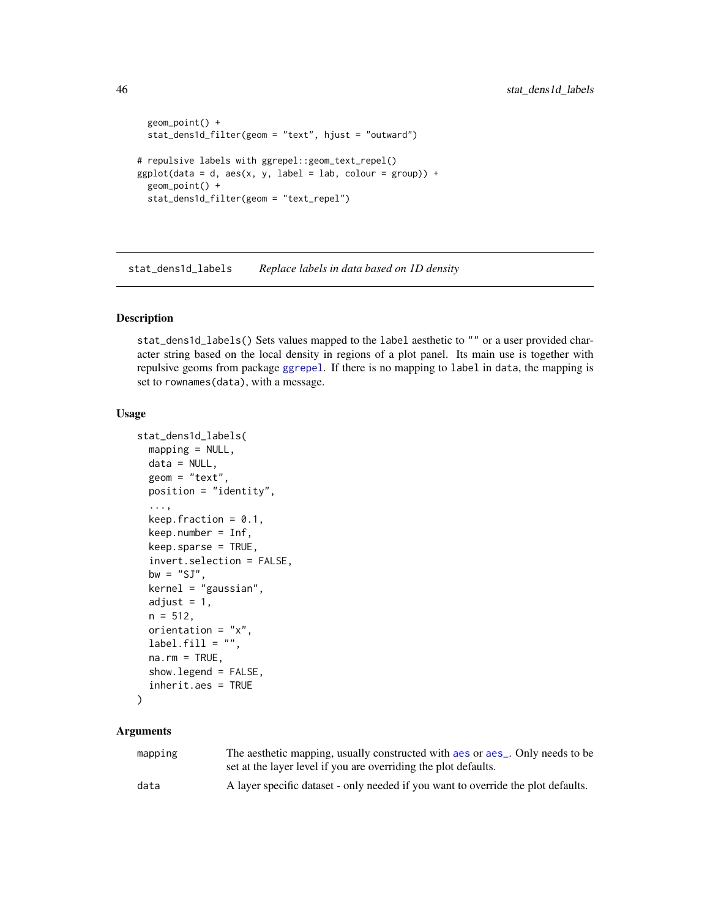```
  geom_point() +
  stat_dens1d_filter(geom = "text", hjust = "outward")

# repulsive labels with ggrepel::geom_text_repel()
ggplot(data = d, aes(x, y, label = lab, colour = group)) +
  geom_point() +
  stat_dens1d_filter(geom = "text_repel")
```

---

## stat_dens1d_labels *Replace labels in data based on 1D density*

---

### Description

`stat_dens1d_labels()` Sets values mapped to the `label` aesthetic to `""` or a user provided character string based on the local density in regions of a plot panel. Its main use is together with repulsive geoms from package ggrepel. If there is no mapping to `label` in `data`, the mapping is set to `rownames(data)`, with a message.

### Usage

```
stat_dens1d_labels(
  mapping = NULL,
  data = NULL,
  geom = "text",
  position = "identity",
  ...,
  keep.fraction = 0.1,
  keep.number = Inf,
  keep.sparse = TRUE,
  invert.selection = FALSE,
  bw = "SJ",
  kernel = "gaussian",
  adjust = 1,
  n = 512,
  orientation = "x",
  label.fill = "",
  na.rm = TRUE,
  show.legend = FALSE,
  inherit.aes = TRUE
)
```

### Arguments

| | |
|---|---|
| `mapping` | The aesthetic mapping, usually constructed with aes or aes_. Only needs to be set at the layer level if you are overriding the plot defaults. |
| `data` | A layer specific dataset - only needed if you want to override the plot defaults. |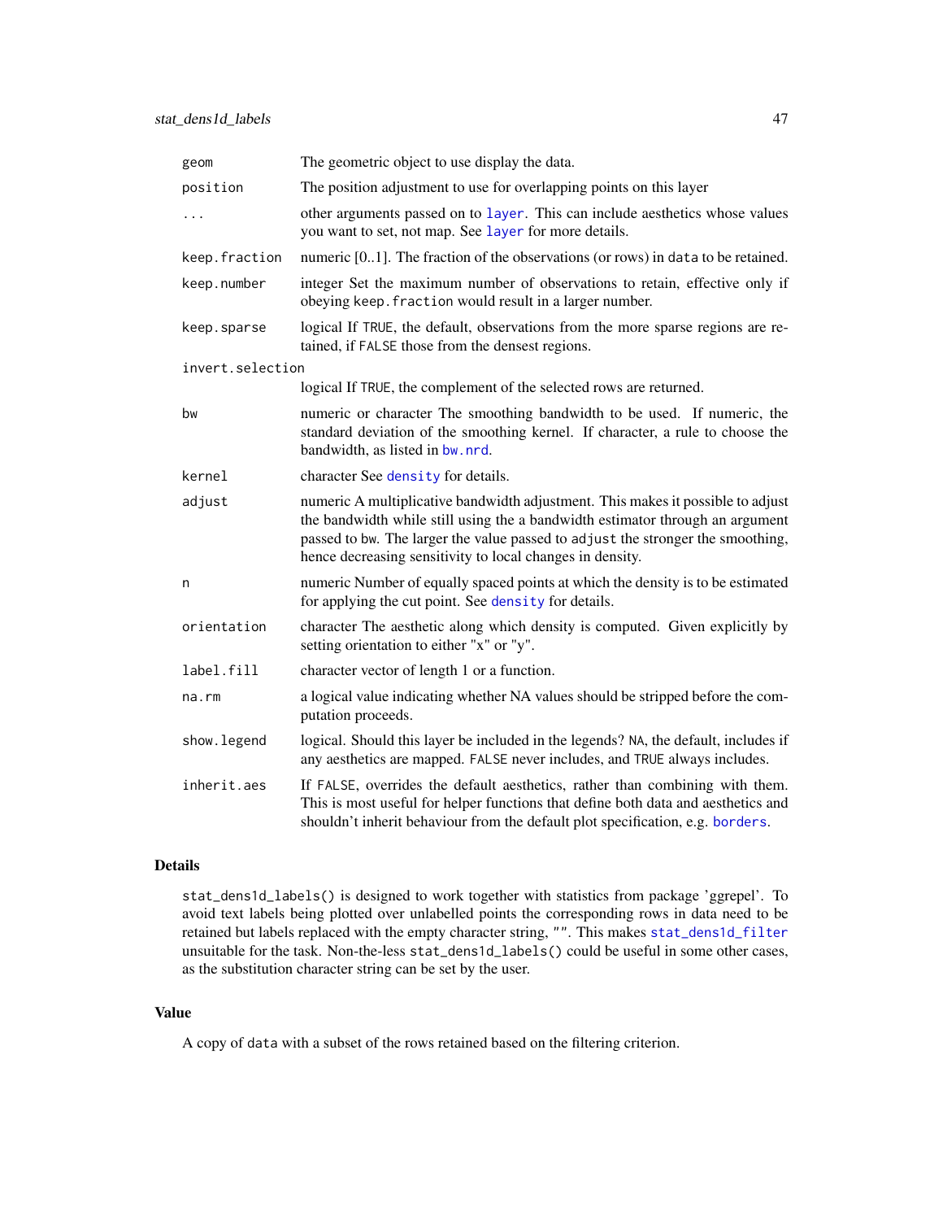| | |
|---|---|
| `geom` | The geometric object to use display the data. |
| `position` | The position adjustment to use for overlapping points on this layer |
| `...` | other arguments passed on to `layer`. This can include aesthetics whose values you want to set, not map. See `layer` for more details. |
| `keep.fraction` | numeric [0..1]. The fraction of the observations (or rows) in `data` to be retained. |
| `keep.number` | integer Set the maximum number of observations to retain, effective only if obeying `keep.fraction` would result in a larger number. |
| `keep.sparse` | logical If `TRUE`, the default, observations from the more sparse regions are retained, if `FALSE` those from the densest regions. |
| `invert.selection` | logical If `TRUE`, the complement of the selected rows are returned. |
| `bw` | numeric or character The smoothing bandwidth to be used. If numeric, the standard deviation of the smoothing kernel. If character, a rule to choose the bandwidth, as listed in `bw.nrd`. |
| `kernel` | character See `density` for details. |
| `adjust` | numeric A multiplicative bandwidth adjustment. This makes it possible to adjust the bandwidth while still using the a bandwidth estimator through an argument passed to `bw`. The larger the value passed to `adjust` the stronger the smoothing, hence decreasing sensitivity to local changes in density. |
| `n` | numeric Number of equally spaced points at which the density is to be estimated for applying the cut point. See `density` for details. |
| `orientation` | character The aesthetic along which density is computed. Given explicitly by setting orientation to either "x" or "y". |
| `label.fill` | character vector of length 1 or a function. |
| `na.rm` | a logical value indicating whether NA values should be stripped before the computation proceeds. |
| `show.legend` | logical. Should this layer be included in the legends? `NA`, the default, includes if any aesthetics are mapped. `FALSE` never includes, and `TRUE` always includes. |
| `inherit.aes` | If `FALSE`, overrides the default aesthetics, rather than combining with them. This is most useful for helper functions that define both data and aesthetics and shouldn't inherit behaviour from the default plot specification, e.g. `borders`. |

## Details

`stat_dens1d_labels()` is designed to work together with statistics from package 'ggrepel'. To avoid text labels being plotted over unlabelled points the corresponding rows in data need to be retained but labels replaced with the empty character string, `""`. This makes `stat_dens1d_filter` unsuitable for the task. Non-the-less `stat_dens1d_labels()` could be useful in some other cases, as the substitution character string can be set by the user.

## Value

A copy of `data` with a subset of the rows retained based on the filtering criterion.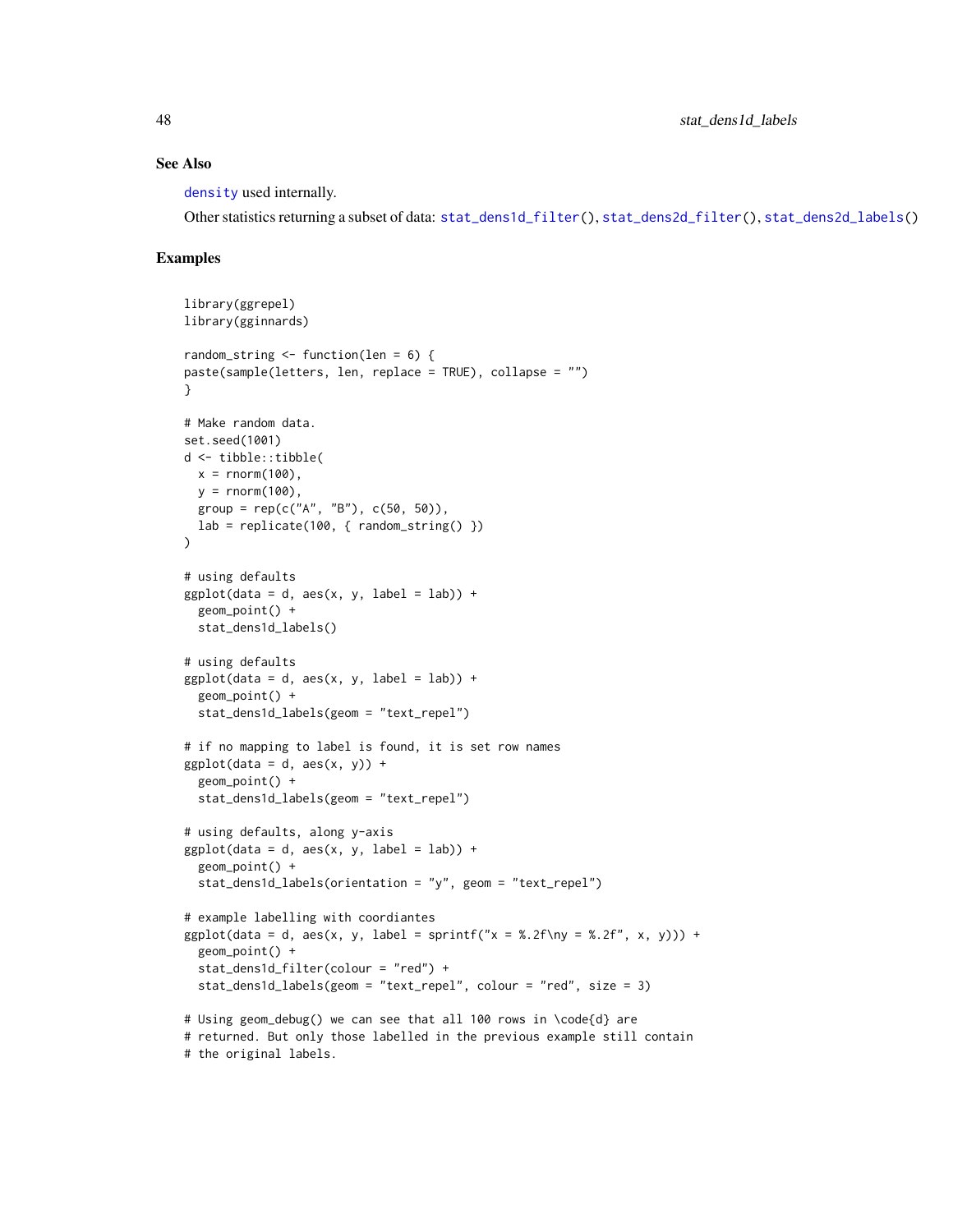## See Also

density used internally.

Other statistics returning a subset of data: stat_dens1d_filter(), stat_dens2d_filter(), stat_dens2d_labels()

## Examples

```
library(ggrepel)
library(gginnards)

random_string <- function(len = 6) {
paste(sample(letters, len, replace = TRUE), collapse = "")
}

# Make random data.
set.seed(1001)
d <- tibble::tibble(
  x = rnorm(100),
  y = rnorm(100),
  group = rep(c("A", "B"), c(50, 50)),
  lab = replicate(100, { random_string() })
)

# using defaults
ggplot(data = d, aes(x, y, label = lab)) +
  geom_point() +
  stat_dens1d_labels()

# using defaults
ggplot(data = d, aes(x, y, label = lab)) +
  geom_point() +
  stat_dens1d_labels(geom = "text_repel")

# if no mapping to label is found, it is set row names
ggplot(data = d, aes(x, y)) +
  geom_point() +
  stat_dens1d_labels(geom = "text_repel")

# using defaults, along y-axis
ggplot(data = d, aes(x, y, label = lab)) +
  geom_point() +
  stat_dens1d_labels(orientation = "y", geom = "text_repel")

# example labelling with coordiantes
ggplot(data = d, aes(x, y, label = sprintf("x = %.2f\ny = %.2f", x, y))) +
  geom_point() +
  stat_dens1d_filter(colour = "red") +
  stat_dens1d_labels(geom = "text_repel", colour = "red", size = 3)

# Using geom_debug() we can see that all 100 rows in \code{d} are
# returned. But only those labelled in the previous example still contain
# the original labels.
```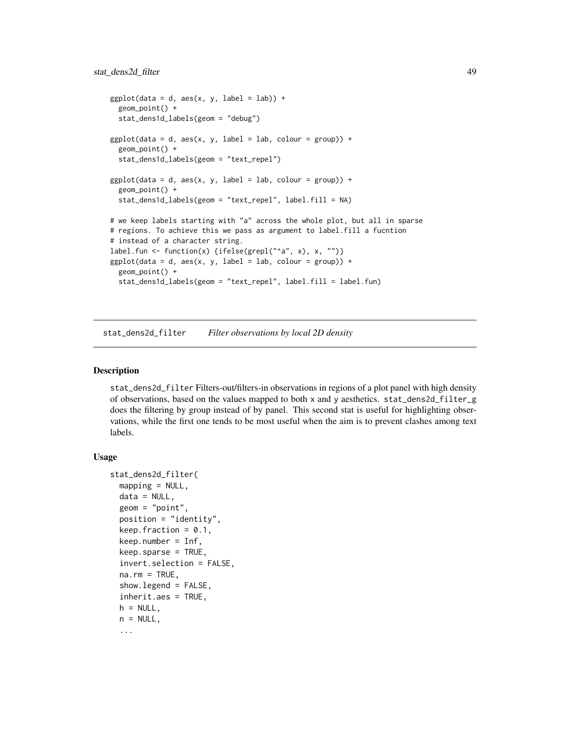```
ggplot(data = d, aes(x, y, label = lab)) +
  geom_point() +
  stat_dens1d_labels(geom = "debug")

ggplot(data = d, aes(x, y, label = lab, colour = group)) +
  geom_point() +
  stat_dens1d_labels(geom = "text_repel")

ggplot(data = d, aes(x, y, label = lab, colour = group)) +
  geom_point() +
  stat_dens1d_labels(geom = "text_repel", label.fill = NA)

# we keep labels starting with "a" across the whole plot, but all in sparse
# regions. To achieve this we pass as argument to label.fill a fucntion
# instead of a character string.
label.fun <- function(x) {ifelse(grepl("^a", x), x, "")}
ggplot(data = d, aes(x, y, label = lab, colour = group)) +
  geom_point() +
  stat_dens1d_labels(geom = "text_repel", label.fill = label.fun)
```

## stat_dens2d_filter *Filter observations by local 2D density*

### Description

stat_dens2d_filter Filters-out/filters-in observations in regions of a plot panel with high density of observations, based on the values mapped to both x and y aesthetics. stat_dens2d_filter_g does the filtering by group instead of by panel. This second stat is useful for highlighting observations, while the first one tends to be most useful when the aim is to prevent clashes among text labels.

### Usage

```
stat_dens2d_filter(
  mapping = NULL,
  data = NULL,
  geom = "point",
  position = "identity",
  keep.fraction = 0.1,
  keep.number = Inf,
  keep.sparse = TRUE,
  invert.selection = FALSE,
  na.rm = TRUE,
  show.legend = FALSE,
  inherit.aes = TRUE,
  h = NULL,
  n = NULL,
  ...
```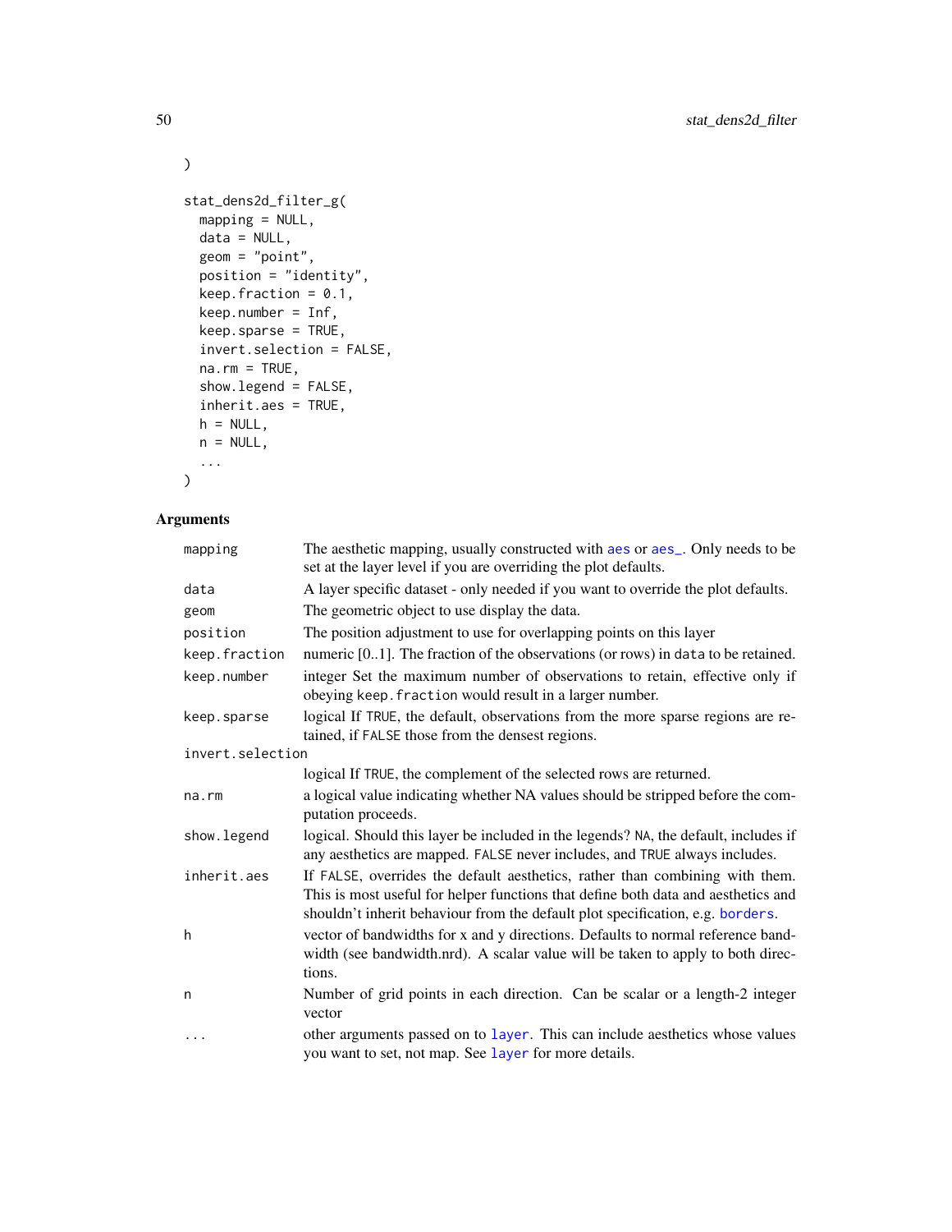```
)

stat_dens2d_filter_g(
  mapping = NULL,
  data = NULL,
  geom = "point",
  position = "identity",
  keep.fraction = 0.1,
  keep.number = Inf,
  keep.sparse = TRUE,
  invert.selection = FALSE,
  na.rm = TRUE,
  show.legend = FALSE,
  inherit.aes = TRUE,
  h = NULL,
  n = NULL,
  ...
)
```

## Arguments

| | |
|---|---|
| mapping | The aesthetic mapping, usually constructed with aes or aes_. Only needs to be set at the layer level if you are overriding the plot defaults. |
| data | A layer specific dataset - only needed if you want to override the plot defaults. |
| geom | The geometric object to use display the data. |
| position | The position adjustment to use for overlapping points on this layer |
| keep.fraction | numeric [0..1]. The fraction of the observations (or rows) in data to be retained. |
| keep.number | integer Set the maximum number of observations to retain, effective only if obeying keep.fraction would result in a larger number. |
| keep.sparse | logical If TRUE, the default, observations from the more sparse regions are retained, if FALSE those from the densest regions. |
| invert.selection | logical If TRUE, the complement of the selected rows are returned. |
| na.rm | a logical value indicating whether NA values should be stripped before the computation proceeds. |
| show.legend | logical. Should this layer be included in the legends? NA, the default, includes if any aesthetics are mapped. FALSE never includes, and TRUE always includes. |
| inherit.aes | If FALSE, overrides the default aesthetics, rather than combining with them. This is most useful for helper functions that define both data and aesthetics and shouldn't inherit behaviour from the default plot specification, e.g. borders. |
| h | vector of bandwidths for x and y directions. Defaults to normal reference bandwidth (see bandwidth.nrd). A scalar value will be taken to apply to both directions. |
| n | Number of grid points in each direction. Can be scalar or a length-2 integer vector |
| ... | other arguments passed on to layer. This can include aesthetics whose values you want to set, not map. See layer for more details. |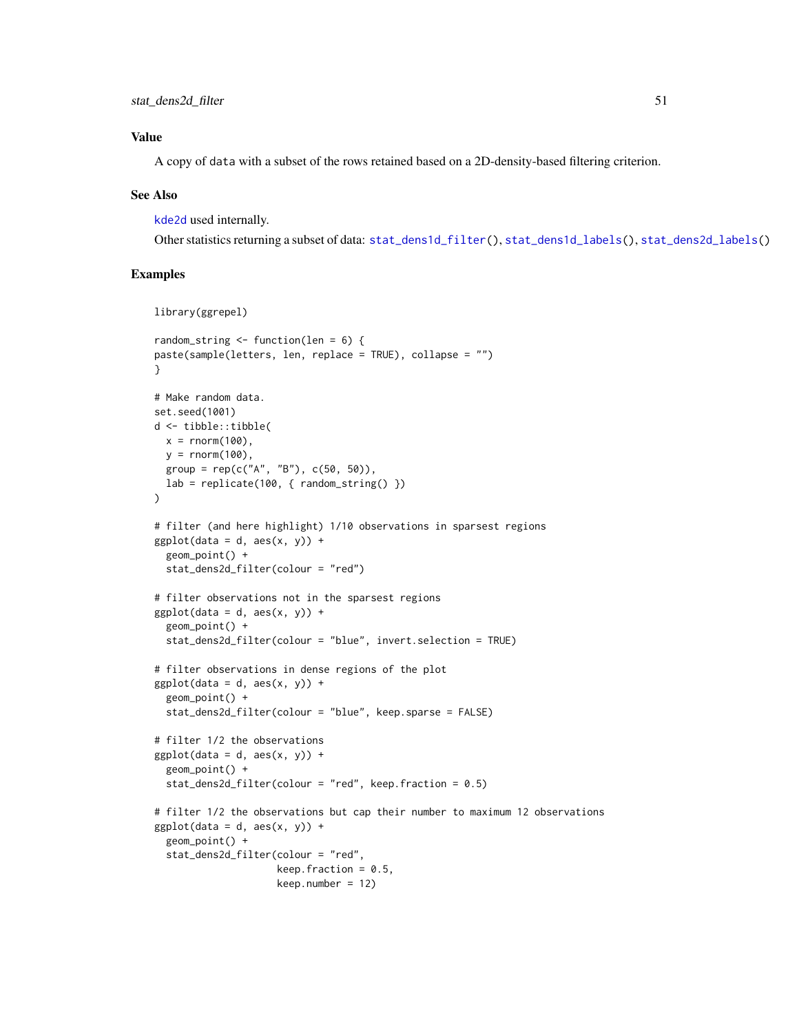## Value

A copy of data with a subset of the rows retained based on a 2D-density-based filtering criterion.

## See Also

kde2d used internally.

Other statistics returning a subset of data: stat_dens1d_filter(), stat_dens1d_labels(), stat_dens2d_labels()

## Examples

```
library(ggrepel)

random_string <- function(len = 6) {
paste(sample(letters, len, replace = TRUE), collapse = "")
}

# Make random data.
set.seed(1001)
d <- tibble::tibble(
  x = rnorm(100),
  y = rnorm(100),
  group = rep(c("A", "B"), c(50, 50)),
  lab = replicate(100, { random_string() })
)

# filter (and here highlight) 1/10 observations in sparsest regions
ggplot(data = d, aes(x, y)) +
  geom_point() +
  stat_dens2d_filter(colour = "red")

# filter observations not in the sparsest regions
ggplot(data = d, aes(x, y)) +
  geom_point() +
  stat_dens2d_filter(colour = "blue", invert.selection = TRUE)

# filter observations in dense regions of the plot
ggplot(data = d, aes(x, y)) +
  geom_point() +
  stat_dens2d_filter(colour = "blue", keep.sparse = FALSE)

# filter 1/2 the observations
ggplot(data = d, aes(x, y)) +
  geom_point() +
  stat_dens2d_filter(colour = "red", keep.fraction = 0.5)

# filter 1/2 the observations but cap their number to maximum 12 observations
ggplot(data = d, aes(x, y)) +
  geom_point() +
  stat_dens2d_filter(colour = "red",
                     keep.fraction = 0.5,
                     keep.number = 12)
```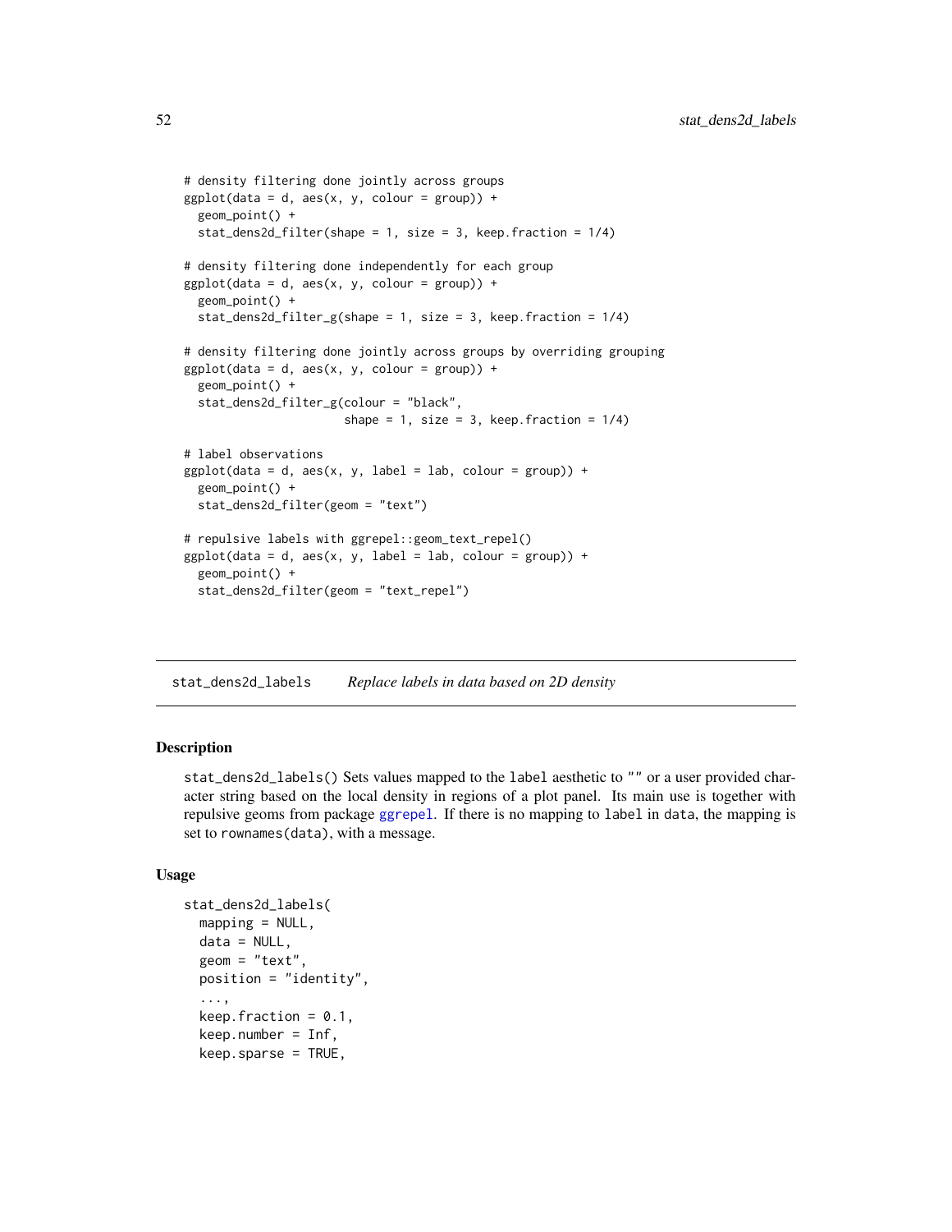```
# density filtering done jointly across groups
ggplot(data = d, aes(x, y, colour = group)) +
  geom_point() +
  stat_dens2d_filter(shape = 1, size = 3, keep.fraction = 1/4)

# density filtering done independently for each group
ggplot(data = d, aes(x, y, colour = group)) +
  geom_point() +
  stat_dens2d_filter_g(shape = 1, size = 3, keep.fraction = 1/4)

# density filtering done jointly across groups by overriding grouping
ggplot(data = d, aes(x, y, colour = group)) +
  geom_point() +
  stat_dens2d_filter_g(colour = "black",
                       shape = 1, size = 3, keep.fraction = 1/4)

# label observations
ggplot(data = d, aes(x, y, label = lab, colour = group)) +
  geom_point() +
  stat_dens2d_filter(geom = "text")

# repulsive labels with ggrepel::geom_text_repel()
ggplot(data = d, aes(x, y, label = lab, colour = group)) +
  geom_point() +
  stat_dens2d_filter(geom = "text_repel")
```

## stat_dens2d_labels    *Replace labels in data based on 2D density*

### Description

`stat_dens2d_labels()` Sets values mapped to the `label` aesthetic to `""` or a user provided character string based on the local density in regions of a plot panel. Its main use is together with repulsive geoms from package ggrepel. If there is no mapping to `label` in `data`, the mapping is set to `rownames(data)`, with a message.

### Usage

```
stat_dens2d_labels(
  mapping = NULL,
  data = NULL,
  geom = "text",
  position = "identity",
  ...,
  keep.fraction = 0.1,
  keep.number = Inf,
  keep.sparse = TRUE,
```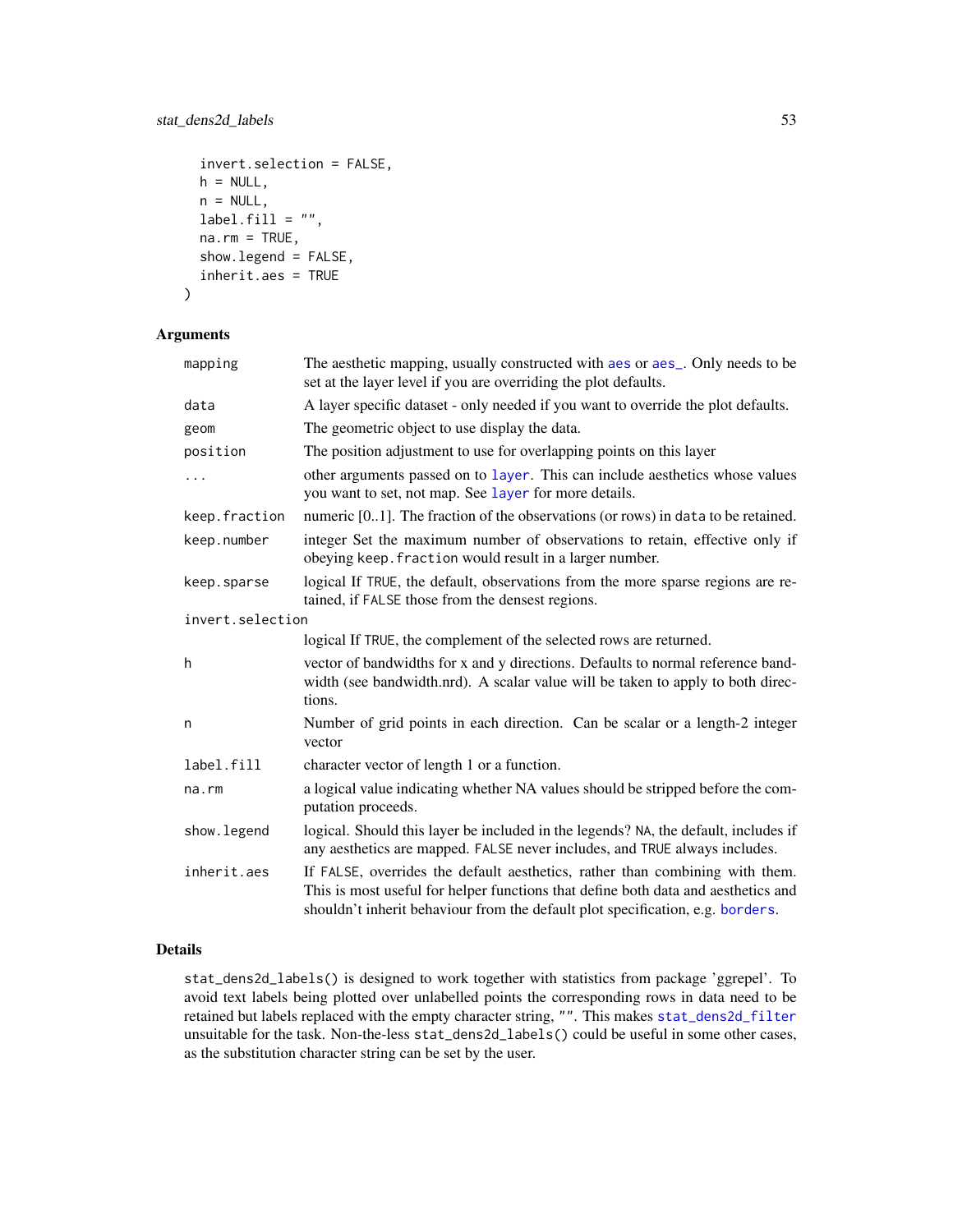```
  invert.selection = FALSE,
  h = NULL,
  n = NULL,
  label.fill = "",
  na.rm = TRUE,
  show.legend = FALSE,
  inherit.aes = TRUE
)
```

## Arguments

| | |
|---|---|
| mapping | The aesthetic mapping, usually constructed with aes or aes_. Only needs to be set at the layer level if you are overriding the plot defaults. |
| data | A layer specific dataset - only needed if you want to override the plot defaults. |
| geom | The geometric object to use display the data. |
| position | The position adjustment to use for overlapping points on this layer |
| ... | other arguments passed on to layer. This can include aesthetics whose values you want to set, not map. See layer for more details. |
| keep.fraction | numeric [0..1]. The fraction of the observations (or rows) in data to be retained. |
| keep.number | integer Set the maximum number of observations to retain, effective only if obeying keep.fraction would result in a larger number. |
| keep.sparse | logical If TRUE, the default, observations from the more sparse regions are retained, if FALSE those from the densest regions. |
| invert.selection | logical If TRUE, the complement of the selected rows are returned. |
| h | vector of bandwidths for x and y directions. Defaults to normal reference bandwidth (see bandwidth.nrd). A scalar value will be taken to apply to both directions. |
| n | Number of grid points in each direction. Can be scalar or a length-2 integer vector |
| label.fill | character vector of length 1 or a function. |
| na.rm | a logical value indicating whether NA values should be stripped before the computation proceeds. |
| show.legend | logical. Should this layer be included in the legends? NA, the default, includes if any aesthetics are mapped. FALSE never includes, and TRUE always includes. |
| inherit.aes | If FALSE, overrides the default aesthetics, rather than combining with them. This is most useful for helper functions that define both data and aesthetics and shouldn't inherit behaviour from the default plot specification, e.g. borders. |

## Details

stat_dens2d_labels() is designed to work together with statistics from package 'ggrepel'. To avoid text labels being plotted over unlabelled points the corresponding rows in data need to be retained but labels replaced with the empty character string, "". This makes stat_dens2d_filter unsuitable for the task. Non-the-less stat_dens2d_labels() could be useful in some other cases, as the substitution character string can be set by the user.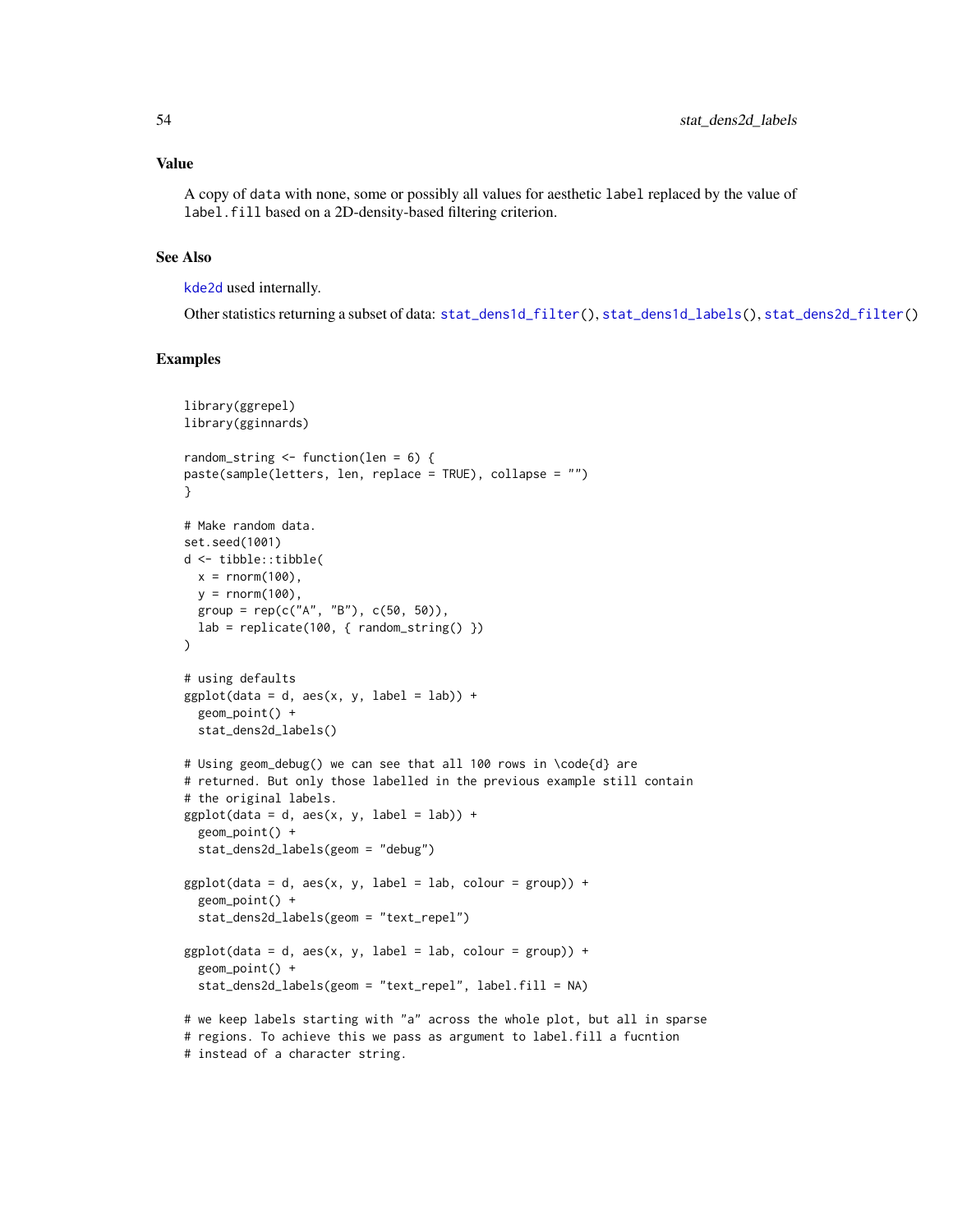## Value

A copy of `data` with none, some or possibly all values for aesthetic `label` replaced by the value of `label.fill` based on a 2D-density-based filtering criterion.

## See Also

`kde2d` used internally.

Other statistics returning a subset of data: `stat_dens1d_filter()`, `stat_dens1d_labels()`, `stat_dens2d_filter()`

## Examples

```
library(ggrepel)
library(gginnards)

random_string <- function(len = 6) {
paste(sample(letters, len, replace = TRUE), collapse = "")
}

# Make random data.
set.seed(1001)
d <- tibble::tibble(
  x = rnorm(100),
  y = rnorm(100),
  group = rep(c("A", "B"), c(50, 50)),
  lab = replicate(100, { random_string() })
)

# using defaults
ggplot(data = d, aes(x, y, label = lab)) +
  geom_point() +
  stat_dens2d_labels()

# Using geom_debug() we can see that all 100 rows in \code{d} are
# returned. But only those labelled in the previous example still contain
# the original labels.
ggplot(data = d, aes(x, y, label = lab)) +
  geom_point() +
  stat_dens2d_labels(geom = "debug")

ggplot(data = d, aes(x, y, label = lab, colour = group)) +
  geom_point() +
  stat_dens2d_labels(geom = "text_repel")

ggplot(data = d, aes(x, y, label = lab, colour = group)) +
  geom_point() +
  stat_dens2d_labels(geom = "text_repel", label.fill = NA)

# we keep labels starting with "a" across the whole plot, but all in sparse
# regions. To achieve this we pass as argument to label.fill a fucntion
# instead of a character string.
```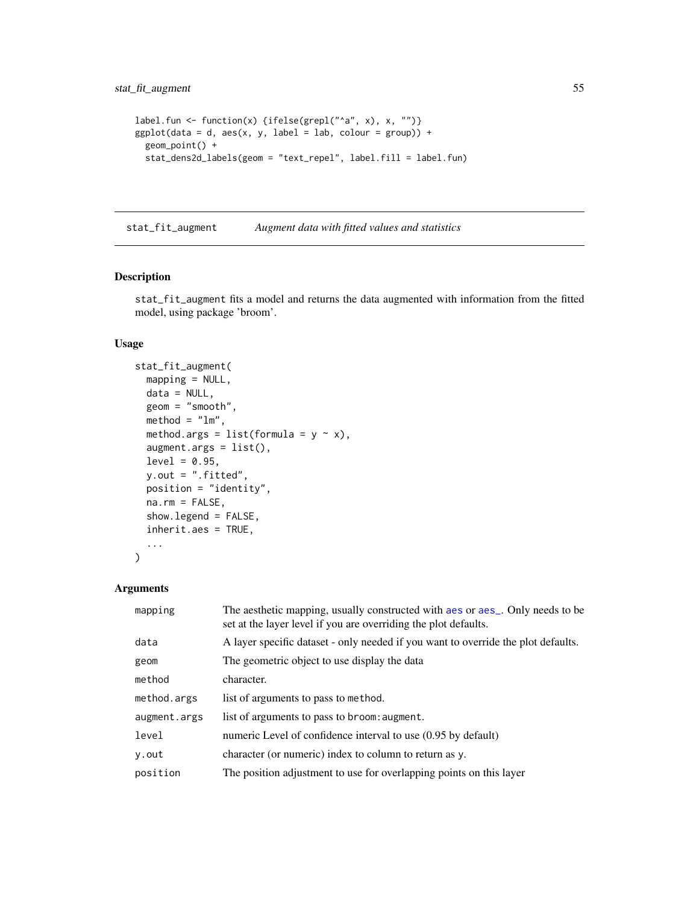```
label.fun <- function(x) {ifelse(grepl("^a", x), x, "")}
ggplot(data = d, aes(x, y, label = lab, colour = group)) +
  geom_point() +
  stat_dens2d_labels(geom = "text_repel", label.fill = label.fun)
```

## stat_fit_augment — *Augment data with fitted values and statistics*

### Description

stat_fit_augment fits a model and returns the data augmented with information from the fitted model, using package 'broom'.

### Usage

```
stat_fit_augment(
  mapping = NULL,
  data = NULL,
  geom = "smooth",
  method = "lm",
  method.args = list(formula = y ~ x),
  augment.args = list(),
  level = 0.95,
  y.out = ".fitted",
  position = "identity",
  na.rm = FALSE,
  show.legend = FALSE,
  inherit.aes = TRUE,
  ...
)
```

### Arguments

| | |
|---|---|
| mapping | The aesthetic mapping, usually constructed with aes or aes_. Only needs to be set at the layer level if you are overriding the plot defaults. |
| data | A layer specific dataset - only needed if you want to override the plot defaults. |
| geom | The geometric object to use display the data |
| method | character. |
| method.args | list of arguments to pass to method. |
| augment.args | list of arguments to pass to broom:augment. |
| level | numeric Level of confidence interval to use (0.95 by default) |
| y.out | character (or numeric) index to column to return as y. |
| position | The position adjustment to use for overlapping points on this layer |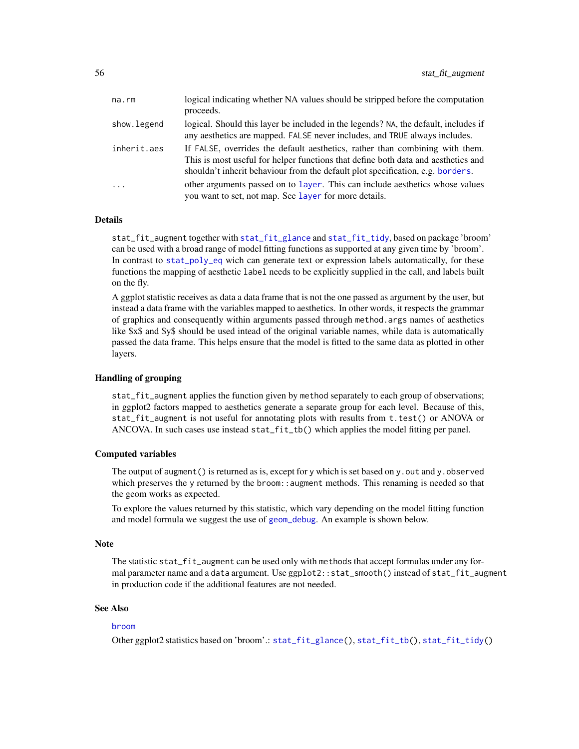| | |
|---|---|
| na.rm | logical indicating whether NA values should be stripped before the computation proceeds. |
| show.legend | logical. Should this layer be included in the legends? NA, the default, includes if any aesthetics are mapped. FALSE never includes, and TRUE always includes. |
| inherit.aes | If FALSE, overrides the default aesthetics, rather than combining with them. This is most useful for helper functions that define both data and aesthetics and shouldn't inherit behaviour from the default plot specification, e.g. borders. |
| ... | other arguments passed on to layer. This can include aesthetics whose values you want to set, not map. See layer for more details. |

## Details

stat_fit_augment together with stat_fit_glance and stat_fit_tidy, based on package 'broom' can be used with a broad range of model fitting functions as supported at any given time by 'broom'. In contrast to stat_poly_eq wich can generate text or expression labels automatically, for these functions the mapping of aesthetic label needs to be explicitly supplied in the call, and labels built on the fly.

A ggplot statistic receives as data a data frame that is not the one passed as argument by the user, but instead a data frame with the variables mapped to aesthetics. In other words, it respects the grammar of graphics and consequently within arguments passed through method.args names of aesthetics like $x$ and $y$ should be used intead of the original variable names, while data is automatically passed the data frame. This helps ensure that the model is fitted to the same data as plotted in other layers.

## Handling of grouping

stat_fit_augment applies the function given by method separately to each group of observations; in ggplot2 factors mapped to aesthetics generate a separate group for each level. Because of this, stat_fit_augment is not useful for annotating plots with results from t.test() or ANOVA or ANCOVA. In such cases use instead stat_fit_tb() which applies the model fitting per panel.

## Computed variables

The output of augment() is returned as is, except for y which is set based on y.out and y.observed which preserves the y returned by the broom::augment methods. This renaming is needed so that the geom works as expected.

To explore the values returned by this statistic, which vary depending on the model fitting function and model formula we suggest the use of geom_debug. An example is shown below.

## Note

The statistic stat_fit_augment can be used only with methods that accept formulas under any formal parameter name and a data argument. Use ggplot2::stat_smooth() instead of stat_fit_augment in production code if the additional features are not needed.

## See Also

broom

Other ggplot2 statistics based on 'broom'.: stat_fit_glance(), stat_fit_tb(), stat_fit_tidy()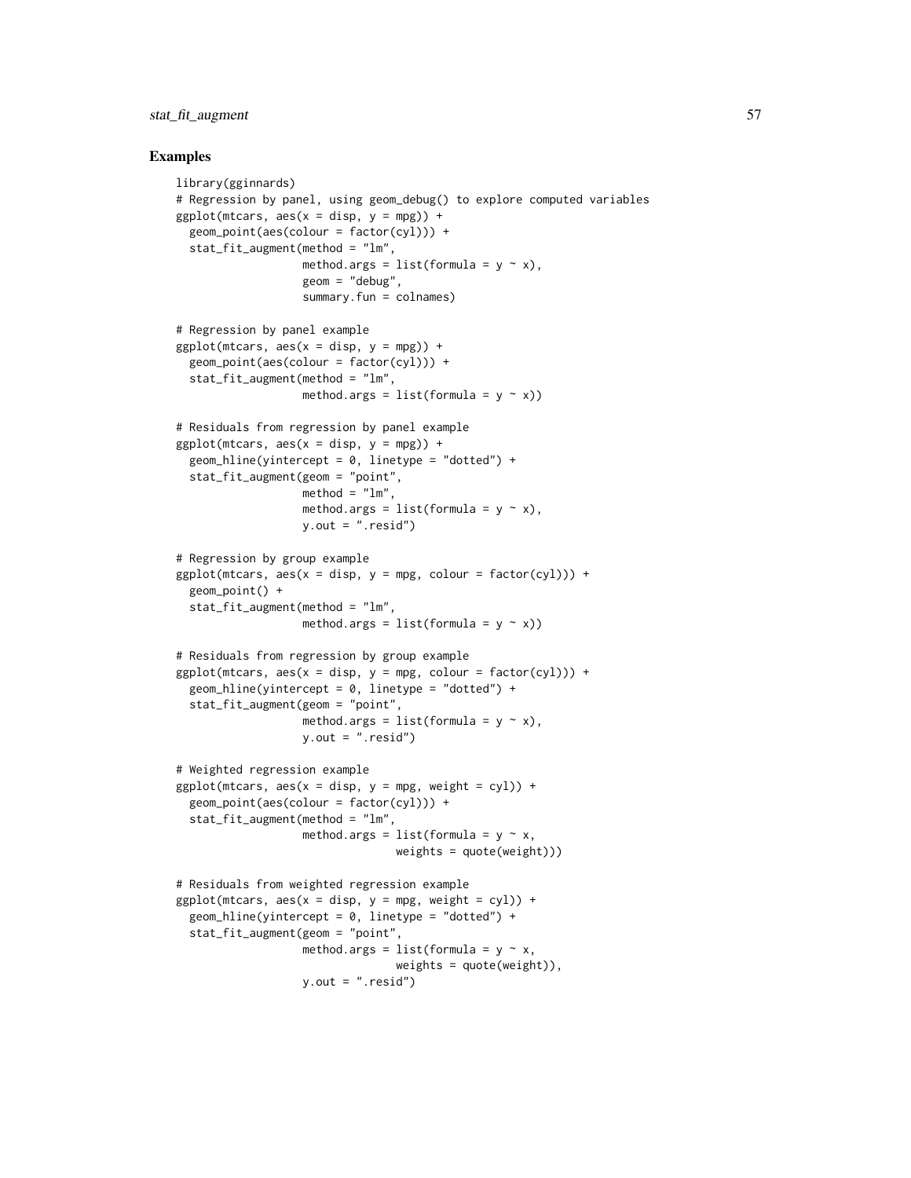## Examples

```
library(gginnards)
# Regression by panel, using geom_debug() to explore computed variables
ggplot(mtcars, aes(x = disp, y = mpg)) +
  geom_point(aes(colour = factor(cyl))) +
  stat_fit_augment(method = "lm",
                   method.args = list(formula = y ~ x),
                   geom = "debug",
                   summary.fun = colnames)

# Regression by panel example
ggplot(mtcars, aes(x = disp, y = mpg)) +
  geom_point(aes(colour = factor(cyl))) +
  stat_fit_augment(method = "lm",
                   method.args = list(formula = y ~ x))

# Residuals from regression by panel example
ggplot(mtcars, aes(x = disp, y = mpg)) +
  geom_hline(yintercept = 0, linetype = "dotted") +
  stat_fit_augment(geom = "point",
                   method = "lm",
                   method.args = list(formula = y ~ x),
                   y.out = ".resid")

# Regression by group example
ggplot(mtcars, aes(x = disp, y = mpg, colour = factor(cyl))) +
  geom_point() +
  stat_fit_augment(method = "lm",
                   method.args = list(formula = y ~ x))

# Residuals from regression by group example
ggplot(mtcars, aes(x = disp, y = mpg, colour = factor(cyl))) +
  geom_hline(yintercept = 0, linetype = "dotted") +
  stat_fit_augment(geom = "point",
                   method.args = list(formula = y ~ x),
                   y.out = ".resid")

# Weighted regression example
ggplot(mtcars, aes(x = disp, y = mpg, weight = cyl)) +
  geom_point(aes(colour = factor(cyl))) +
  stat_fit_augment(method = "lm",
                   method.args = list(formula = y ~ x,
                                      weights = quote(weight)))

# Residuals from weighted regression example
ggplot(mtcars, aes(x = disp, y = mpg, weight = cyl)) +
  geom_hline(yintercept = 0, linetype = "dotted") +
  stat_fit_augment(geom = "point",
                   method.args = list(formula = y ~ x,
                                      weights = quote(weight)),
                   y.out = ".resid")
```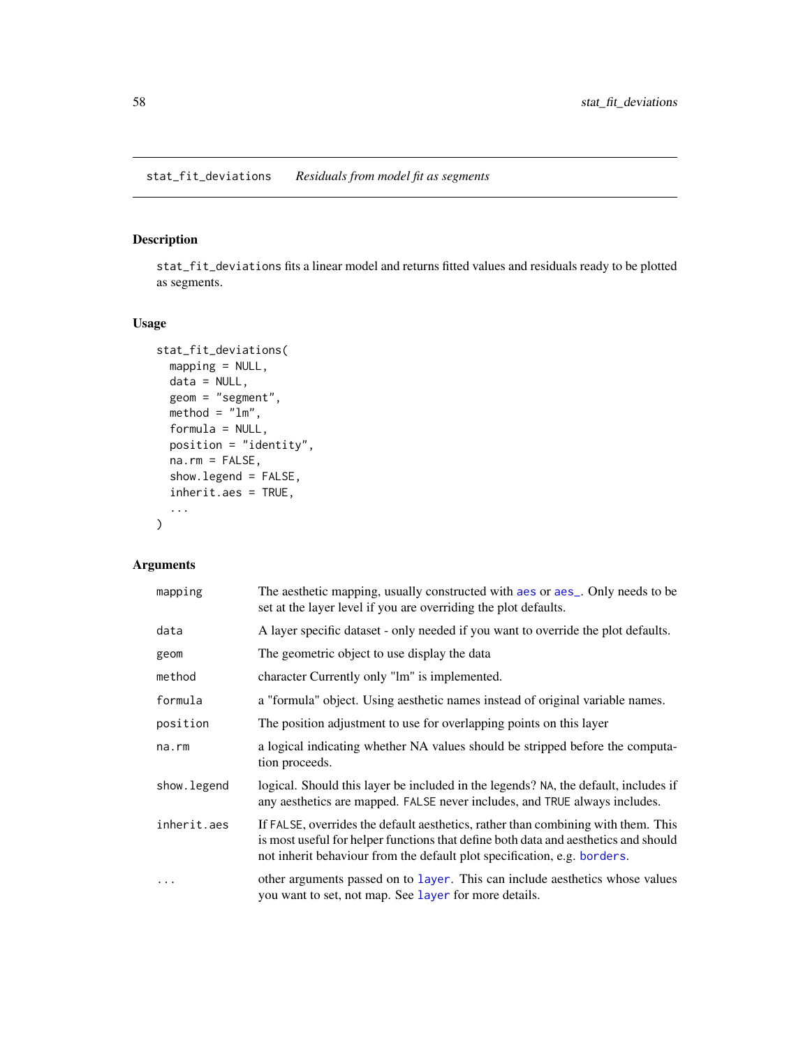stat_fit_deviations *Residuals from model fit as segments*

## Description

`stat_fit_deviations` fits a linear model and returns fitted values and residuals ready to be plotted as segments.

## Usage

```
stat_fit_deviations(
  mapping = NULL,
  data = NULL,
  geom = "segment",
  method = "lm",
  formula = NULL,
  position = "identity",
  na.rm = FALSE,
  show.legend = FALSE,
  inherit.aes = TRUE,
  ...
)
```

## Arguments

| | |
|---|---|
| `mapping` | The aesthetic mapping, usually constructed with `aes` or `aes_`. Only needs to be set at the layer level if you are overriding the plot defaults. |
| `data` | A layer specific dataset - only needed if you want to override the plot defaults. |
| `geom` | The geometric object to use display the data |
| `method` | character Currently only "lm" is implemented. |
| `formula` | a "formula" object. Using aesthetic names instead of original variable names. |
| `position` | The position adjustment to use for overlapping points on this layer |
| `na.rm` | a logical indicating whether NA values should be stripped before the computation proceeds. |
| `show.legend` | logical. Should this layer be included in the legends? `NA`, the default, includes if any aesthetics are mapped. `FALSE` never includes, and `TRUE` always includes. |
| `inherit.aes` | If `FALSE`, overrides the default aesthetics, rather than combining with them. This is most useful for helper functions that define both data and aesthetics and should not inherit behaviour from the default plot specification, e.g. `borders`. |
| `...` | other arguments passed on to `layer`. This can include aesthetics whose values you want to set, not map. See `layer` for more details. |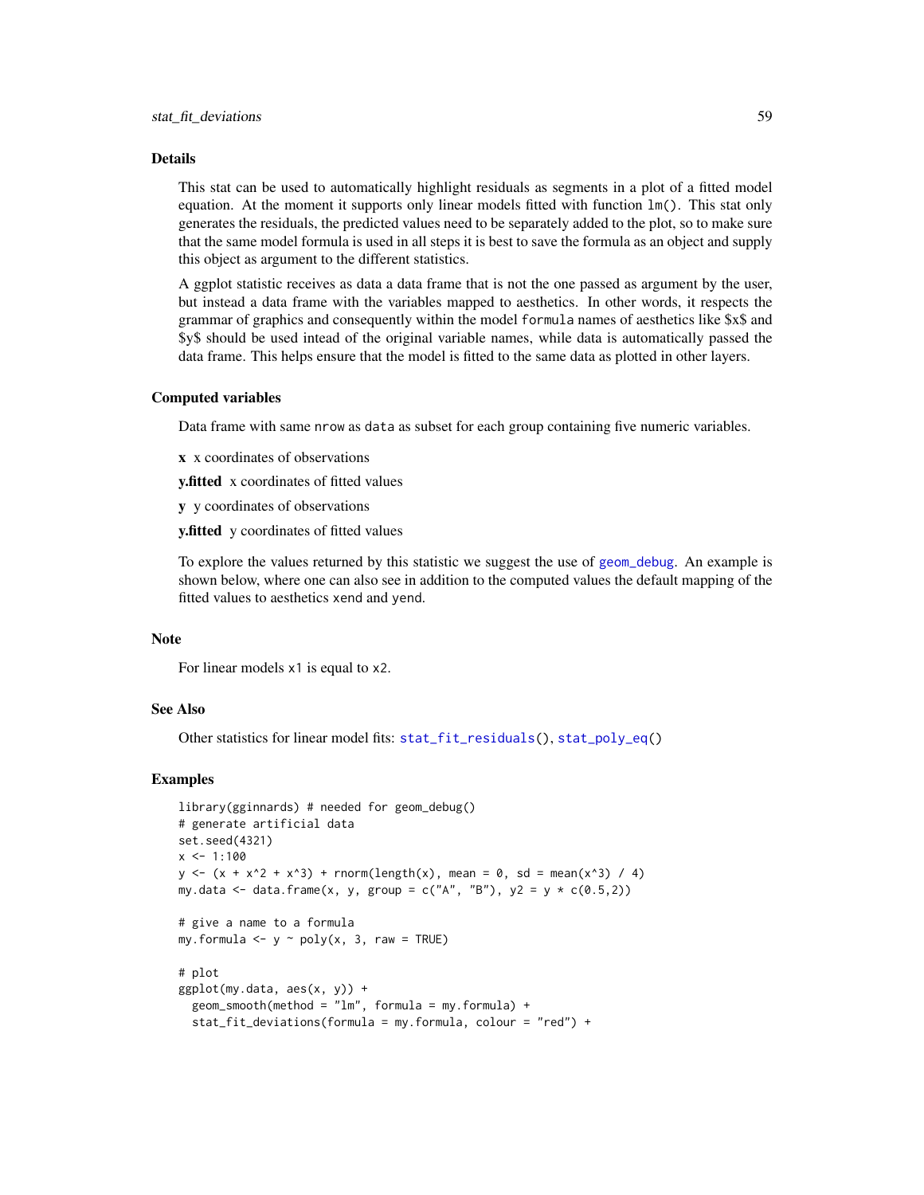## Details

This stat can be used to automatically highlight residuals as segments in a plot of a fitted model equation. At the moment it supports only linear models fitted with function `lm()`. This stat only generates the residuals, the predicted values need to be separately added to the plot, so to make sure that the same model formula is used in all steps it is best to save the formula as an object and supply this object as argument to the different statistics.

A ggplot statistic receives as data a data frame that is not the one passed as argument by the user, but instead a data frame with the variables mapped to aesthetics. In other words, it respects the grammar of graphics and consequently within the model `formula` names of aesthetics like $x$ and $y$ should be used intead of the original variable names, while data is automatically passed the data frame. This helps ensure that the model is fitted to the same data as plotted in other layers.

## Computed variables

Data frame with same `nrow` as `data` as subset for each group containing five numeric variables.

**x** x coordinates of observations

**y.fitted** x coordinates of fitted values

**y** y coordinates of observations

**y.fitted** y coordinates of fitted values

To explore the values returned by this statistic we suggest the use of `geom_debug`. An example is shown below, where one can also see in addition to the computed values the default mapping of the fitted values to aesthetics `xend` and `yend`.

## Note

For linear models `x1` is equal to `x2`.

## See Also

Other statistics for linear model fits: `stat_fit_residuals()`, `stat_poly_eq()`

## Examples

```
library(gginnards) # needed for geom_debug()
# generate artificial data
set.seed(4321)
x <- 1:100
y <- (x + x^2 + x^3) + rnorm(length(x), mean = 0, sd = mean(x^3) / 4)
my.data <- data.frame(x, y, group = c("A", "B"), y2 = y * c(0.5,2))

# give a name to a formula
my.formula <- y ~ poly(x, 3, raw = TRUE)

# plot
ggplot(my.data, aes(x, y)) +
  geom_smooth(method = "lm", formula = my.formula) +
  stat_fit_deviations(formula = my.formula, colour = "red") +
```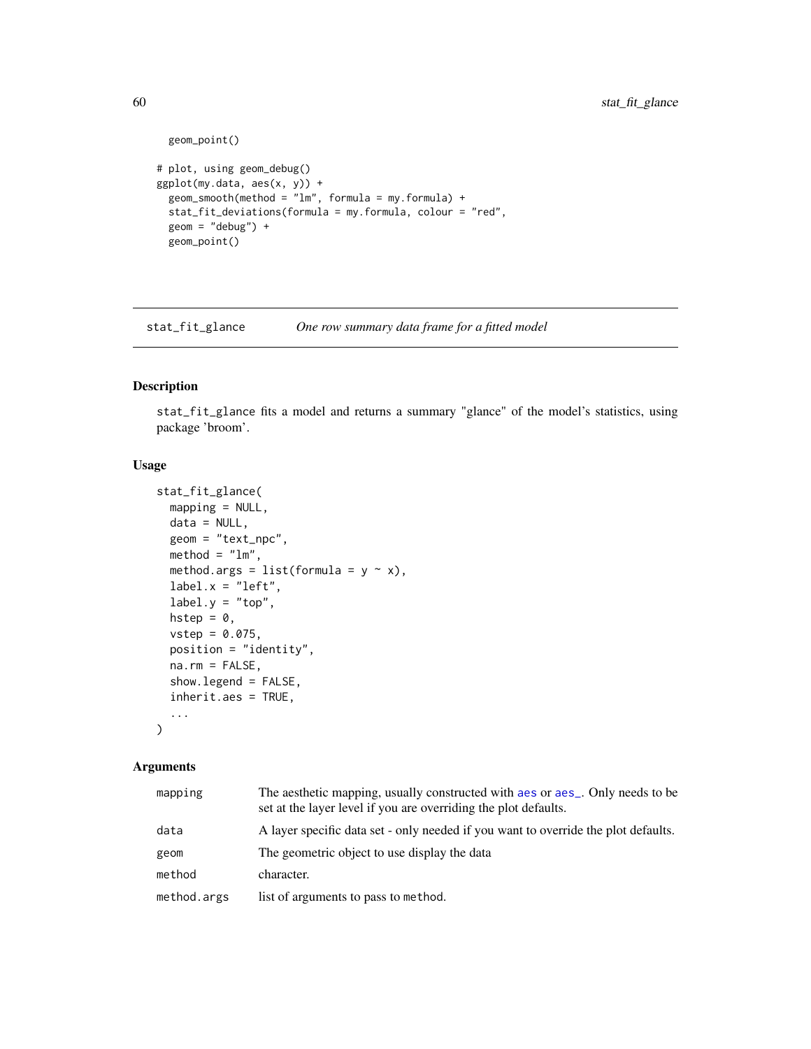```
  geom_point()

# plot, using geom_debug()
ggplot(my.data, aes(x, y)) +
  geom_smooth(method = "lm", formula = my.formula) +
  stat_fit_deviations(formula = my.formula, colour = "red",
  geom = "debug") +
  geom_point()
```

---

`stat_fit_glance` *One row summary data frame for a fitted model*

---

## Description

stat_fit_glance fits a model and returns a summary "glance" of the model's statistics, using package 'broom'.

## Usage

```
stat_fit_glance(
  mapping = NULL,
  data = NULL,
  geom = "text_npc",
  method = "lm",
  method.args = list(formula = y ~ x),
  label.x = "left",
  label.y = "top",
  hstep = 0,
  vstep = 0.075,
  position = "identity",
  na.rm = FALSE,
  show.legend = FALSE,
  inherit.aes = TRUE,
  ...
)
```

## Arguments

| | |
|---|---|
| mapping | The aesthetic mapping, usually constructed with aes or aes_. Only needs to be set at the layer level if you are overriding the plot defaults. |
| data | A layer specific data set - only needed if you want to override the plot defaults. |
| geom | The geometric object to use display the data |
| method | character. |
| method.args | list of arguments to pass to method. |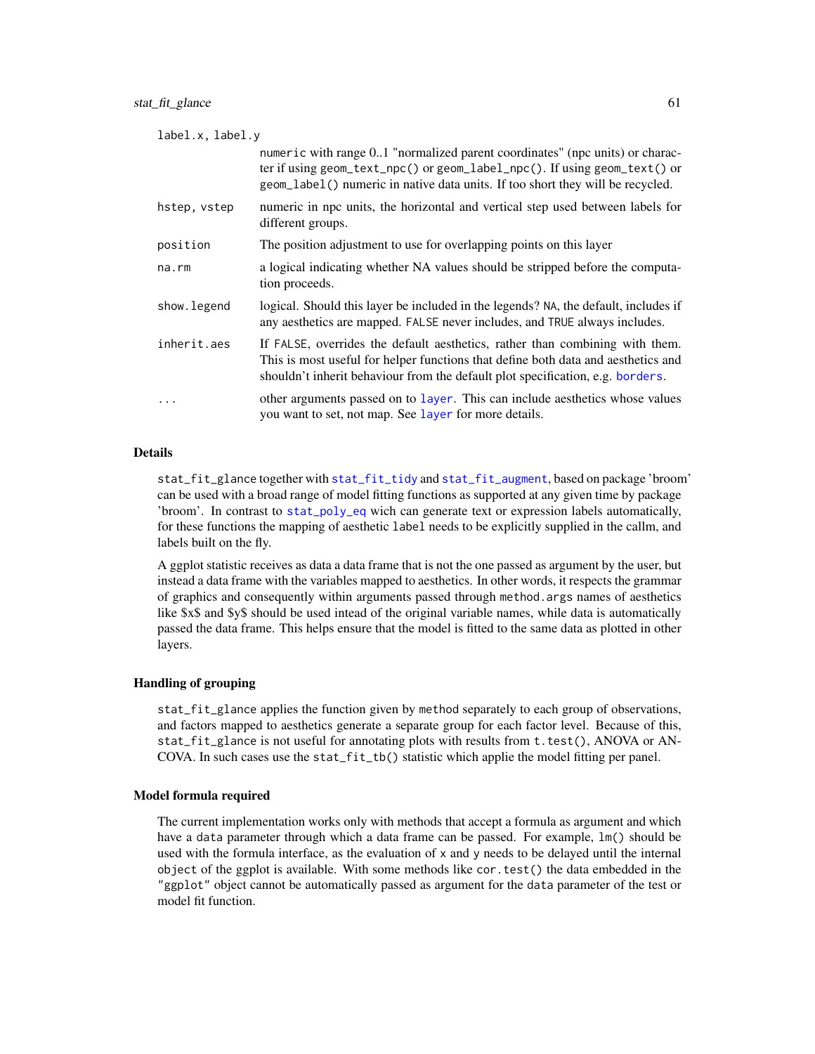label.x, label.y
: numeric with range 0..1 "normalized parent coordinates" (npc units) or character if using geom_text_npc() or geom_label_npc(). If using geom_text() or geom_label() numeric in native data units. If too short they will be recycled.

hstep, vstep
: numeric in npc units, the horizontal and vertical step used between labels for different groups.

position
: The position adjustment to use for overlapping points on this layer

na.rm
: a logical indicating whether NA values should be stripped before the computation proceeds.

show.legend
: logical. Should this layer be included in the legends? NA, the default, includes if any aesthetics are mapped. FALSE never includes, and TRUE always includes.

inherit.aes
: If FALSE, overrides the default aesthetics, rather than combining with them. This is most useful for helper functions that define both data and aesthetics and shouldn't inherit behaviour from the default plot specification, e.g. borders.

...
: other arguments passed on to layer. This can include aesthetics whose values you want to set, not map. See layer for more details.

## Details

stat_fit_glance together with stat_fit_tidy and stat_fit_augment, based on package 'broom' can be used with a broad range of model fitting functions as supported at any given time by package 'broom'. In contrast to stat_poly_eq wich can generate text or expression labels automatically, for these functions the mapping of aesthetic label needs to be explicitly supplied in the callm, and labels built on the fly.

A ggplot statistic receives as data a data frame that is not the one passed as argument by the user, but instead a data frame with the variables mapped to aesthetics. In other words, it respects the grammar of graphics and consequently within arguments passed through method.args names of aesthetics like $x$ and $y$ should be used intead of the original variable names, while data is automatically passed the data frame. This helps ensure that the model is fitted to the same data as plotted in other layers.

## Handling of grouping

stat_fit_glance applies the function given by method separately to each group of observations, and factors mapped to aesthetics generate a separate group for each factor level. Because of this, stat_fit_glance is not useful for annotating plots with results from t.test(), ANOVA or ANCOVA. In such cases use the stat_fit_tb() statistic which applie the model fitting per panel.

## Model formula required

The current implementation works only with methods that accept a formula as argument and which have a data parameter through which a data frame can be passed. For example, lm() should be used with the formula interface, as the evaluation of x and y needs to be delayed until the internal object of the ggplot is available. With some methods like cor.test() the data embedded in the "ggplot" object cannot be automatically passed as argument for the data parameter of the test or model fit function.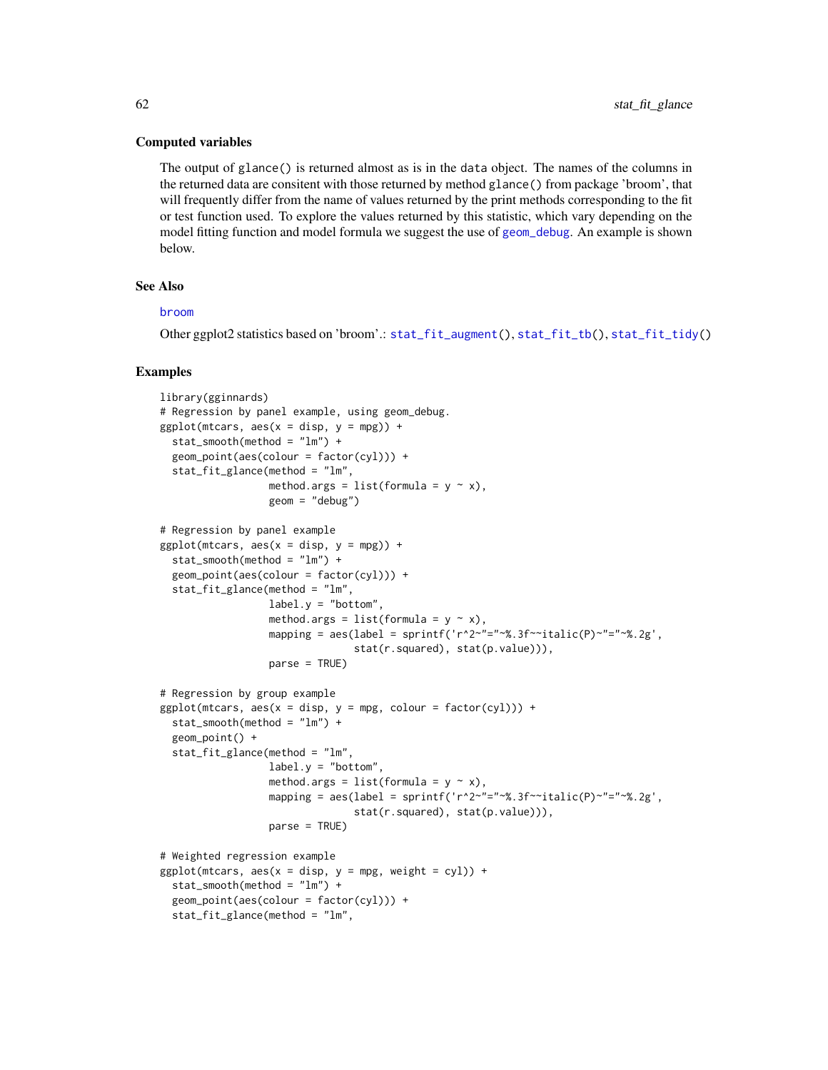### Computed variables

The output of `glance()` is returned almost as is in the `data` object. The names of the columns in the returned data are consitent with those returned by method `glance()` from package 'broom', that will frequently differ from the name of values returned by the print methods corresponding to the fit or test function used. To explore the values returned by this statistic, which vary depending on the model fitting function and model formula we suggest the use of `geom_debug`. An example is shown below.

### See Also

broom

Other ggplot2 statistics based on 'broom'.: `stat_fit_augment()`, `stat_fit_tb()`, `stat_fit_tidy()`

### Examples

```
library(gginnards)
# Regression by panel example, using geom_debug.
ggplot(mtcars, aes(x = disp, y = mpg)) +
  stat_smooth(method = "lm") +
  geom_point(aes(colour = factor(cyl))) +
  stat_fit_glance(method = "lm",
                  method.args = list(formula = y ~ x),
                  geom = "debug")

# Regression by panel example
ggplot(mtcars, aes(x = disp, y = mpg)) +
  stat_smooth(method = "lm") +
  geom_point(aes(colour = factor(cyl))) +
  stat_fit_glance(method = "lm",
                  label.y = "bottom",
                  method.args = list(formula = y ~ x),
                  mapping = aes(label = sprintf('r^2~"="~%.3f~~italic(P)~"="~%.2g',
                                stat(r.squared), stat(p.value))),
                  parse = TRUE)

# Regression by group example
ggplot(mtcars, aes(x = disp, y = mpg, colour = factor(cyl))) +
  stat_smooth(method = "lm") +
  geom_point() +
  stat_fit_glance(method = "lm",
                  label.y = "bottom",
                  method.args = list(formula = y ~ x),
                  mapping = aes(label = sprintf('r^2~"="~%.3f~~italic(P)~"="~%.2g',
                                stat(r.squared), stat(p.value))),
                  parse = TRUE)

# Weighted regression example
ggplot(mtcars, aes(x = disp, y = mpg, weight = cyl)) +
  stat_smooth(method = "lm") +
  geom_point(aes(colour = factor(cyl))) +
  stat_fit_glance(method = "lm",
```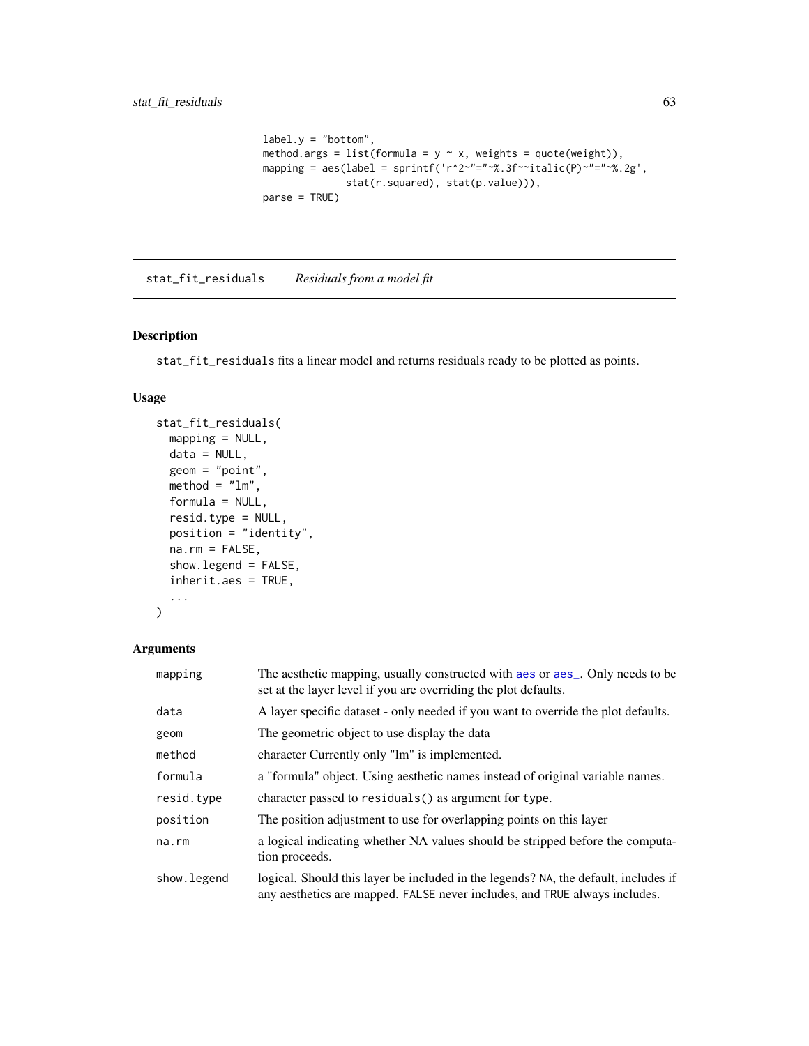```
                label.y = "bottom",
                method.args = list(formula = y ~ x, weights = quote(weight)),
                mapping = aes(label = sprintf('r^2~"="~%.3f~~italic(P)~"="~%.2g',
                          stat(r.squared), stat(p.value))),
                parse = TRUE)
```

## stat_fit_residuals *Residuals from a model fit*

### Description

stat_fit_residuals fits a linear model and returns residuals ready to be plotted as points.

### Usage

```
stat_fit_residuals(
  mapping = NULL,
  data = NULL,
  geom = "point",
  method = "lm",
  formula = NULL,
  resid.type = NULL,
  position = "identity",
  na.rm = FALSE,
  show.legend = FALSE,
  inherit.aes = TRUE,
  ...
)
```

### Arguments

| | |
|---|---|
| mapping | The aesthetic mapping, usually constructed with aes or aes_. Only needs to be set at the layer level if you are overriding the plot defaults. |
| data | A layer specific dataset - only needed if you want to override the plot defaults. |
| geom | The geometric object to use display the data |
| method | character Currently only "lm" is implemented. |
| formula | a "formula" object. Using aesthetic names instead of original variable names. |
| resid.type | character passed to residuals() as argument for type. |
| position | The position adjustment to use for overlapping points on this layer |
| na.rm | a logical indicating whether NA values should be stripped before the computation proceeds. |
| show.legend | logical. Should this layer be included in the legends? NA, the default, includes if any aesthetics are mapped. FALSE never includes, and TRUE always includes. |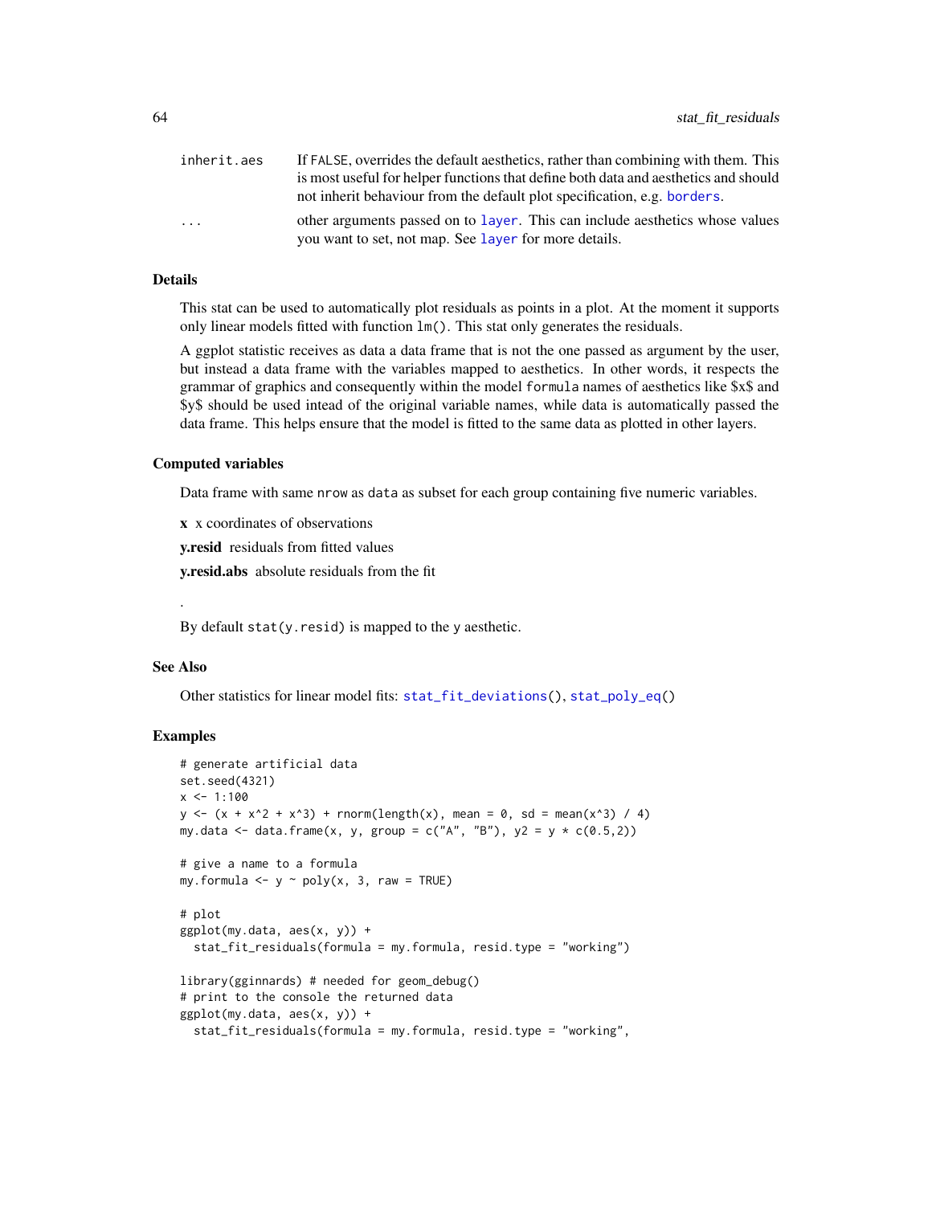inherit.aes — If FALSE, overrides the default aesthetics, rather than combining with them. This is most useful for helper functions that define both data and aesthetics and should not inherit behaviour from the default plot specification, e.g. borders.

... — other arguments passed on to layer. This can include aesthetics whose values you want to set, not map. See layer for more details.

## Details

This stat can be used to automatically plot residuals as points in a plot. At the moment it supports only linear models fitted with function `lm()`. This stat only generates the residuals.

A ggplot statistic receives as data a data frame that is not the one passed as argument by the user, but instead a data frame with the variables mapped to aesthetics. In other words, it respects the grammar of graphics and consequently within the model `formula` names of aesthetics like $x$ and $y$ should be used intead of the original variable names, while data is automatically passed the data frame. This helps ensure that the model is fitted to the same data as plotted in other layers.

## Computed variables

Data frame with same `nrow` as `data` as subset for each group containing five numeric variables.

**x** x coordinates of observations

**y.resid** residuals from fitted values

**y.resid.abs** absolute residuals from the fit

.

By default `stat(y.resid)` is mapped to the `y` aesthetic.

## See Also

Other statistics for linear model fits: `stat_fit_deviations()`, `stat_poly_eq()`

## Examples

```
# generate artificial data
set.seed(4321)
x <- 1:100
y <- (x + x^2 + x^3) + rnorm(length(x), mean = 0, sd = mean(x^3) / 4)
my.data <- data.frame(x, y, group = c("A", "B"), y2 = y * c(0.5,2))

# give a name to a formula
my.formula <- y ~ poly(x, 3, raw = TRUE)

# plot
ggplot(my.data, aes(x, y)) +
  stat_fit_residuals(formula = my.formula, resid.type = "working")

library(gginnards) # needed for geom_debug()
# print to the console the returned data
ggplot(my.data, aes(x, y)) +
  stat_fit_residuals(formula = my.formula, resid.type = "working",
```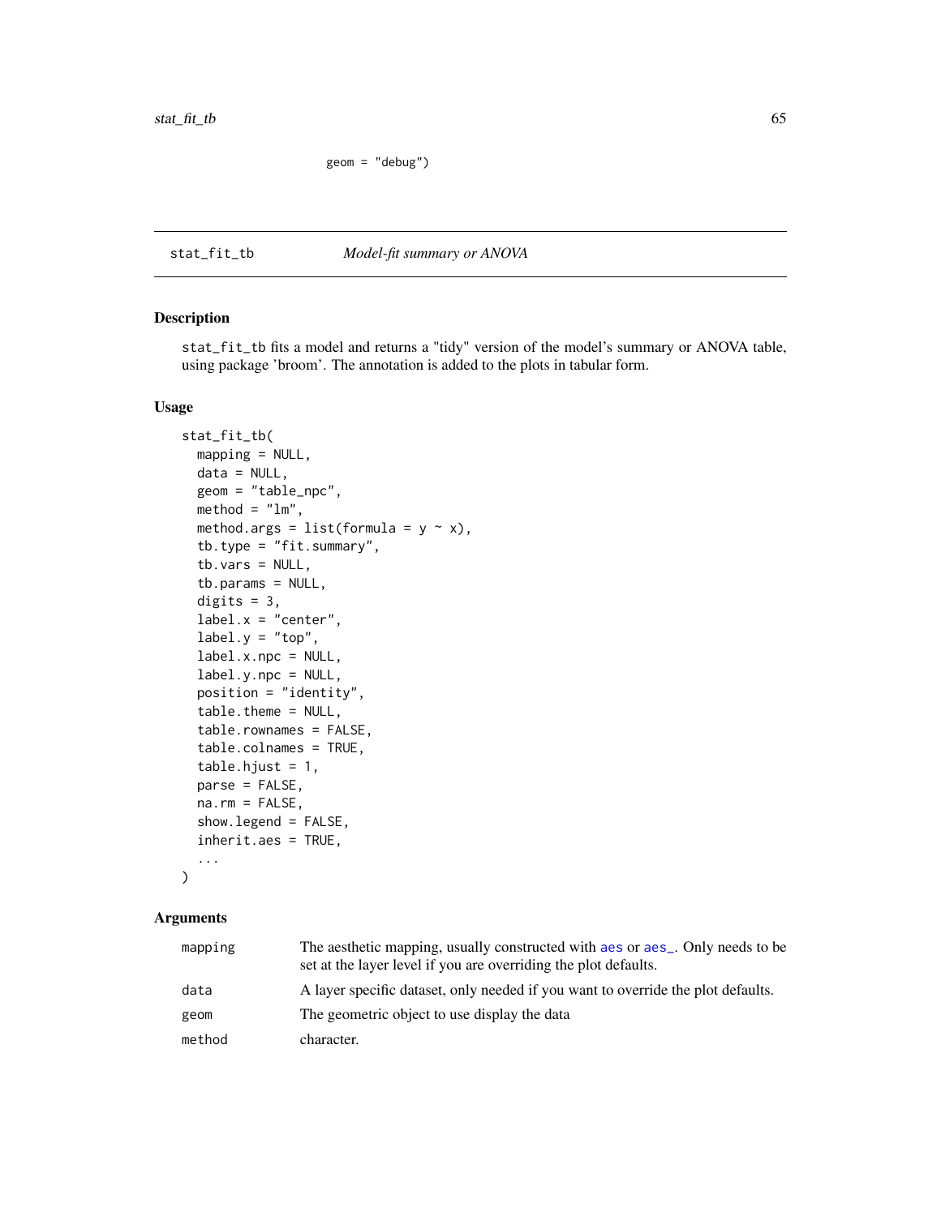```
geom = "debug")
```

---

## stat_fit_tb — *Model-fit summary or ANOVA*

### Description

stat_fit_tb fits a model and returns a "tidy" version of the model's summary or ANOVA table, using package 'broom'. The annotation is added to the plots in tabular form.

### Usage

```
stat_fit_tb(
  mapping = NULL,
  data = NULL,
  geom = "table_npc",
  method = "lm",
  method.args = list(formula = y ~ x),
  tb.type = "fit.summary",
  tb.vars = NULL,
  tb.params = NULL,
  digits = 3,
  label.x = "center",
  label.y = "top",
  label.x.npc = NULL,
  label.y.npc = NULL,
  position = "identity",
  table.theme = NULL,
  table.rownames = FALSE,
  table.colnames = TRUE,
  table.hjust = 1,
  parse = FALSE,
  na.rm = FALSE,
  show.legend = FALSE,
  inherit.aes = TRUE,
  ...
)
```

### Arguments

| | |
|---|---|
| mapping | The aesthetic mapping, usually constructed with aes or aes_. Only needs to be set at the layer level if you are overriding the plot defaults. |
| data | A layer specific dataset, only needed if you want to override the plot defaults. |
| geom | The geometric object to use display the data |
| method | character. |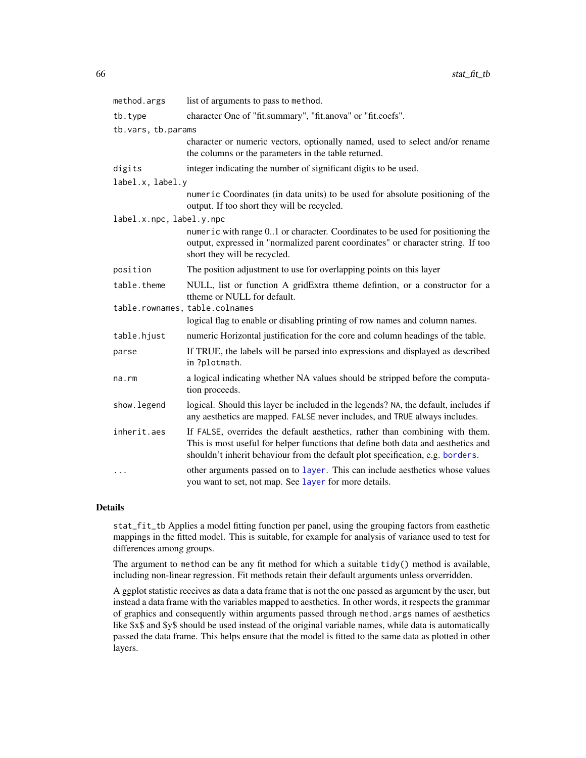| | |
|---|---|
| method.args | list of arguments to pass to method. |
| tb.type | character One of "fit.summary", "fit.anova" or "fit.coefs". |
| tb.vars, tb.params | character or numeric vectors, optionally named, used to select and/or rename the columns or the parameters in the table returned. |
| digits | integer indicating the number of significant digits to be used. |
| label.x, label.y | numeric Coordinates (in data units) to be used for absolute positioning of the output. If too short they will be recycled. |
| label.x.npc, label.y.npc | numeric with range 0..1 or character. Coordinates to be used for positioning the output, expressed in "normalized parent coordinates" or character string. If too short they will be recycled. |
| position | The position adjustment to use for overlapping points on this layer |
| table.theme | NULL, list or function A gridExtra ttheme defintion, or a constructor for a ttheme or NULL for default. |
| table.rownames, table.colnames | logical flag to enable or disabling printing of row names and column names. |
| table.hjust | numeric Horizontal justification for the core and column headings of the table. |
| parse | If TRUE, the labels will be parsed into expressions and displayed as described in ?plotmath. |
| na.rm | a logical indicating whether NA values should be stripped before the computation proceeds. |
| show.legend | logical. Should this layer be included in the legends? NA, the default, includes if any aesthetics are mapped. FALSE never includes, and TRUE always includes. |
| inherit.aes | If FALSE, overrides the default aesthetics, rather than combining with them. This is most useful for helper functions that define both data and aesthetics and shouldn't inherit behaviour from the default plot specification, e.g. borders. |
| ... | other arguments passed on to layer. This can include aesthetics whose values you want to set, not map. See layer for more details. |

## Details

stat_fit_tb Applies a model fitting function per panel, using the grouping factors from easthetic mappings in the fitted model. This is suitable, for example for analysis of variance used to test for differences among groups.

The argument to method can be any fit method for which a suitable tidy() method is available, including non-linear regression. Fit methods retain their default arguments unless orverridden.

A ggplot statistic receives as data a data frame that is not the one passed as argument by the user, but instead a data frame with the variables mapped to aesthetics. In other words, it respects the grammar of graphics and consequently within arguments passed through method.args names of aesthetics like $x$ and $y$ should be used instead of the original variable names, while data is automatically passed the data frame. This helps ensure that the model is fitted to the same data as plotted in other layers.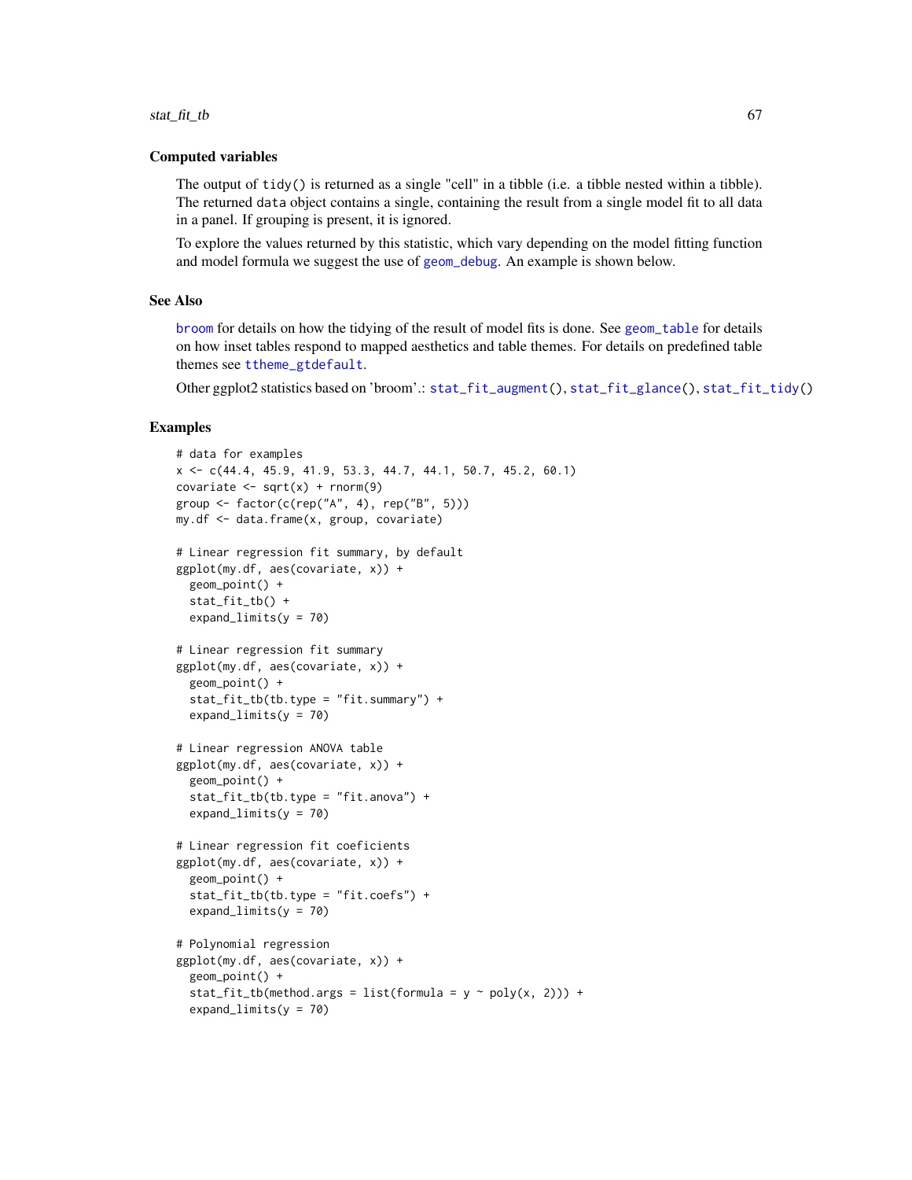### Computed variables

The output of `tidy()` is returned as a single "cell" in a tibble (i.e. a tibble nested within a tibble). The returned `data` object contains a single, containing the result from a single model fit to all data in a panel. If grouping is present, it is ignored.

To explore the values returned by this statistic, which vary depending on the model fitting function and model formula we suggest the use of `geom_debug`. An example is shown below.

### See Also

`broom` for details on how the tidying of the result of model fits is done. See `geom_table` for details on how inset tables respond to mapped aesthetics and table themes. For details on predefined table themes see `ttheme_gtdefault`.

Other ggplot2 statistics based on 'broom'.: `stat_fit_augment()`, `stat_fit_glance()`, `stat_fit_tidy()`

### Examples

```
# data for examples
x <- c(44.4, 45.9, 41.9, 53.3, 44.7, 44.1, 50.7, 45.2, 60.1)
covariate <- sqrt(x) + rnorm(9)
group <- factor(c(rep("A", 4), rep("B", 5)))
my.df <- data.frame(x, group, covariate)

# Linear regression fit summary, by default
ggplot(my.df, aes(covariate, x)) +
  geom_point() +
  stat_fit_tb() +
  expand_limits(y = 70)

# Linear regression fit summary
ggplot(my.df, aes(covariate, x)) +
  geom_point() +
  stat_fit_tb(tb.type = "fit.summary") +
  expand_limits(y = 70)

# Linear regression ANOVA table
ggplot(my.df, aes(covariate, x)) +
  geom_point() +
  stat_fit_tb(tb.type = "fit.anova") +
  expand_limits(y = 70)

# Linear regression fit coeficients
ggplot(my.df, aes(covariate, x)) +
  geom_point() +
  stat_fit_tb(tb.type = "fit.coefs") +
  expand_limits(y = 70)

# Polynomial regression
ggplot(my.df, aes(covariate, x)) +
  geom_point() +
  stat_fit_tb(method.args = list(formula = y ~ poly(x, 2))) +
  expand_limits(y = 70)
```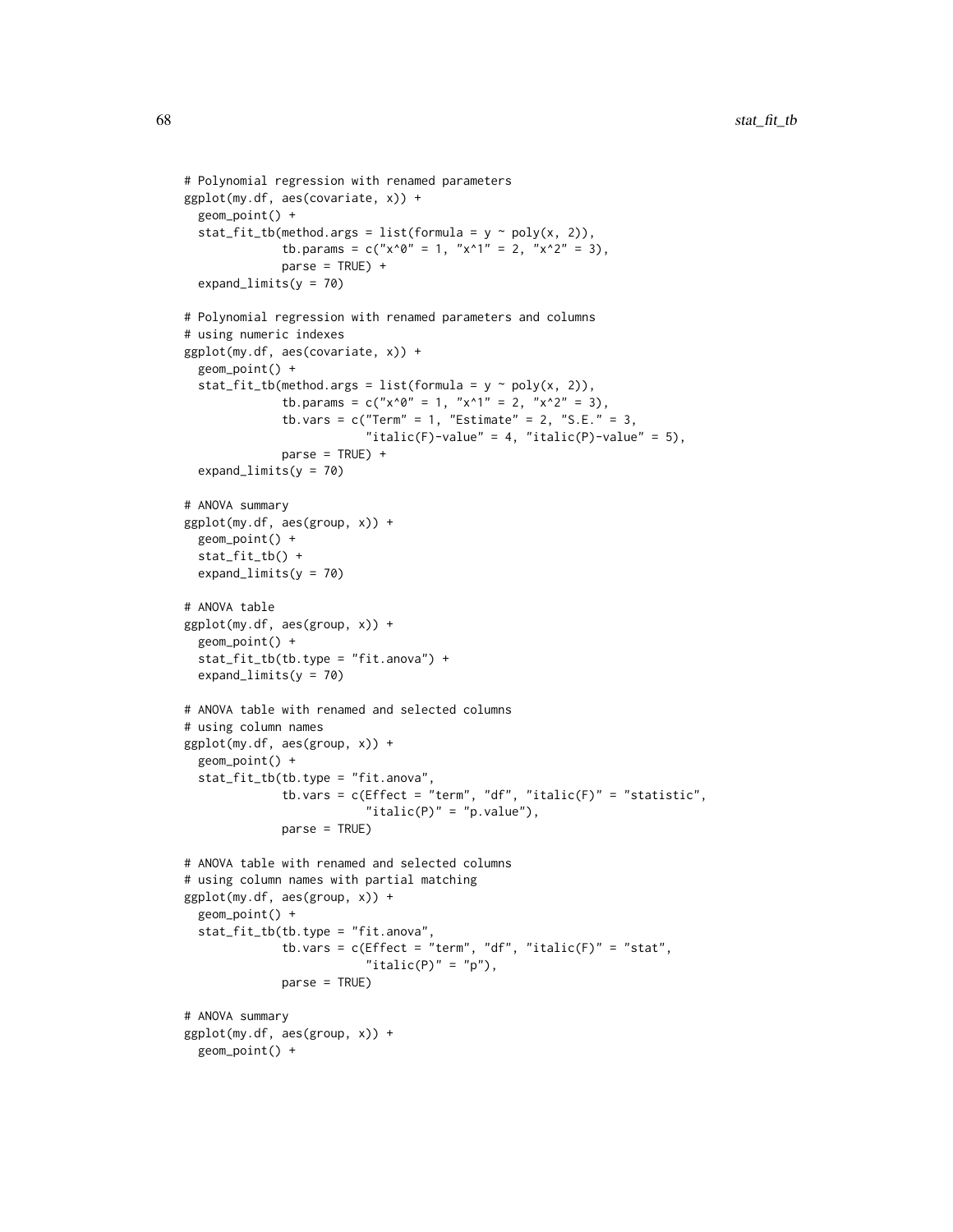```
# Polynomial regression with renamed parameters
ggplot(my.df, aes(covariate, x)) +
  geom_point() +
  stat_fit_tb(method.args = list(formula = y ~ poly(x, 2)),
              tb.params = c("x^0" = 1, "x^1" = 2, "x^2" = 3),
              parse = TRUE) +
  expand_limits(y = 70)

# Polynomial regression with renamed parameters and columns
# using numeric indexes
ggplot(my.df, aes(covariate, x)) +
  geom_point() +
  stat_fit_tb(method.args = list(formula = y ~ poly(x, 2)),
              tb.params = c("x^0" = 1, "x^1" = 2, "x^2" = 3),
              tb.vars = c("Term" = 1, "Estimate" = 2, "S.E." = 3,
                          "italic(F)-value" = 4, "italic(P)-value" = 5),
              parse = TRUE) +
  expand_limits(y = 70)

# ANOVA summary
ggplot(my.df, aes(group, x)) +
  geom_point() +
  stat_fit_tb() +
  expand_limits(y = 70)

# ANOVA table
ggplot(my.df, aes(group, x)) +
  geom_point() +
  stat_fit_tb(tb.type = "fit.anova") +
  expand_limits(y = 70)

# ANOVA table with renamed and selected columns
# using column names
ggplot(my.df, aes(group, x)) +
  geom_point() +
  stat_fit_tb(tb.type = "fit.anova",
              tb.vars = c(Effect = "term", "df", "italic(F)" = "statistic",
                          "italic(P)" = "p.value"),
              parse = TRUE)

# ANOVA table with renamed and selected columns
# using column names with partial matching
ggplot(my.df, aes(group, x)) +
  geom_point() +
  stat_fit_tb(tb.type = "fit.anova",
              tb.vars = c(Effect = "term", "df", "italic(F)" = "stat",
                          "italic(P)" = "p"),
              parse = TRUE)

# ANOVA summary
ggplot(my.df, aes(group, x)) +
  geom_point() +
```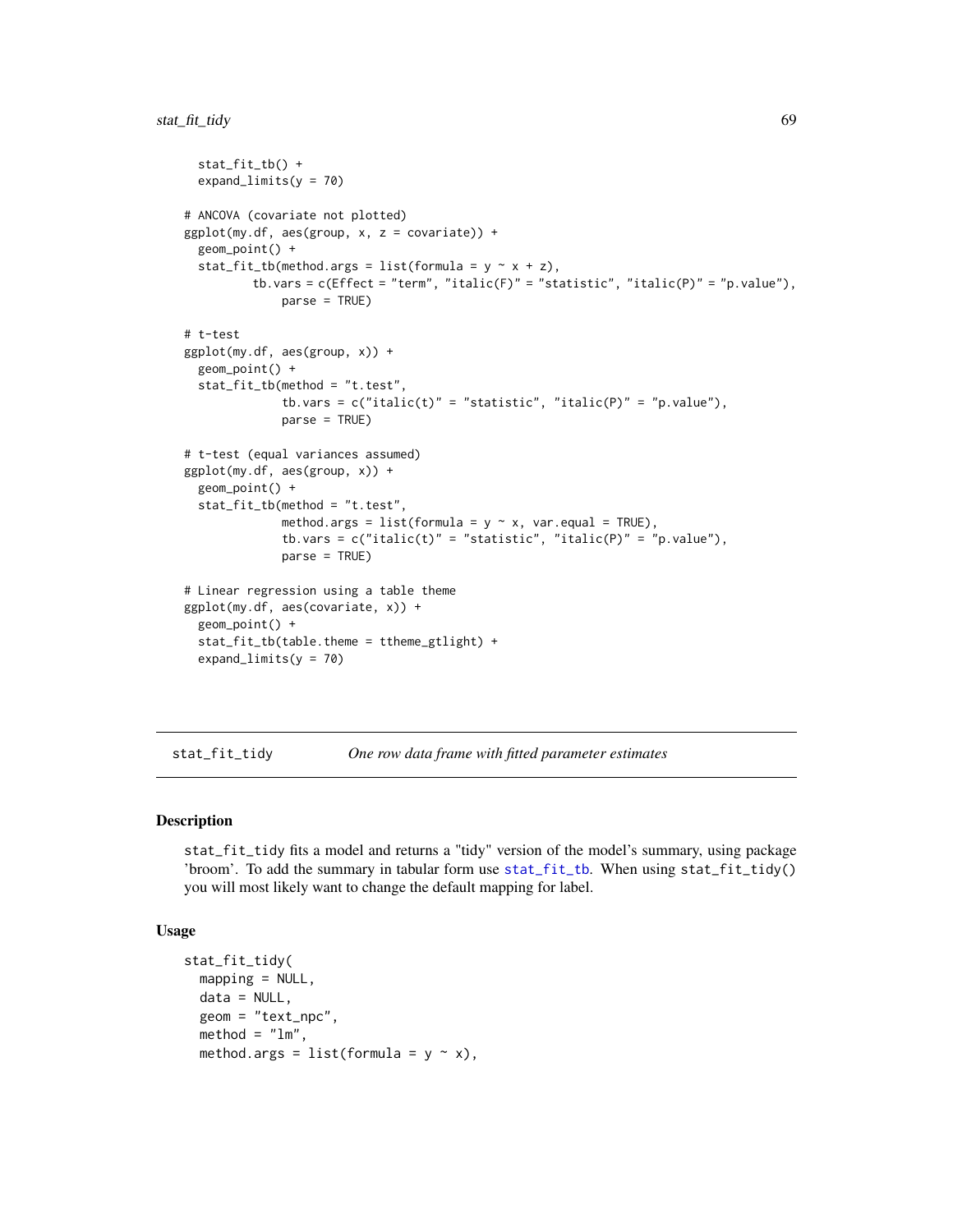```
  stat_fit_tb() +
  expand_limits(y = 70)

# ANCOVA (covariate not plotted)
ggplot(my.df, aes(group, x, z = covariate)) +
  geom_point() +
  stat_fit_tb(method.args = list(formula = y ~ x + z),
          tb.vars = c(Effect = "term", "italic(F)" = "statistic", "italic(P)" = "p.value"),
              parse = TRUE)

# t-test
ggplot(my.df, aes(group, x)) +
  geom_point() +
  stat_fit_tb(method = "t.test",
              tb.vars = c("italic(t)" = "statistic", "italic(P)" = "p.value"),
              parse = TRUE)

# t-test (equal variances assumed)
ggplot(my.df, aes(group, x)) +
  geom_point() +
  stat_fit_tb(method = "t.test",
              method.args = list(formula = y ~ x, var.equal = TRUE),
              tb.vars = c("italic(t)" = "statistic", "italic(P)" = "p.value"),
              parse = TRUE)

# Linear regression using a table theme
ggplot(my.df, aes(covariate, x)) +
  geom_point() +
  stat_fit_tb(table.theme = ttheme_gtlight) +
  expand_limits(y = 70)
```

## stat_fit_tidy — *One row data frame with fitted parameter estimates*

### Description

stat_fit_tidy fits a model and returns a "tidy" version of the model's summary, using package 'broom'. To add the summary in tabular form use stat_fit_tb. When using stat_fit_tidy() you will most likely want to change the default mapping for label.

### Usage

```
stat_fit_tidy(
  mapping = NULL,
  data = NULL,
  geom = "text_npc",
  method = "lm",
  method.args = list(formula = y ~ x),
```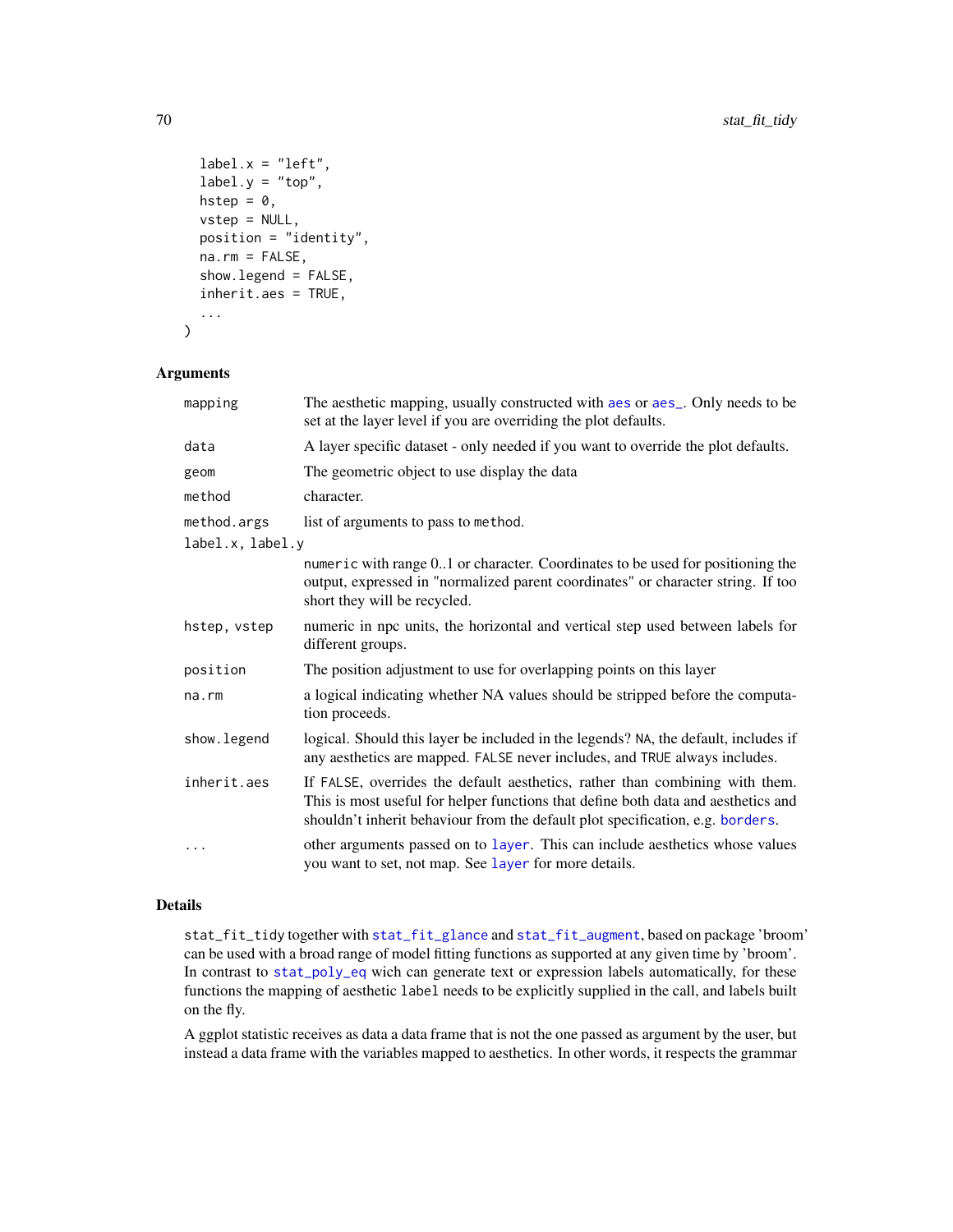```
  label.x = "left",
  label.y = "top",
  hstep = 0,
  vstep = NULL,
  position = "identity",
  na.rm = FALSE,
  show.legend = FALSE,
  inherit.aes = TRUE,
  ...
)
```

## Arguments

| | |
|---|---|
| mapping | The aesthetic mapping, usually constructed with aes or aes_. Only needs to be set at the layer level if you are overriding the plot defaults. |
| data | A layer specific dataset - only needed if you want to override the plot defaults. |
| geom | The geometric object to use display the data |
| method | character. |
| method.args | list of arguments to pass to method. |
| label.x, label.y | numeric with range 0..1 or character. Coordinates to be used for positioning the output, expressed in "normalized parent coordinates" or character string. If too short they will be recycled. |
| hstep, vstep | numeric in npc units, the horizontal and vertical step used between labels for different groups. |
| position | The position adjustment to use for overlapping points on this layer |
| na.rm | a logical indicating whether NA values should be stripped before the computation proceeds. |
| show.legend | logical. Should this layer be included in the legends? NA, the default, includes if any aesthetics are mapped. FALSE never includes, and TRUE always includes. |
| inherit.aes | If FALSE, overrides the default aesthetics, rather than combining with them. This is most useful for helper functions that define both data and aesthetics and shouldn't inherit behaviour from the default plot specification, e.g. borders. |
| ... | other arguments passed on to layer. This can include aesthetics whose values you want to set, not map. See layer for more details. |

## Details

stat_fit_tidy together with stat_fit_glance and stat_fit_augment, based on package 'broom' can be used with a broad range of model fitting functions as supported at any given time by 'broom'. In contrast to stat_poly_eq wich can generate text or expression labels automatically, for these functions the mapping of aesthetic label needs to be explicitly supplied in the call, and labels built on the fly.

A ggplot statistic receives as data a data frame that is not the one passed as argument by the user, but instead a data frame with the variables mapped to aesthetics. In other words, it respects the grammar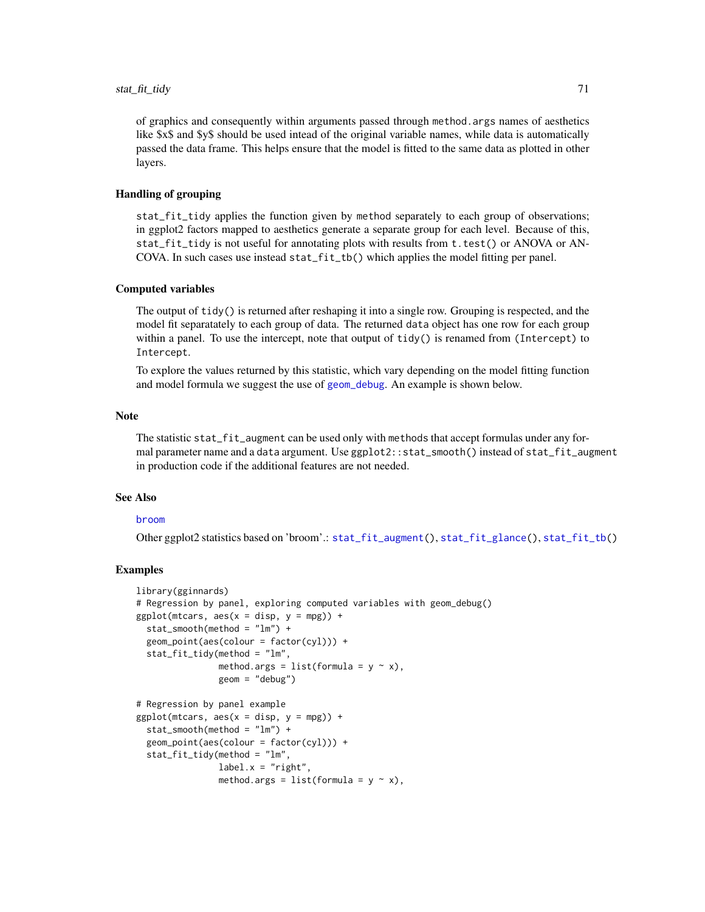of graphics and consequently within arguments passed through `method.args` names of aesthetics like \$x\$ and \$y\$ should be used intead of the original variable names, while data is automatically passed the data frame. This helps ensure that the model is fitted to the same data as plotted in other layers.

### Handling of grouping

`stat_fit_tidy` applies the function given by `method` separately to each group of observations; in ggplot2 factors mapped to aesthetics generate a separate group for each level. Because of this, `stat_fit_tidy` is not useful for annotating plots with results from `t.test()` or ANOVA or ANCOVA. In such cases use instead `stat_fit_tb()` which applies the model fitting per panel.

### Computed variables

The output of `tidy()` is returned after reshaping it into a single row. Grouping is respected, and the model fit separatately to each group of data. The returned `data` object has one row for each group within a panel. To use the intercept, note that output of `tidy()` is renamed from `(Intercept)` to `Intercept`.

To explore the values returned by this statistic, which vary depending on the model fitting function and model formula we suggest the use of `geom_debug`. An example is shown below.

### Note

The statistic `stat_fit_augment` can be used only with `methods` that accept formulas under any formal parameter name and a `data` argument. Use `ggplot2::stat_smooth()` instead of `stat_fit_augment` in production code if the additional features are not needed.

### See Also

`broom`

Other ggplot2 statistics based on 'broom'.: `stat_fit_augment()`, `stat_fit_glance()`, `stat_fit_tb()`

### Examples

```
library(gginnards)
# Regression by panel, exploring computed variables with geom_debug()
ggplot(mtcars, aes(x = disp, y = mpg)) +
  stat_smooth(method = "lm") +
  geom_point(aes(colour = factor(cyl))) +
  stat_fit_tidy(method = "lm",
                method.args = list(formula = y ~ x),
                geom = "debug")

# Regression by panel example
ggplot(mtcars, aes(x = disp, y = mpg)) +
  stat_smooth(method = "lm") +
  geom_point(aes(colour = factor(cyl))) +
  stat_fit_tidy(method = "lm",
                label.x = "right",
                method.args = list(formula = y ~ x),
```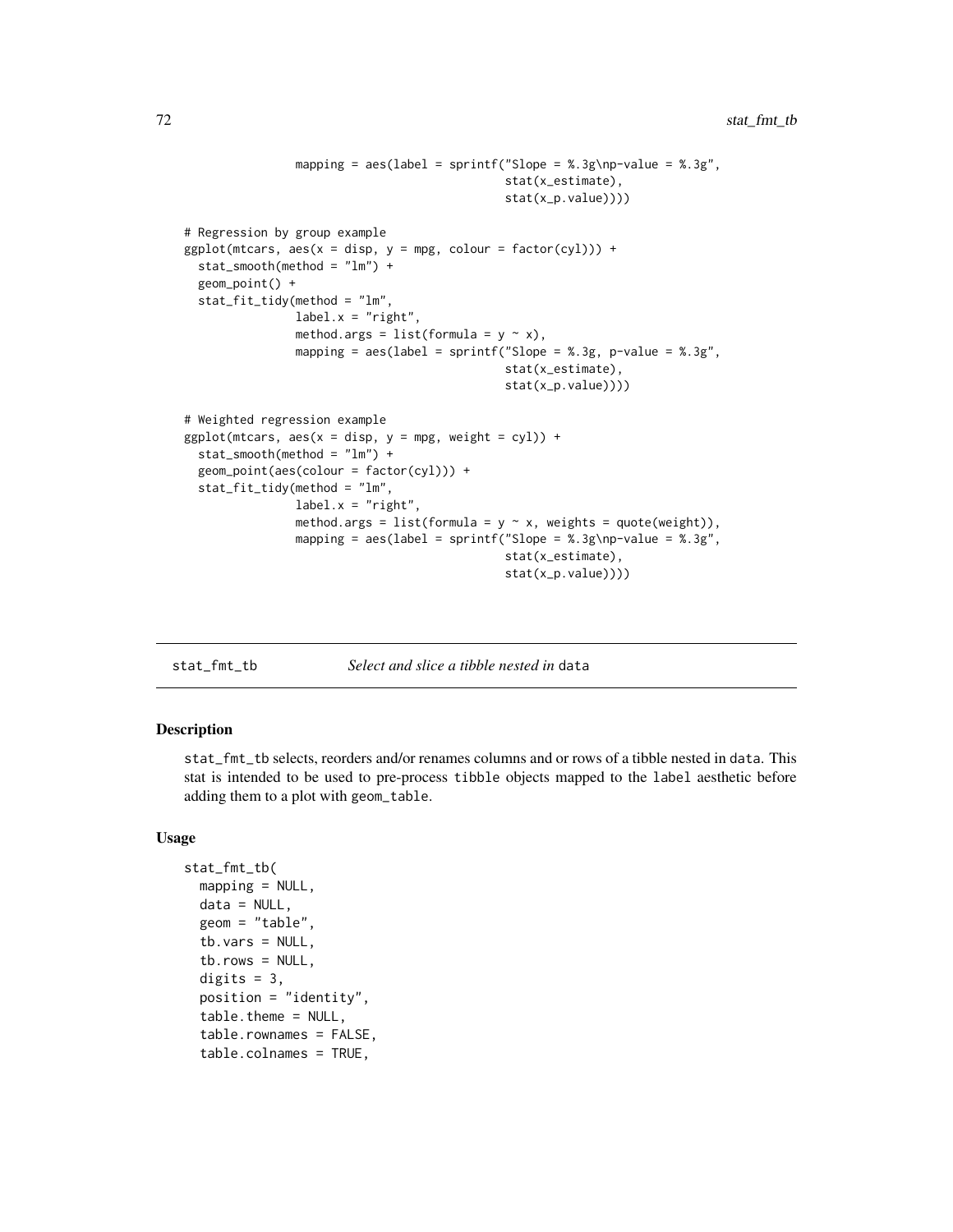```
                mapping = aes(label = sprintf("Slope = %.3g\np-value = %.3g",
                                              stat(x_estimate),
                                              stat(x_p.value))))

# Regression by group example
ggplot(mtcars, aes(x = disp, y = mpg, colour = factor(cyl))) +
  stat_smooth(method = "lm") +
  geom_point() +
  stat_fit_tidy(method = "lm",
                label.x = "right",
                method.args = list(formula = y ~ x),
                mapping = aes(label = sprintf("Slope = %.3g, p-value = %.3g",
                                              stat(x_estimate),
                                              stat(x_p.value))))

# Weighted regression example
ggplot(mtcars, aes(x = disp, y = mpg, weight = cyl)) +
  stat_smooth(method = "lm") +
  geom_point(aes(colour = factor(cyl))) +
  stat_fit_tidy(method = "lm",
                label.x = "right",
                method.args = list(formula = y ~ x, weights = quote(weight)),
                mapping = aes(label = sprintf("Slope = %.3g\np-value = %.3g",
                                              stat(x_estimate),
                                              stat(x_p.value))))
```

## stat_fmt_tb — *Select and slice a tibble nested in* `data`

### Description

stat_fmt_tb selects, reorders and/or renames columns and or rows of a tibble nested in data. This stat is intended to be used to pre-process tibble objects mapped to the label aesthetic before adding them to a plot with geom_table.

### Usage

```
stat_fmt_tb(
  mapping = NULL,
  data = NULL,
  geom = "table",
  tb.vars = NULL,
  tb.rows = NULL,
  digits = 3,
  position = "identity",
  table.theme = NULL,
  table.rownames = FALSE,
  table.colnames = TRUE,
```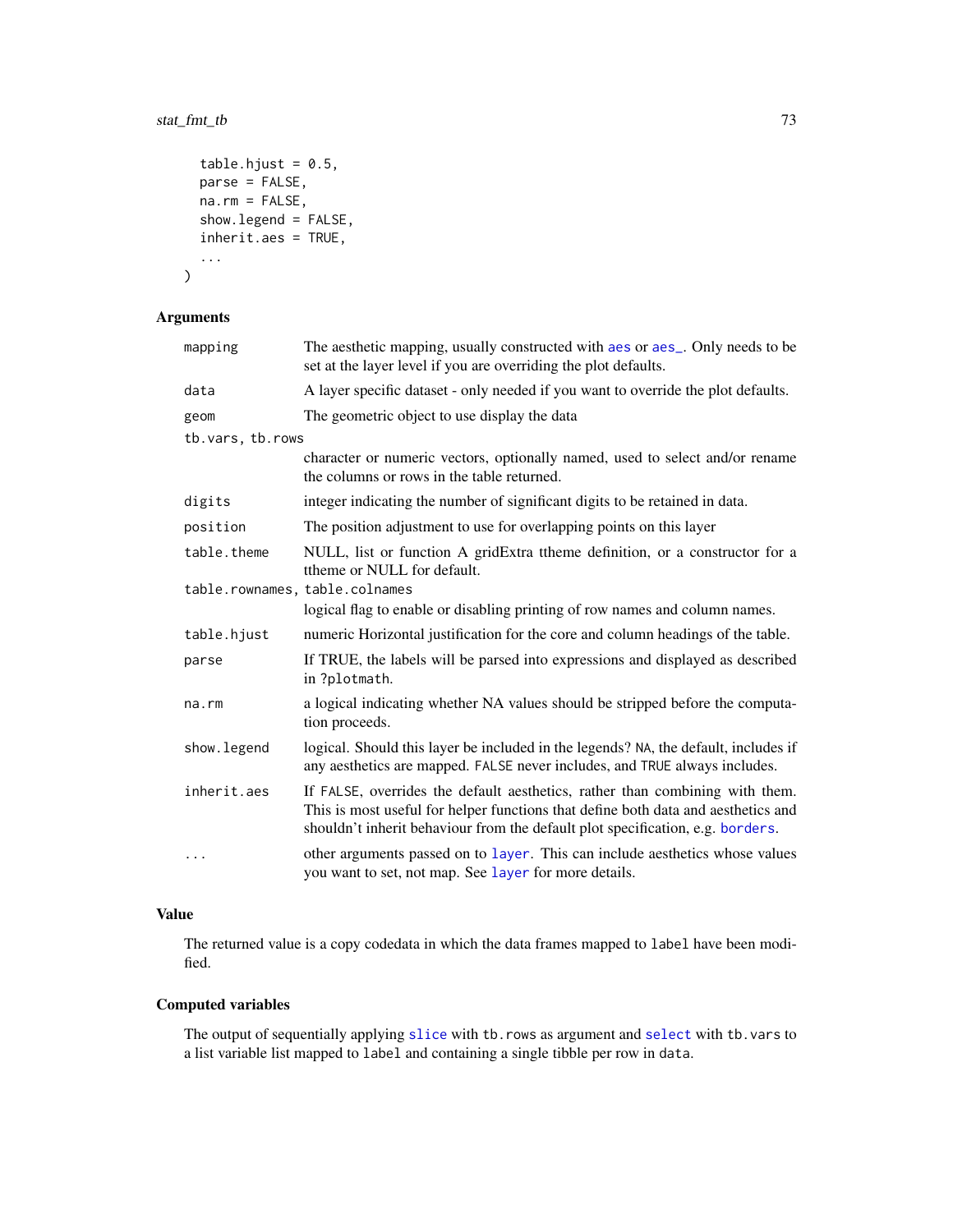```
  table.hjust = 0.5,
  parse = FALSE,
  na.rm = FALSE,
  show.legend = FALSE,
  inherit.aes = TRUE,
  ...
)
```

### Arguments

| | |
|---|---|
| mapping | The aesthetic mapping, usually constructed with aes or aes_. Only needs to be set at the layer level if you are overriding the plot defaults. |
| data | A layer specific dataset - only needed if you want to override the plot defaults. |
| geom | The geometric object to use display the data |
| tb.vars, tb.rows | character or numeric vectors, optionally named, used to select and/or rename the columns or rows in the table returned. |
| digits | integer indicating the number of significant digits to be retained in data. |
| position | The position adjustment to use for overlapping points on this layer |
| table.theme | NULL, list or function A gridExtra ttheme definition, or a constructor for a ttheme or NULL for default. |
| table.rownames, table.colnames | logical flag to enable or disabling printing of row names and column names. |
| table.hjust | numeric Horizontal justification for the core and column headings of the table. |
| parse | If TRUE, the labels will be parsed into expressions and displayed as described in ?plotmath. |
| na.rm | a logical indicating whether NA values should be stripped before the computation proceeds. |
| show.legend | logical. Should this layer be included in the legends? NA, the default, includes if any aesthetics are mapped. FALSE never includes, and TRUE always includes. |
| inherit.aes | If FALSE, overrides the default aesthetics, rather than combining with them. This is most useful for helper functions that define both data and aesthetics and shouldn't inherit behaviour from the default plot specification, e.g. borders. |
| ... | other arguments passed on to layer. This can include aesthetics whose values you want to set, not map. See layer for more details. |

### Value

The returned value is a copy codedata in which the data frames mapped to label have been modified.

### Computed variables

The output of sequentially applying slice with tb.rows as argument and select with tb.vars to a list variable list mapped to label and containing a single tibble per row in data.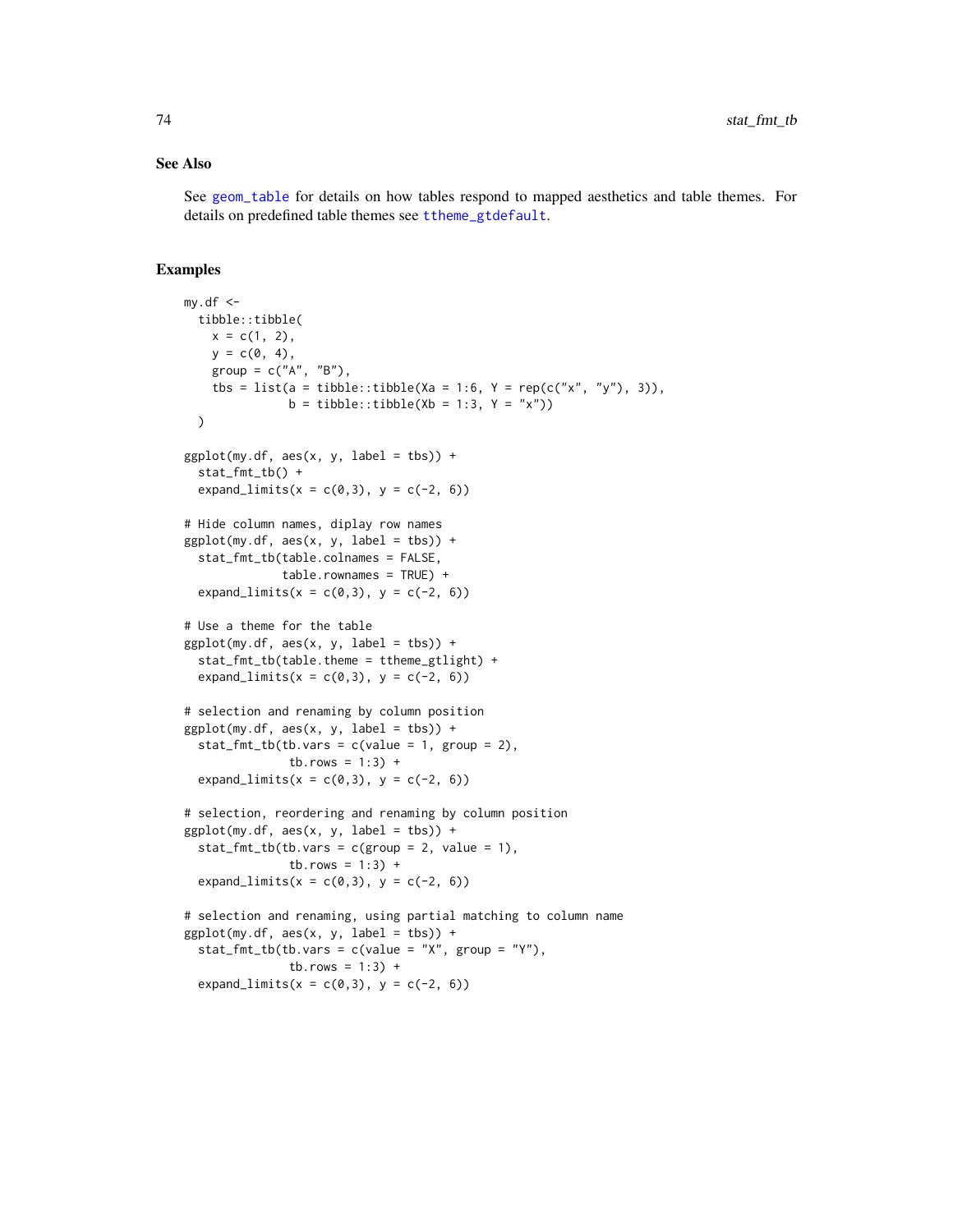## See Also

See `geom_table` for details on how tables respond to mapped aesthetics and table themes. For details on predefined table themes see `ttheme_gtdefault`.

## Examples

```
my.df <-
  tibble::tibble(
    x = c(1, 2),
    y = c(0, 4),
    group = c("A", "B"),
    tbs = list(a = tibble::tibble(Xa = 1:6, Y = rep(c("x", "y"), 3)),
               b = tibble::tibble(Xb = 1:3, Y = "x"))
  )

ggplot(my.df, aes(x, y, label = tbs)) +
  stat_fmt_tb() +
  expand_limits(x = c(0,3), y = c(-2, 6))

# Hide column names, diplay row names
ggplot(my.df, aes(x, y, label = tbs)) +
  stat_fmt_tb(table.colnames = FALSE,
              table.rownames = TRUE) +
  expand_limits(x = c(0,3), y = c(-2, 6))

# Use a theme for the table
ggplot(my.df, aes(x, y, label = tbs)) +
  stat_fmt_tb(table.theme = ttheme_gtlight) +
  expand_limits(x = c(0,3), y = c(-2, 6))

# selection and renaming by column position
ggplot(my.df, aes(x, y, label = tbs)) +
  stat_fmt_tb(tb.vars = c(value = 1, group = 2),
              tb.rows = 1:3) +
  expand_limits(x = c(0,3), y = c(-2, 6))

# selection, reordering and renaming by column position
ggplot(my.df, aes(x, y, label = tbs)) +
  stat_fmt_tb(tb.vars = c(group = 2, value = 1),
              tb.rows = 1:3) +
  expand_limits(x = c(0,3), y = c(-2, 6))

# selection and renaming, using partial matching to column name
ggplot(my.df, aes(x, y, label = tbs)) +
  stat_fmt_tb(tb.vars = c(value = "X", group = "Y"),
              tb.rows = 1:3) +
  expand_limits(x = c(0,3), y = c(-2, 6))
```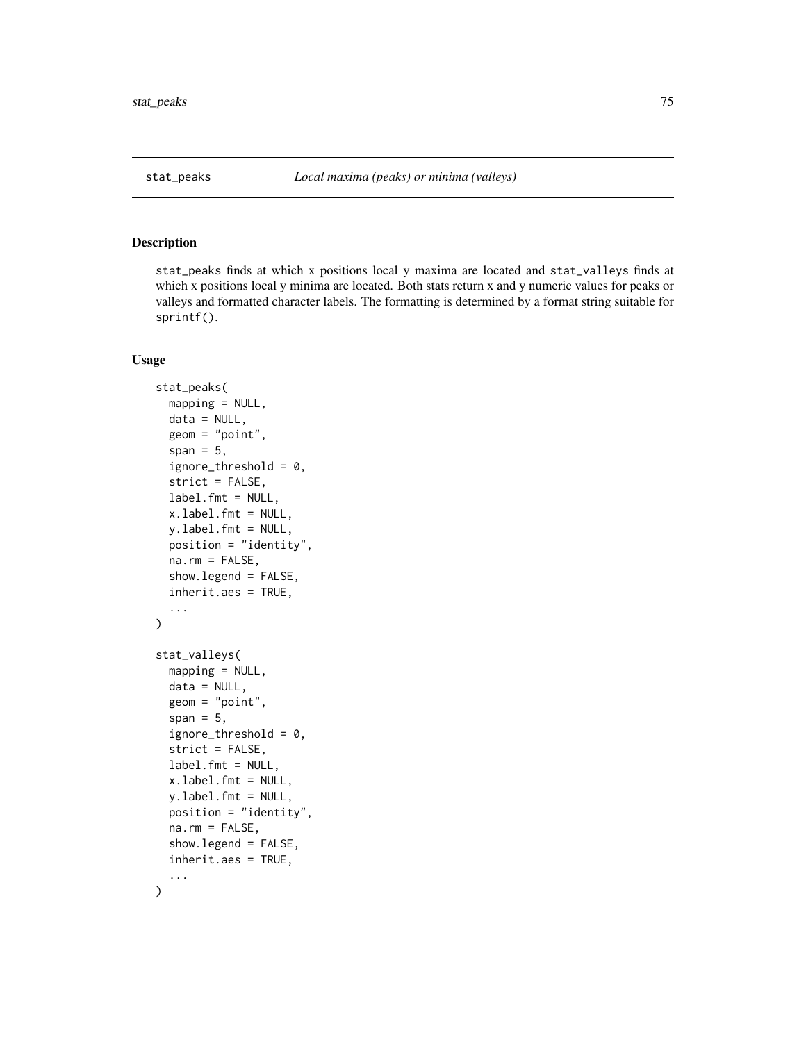stat_peaks *Local maxima (peaks) or minima (valleys)*

## Description

stat_peaks finds at which x positions local y maxima are located and stat_valleys finds at which x positions local y minima are located. Both stats return x and y numeric values for peaks or valleys and formatted character labels. The formatting is determined by a format string suitable for sprintf().

## Usage

```
stat_peaks(
  mapping = NULL,
  data = NULL,
  geom = "point",
  span = 5,
  ignore_threshold = 0,
  strict = FALSE,
  label.fmt = NULL,
  x.label.fmt = NULL,
  y.label.fmt = NULL,
  position = "identity",
  na.rm = FALSE,
  show.legend = FALSE,
  inherit.aes = TRUE,
  ...
)

stat_valleys(
  mapping = NULL,
  data = NULL,
  geom = "point",
  span = 5,
  ignore_threshold = 0,
  strict = FALSE,
  label.fmt = NULL,
  x.label.fmt = NULL,
  y.label.fmt = NULL,
  position = "identity",
  na.rm = FALSE,
  show.legend = FALSE,
  inherit.aes = TRUE,
  ...
)
```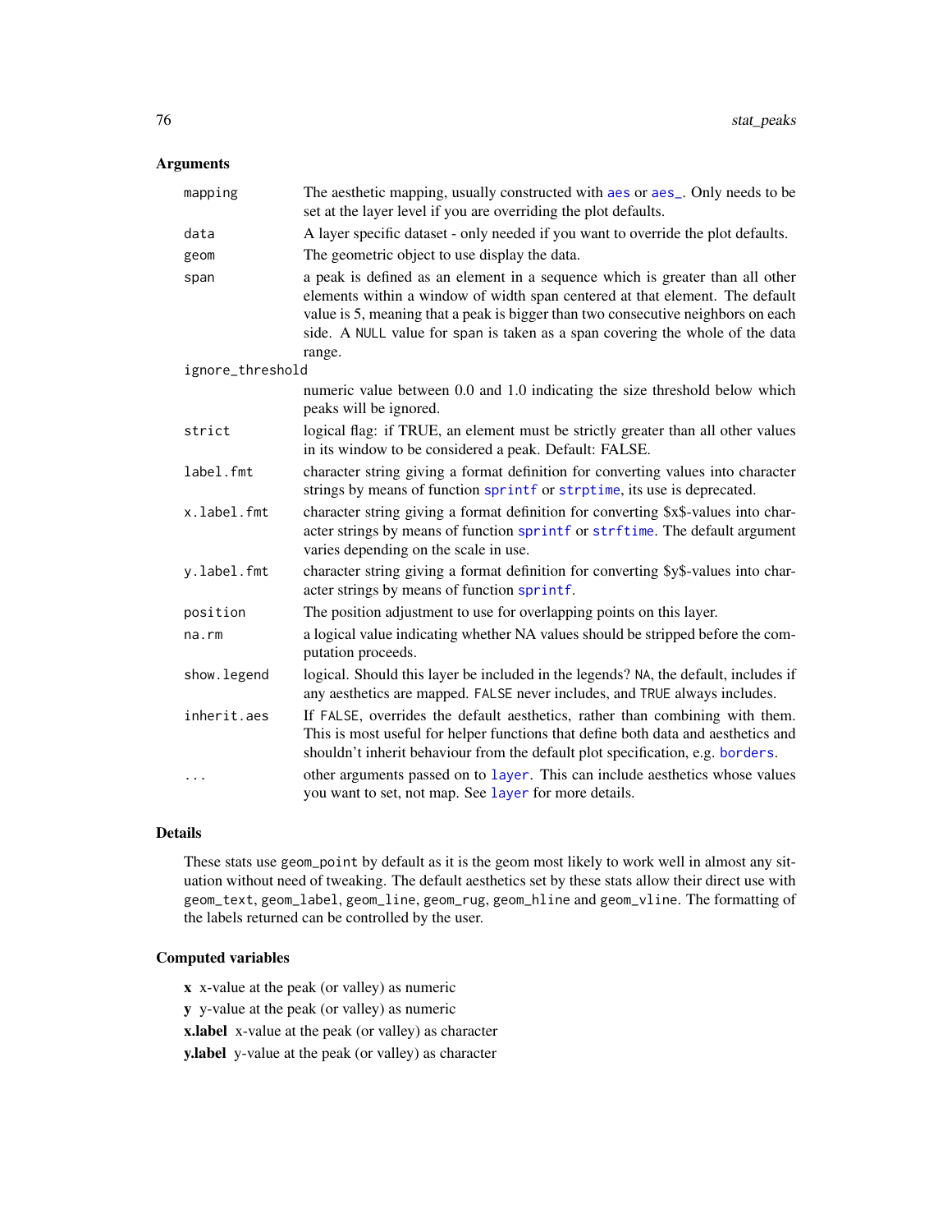## Arguments

| | |
|---|---|
| `mapping` | The aesthetic mapping, usually constructed with `aes` or `aes_`. Only needs to be set at the layer level if you are overriding the plot defaults. |
| `data` | A layer specific dataset - only needed if you want to override the plot defaults. |
| `geom` | The geometric object to use display the data. |
| `span` | a peak is defined as an element in a sequence which is greater than all other elements within a window of width span centered at that element. The default value is 5, meaning that a peak is bigger than two consecutive neighbors on each side. A `NULL` value for `span` is taken as a span covering the whole of the data range. |
| `ignore_threshold` | numeric value between 0.0 and 1.0 indicating the size threshold below which peaks will be ignored. |
| `strict` | logical flag: if TRUE, an element must be strictly greater than all other values in its window to be considered a peak. Default: FALSE. |
| `label.fmt` | character string giving a format definition for converting values into character strings by means of function `sprintf` or `strptime`, its use is deprecated. |
| `x.label.fmt` | character string giving a format definition for converting $x$-values into character strings by means of function `sprintf` or `strftime`. The default argument varies depending on the scale in use. |
| `y.label.fmt` | character string giving a format definition for converting $y$-values into character strings by means of function `sprintf`. |
| `position` | The position adjustment to use for overlapping points on this layer. |
| `na.rm` | a logical value indicating whether NA values should be stripped before the computation proceeds. |
| `show.legend` | logical. Should this layer be included in the legends? `NA`, the default, includes if any aesthetics are mapped. `FALSE` never includes, and `TRUE` always includes. |
| `inherit.aes` | If `FALSE`, overrides the default aesthetics, rather than combining with them. This is most useful for helper functions that define both data and aesthetics and shouldn't inherit behaviour from the default plot specification, e.g. `borders`. |
| `...` | other arguments passed on to `layer`. This can include aesthetics whose values you want to set, not map. See `layer` for more details. |

## Details

These stats use `geom_point` by default as it is the geom most likely to work well in almost any situation without need of tweaking. The default aesthetics set by these stats allow their direct use with `geom_text`, `geom_label`, `geom_line`, `geom_rug`, `geom_hline` and `geom_vline`. The formatting of the labels returned can be controlled by the user.

## Computed variables

- **x** x-value at the peak (or valley) as numeric
- **y** y-value at the peak (or valley) as numeric
- **x.label** x-value at the peak (or valley) as character
- **y.label** y-value at the peak (or valley) as character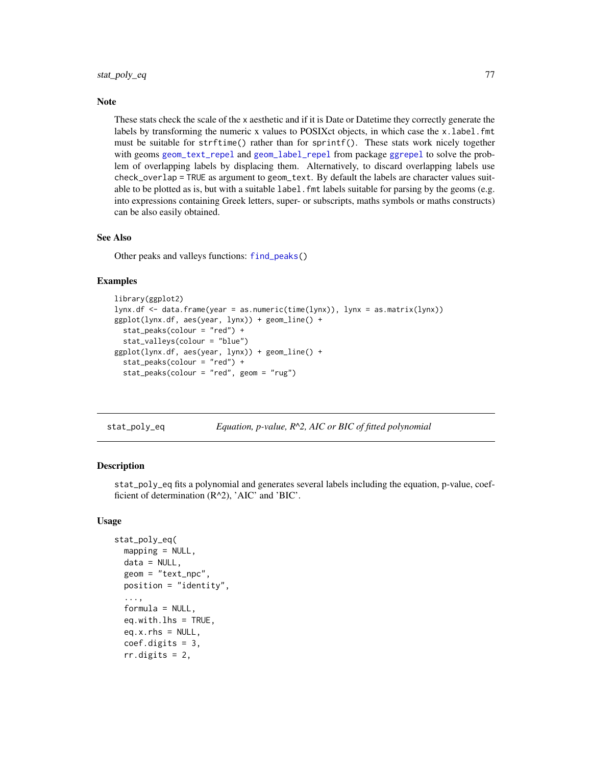### Note

These stats check the scale of the x aesthetic and if it is Date or Datetime they correctly generate the labels by transforming the numeric x values to POSIXct objects, in which case the `x.label.fmt` must be suitable for `strftime()` rather than for `sprintf()`. These stats work nicely together with geoms `geom_text_repel` and `geom_label_repel` from package `ggrepel` to solve the problem of overlapping labels by displacing them. Alternatively, to discard overlapping labels use `check_overlap = TRUE` as argument to `geom_text`. By default the labels are character values suitable to be plotted as is, but with a suitable `label.fmt` labels suitable for parsing by the geoms (e.g. into expressions containing Greek letters, super- or subscripts, maths symbols or maths constructs) can be also easily obtained.

### See Also

Other peaks and valleys functions: `find_peaks()`

### Examples

```
library(ggplot2)
lynx.df <- data.frame(year = as.numeric(time(lynx)), lynx = as.matrix(lynx))
ggplot(lynx.df, aes(year, lynx)) + geom_line() +
  stat_peaks(colour = "red") +
  stat_valleys(colour = "blue")
ggplot(lynx.df, aes(year, lynx)) + geom_line() +
  stat_peaks(colour = "red") +
  stat_peaks(colour = "red", geom = "rug")
```

---

## stat_poly_eq — *Equation, p-value, R^2, AIC or BIC of fitted polynomial*

---

### Description

`stat_poly_eq` fits a polynomial and generates several labels including the equation, p-value, coefficient of determination (R^2), 'AIC' and 'BIC'.

### Usage

```
stat_poly_eq(
  mapping = NULL,
  data = NULL,
  geom = "text_npc",
  position = "identity",
  ...,
  formula = NULL,
  eq.with.lhs = TRUE,
  eq.x.rhs = NULL,
  coef.digits = 3,
  rr.digits = 2,
```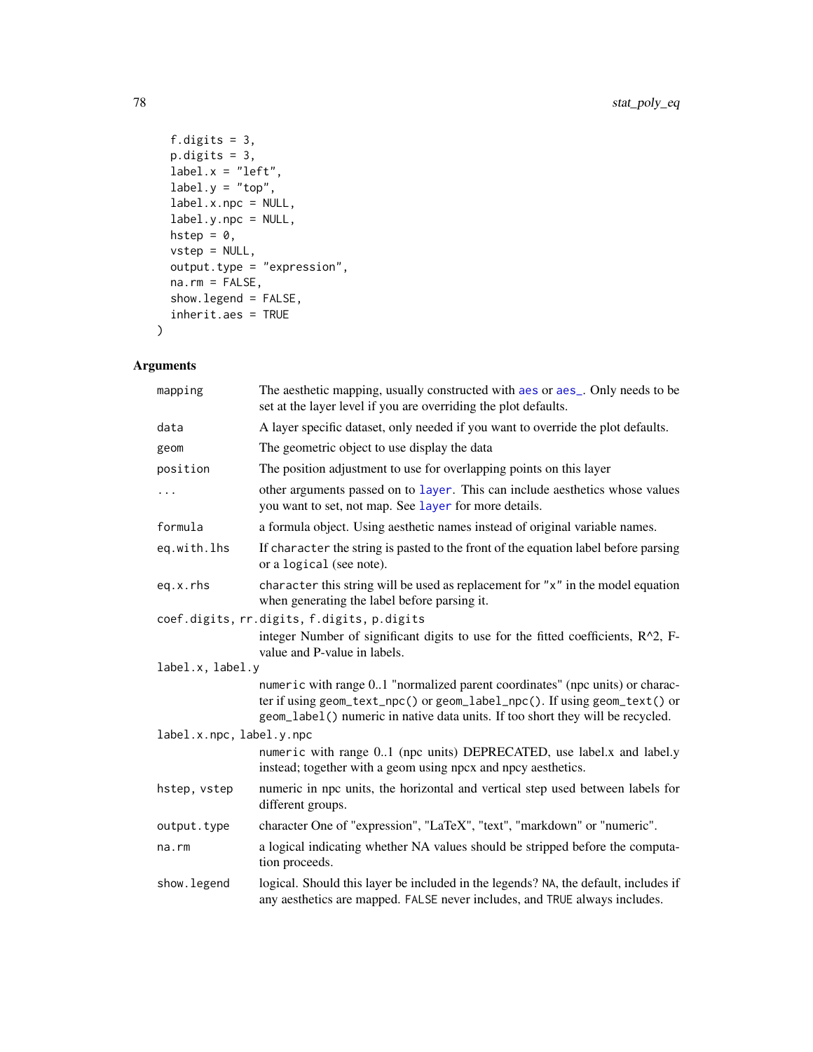```
  f.digits = 3,
  p.digits = 3,
  label.x = "left",
  label.y = "top",
  label.x.npc = NULL,
  label.y.npc = NULL,
  hstep = 0,
  vstep = NULL,
  output.type = "expression",
  na.rm = FALSE,
  show.legend = FALSE,
  inherit.aes = TRUE
)
```

## Arguments

| | |
|---|---|
| `mapping` | The aesthetic mapping, usually constructed with `aes` or `aes_`. Only needs to be set at the layer level if you are overriding the plot defaults. |
| `data` | A layer specific dataset, only needed if you want to override the plot defaults. |
| `geom` | The geometric object to use display the data |
| `position` | The position adjustment to use for overlapping points on this layer |
| `...` | other arguments passed on to `layer`. This can include aesthetics whose values you want to set, not map. See `layer` for more details. |
| `formula` | a formula object. Using aesthetic names instead of original variable names. |
| `eq.with.lhs` | If `character` the string is pasted to the front of the equation label before parsing or a `logical` (see note). |
| `eq.x.rhs` | `character` this string will be used as replacement for `"x"` in the model equation when generating the label before parsing it. |
| `coef.digits, rr.digits, f.digits, p.digits` | integer Number of significant digits to use for the fitted coefficients, R^2, F-value and P-value in labels. |
| `label.x, label.y` | `numeric` with range 0..1 "normalized parent coordinates" (npc units) or character if using `geom_text_npc()` or `geom_label_npc()`. If using `geom_text()` or `geom_label()` numeric in native data units. If too short they will be recycled. |
| `label.x.npc, label.y.npc` | `numeric` with range 0..1 (npc units) DEPRECATED, use label.x and label.y instead; together with a geom using npcx and npcy aesthetics. |
| `hstep, vstep` | numeric in npc units, the horizontal and vertical step used between labels for different groups. |
| `output.type` | character One of "expression", "LaTeX", "text", "markdown" or "numeric". |
| `na.rm` | a logical indicating whether NA values should be stripped before the computation proceeds. |
| `show.legend` | logical. Should this layer be included in the legends? `NA`, the default, includes if any aesthetics are mapped. `FALSE` never includes, and `TRUE` always includes. |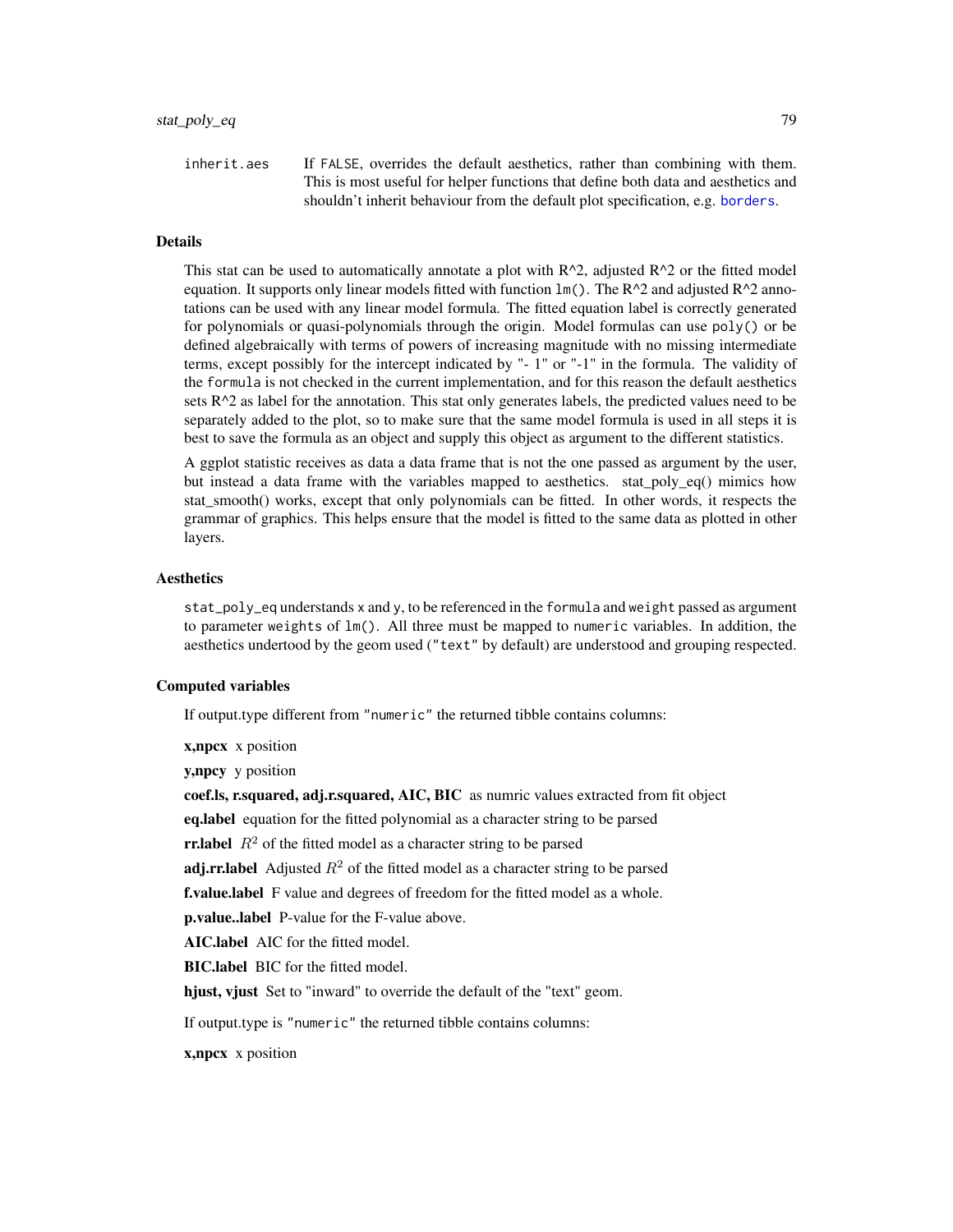inherit.aes If FALSE, overrides the default aesthetics, rather than combining with them. This is most useful for helper functions that define both data and aesthetics and shouldn't inherit behaviour from the default plot specification, e.g. borders.

### Details

This stat can be used to automatically annotate a plot with R^2, adjusted R^2 or the fitted model equation. It supports only linear models fitted with function `lm()`. The R^2 and adjusted R^2 annotations can be used with any linear model formula. The fitted equation label is correctly generated for polynomials or quasi-polynomials through the origin. Model formulas can use `poly()` or be defined algebraically with terms of powers of increasing magnitude with no missing intermediate terms, except possibly for the intercept indicated by "- 1" or "-1" in the formula. The validity of the `formula` is not checked in the current implementation, and for this reason the default aesthetics sets R^2 as label for the annotation. This stat only generates labels, the predicted values need to be separately added to the plot, so to make sure that the same model formula is used in all steps it is best to save the formula as an object and supply this object as argument to the different statistics.

A ggplot statistic receives as data a data frame that is not the one passed as argument by the user, but instead a data frame with the variables mapped to aesthetics. stat_poly_eq() mimics how stat_smooth() works, except that only polynomials can be fitted. In other words, it respects the grammar of graphics. This helps ensure that the model is fitted to the same data as plotted in other layers.

### Aesthetics

`stat_poly_eq` understands `x` and `y`, to be referenced in the `formula` and `weight` passed as argument to parameter `weights` of `lm()`. All three must be mapped to `numeric` variables. In addition, the aesthetics undertood by the geom used (`"text"` by default) are understood and grouping respected.

### Computed variables

If output.type different from `"numeric"` the returned tibble contains columns:

**x,npcx** x position

**y,npcy** y position

**coef.ls, r.squared, adj.r.squared, AIC, BIC** as numric values extracted from fit object

**eq.label** equation for the fitted polynomial as a character string to be parsed

**rr.label** $R^2$ of the fitted model as a character string to be parsed

**adj.rr.label** Adjusted $R^2$ of the fitted model as a character string to be parsed

**f.value.label** F value and degrees of freedom for the fitted model as a whole.

**p.value..label** P-value for the F-value above.

**AIC.label** AIC for the fitted model.

**BIC.label** BIC for the fitted model.

**hjust, vjust** Set to "inward" to override the default of the "text" geom.

If output.type is `"numeric"` the returned tibble contains columns:

**x,npcx** x position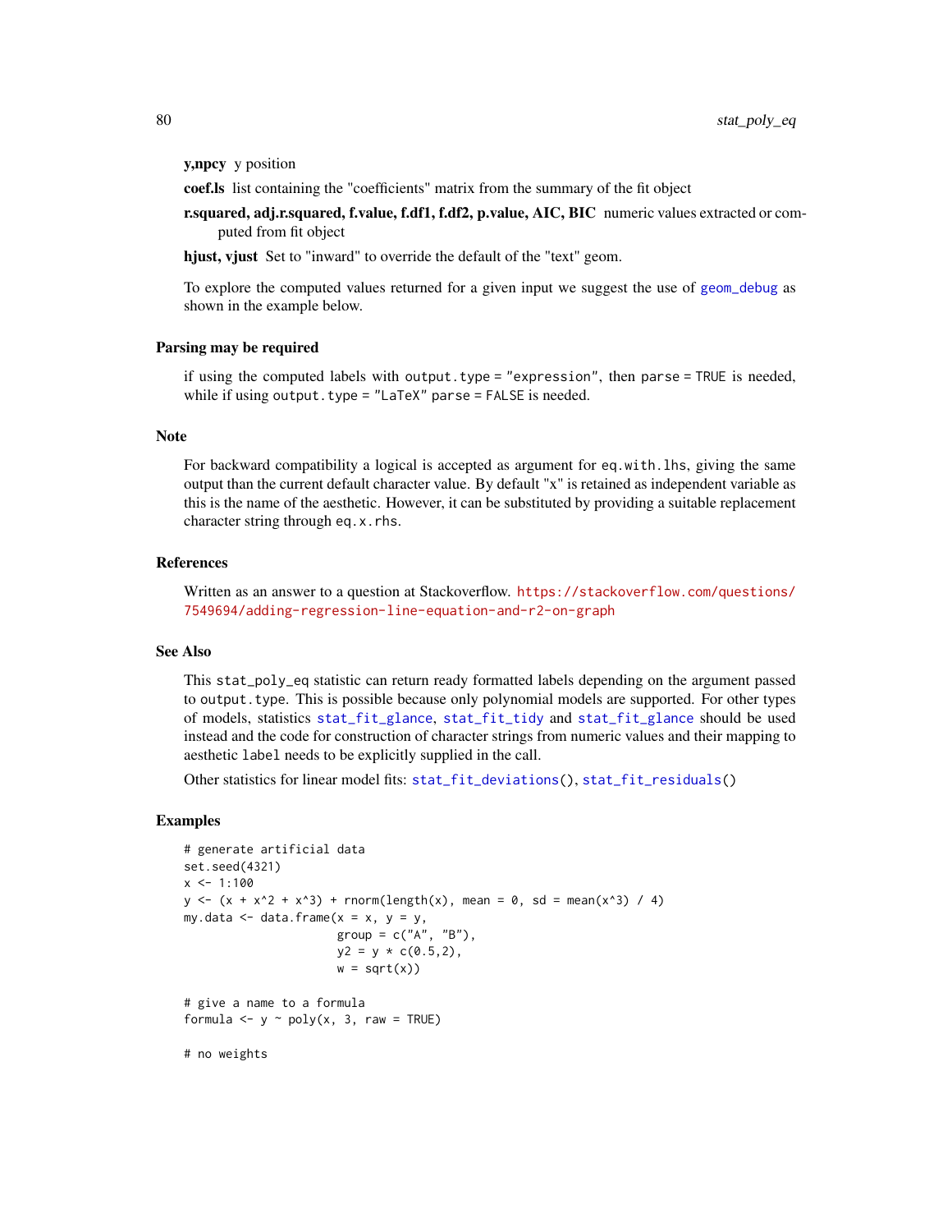**y,npcy** y position

**coef.ls** list containing the "coefficients" matrix from the summary of the fit object

**r.squared, adj.r.squared, f.value, f.df1, f.df2, p.value, AIC, BIC** numeric values extracted or computed from fit object

**hjust, vjust** Set to "inward" to override the default of the "text" geom.

To explore the computed values returned for a given input we suggest the use of geom_debug as shown in the example below.

### Parsing may be required

if using the computed labels with `output.type = "expression"`, then `parse = TRUE` is needed, while if using `output.type = "LaTeX"` `parse = FALSE` is needed.

### Note

For backward compatibility a logical is accepted as argument for `eq.with.lhs`, giving the same output than the current default character value. By default "x" is retained as independent variable as this is the name of the aesthetic. However, it can be substituted by providing a suitable replacement character string through `eq.x.rhs`.

### References

Written as an answer to a question at Stackoverflow. https://stackoverflow.com/questions/7549694/adding-regression-line-equation-and-r2-on-graph

### See Also

This `stat_poly_eq` statistic can return ready formatted labels depending on the argument passed to `output.type`. This is possible because only polynomial models are supported. For other types of models, statistics stat_fit_glance, stat_fit_tidy and stat_fit_glance should be used instead and the code for construction of character strings from numeric values and their mapping to aesthetic `label` needs to be explicitly supplied in the call.

Other statistics for linear model fits: stat_fit_deviations(), stat_fit_residuals()

### Examples

```
# generate artificial data
set.seed(4321)
x <- 1:100
y <- (x + x^2 + x^3) + rnorm(length(x), mean = 0, sd = mean(x^3) / 4)
my.data <- data.frame(x = x, y = y,
                      group = c("A", "B"),
                      y2 = y * c(0.5,2),
                      w = sqrt(x))

# give a name to a formula
formula <- y ~ poly(x, 3, raw = TRUE)

# no weights
```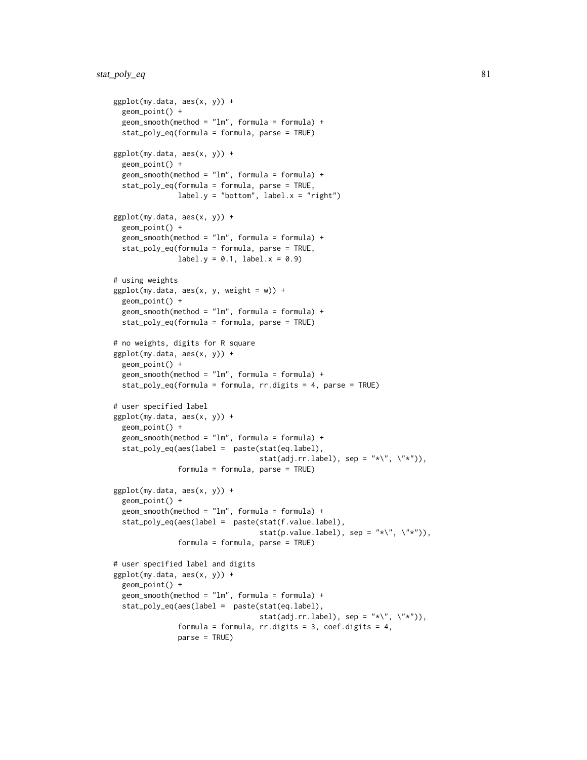```
ggplot(my.data, aes(x, y)) +
  geom_point() +
  geom_smooth(method = "lm", formula = formula) +
  stat_poly_eq(formula = formula, parse = TRUE)

ggplot(my.data, aes(x, y)) +
  geom_point() +
  geom_smooth(method = "lm", formula = formula) +
  stat_poly_eq(formula = formula, parse = TRUE,
               label.y = "bottom", label.x = "right")

ggplot(my.data, aes(x, y)) +
  geom_point() +
  geom_smooth(method = "lm", formula = formula) +
  stat_poly_eq(formula = formula, parse = TRUE,
               label.y = 0.1, label.x = 0.9)

# using weights
ggplot(my.data, aes(x, y, weight = w)) +
  geom_point() +
  geom_smooth(method = "lm", formula = formula) +
  stat_poly_eq(formula = formula, parse = TRUE)

# no weights, digits for R square
ggplot(my.data, aes(x, y)) +
  geom_point() +
  geom_smooth(method = "lm", formula = formula) +
  stat_poly_eq(formula = formula, rr.digits = 4, parse = TRUE)

# user specified label
ggplot(my.data, aes(x, y)) +
  geom_point() +
  geom_smooth(method = "lm", formula = formula) +
  stat_poly_eq(aes(label =  paste(stat(eq.label),
                                  stat(adj.rr.label), sep = "*\", \"*")),
               formula = formula, parse = TRUE)

ggplot(my.data, aes(x, y)) +
  geom_point() +
  geom_smooth(method = "lm", formula = formula) +
  stat_poly_eq(aes(label =  paste(stat(f.value.label),
                                  stat(p.value.label), sep = "*\", \"*")),
               formula = formula, parse = TRUE)

# user specified label and digits
ggplot(my.data, aes(x, y)) +
  geom_point() +
  geom_smooth(method = "lm", formula = formula) +
  stat_poly_eq(aes(label =  paste(stat(eq.label),
                                  stat(adj.rr.label), sep = "*\", \"*")),
               formula = formula, rr.digits = 3, coef.digits = 4,
               parse = TRUE)
```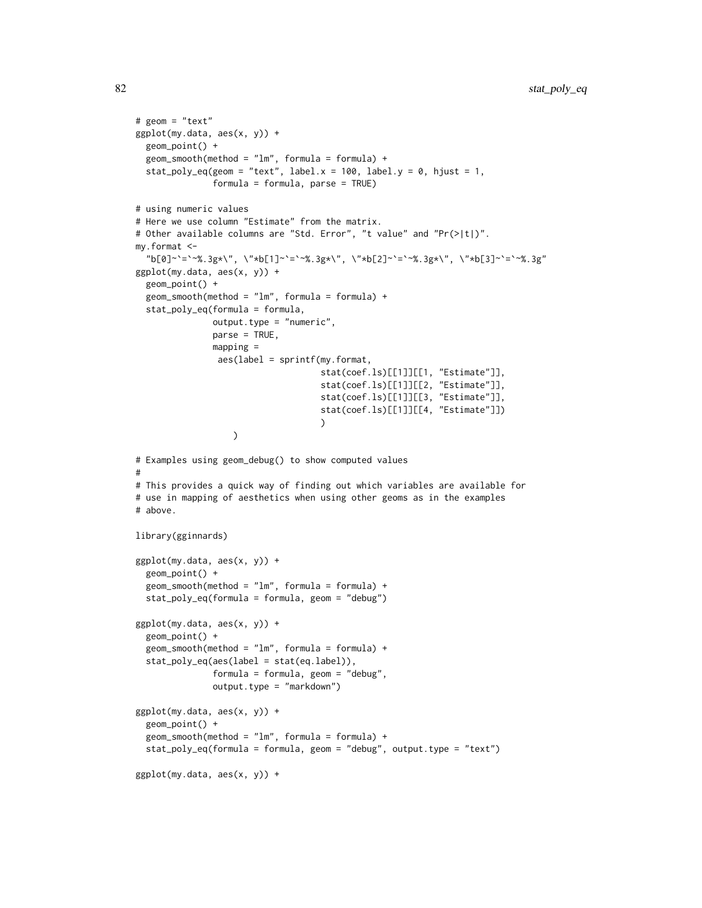```
# geom = "text"
ggplot(my.data, aes(x, y)) +
  geom_point() +
  geom_smooth(method = "lm", formula = formula) +
  stat_poly_eq(geom = "text", label.x = 100, label.y = 0, hjust = 1,
               formula = formula, parse = TRUE)

# using numeric values
# Here we use column "Estimate" from the matrix.
# Other available columns are "Std. Error", "t value" and "Pr(>|t|)".
my.format <-
  "b[0]~`=`~%.3g*\", \"*b[1]~`=`~%.3g*\", \"*b[2]~`=`~%.3g*\", \"*b[3]~`=`~%.3g"
ggplot(my.data, aes(x, y)) +
  geom_point() +
  geom_smooth(method = "lm", formula = formula) +
  stat_poly_eq(formula = formula,
               output.type = "numeric",
               parse = TRUE,
               mapping =
                aes(label = sprintf(my.format,
                                    stat(coef.ls)[[1]][[1, "Estimate"]],
                                    stat(coef.ls)[[1]][[2, "Estimate"]],
                                    stat(coef.ls)[[1]][[3, "Estimate"]],
                                    stat(coef.ls)[[1]][[4, "Estimate"]])
                                    )
                   )

# Examples using geom_debug() to show computed values
#
# This provides a quick way of finding out which variables are available for
# use in mapping of aesthetics when using other geoms as in the examples
# above.

library(gginnards)

ggplot(my.data, aes(x, y)) +
  geom_point() +
  geom_smooth(method = "lm", formula = formula) +
  stat_poly_eq(formula = formula, geom = "debug")

ggplot(my.data, aes(x, y)) +
  geom_point() +
  geom_smooth(method = "lm", formula = formula) +
  stat_poly_eq(aes(label = stat(eq.label)),
               formula = formula, geom = "debug",
               output.type = "markdown")

ggplot(my.data, aes(x, y)) +
  geom_point() +
  geom_smooth(method = "lm", formula = formula) +
  stat_poly_eq(formula = formula, geom = "debug", output.type = "text")

ggplot(my.data, aes(x, y)) +
```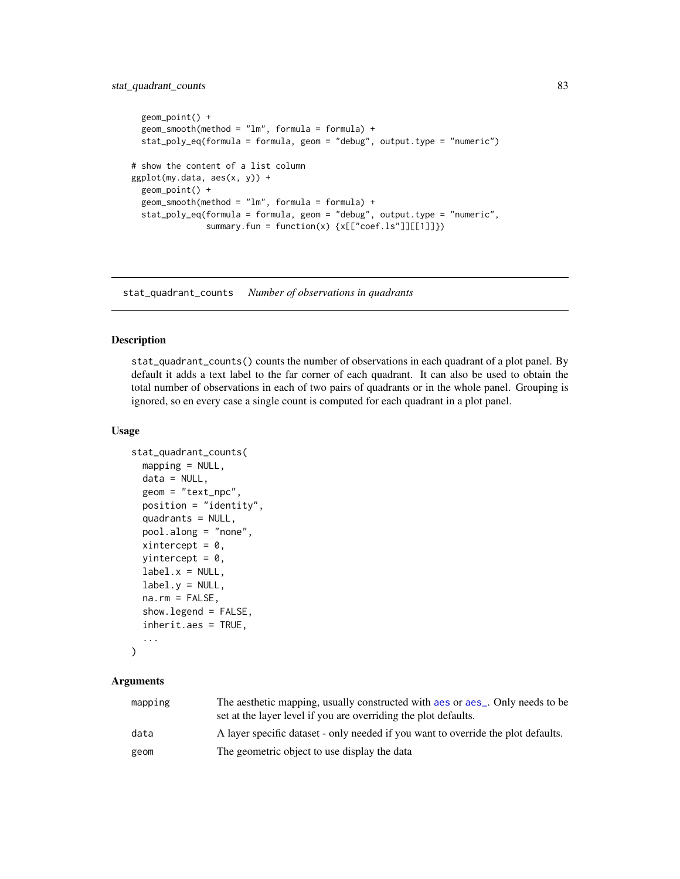```
  geom_point() +
  geom_smooth(method = "lm", formula = formula) +
  stat_poly_eq(formula = formula, geom = "debug", output.type = "numeric")

# show the content of a list column
ggplot(my.data, aes(x, y)) +
  geom_point() +
  geom_smooth(method = "lm", formula = formula) +
  stat_poly_eq(formula = formula, geom = "debug", output.type = "numeric",
               summary.fun = function(x) {x[["coef.ls"]][[1]]})
```

---

## stat_quadrant_counts *Number of observations in quadrants*

---

### Description

stat_quadrant_counts() counts the number of observations in each quadrant of a plot panel. By default it adds a text label to the far corner of each quadrant. It can also be used to obtain the total number of observations in each of two pairs of quadrants or in the whole panel. Grouping is ignored, so en every case a single count is computed for each quadrant in a plot panel.

### Usage

```
stat_quadrant_counts(
  mapping = NULL,
  data = NULL,
  geom = "text_npc",
  position = "identity",
  quadrants = NULL,
  pool.along = "none",
  xintercept = 0,
  yintercept = 0,
  label.x = NULL,
  label.y = NULL,
  na.rm = FALSE,
  show.legend = FALSE,
  inherit.aes = TRUE,
  ...
)
```

### Arguments

| | |
|---|---|
| mapping | The aesthetic mapping, usually constructed with aes or aes_. Only needs to be set at the layer level if you are overriding the plot defaults. |
| data | A layer specific dataset - only needed if you want to override the plot defaults. |
| geom | The geometric object to use display the data |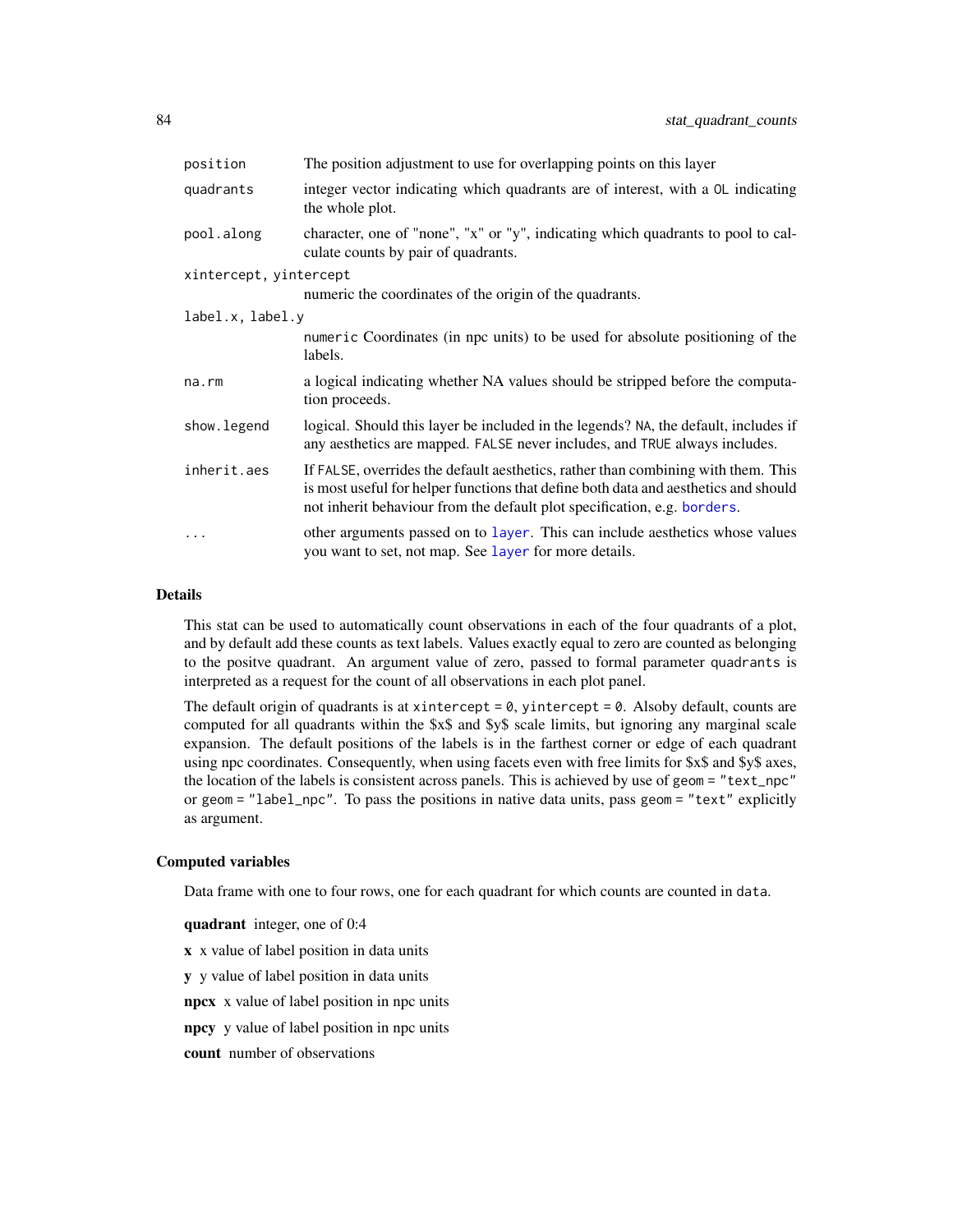| | |
|---|---|
| `position` | The position adjustment to use for overlapping points on this layer |
| `quadrants` | integer vector indicating which quadrants are of interest, with a `0L` indicating the whole plot. |
| `pool.along` | character, one of "none", "x" or "y", indicating which quadrants to pool to calculate counts by pair of quadrants. |
| `xintercept, yintercept` | numeric the coordinates of the origin of the quadrants. |
| `label.x, label.y` | `numeric` Coordinates (in npc units) to be used for absolute positioning of the labels. |
| `na.rm` | a logical indicating whether NA values should be stripped before the computation proceeds. |
| `show.legend` | logical. Should this layer be included in the legends? `NA`, the default, includes if any aesthetics are mapped. `FALSE` never includes, and `TRUE` always includes. |
| `inherit.aes` | If `FALSE`, overrides the default aesthetics, rather than combining with them. This is most useful for helper functions that define both data and aesthetics and should not inherit behaviour from the default plot specification, e.g. `borders`. |
| `...` | other arguments passed on to `layer`. This can include aesthetics whose values you want to set, not map. See `layer` for more details. |

### Details

This stat can be used to automatically count observations in each of the four quadrants of a plot, and by default add these counts as text labels. Values exactly equal to zero are counted as belonging to the positve quadrant. An argument value of zero, passed to formal parameter `quadrants` is interpreted as a request for the count of all observations in each plot panel.

The default origin of quadrants is at `xintercept = 0`, `yintercept = 0`. Alsoby default, counts are computed for all quadrants within the $x$ and $y$ scale limits, but ignoring any marginal scale expansion. The default positions of the labels is in the farthest corner or edge of each quadrant using npc coordinates. Consequently, when using facets even with free limits for $x$ and $y$ axes, the location of the labels is consistent across panels. This is achieved by use of `geom = "text_npc"` or `geom = "label_npc"`. To pass the positions in native data units, pass `geom = "text"` explicitly as argument.

### Computed variables

Data frame with one to four rows, one for each quadrant for which counts are counted in `data`.

**quadrant** integer, one of 0:4

**x** x value of label position in data units

**y** y value of label position in data units

**npcx** x value of label position in npc units

**npcy** y value of label position in npc units

**count** number of observations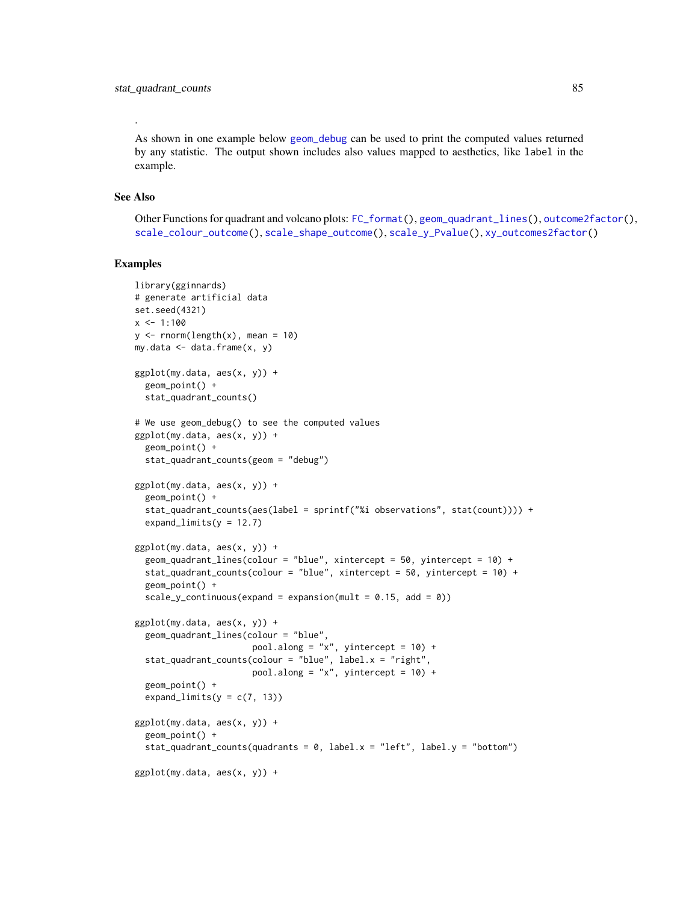.

As shown in one example below geom_debug can be used to print the computed values returned by any statistic. The output shown includes also values mapped to aesthetics, like label in the example.

## See Also

Other Functions for quadrant and volcano plots: FC_format(), geom_quadrant_lines(), outcome2factor(), scale_colour_outcome(), scale_shape_outcome(), scale_y_Pvalue(), xy_outcomes2factor()

## Examples

```
library(gginnards)
# generate artificial data
set.seed(4321)
x <- 1:100
y <- rnorm(length(x), mean = 10)
my.data <- data.frame(x, y)

ggplot(my.data, aes(x, y)) +
  geom_point() +
  stat_quadrant_counts()

# We use geom_debug() to see the computed values
ggplot(my.data, aes(x, y)) +
  geom_point() +
  stat_quadrant_counts(geom = "debug")

ggplot(my.data, aes(x, y)) +
  geom_point() +
  stat_quadrant_counts(aes(label = sprintf("%i observations", stat(count)))) +
  expand_limits(y = 12.7)

ggplot(my.data, aes(x, y)) +
  geom_quadrant_lines(colour = "blue", xintercept = 50, yintercept = 10) +
  stat_quadrant_counts(colour = "blue", xintercept = 50, yintercept = 10) +
  geom_point() +
  scale_y_continuous(expand = expansion(mult = 0.15, add = 0))

ggplot(my.data, aes(x, y)) +
  geom_quadrant_lines(colour = "blue",
                      pool.along = "x", yintercept = 10) +
  stat_quadrant_counts(colour = "blue", label.x = "right",
                      pool.along = "x", yintercept = 10) +
  geom_point() +
  expand_limits(y = c(7, 13))

ggplot(my.data, aes(x, y)) +
  geom_point() +
  stat_quadrant_counts(quadrants = 0, label.x = "left", label.y = "bottom")

ggplot(my.data, aes(x, y)) +
```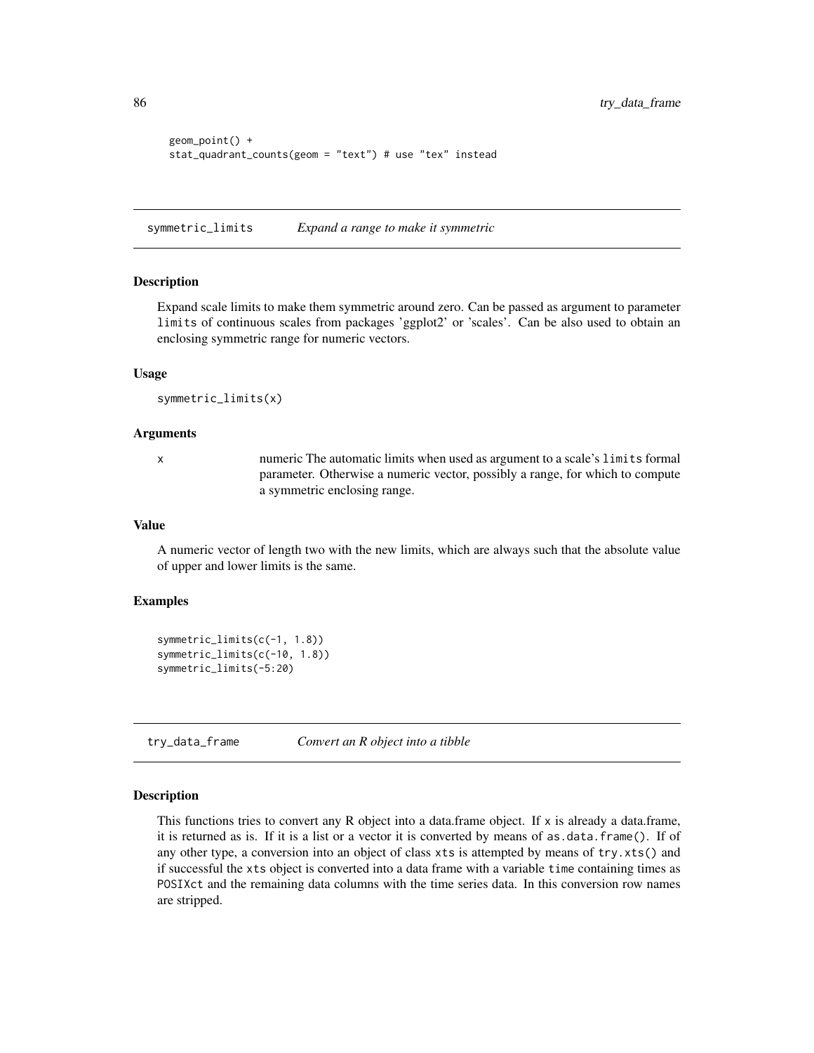```
geom_point() +
stat_quadrant_counts(geom = "text") # use "tex" instead
```

## symmetric_limits *Expand a range to make it symmetric*

### Description

Expand scale limits to make them symmetric around zero. Can be passed as argument to parameter `limits` of continuous scales from packages 'ggplot2' or 'scales'. Can be also used to obtain an enclosing symmetric range for numeric vectors.

### Usage

```
symmetric_limits(x)
```

### Arguments

| | |
|---|---|
| x | numeric The automatic limits when used as argument to a scale's `limits` formal parameter. Otherwise a numeric vector, possibly a range, for which to compute a symmetric enclosing range. |

### Value

A numeric vector of length two with the new limits, which are always such that the absolute value of upper and lower limits is the same.

### Examples

```
symmetric_limits(c(-1, 1.8))
symmetric_limits(c(-10, 1.8))
symmetric_limits(-5:20)
```

## try_data_frame *Convert an R object into a tibble*

### Description

This functions tries to convert any R object into a data.frame object. If `x` is already a data.frame, it is returned as is. If it is a list or a vector it is converted by means of `as.data.frame()`. If of any other type, a conversion into an object of class `xts` is attempted by means of `try.xts()` and if successful the `xts` object is converted into a data frame with a variable `time` containing times as `POSIXct` and the remaining data columns with the time series data. In this conversion row names are stripped.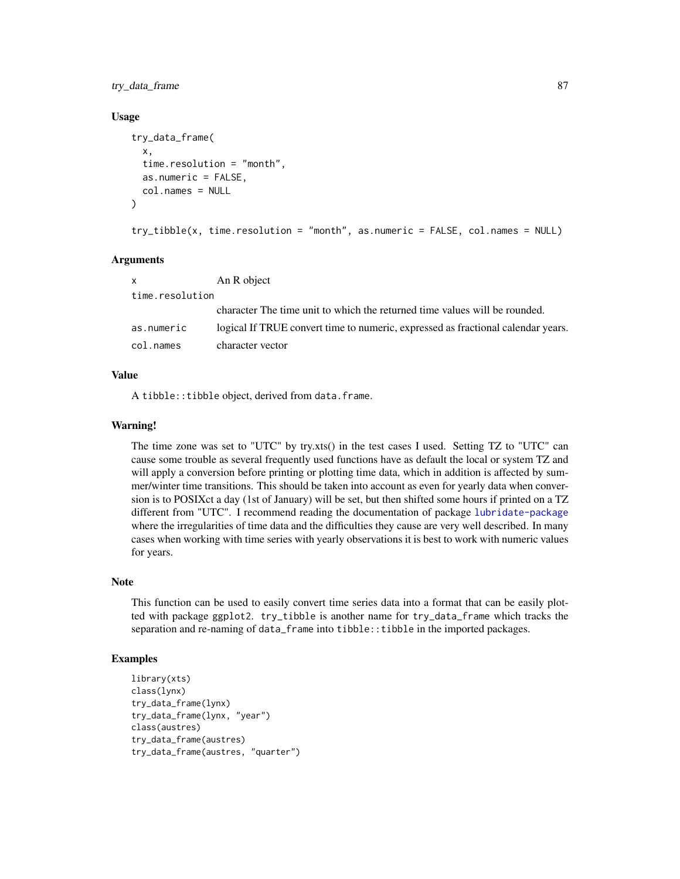### Usage

```
try_data_frame(
  x,
  time.resolution = "month",
  as.numeric = FALSE,
  col.names = NULL
)

try_tibble(x, time.resolution = "month", as.numeric = FALSE, col.names = NULL)
```

### Arguments

| | |
|---|---|
| x | An R object |
| time.resolution | character The time unit to which the returned time values will be rounded. |
| as.numeric | logical If TRUE convert time to numeric, expressed as fractional calendar years. |
| col.names | character vector |

### Value

A `tibble::tibble` object, derived from `data.frame`.

### Warning!

The time zone was set to "UTC" by try.xts() in the test cases I used. Setting TZ to "UTC" can cause some trouble as several frequently used functions have as default the local or system TZ and will apply a conversion before printing or plotting time data, which in addition is affected by summer/winter time transitions. This should be taken into account as even for yearly data when conversion is to POSIXct a day (1st of January) will be set, but then shifted some hours if printed on a TZ different from "UTC". I recommend reading the documentation of package `lubridate-package` where the irregularities of time data and the difficulties they cause are very well described. In many cases when working with time series with yearly observations it is best to work with numeric values for years.

### Note

This function can be used to easily convert time series data into a format that can be easily plotted with package ggplot2. `try_tibble` is another name for `try_data_frame` which tracks the separation and re-naming of `data_frame` into `tibble::tibble` in the imported packages.

### Examples

```
library(xts)
class(lynx)
try_data_frame(lynx)
try_data_frame(lynx, "year")
class(austres)
try_data_frame(austres)
try_data_frame(austres, "quarter")
```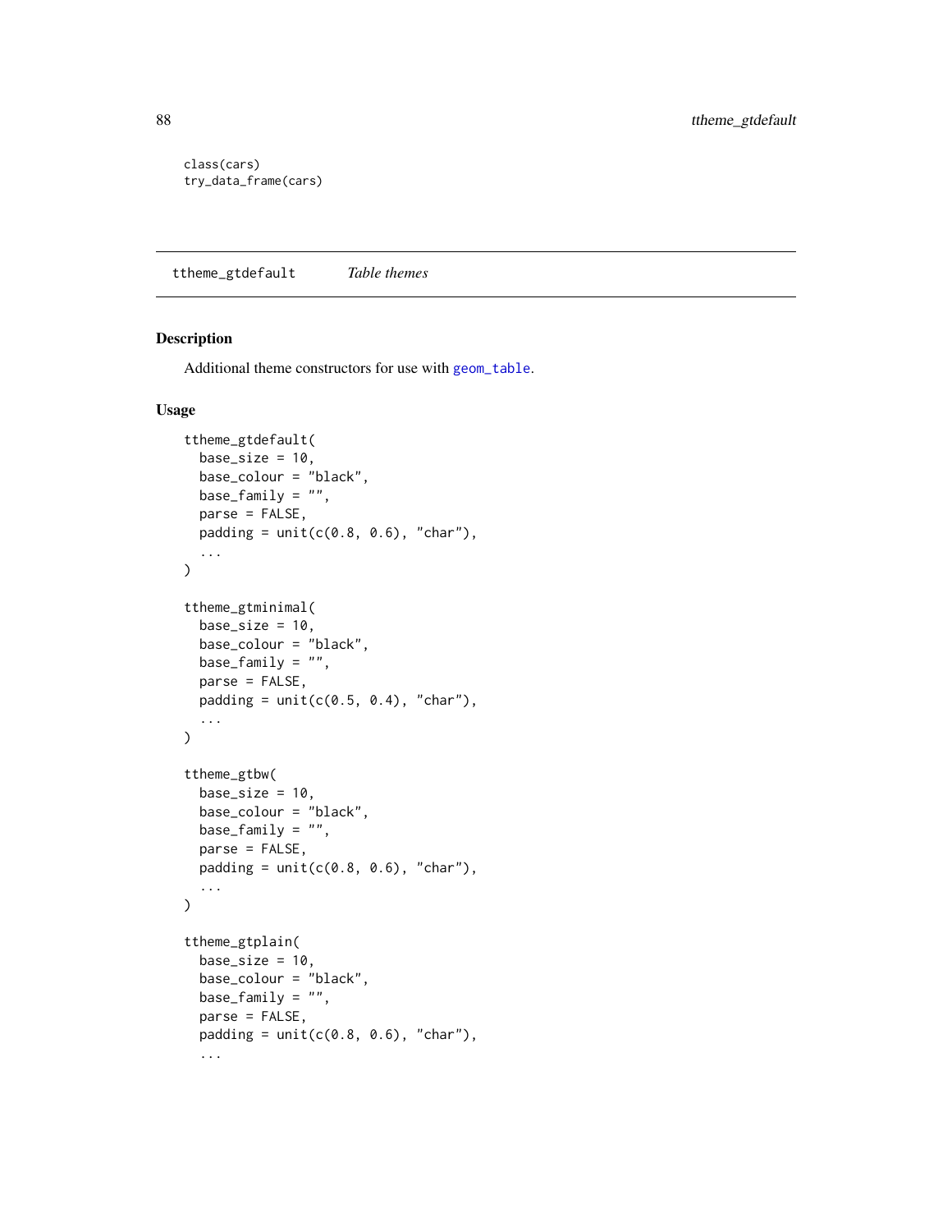```
class(cars)
try_data_frame(cars)
```

---

## ttheme_gtdefault    *Table themes*

---

### Description

Additional theme constructors for use with `geom_table`.

### Usage

```
ttheme_gtdefault(
  base_size = 10,
  base_colour = "black",
  base_family = "",
  parse = FALSE,
  padding = unit(c(0.8, 0.6), "char"),
  ...
)

ttheme_gtminimal(
  base_size = 10,
  base_colour = "black",
  base_family = "",
  parse = FALSE,
  padding = unit(c(0.5, 0.4), "char"),
  ...
)

ttheme_gtbw(
  base_size = 10,
  base_colour = "black",
  base_family = "",
  parse = FALSE,
  padding = unit(c(0.8, 0.6), "char"),
  ...
)

ttheme_gtplain(
  base_size = 10,
  base_colour = "black",
  base_family = "",
  parse = FALSE,
  padding = unit(c(0.8, 0.6), "char"),
  ...
```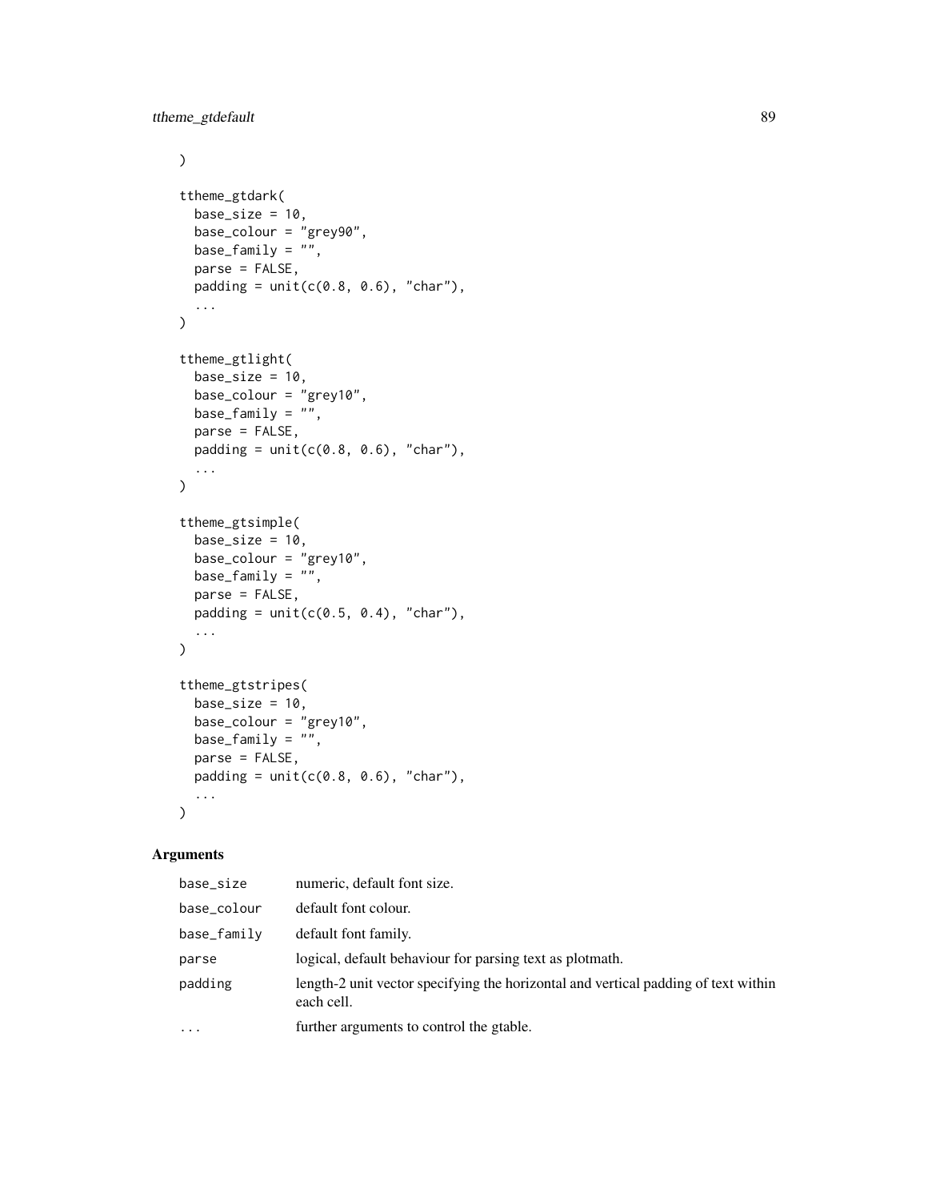```
)

ttheme_gtdark(
  base_size = 10,
  base_colour = "grey90",
  base_family = "",
  parse = FALSE,
  padding = unit(c(0.8, 0.6), "char"),
  ...
)

ttheme_gtlight(
  base_size = 10,
  base_colour = "grey10",
  base_family = "",
  parse = FALSE,
  padding = unit(c(0.8, 0.6), "char"),
  ...
)

ttheme_gtsimple(
  base_size = 10,
  base_colour = "grey10",
  base_family = "",
  parse = FALSE,
  padding = unit(c(0.5, 0.4), "char"),
  ...
)

ttheme_gtstripes(
  base_size = 10,
  base_colour = "grey10",
  base_family = "",
  parse = FALSE,
  padding = unit(c(0.8, 0.6), "char"),
  ...
)
```

## Arguments

| | |
|---|---|
| `base_size` | numeric, default font size. |
| `base_colour` | default font colour. |
| `base_family` | default font family. |
| `parse` | logical, default behaviour for parsing text as plotmath. |
| `padding` | length-2 unit vector specifying the horizontal and vertical padding of text within each cell. |
| `...` | further arguments to control the gtable. |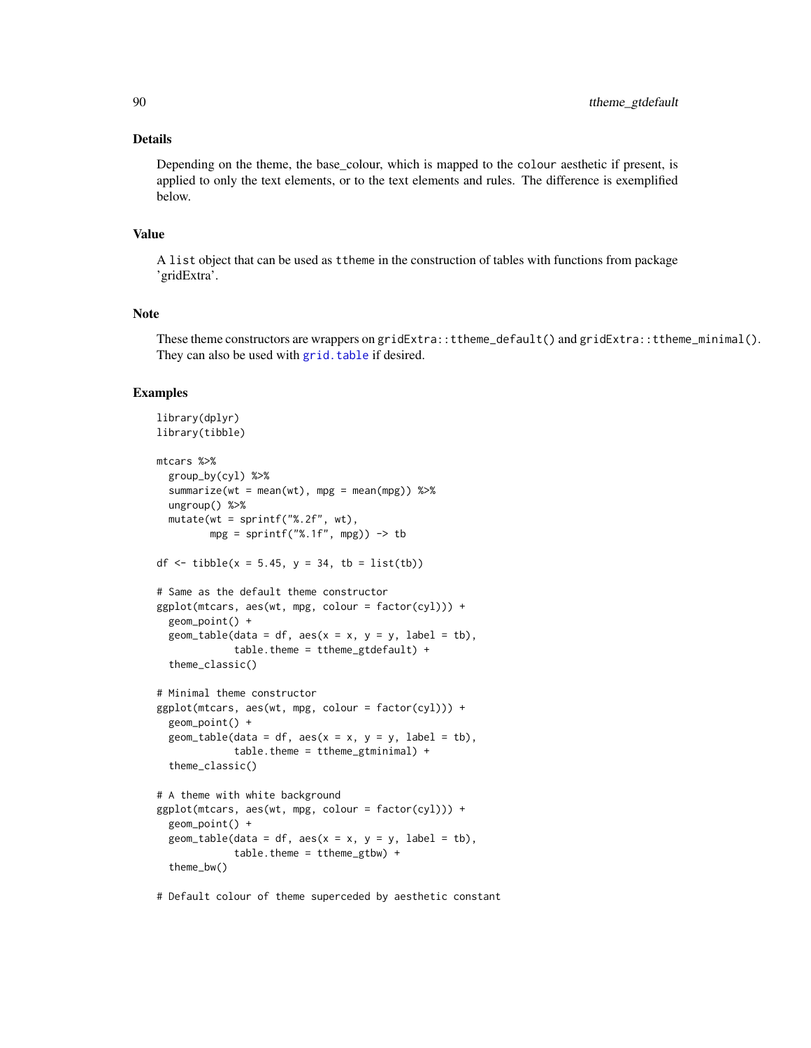## Details

Depending on the theme, the base_colour, which is mapped to the colour aesthetic if present, is applied to only the text elements, or to the text elements and rules. The difference is exemplified below.

## Value

A list object that can be used as ttheme in the construction of tables with functions from package 'gridExtra'.

## Note

These theme constructors are wrappers on gridExtra::ttheme_default() and gridExtra::ttheme_minimal(). They can also be used with grid.table if desired.

## Examples

```
library(dplyr)
library(tibble)

mtcars %>%
  group_by(cyl) %>%
  summarize(wt = mean(wt), mpg = mean(mpg)) %>%
  ungroup() %>%
  mutate(wt = sprintf("%.2f", wt),
         mpg = sprintf("%.1f", mpg)) -> tb

df <- tibble(x = 5.45, y = 34, tb = list(tb))

# Same as the default theme constructor
ggplot(mtcars, aes(wt, mpg, colour = factor(cyl))) +
  geom_point() +
  geom_table(data = df, aes(x = x, y = y, label = tb),
             table.theme = ttheme_gtdefault) +
  theme_classic()

# Minimal theme constructor
ggplot(mtcars, aes(wt, mpg, colour = factor(cyl))) +
  geom_point() +
  geom_table(data = df, aes(x = x, y = y, label = tb),
             table.theme = ttheme_gtminimal) +
  theme_classic()

# A theme with white background
ggplot(mtcars, aes(wt, mpg, colour = factor(cyl))) +
  geom_point() +
  geom_table(data = df, aes(x = x, y = y, label = tb),
             table.theme = ttheme_gtbw) +
  theme_bw()

# Default colour of theme superceded by aesthetic constant
```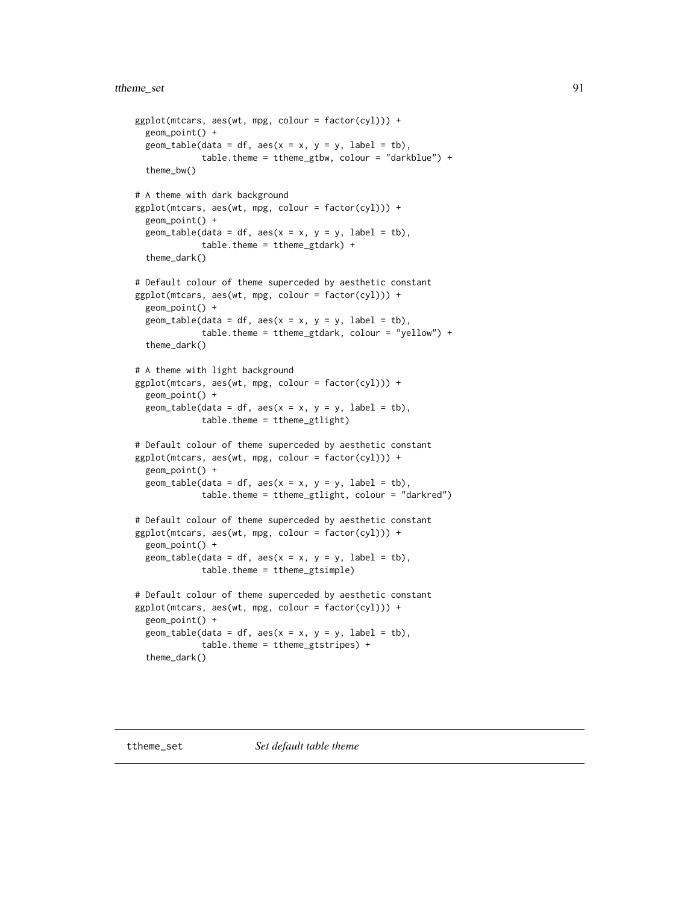```
ggplot(mtcars, aes(wt, mpg, colour = factor(cyl))) +
  geom_point() +
  geom_table(data = df, aes(x = x, y = y, label = tb),
             table.theme = ttheme_gtbw, colour = "darkblue") +
  theme_bw()

# A theme with dark background
ggplot(mtcars, aes(wt, mpg, colour = factor(cyl))) +
  geom_point() +
  geom_table(data = df, aes(x = x, y = y, label = tb),
             table.theme = ttheme_gtdark) +
  theme_dark()

# Default colour of theme superceded by aesthetic constant
ggplot(mtcars, aes(wt, mpg, colour = factor(cyl))) +
  geom_point() +
  geom_table(data = df, aes(x = x, y = y, label = tb),
             table.theme = ttheme_gtdark, colour = "yellow") +
  theme_dark()

# A theme with light background
ggplot(mtcars, aes(wt, mpg, colour = factor(cyl))) +
  geom_point() +
  geom_table(data = df, aes(x = x, y = y, label = tb),
             table.theme = ttheme_gtlight)

# Default colour of theme superceded by aesthetic constant
ggplot(mtcars, aes(wt, mpg, colour = factor(cyl))) +
  geom_point() +
  geom_table(data = df, aes(x = x, y = y, label = tb),
             table.theme = ttheme_gtlight, colour = "darkred")

# Default colour of theme superceded by aesthetic constant
ggplot(mtcars, aes(wt, mpg, colour = factor(cyl))) +
  geom_point() +
  geom_table(data = df, aes(x = x, y = y, label = tb),
             table.theme = ttheme_gtsimple)

# Default colour of theme superceded by aesthetic constant
ggplot(mtcars, aes(wt, mpg, colour = factor(cyl))) +
  geom_point() +
  geom_table(data = df, aes(x = x, y = y, label = tb),
             table.theme = ttheme_gtstripes) +
  theme_dark()
```

## ttheme_set *Set default table theme*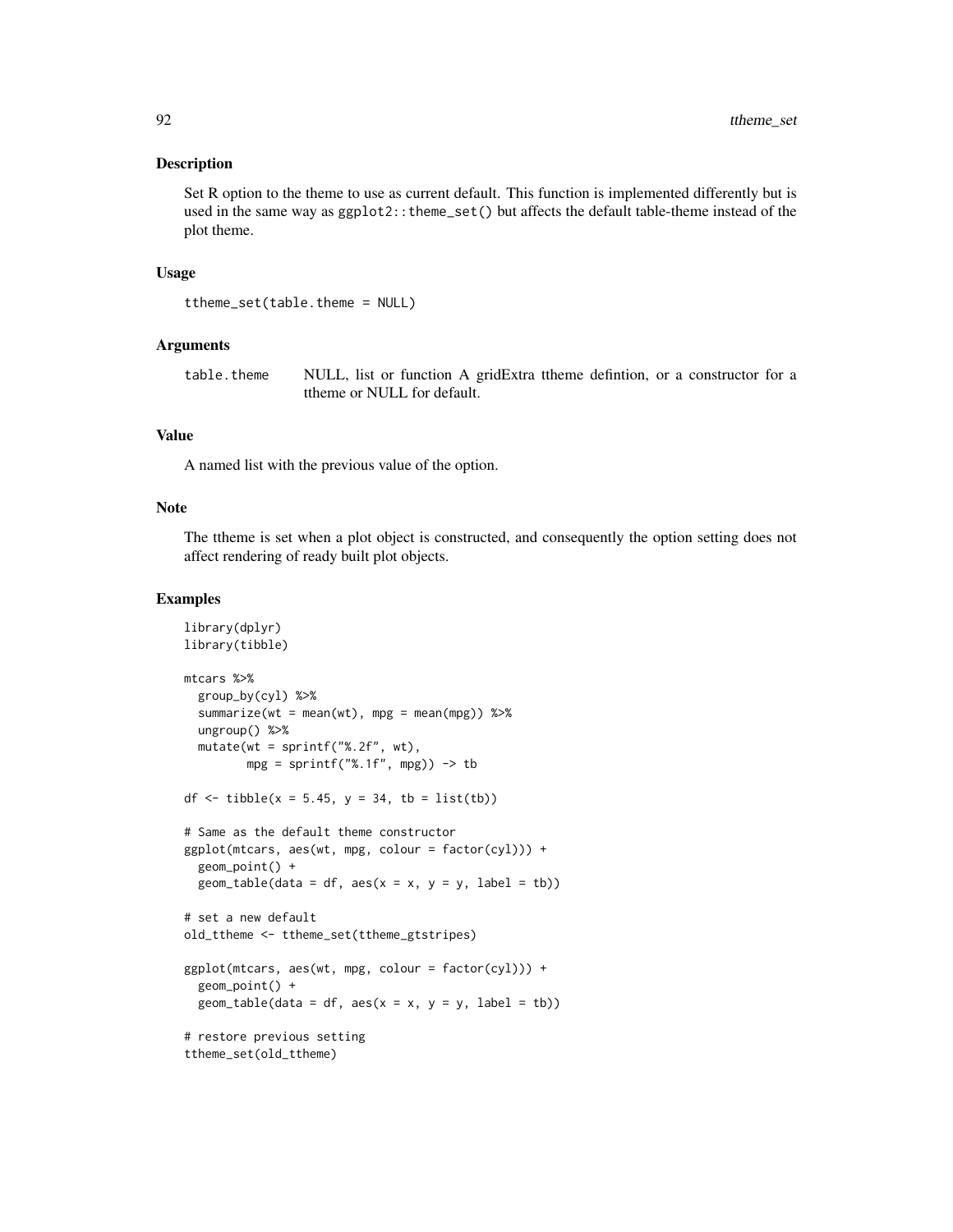## Description

Set R option to the theme to use as current default. This function is implemented differently but is used in the same way as `ggplot2::theme_set()` but affects the default table-theme instead of the plot theme.

## Usage

```
ttheme_set(table.theme = NULL)
```

## Arguments

| | |
|---|---|
| table.theme | NULL, list or function A gridExtra ttheme defintion, or a constructor for a ttheme or NULL for default. |

## Value

A named list with the previous value of the option.

## Note

The ttheme is set when a plot object is constructed, and consequently the option setting does not affect rendering of ready built plot objects.

## Examples

```
library(dplyr)
library(tibble)

mtcars %>%
  group_by(cyl) %>%
  summarize(wt = mean(wt), mpg = mean(mpg)) %>%
  ungroup() %>%
  mutate(wt = sprintf("%.2f", wt),
         mpg = sprintf("%.1f", mpg)) -> tb

df <- tibble(x = 5.45, y = 34, tb = list(tb))

# Same as the default theme constructor
ggplot(mtcars, aes(wt, mpg, colour = factor(cyl))) +
  geom_point() +
  geom_table(data = df, aes(x = x, y = y, label = tb))

# set a new default
old_ttheme <- ttheme_set(ttheme_gtstripes)

ggplot(mtcars, aes(wt, mpg, colour = factor(cyl))) +
  geom_point() +
  geom_table(data = df, aes(x = x, y = y, label = tb))

# restore previous setting
ttheme_set(old_ttheme)
```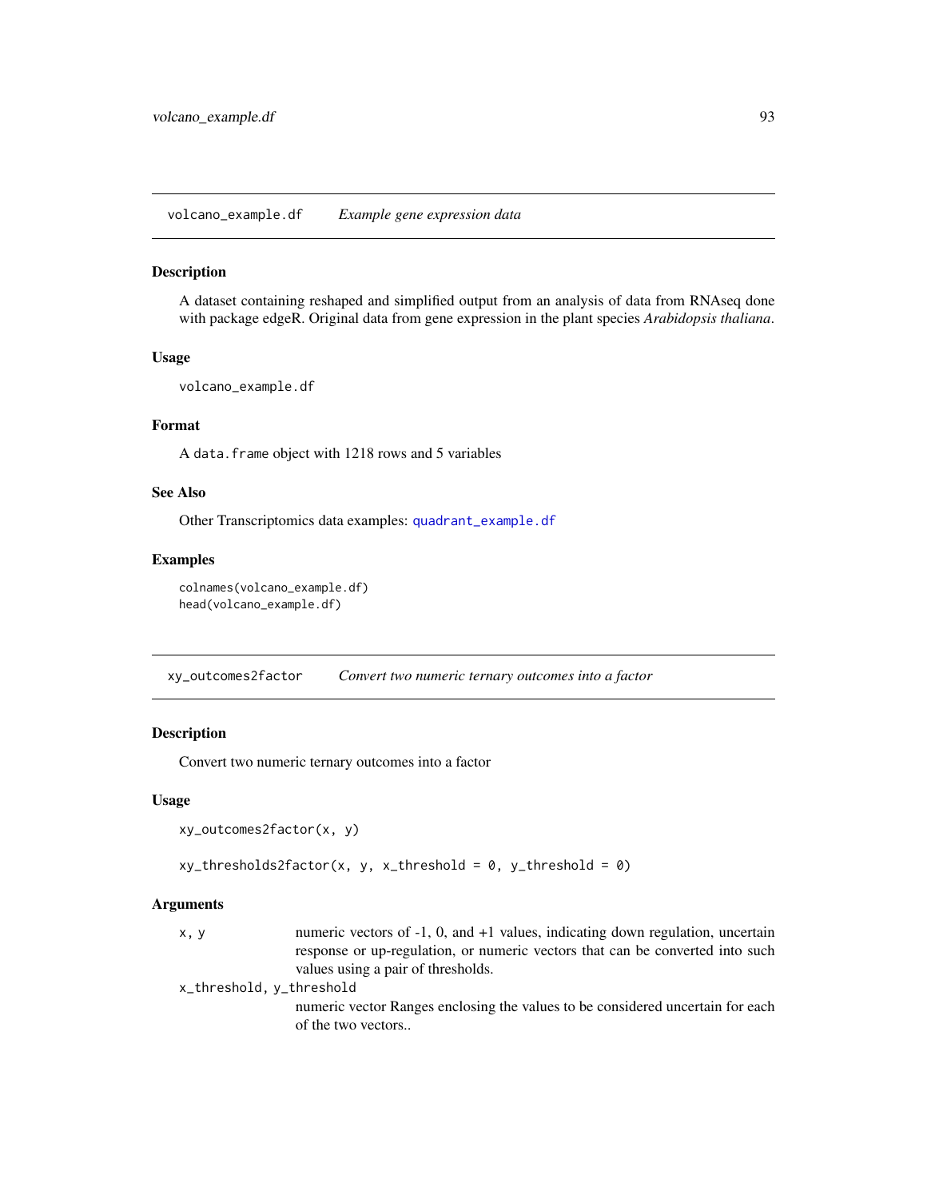## volcano_example.df *Example gene expression data*

### Description

A dataset containing reshaped and simplified output from an analysis of data from RNAseq done with package edgeR. Original data from gene expression in the plant species *Arabidopsis thaliana*.

### Usage

```
volcano_example.df
```

### Format

A `data.frame` object with 1218 rows and 5 variables

### See Also

Other Transcriptomics data examples: `quadrant_example.df`

### Examples

```
colnames(volcano_example.df)
head(volcano_example.df)
```

## xy_outcomes2factor *Convert two numeric ternary outcomes into a factor*

### Description

Convert two numeric ternary outcomes into a factor

### Usage

```
xy_outcomes2factor(x, y)

xy_thresholds2factor(x, y, x_threshold = 0, y_threshold = 0)
```

### Arguments

`x, y` numeric vectors of -1, 0, and +1 values, indicating down regulation, uncertain response or up-regulation, or numeric vectors that can be converted into such values using a pair of thresholds.

`x_threshold, y_threshold` numeric vector Ranges enclosing the values to be considered uncertain for each of the two vectors..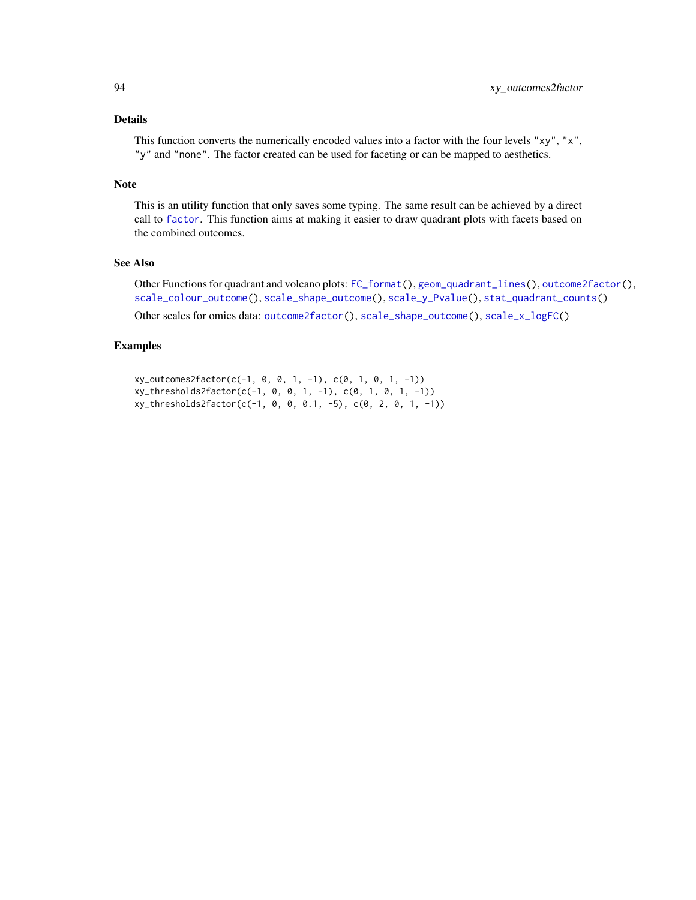## Details

This function converts the numerically encoded values into a factor with the four levels `"xy"`, `"x"`, `"y"` and `"none"`. The factor created can be used for faceting or can be mapped to aesthetics.

## Note

This is an utility function that only saves some typing. The same result can be achieved by a direct call to `factor`. This function aims at making it easier to draw quadrant plots with facets based on the combined outcomes.

## See Also

Other Functions for quadrant and volcano plots: `FC_format()`, `geom_quadrant_lines()`, `outcome2factor()`, `scale_colour_outcome()`, `scale_shape_outcome()`, `scale_y_Pvalue()`, `stat_quadrant_counts()`

Other scales for omics data: `outcome2factor()`, `scale_shape_outcome()`, `scale_x_logFC()`

## Examples

```
xy_outcomes2factor(c(-1, 0, 0, 1, -1), c(0, 1, 0, 1, -1))
xy_thresholds2factor(c(-1, 0, 0, 1, -1), c(0, 1, 0, 1, -1))
xy_thresholds2factor(c(-1, 0, 0, 0.1, -5), c(0, 2, 0, 1, -1))
```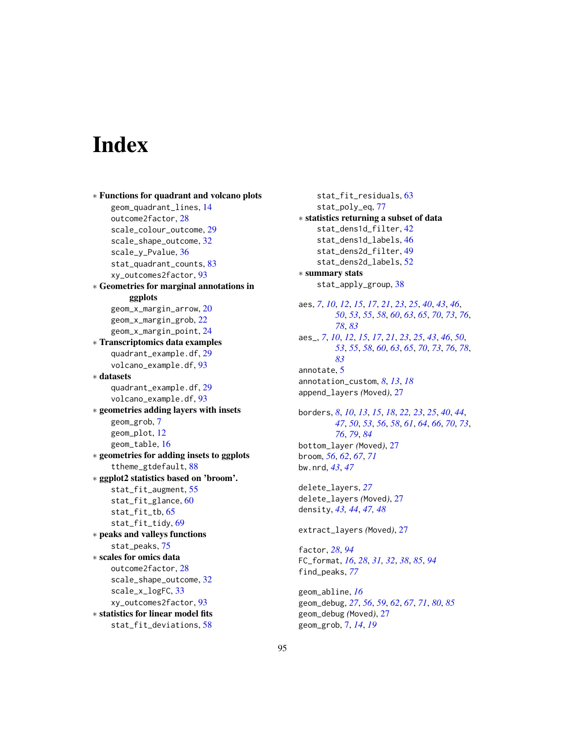# Index

∗ **Functions for quadrant and volcano plots**
- geom_quadrant_lines, 14
- outcome2factor, 28
- scale_colour_outcome, 29
- scale_shape_outcome, 32
- scale_y_Pvalue, 36
- stat_quadrant_counts, 83
- xy_outcomes2factor, 93

∗ **Geometries for marginal annotations in ggplots**
- geom_x_margin_arrow, 20
- geom_x_margin_grob, 22
- geom_x_margin_point, 24

∗ **Transcriptomics data examples**
- quadrant_example.df, 29
- volcano_example.df, 93

∗ **datasets**
- quadrant_example.df, 29
- volcano_example.df, 93

∗ **geometries adding layers with insets**
- geom_grob, 7
- geom_plot, 12
- geom_table, 16

∗ **geometries for adding insets to ggplots**
- ttheme_gtdefault, 88

∗ **ggplot2 statistics based on 'broom'.**
- stat_fit_augment, 55
- stat_fit_glance, 60
- stat_fit_tb, 65
- stat_fit_tidy, 69

∗ **peaks and valleys functions**
- stat_peaks, 75

∗ **scales for omics data**
- outcome2factor, 28
- scale_shape_outcome, 32
- scale_x_logFC, 33
- xy_outcomes2factor, 93

∗ **statistics for linear model fits**
- stat_fit_deviations, 58
- stat_fit_residuals, 63
- stat_poly_eq, 77

∗ **statistics returning a subset of data**
- stat_dens1d_filter, 42
- stat_dens1d_labels, 46
- stat_dens2d_filter, 49
- stat_dens2d_labels, 52

∗ **summary stats**
- stat_apply_group, 38

aes, *7*, *10*, *12*, *15*, *17*, *21*, *23*, *25*, *40*, *43*, *46*, *50*, *53*, *55*, *58*, *60*, *63*, *65*, *70*, *73*, *76*, *78*, *83*
aes_, *7*, *10*, *12*, *15*, *17*, *21*, *23*, *25*, *43*, *46*, *50*, *53*, *55*, *58*, *60*, *63*, *65*, *70*, *73*, *76*, *78*, *83*
annotate, 5
annotation_custom, *8*, *13*, *18*
append_layers *(Moved)*, 27

borders, *8*, *10*, *13*, *15*, *18*, *22, 23*, *25*, *40*, *44*, *47*, *50*, *53*, *56*, *58*, *61*, *64*, *66*, *70*, *73*, *76*, *79*, *84*
bottom_layer *(Moved)*, 27
broom, *56*, *62*, *67*, *71*
bw.nrd, *43*, *47*

delete_layers, *27*
delete_layers *(Moved)*, 27
density, *43, 44*, *47, 48*

extract_layers *(Moved)*, 27

factor, *28*, *94*
FC_format, *16*, *28*, *31, 32*, *38*, *85*, *94*
find_peaks, *77*

geom_abline, *16*
geom_debug, *27*, *56*, *59*, *62*, *67*, *71*, *80*, *85*
geom_debug *(Moved)*, 27
geom_grob, 7, *14*, *19*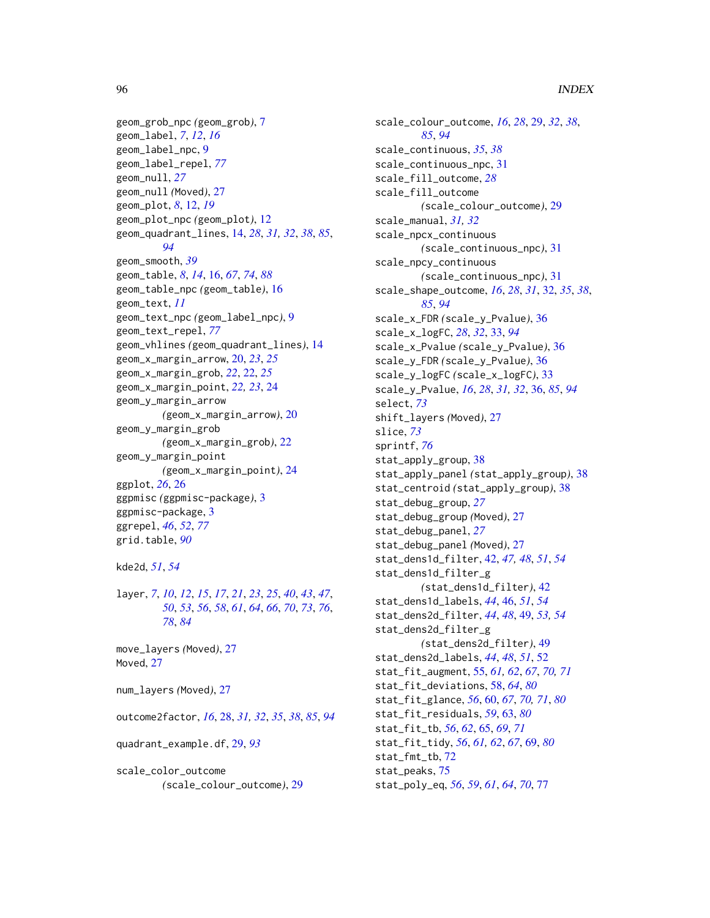geom_grob_npc (geom_grob), 7
geom_label, *7*, *12*, *16*
geom_label_npc, 9
geom_label_repel, *77*
geom_null, *27*
geom_null (Moved), 27
geom_plot, *8*, 12, *19*
geom_plot_npc (geom_plot), 12
geom_quadrant_lines, 14, *28*, *31, 32*, *38*, *85*, *94*
geom_smooth, *39*
geom_table, *8*, *14*, 16, *67*, *74*, *88*
geom_table_npc (geom_table), 16
geom_text, *11*
geom_text_npc (geom_label_npc), 9
geom_text_repel, *77*
geom_vhlines (geom_quadrant_lines), 14
geom_x_margin_arrow, 20, *23*, *25*
geom_x_margin_grob, *22*, 22, *25*
geom_x_margin_point, *22, 23*, 24
geom_y_margin_arrow (geom_x_margin_arrow), 20
geom_y_margin_grob (geom_x_margin_grob), 22
geom_y_margin_point (geom_x_margin_point), 24
ggplot, *26*, 26
ggpmisc (ggpmisc-package), 3
ggpmisc-package, 3
ggrepel, *46*, *52*, *77*
grid.table, *90*

kde2d, *51*, *54*

layer, *7*, *10*, *12*, *15*, *17*, *21*, *23*, *25*, *40*, *43*, *47*, *50*, *53*, *56*, *58*, *61*, *64*, *66*, *70*, *73*, *76*, *78*, *84*

move_layers (Moved), 27
Moved, 27

num_layers (Moved), 27

outcome2factor, *16*, 28, *31, 32*, *35*, *38*, *85*, *94*

quadrant_example.df, 29, *93*

scale_color_outcome (scale_colour_outcome), 29
scale_colour_outcome, *16*, *28*, 29, *32*, *38*, *85*, *94*
scale_continuous, *35*, *38*
scale_continuous_npc, 31
scale_fill_outcome, *28*
scale_fill_outcome (scale_colour_outcome), 29
scale_manual, *31, 32*
scale_npcx_continuous (scale_continuous_npc), 31
scale_npcy_continuous (scale_continuous_npc), 31
scale_shape_outcome, *16*, *28*, *31*, 32, *35*, *38*, *85*, *94*
scale_x_FDR (scale_y_Pvalue), 36
scale_x_logFC, *28*, *32*, 33, *94*
scale_x_Pvalue (scale_y_Pvalue), 36
scale_y_FDR (scale_y_Pvalue), 36
scale_y_logFC (scale_x_logFC), 33
scale_y_Pvalue, *16*, *28*, *31, 32*, 36, *85*, *94*
select, *73*
shift_layers (Moved), 27
slice, *73*
sprintf, *76*
stat_apply_group, 38
stat_apply_panel (stat_apply_group), 38
stat_centroid (stat_apply_group), 38
stat_debug_group, *27*
stat_debug_group (Moved), 27
stat_debug_panel, *27*
stat_debug_panel (Moved), 27
stat_dens1d_filter, 42, *47, 48*, *51*, *54*
stat_dens1d_filter_g (stat_dens1d_filter), 42
stat_dens1d_labels, *44*, 46, *51*, *54*
stat_dens2d_filter, *44*, *48*, 49, *53, 54*
stat_dens2d_filter_g (stat_dens2d_filter), 49
stat_dens2d_labels, *44*, *48*, *51*, 52
stat_fit_augment, 55, *61, 62*, *67*, *70, 71*
stat_fit_deviations, 58, *64*, *80*
stat_fit_glance, *56*, 60, *67*, *70, 71*, *80*
stat_fit_residuals, *59*, 63, *80*
stat_fit_tb, *56*, *62*, 65, *69*, *71*
stat_fit_tidy, *56*, *61, 62*, *67*, 69, *80*
stat_fmt_tb, 72
stat_peaks, 75
stat_poly_eq, *56*, *59*, *61*, *64*, *70*, 77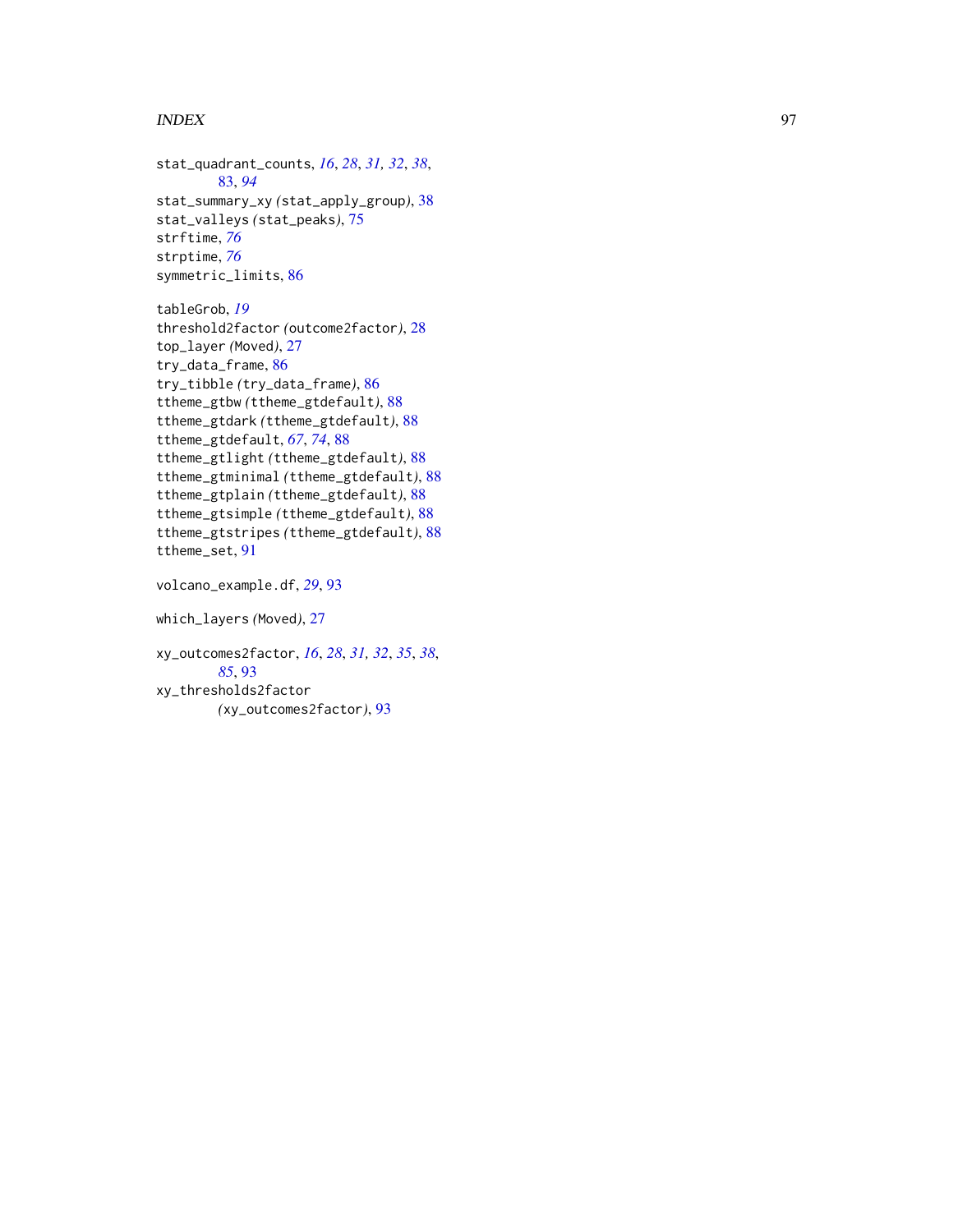stat_quadrant_counts, *16*, *28*, *31*, *32*, *38*, 83, *94*
stat_summary_xy *(*stat_apply_group*)*, 38
stat_valleys *(*stat_peaks*)*, 75
strftime, *76*
strptime, *76*
symmetric_limits, 86

tableGrob, *19*
threshold2factor *(*outcome2factor*)*, 28
top_layer *(*Moved*)*, 27
try_data_frame, 86
try_tibble *(*try_data_frame*)*, 86
ttheme_gtbw *(*ttheme_gtdefault*)*, 88
ttheme_gtdark *(*ttheme_gtdefault*)*, 88
ttheme_gtdefault, *67*, *74*, 88
ttheme_gtlight *(*ttheme_gtdefault*)*, 88
ttheme_gtminimal *(*ttheme_gtdefault*)*, 88
ttheme_gtplain *(*ttheme_gtdefault*)*, 88
ttheme_gtsimple *(*ttheme_gtdefault*)*, 88
ttheme_gtstripes *(*ttheme_gtdefault*)*, 88
ttheme_set, 91

volcano_example.df, *29*, 93

which_layers *(*Moved*)*, 27

xy_outcomes2factor, *16*, *28*, *31*, *32*, *35*, *38*, *85*, 93
xy_thresholds2factor *(*xy_outcomes2factor*)*, 93